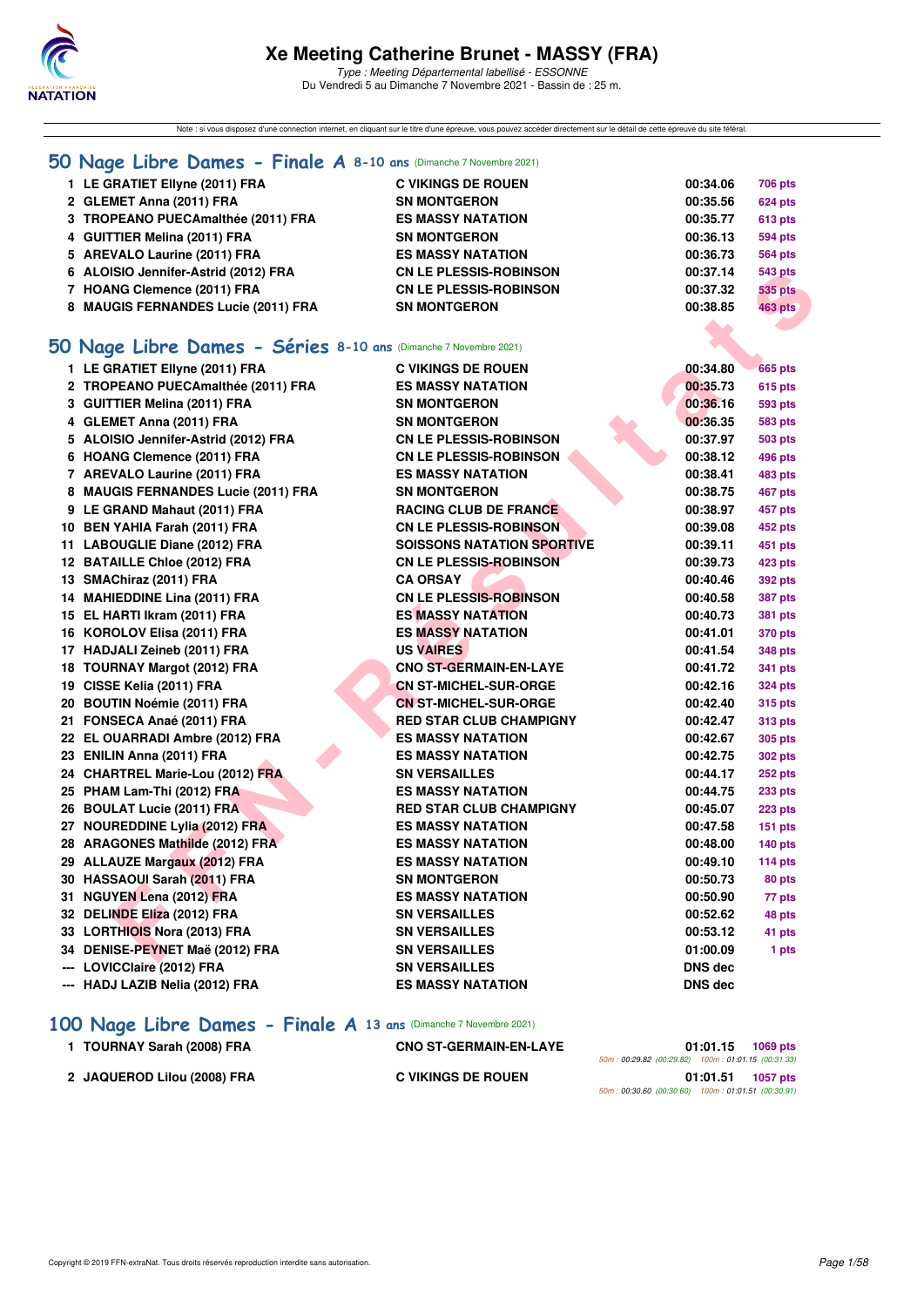# Xe Meeting Catherine Brunet - MASSY (FRA)

*Type : Meeting Départemental labellisé - ESSONNE*

Du Vendredi 5 au Dimanche 7 Novembre 2021 - Bassin de : 25 m.

Note : si vous disposez d'une connection internet, en cliquant sur le titre d'une épreuve, vous pouvez accéder directement sur le détail de cette épreuve du site féféral.

## 50 Nage Libre Dames - Finale A 8-10 ans (Dimanche 7 Novembre 2021)

| | Nom | Club | Temps | Points |
|---|---|---|---|---|
| 1 | LE GRATIET Ellyne (2011) FRA | C VIKINGS DE ROUEN | 00:34.06 | 706 pts |
| 2 | GLEMET Anna (2011) FRA | SN MONTGERON | 00:35.56 | 624 pts |
| 3 | TROPEANO PUECAmalthée (2011) FRA | ES MASSY NATATION | 00:35.77 | 613 pts |
| 4 | GUITTIER Melina (2011) FRA | SN MONTGERON | 00:36.13 | 594 pts |
| 5 | AREVALO Laurine (2011) FRA | ES MASSY NATATION | 00:36.73 | 564 pts |
| 6 | ALOISIO Jennifer-Astrid (2012) FRA | CN LE PLESSIS-ROBINSON | 00:37.14 | 543 pts |
| 7 | HOANG Clemence (2011) FRA | CN LE PLESSIS-ROBINSON | 00:37.32 | 535 pts |
| 8 | MAUGIS FERNANDES Lucie (2011) FRA | SN MONTGERON | 00:38.85 | 463 pts |

## 50 Nage Libre Dames - Séries 8-10 ans (Dimanche 7 Novembre 2021)

| | Nom | Club | Temps | Points |
|---|---|---|---|---|
| 1 | LE GRATIET Ellyne (2011) FRA | C VIKINGS DE ROUEN | 00:34.80 | 665 pts |
| 2 | TROPEANO PUECAmalthée (2011) FRA | ES MASSY NATATION | 00:35.73 | 615 pts |
| 3 | GUITTIER Melina (2011) FRA | SN MONTGERON | 00:36.16 | 593 pts |
| 4 | GLEMET Anna (2011) FRA | SN MONTGERON | 00:36.35 | 583 pts |
| 5 | ALOISIO Jennifer-Astrid (2012) FRA | CN LE PLESSIS-ROBINSON | 00:37.97 | 503 pts |
| 6 | HOANG Clemence (2011) FRA | CN LE PLESSIS-ROBINSON | 00:38.12 | 496 pts |
| 7 | AREVALO Laurine (2011) FRA | ES MASSY NATATION | 00:38.41 | 483 pts |
| 8 | MAUGIS FERNANDES Lucie (2011) FRA | SN MONTGERON | 00:38.75 | 467 pts |
| 9 | LE GRAND Mahaut (2011) FRA | RACING CLUB DE FRANCE | 00:38.97 | 457 pts |
| 10 | BEN YAHIA Farah (2011) FRA | CN LE PLESSIS-ROBINSON | 00:39.08 | 452 pts |
| 11 | LABOUGLIE Diane (2012) FRA | SOISSONS NATATION SPORTIVE | 00:39.11 | 451 pts |
| 12 | BATAILLE Chloe (2012) FRA | CN LE PLESSIS-ROBINSON | 00:39.73 | 423 pts |
| 13 | SMAChiraz (2011) FRA | CA ORSAY | 00:40.46 | 392 pts |
| 14 | MAHIEDDINE Lina (2011) FRA | CN LE PLESSIS-ROBINSON | 00:40.58 | 387 pts |
| 15 | EL HARTI Ikram (2011) FRA | ES MASSY NATATION | 00:40.73 | 381 pts |
| 16 | KOROLOV Elisa (2011) FRA | ES MASSY NATATION | 00:41.01 | 370 pts |
| 17 | HADJALI Zeineb (2011) FRA | US VAIRES | 00:41.54 | 348 pts |
| 18 | TOURNAY Margot (2012) FRA | CNO ST-GERMAIN-EN-LAYE | 00:41.72 | 341 pts |
| 19 | CISSE Kelia (2011) FRA | CN ST-MICHEL-SUR-ORGE | 00:42.16 | 324 pts |
| 20 | BOUTIN Noémie (2011) FRA | CN ST-MICHEL-SUR-ORGE | 00:42.40 | 315 pts |
| 21 | FONSECA Anaé (2011) FRA | RED STAR CLUB CHAMPIGNY | 00:42.47 | 313 pts |
| 22 | EL OUARRADI Ambre (2012) FRA | ES MASSY NATATION | 00:42.67 | 305 pts |
| 23 | ENILIN Anna (2011) FRA | ES MASSY NATATION | 00:42.75 | 302 pts |
| 24 | CHARTREL Marie-Lou (2012) FRA | SN VERSAILLES | 00:44.17 | 252 pts |
| 25 | PHAM Lam-Thi (2012) FRA | ES MASSY NATATION | 00:44.75 | 233 pts |
| 26 | BOULAT Lucie (2011) FRA | RED STAR CLUB CHAMPIGNY | 00:45.07 | 223 pts |
| 27 | NOUREDDINE Lylia (2012) FRA | ES MASSY NATATION | 00:47.58 | 151 pts |
| 28 | ARAGONES Mathilde (2012) FRA | ES MASSY NATATION | 00:48.00 | 140 pts |
| 29 | ALLAUZE Margaux (2012) FRA | ES MASSY NATATION | 00:49.10 | 114 pts |
| 30 | HASSAOUI Sarah (2011) FRA | SN MONTGERON | 00:50.73 | 80 pts |
| 31 | NGUYEN Lena (2012) FRA | ES MASSY NATATION | 00:50.90 | 77 pts |
| 32 | DELINDE Eliza (2012) FRA | SN VERSAILLES | 00:52.62 | 48 pts |
| 33 | LORTHIOIS Nora (2013) FRA | SN VERSAILLES | 00:53.12 | 41 pts |
| 34 | DENISE-PEYNET Maë (2012) FRA | SN VERSAILLES | 01:00.09 | 1 pts |
| --- | LOVICClaire (2012) FRA | SN VERSAILLES | DNS dec | |
| --- | HADJ LAZIB Nelia (2012) FRA | ES MASSY NATATION | DNS dec | |

## 100 Nage Libre Dames - Finale A 13 ans (Dimanche 7 Novembre 2021)

| | Nom | Club | Temps | Points |
|---|---|---|---|---|
| 1 | TOURNAY Sarah (2008) FRA | CNO ST-GERMAIN-EN-LAYE | 01:01.15 | 1069 pts |
| | | | 50m : 00:29.82 (00:29.82) 100m : 01:01.15 (00:31.33) | |
| 2 | JAQUEROD Lilou (2008) FRA | C VIKINGS DE ROUEN | 01:01.51 | 1057 pts |
| | | | 50m : 00:30.60 (00:30.60) 100m : 01:01.51 (00:30.91) | |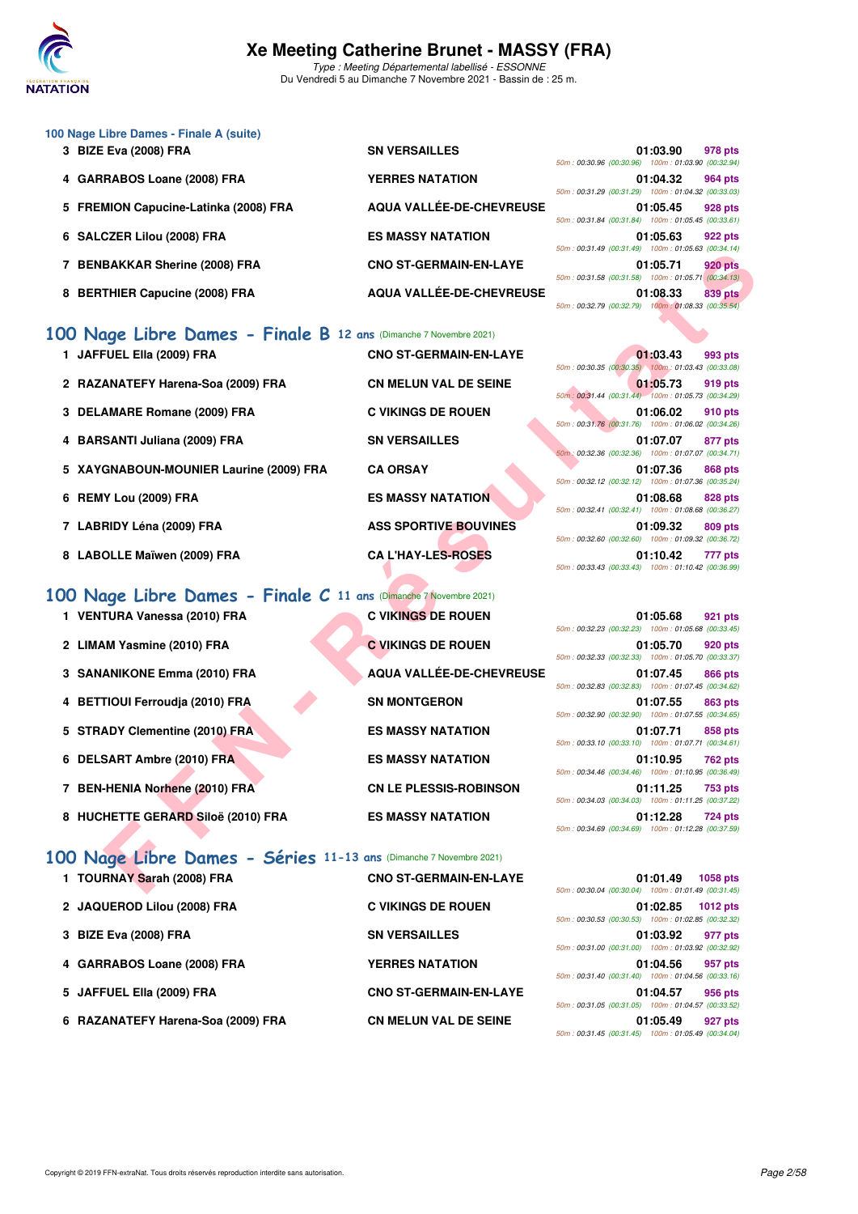### 100 Nage Libre Dames - Finale A (suite)

| Rang | Nom | Club | Temps | Points | Splits |
|---|---|---|---|---|---|
| 3 | BIZE Eva (2008) FRA | SN VERSAILLES | 01:03.90 | 978 pts | 50m : 00:30.96 (00:30.96) 100m : 01:03.90 (00:32.94) |
| 4 | GARRABOS Loane (2008) FRA | YERRES NATATION | 01:04.32 | 964 pts | 50m : 00:31.29 (00:31.29) 100m : 01:04.32 (00:33.03) |
| 5 | FREMION Capucine-Latinka (2008) FRA | AQUA VALLÉE-DE-CHEVREUSE | 01:05.45 | 928 pts | 50m : 00:31.84 (00:31.84) 100m : 01:05.45 (00:33.61) |
| 6 | SALCZER Lilou (2008) FRA | ES MASSY NATATION | 01:05.63 | 922 pts | 50m : 00:31.49 (00:31.49) 100m : 01:05.63 (00:34.14) |
| 7 | BENBAKKAR Sherine (2008) FRA | CNO ST-GERMAIN-EN-LAYE | 01:05.71 | 920 pts | 50m : 00:31.58 (00:31.58) 100m : 01:05.71 (00:34.13) |
| 8 | BERTHIER Capucine (2008) FRA | AQUA VALLÉE-DE-CHEVREUSE | 01:08.33 | 839 pts | 50m : 00:32.79 (00:32.79) 100m : 01:08.33 (00:35.54) |

## 100 Nage Libre Dames - Finale B 12 ans (Dimanche 7 Novembre 2021)

| Rang | Nom | Club | Temps | Points | Splits |
|---|---|---|---|---|---|
| 1 | JAFFUEL Ella (2009) FRA | CNO ST-GERMAIN-EN-LAYE | 01:03.43 | 993 pts | 50m : 00:30.35 (00:30.35) 100m : 01:03.43 (00:33.08) |
| 2 | RAZANATEFY Harena-Soa (2009) FRA | CN MELUN VAL DE SEINE | 01:05.73 | 919 pts | 50m : 00:31.44 (00:31.44) 100m : 01:05.73 (00:34.29) |
| 3 | DELAMARE Romane (2009) FRA | C VIKINGS DE ROUEN | 01:06.02 | 910 pts | 50m : 00:31.76 (00:31.76) 100m : 01:06.02 (00:34.26) |
| 4 | BARSANTI Juliana (2009) FRA | SN VERSAILLES | 01:07.07 | 877 pts | 50m : 00:32.36 (00:32.36) 100m : 01:07.07 (00:34.71) |
| 5 | XAYGNABOUN-MOUNIER Laurine (2009) FRA | CA ORSAY | 01:07.36 | 868 pts | 50m : 00:32.12 (00:32.12) 100m : 01:07.36 (00:35.24) |
| 6 | REMY Lou (2009) FRA | ES MASSY NATATION | 01:08.68 | 828 pts | 50m : 00:32.41 (00:32.41) 100m : 01:08.68 (00:36.27) |
| 7 | LABRIDY Léna (2009) FRA | ASS SPORTIVE BOUVINES | 01:09.32 | 809 pts | 50m : 00:32.60 (00:32.60) 100m : 01:09.32 (00:36.72) |
| 8 | LABOLLE Maïwen (2009) FRA | CA L'HAY-LES-ROSES | 01:10.42 | 777 pts | 50m : 00:33.43 (00:33.43) 100m : 01:10.42 (00:36.99) |

## 100 Nage Libre Dames - Finale C 11 ans (Dimanche 7 Novembre 2021)

| Rang | Nom | Club | Temps | Points | Splits |
|---|---|---|---|---|---|
| 1 | VENTURA Vanessa (2010) FRA | C VIKINGS DE ROUEN | 01:05.68 | 921 pts | 50m : 00:32.23 (00:32.23) 100m : 01:05.68 (00:33.45) |
| 2 | LIMAM Yasmine (2010) FRA | C VIKINGS DE ROUEN | 01:05.70 | 920 pts | 50m : 00:32.33 (00:32.33) 100m : 01:05.70 (00:33.37) |
| 3 | SANANIKONE Emma (2010) FRA | AQUA VALLÉE-DE-CHEVREUSE | 01:07.45 | 866 pts | 50m : 00:32.83 (00:32.83) 100m : 01:07.45 (00:34.62) |
| 4 | BETTIOUI Ferroudja (2010) FRA | SN MONTGERON | 01:07.55 | 863 pts | 50m : 00:32.90 (00:32.90) 100m : 01:07.55 (00:34.65) |
| 5 | STRADY Clementine (2010) FRA | ES MASSY NATATION | 01:07.71 | 858 pts | 50m : 00:33.10 (00:33.10) 100m : 01:07.71 (00:34.61) |
| 6 | DELSART Ambre (2010) FRA | ES MASSY NATATION | 01:10.95 | 762 pts | 50m : 00:34.46 (00:34.46) 100m : 01:10.95 (00:36.49) |
| 7 | BEN-HENIA Norhene (2010) FRA | CN LE PLESSIS-ROBINSON | 01:11.25 | 753 pts | 50m : 00:34.03 (00:34.03) 100m : 01:11.25 (00:37.22) |
| 8 | HUCHETTE GERARD Siloë (2010) FRA | ES MASSY NATATION | 01:12.28 | 724 pts | 50m : 00:34.69 (00:34.69) 100m : 01:12.28 (00:37.59) |

## 100 Nage Libre Dames - Séries 11-13 ans (Dimanche 7 Novembre 2021)

| Rang | Nom | Club | Temps | Points | Splits |
|---|---|---|---|---|---|
| 1 | TOURNAY Sarah (2008) FRA | CNO ST-GERMAIN-EN-LAYE | 01:01.49 | 1058 pts | 50m : 00:30.04 (00:30.04) 100m : 01:01.49 (00:31.45) |
| 2 | JAQUEROD Lilou (2008) FRA | C VIKINGS DE ROUEN | 01:02.85 | 1012 pts | 50m : 00:30.53 (00:30.53) 100m : 01:02.85 (00:32.32) |
| 3 | BIZE Eva (2008) FRA | SN VERSAILLES | 01:03.92 | 977 pts | 50m : 00:31.00 (00:31.00) 100m : 01:03.92 (00:32.92) |
| 4 | GARRABOS Loane (2008) FRA | YERRES NATATION | 01:04.56 | 957 pts | 50m : 00:31.40 (00:31.40) 100m : 01:04.56 (00:33.16) |
| 5 | JAFFUEL Ella (2009) FRA | CNO ST-GERMAIN-EN-LAYE | 01:04.57 | 956 pts | 50m : 00:31.05 (00:31.05) 100m : 01:04.57 (00:33.52) |
| 6 | RAZANATEFY Harena-Soa (2009) FRA | CN MELUN VAL DE SEINE | 01:05.49 | 927 pts | 50m : 00:31.45 (00:31.45) 100m : 01:05.49 (00:34.04) |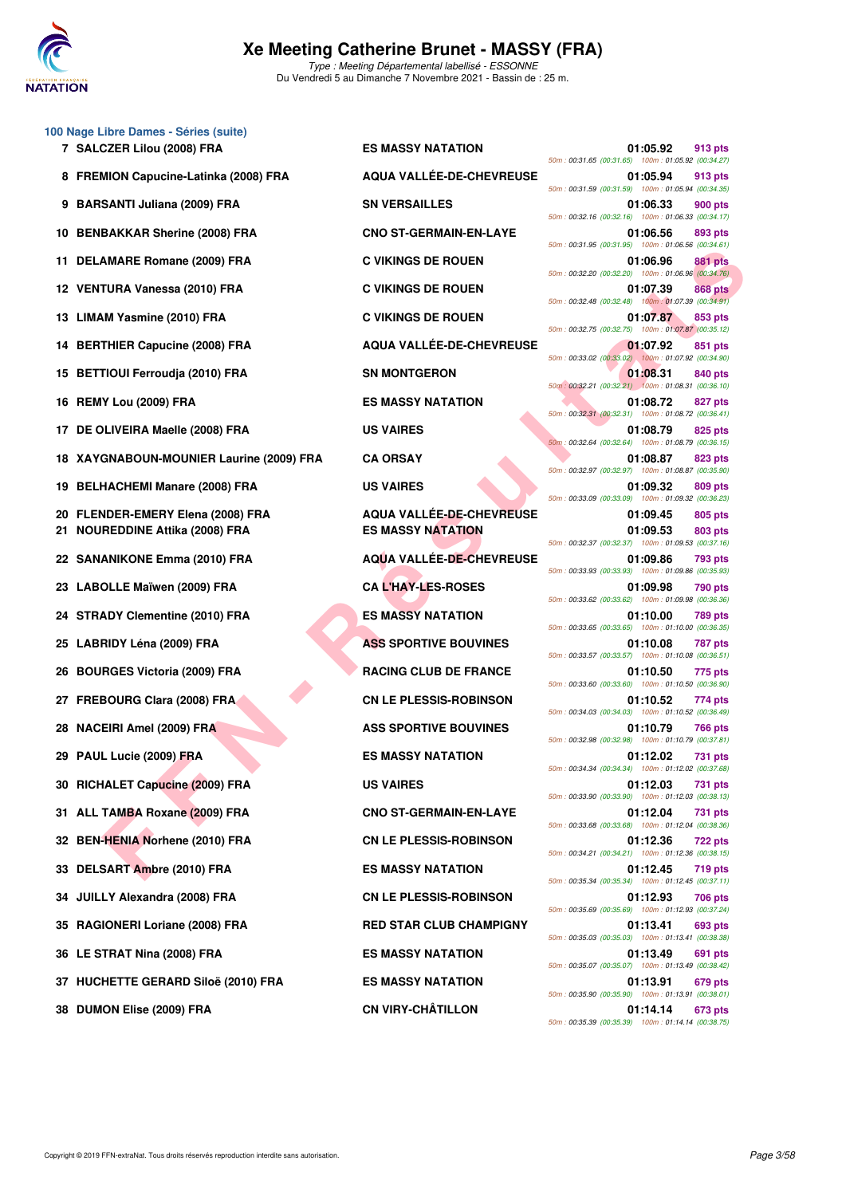# Xe Meeting Catherine Brunet - MASSY (FRA)

*Type : Meeting Départemental labellisé - ESSONNE*
Du Vendredi 5 au Dimanche 7 Novembre 2021 - Bassin de : 25 m.

## 100 Nage Libre Dames - Séries (suite)

| Place | Nom | Club | Temps | Points | Splits |
|---|---|---|---|---|---|
| 7 | SALCZER Lilou (2008) FRA | ES MASSY NATATION | 01:05.92 | 913 pts | 50m : 00:31.65 (00:31.65) 100m : 01:05.92 (00:34.27) |
| 8 | FREMION Capucine-Latinka (2008) FRA | AQUA VALLÉE-DE-CHEVREUSE | 01:05.94 | 913 pts | 50m : 00:31.59 (00:31.59) 100m : 01:05.94 (00:34.35) |
| 9 | BARSANTI Juliana (2009) FRA | SN VERSAILLES | 01:06.33 | 900 pts | 50m : 00:32.16 (00:32.16) 100m : 01:06.33 (00:34.17) |
| 10 | BENBAKKAR Sherine (2008) FRA | CNO ST-GERMAIN-EN-LAYE | 01:06.56 | 893 pts | 50m : 00:31.95 (00:31.95) 100m : 01:06.56 (00:34.61) |
| 11 | DELAMARE Romane (2009) FRA | C VIKINGS DE ROUEN | 01:06.96 | 881 pts | 50m : 00:32.20 (00:32.20) 100m : 01:06.96 (00:34.76) |
| 12 | VENTURA Vanessa (2010) FRA | C VIKINGS DE ROUEN | 01:07.39 | 868 pts | 50m : 00:32.48 (00:32.48) 100m : 01:07.39 (00:34.91) |
| 13 | LIMAM Yasmine (2010) FRA | C VIKINGS DE ROUEN | 01:07.87 | 853 pts | 50m : 00:32.75 (00:32.75) 100m : 01:07.87 (00:35.12) |
| 14 | BERTHIER Capucine (2008) FRA | AQUA VALLÉE-DE-CHEVREUSE | 01:07.92 | 851 pts | 50m : 00:33.02 (00:33.02) 100m : 01:07.92 (00:34.90) |
| 15 | BETTIOUI Ferroudja (2010) FRA | SN MONTGERON | 01:08.31 | 840 pts | 50m : 00:32.21 (00:32.21) 100m : 01:08.31 (00:36.10) |
| 16 | REMY Lou (2009) FRA | ES MASSY NATATION | 01:08.72 | 827 pts | 50m : 00:32.31 (00:32.31) 100m : 01:08.72 (00:36.41) |
| 17 | DE OLIVEIRA Maelle (2008) FRA | US VAIRES | 01:08.79 | 825 pts | 50m : 00:32.64 (00:32.64) 100m : 01:08.79 (00:36.15) |
| 18 | XAYGNABOUN-MOUNIER Laurine (2009) FRA | CA ORSAY | 01:08.87 | 823 pts | 50m : 00:32.97 (00:32.97) 100m : 01:08.87 (00:35.90) |
| 19 | BELHACHEMI Manare (2008) FRA | US VAIRES | 01:09.32 | 809 pts | 50m : 00:33.09 (00:33.09) 100m : 01:09.32 (00:36.23) |
| 20 | FLENDER-EMERY Elena (2008) FRA | AQUA VALLÉE-DE-CHEVREUSE | 01:09.45 | 805 pts | |
| 21 | NOUREDDINE Attika (2008) FRA | ES MASSY NATATION | 01:09.53 | 803 pts | 50m : 00:32.37 (00:32.37) 100m : 01:09.53 (00:37.16) |
| 22 | SANANIKONE Emma (2010) FRA | AQUA VALLÉE-DE-CHEVREUSE | 01:09.86 | 793 pts | 50m : 00:33.93 (00:33.93) 100m : 01:09.86 (00:35.93) |
| 23 | LABOLLE Maïwen (2009) FRA | CA L'HAY-LES-ROSES | 01:09.98 | 790 pts | 50m : 00:33.62 (00:33.62) 100m : 01:09.98 (00:36.36) |
| 24 | STRADY Clementine (2010) FRA | ES MASSY NATATION | 01:10.00 | 789 pts | 50m : 00:33.65 (00:33.65) 100m : 01:10.00 (00:36.35) |
| 25 | LABRIDY Léna (2009) FRA | ASS SPORTIVE BOUVINES | 01:10.08 | 787 pts | 50m : 00:33.57 (00:33.57) 100m : 01:10.08 (00:36.51) |
| 26 | BOURGES Victoria (2009) FRA | RACING CLUB DE FRANCE | 01:10.50 | 775 pts | 50m : 00:33.60 (00:33.60) 100m : 01:10.50 (00:36.90) |
| 27 | FREBOURG Clara (2008) FRA | CN LE PLESSIS-ROBINSON | 01:10.52 | 774 pts | 50m : 00:34.03 (00:34.03) 100m : 01:10.52 (00:36.49) |
| 28 | NACEIRI Amel (2009) FRA | ASS SPORTIVE BOUVINES | 01:10.79 | 766 pts | 50m : 00:32.98 (00:32.98) 100m : 01:10.79 (00:37.81) |
| 29 | PAUL Lucie (2009) FRA | ES MASSY NATATION | 01:12.02 | 731 pts | 50m : 00:34.34 (00:34.34) 100m : 01:12.02 (00:37.68) |
| 30 | RICHALET Capucine (2009) FRA | US VAIRES | 01:12.03 | 731 pts | 50m : 00:33.90 (00:33.90) 100m : 01:12.03 (00:38.13) |
| 31 | ALL TAMBA Roxane (2009) FRA | CNO ST-GERMAIN-EN-LAYE | 01:12.04 | 731 pts | 50m : 00:33.68 (00:33.68) 100m : 01:12.04 (00:38.36) |
| 32 | BEN-HENIA Norhene (2010) FRA | CN LE PLESSIS-ROBINSON | 01:12.36 | 722 pts | 50m : 00:34.21 (00:34.21) 100m : 01:12.36 (00:38.15) |
| 33 | DELSART Ambre (2010) FRA | ES MASSY NATATION | 01:12.45 | 719 pts | 50m : 00:35.34 (00:35.34) 100m : 01:12.45 (00:37.11) |
| 34 | JUILLY Alexandra (2008) FRA | CN LE PLESSIS-ROBINSON | 01:12.93 | 706 pts | 50m : 00:35.69 (00:35.69) 100m : 01:12.93 (00:37.24) |
| 35 | RAGIONERI Loriane (2008) FRA | RED STAR CLUB CHAMPIGNY | 01:13.41 | 693 pts | 50m : 00:35.03 (00:35.03) 100m : 01:13.41 (00:38.38) |
| 36 | LE STRAT Nina (2008) FRA | ES MASSY NATATION | 01:13.49 | 691 pts | 50m : 00:35.07 (00:35.07) 100m : 01:13.49 (00:38.42) |
| 37 | HUCHETTE GERARD Siloë (2010) FRA | ES MASSY NATATION | 01:13.91 | 679 pts | 50m : 00:35.90 (00:35.90) 100m : 01:13.91 (00:38.01) |
| 38 | DUMON Elise (2009) FRA | CN VIRY-CHÂTILLON | 01:14.14 | 673 pts | 50m : 00:35.39 (00:35.39) 100m : 01:14.14 (00:38.75) |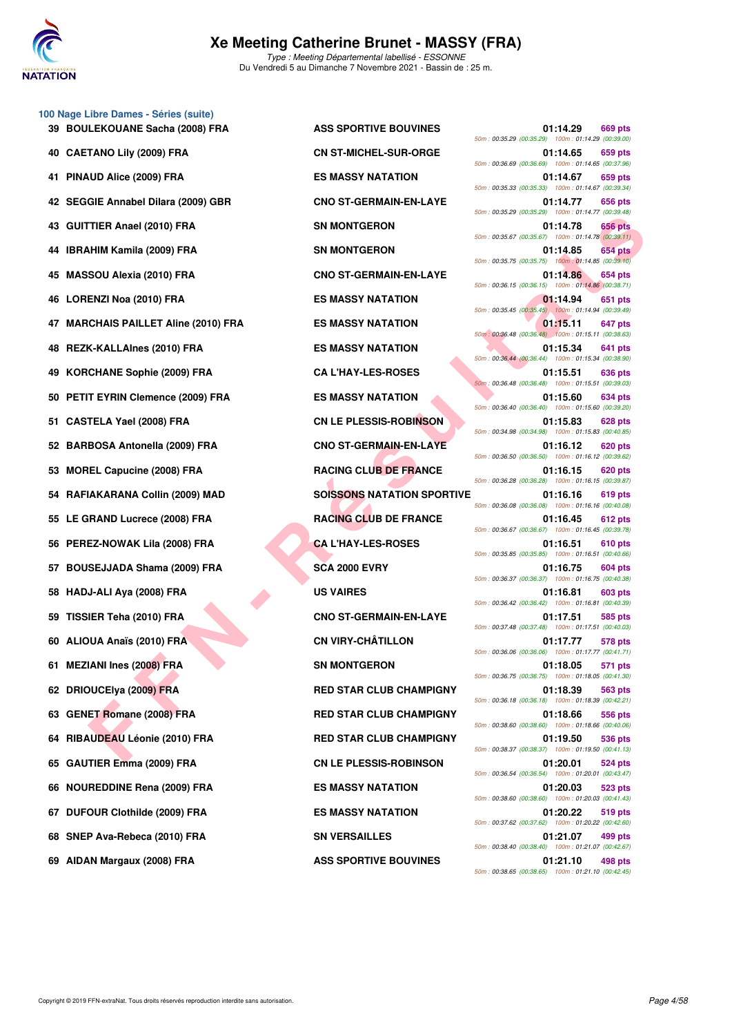# Xe Meeting Catherine Brunet - MASSY (FRA)

*Type : Meeting Départemental labellisé - ESSONNE*
Du Vendredi 5 au Dimanche 7 Novembre 2021 - Bassin de : 25 m.

## 100 Nage Libre Dames - Séries (suite)

| Rang | Nom | Club | Temps | Points | Splits |
|---|---|---|---|---|---|
| 39 | BOULEKOUANE Sacha (2008) FRA | ASS SPORTIVE BOUVINES | 01:14.29 | 669 pts | 50m : 00:35.29 (00:35.29) 100m : 01:14.29 (00:39.00) |
| 40 | CAETANO Lily (2009) FRA | CN ST-MICHEL-SUR-ORGE | 01:14.65 | 659 pts | 50m : 00:36.69 (00:36.69) 100m : 01:14.65 (00:37.96) |
| 41 | PINAUD Alice (2009) FRA | ES MASSY NATATION | 01:14.67 | 659 pts | 50m : 00:35.33 (00:35.33) 100m : 01:14.67 (00:39.34) |
| 42 | SEGGIE Annabel Dilara (2009) GBR | CNO ST-GERMAIN-EN-LAYE | 01:14.77 | 656 pts | 50m : 00:35.29 (00:35.29) 100m : 01:14.77 (00:39.48) |
| 43 | GUITTIER Anael (2010) FRA | SN MONTGERON | 01:14.78 | 656 pts | 50m : 00:35.67 (00:35.67) 100m : 01:14.78 (00:39.11) |
| 44 | IBRAHIM Kamila (2009) FRA | SN MONTGERON | 01:14.85 | 654 pts | 50m : 00:35.75 (00:35.75) 100m : 01:14.85 (00:39.10) |
| 45 | MASSOU Alexia (2010) FRA | CNO ST-GERMAIN-EN-LAYE | 01:14.86 | 654 pts | 50m : 00:36.15 (00:36.15) 100m : 01:14.86 (00:38.71) |
| 46 | LORENZI Noa (2010) FRA | ES MASSY NATATION | 01:14.94 | 651 pts | 50m : 00:35.45 (00:35.45) 100m : 01:14.94 (00:39.49) |
| 47 | MARCHAIS PAILLET Aline (2010) FRA | ES MASSY NATATION | 01:15.11 | 647 pts | 50m : 00:36.48 (00:36.48) 100m : 01:15.11 (00:38.63) |
| 48 | REZK-KALLAInes (2010) FRA | ES MASSY NATATION | 01:15.34 | 641 pts | 50m : 00:36.44 (00:36.44) 100m : 01:15.34 (00:38.90) |
| 49 | KORCHANE Sophie (2009) FRA | CA L'HAY-LES-ROSES | 01:15.51 | 636 pts | 50m : 00:36.48 (00:36.48) 100m : 01:15.51 (00:39.03) |
| 50 | PETIT EYRIN Clemence (2009) FRA | ES MASSY NATATION | 01:15.60 | 634 pts | 50m : 00:36.40 (00:36.40) 100m : 01:15.60 (00:39.20) |
| 51 | CASTELA Yael (2008) FRA | CN LE PLESSIS-ROBINSON | 01:15.83 | 628 pts | 50m : 00:34.98 (00:34.98) 100m : 01:15.83 (00:40.85) |
| 52 | BARBOSA Antonella (2009) FRA | CNO ST-GERMAIN-EN-LAYE | 01:16.12 | 620 pts | 50m : 00:36.50 (00:36.50) 100m : 01:16.12 (00:39.62) |
| 53 | MOREL Capucine (2008) FRA | RACING CLUB DE FRANCE | 01:16.15 | 620 pts | 50m : 00:36.28 (00:36.28) 100m : 01:16.15 (00:39.87) |
| 54 | RAFIAKARANA Collin (2009) MAD | SOISSONS NATATION SPORTIVE | 01:16.16 | 619 pts | 50m : 00:36.08 (00:36.08) 100m : 01:16.16 (00:40.08) |
| 55 | LE GRAND Lucrece (2008) FRA | RACING CLUB DE FRANCE | 01:16.45 | 612 pts | 50m : 00:36.67 (00:36.67) 100m : 01:16.45 (00:39.78) |
| 56 | PEREZ-NOWAK Lila (2008) FRA | CA L'HAY-LES-ROSES | 01:16.51 | 610 pts | 50m : 00:35.85 (00:35.85) 100m : 01:16.51 (00:40.66) |
| 57 | BOUSEJJADA Shama (2009) FRA | SCA 2000 EVRY | 01:16.75 | 604 pts | 50m : 00:36.37 (00:36.37) 100m : 01:16.75 (00:40.38) |
| 58 | HADJ-ALI Aya (2008) FRA | US VAIRES | 01:16.81 | 603 pts | 50m : 00:36.42 (00:36.42) 100m : 01:16.81 (00:40.39) |
| 59 | TISSIER Teha (2010) FRA | CNO ST-GERMAIN-EN-LAYE | 01:17.51 | 585 pts | 50m : 00:37.48 (00:37.48) 100m : 01:17.51 (00:40.03) |
| 60 | ALIOUA Anaïs (2010) FRA | CN VIRY-CHÂTILLON | 01:17.77 | 578 pts | 50m : 00:36.06 (00:36.06) 100m : 01:17.77 (00:41.71) |
| 61 | MEZIANI Ines (2008) FRA | SN MONTGERON | 01:18.05 | 571 pts | 50m : 00:36.75 (00:36.75) 100m : 01:18.05 (00:41.30) |
| 62 | DRIOUCElya (2009) FRA | RED STAR CLUB CHAMPIGNY | 01:18.39 | 563 pts | 50m : 00:36.18 (00:36.18) 100m : 01:18.39 (00:42.21) |
| 63 | GENET Romane (2008) FRA | RED STAR CLUB CHAMPIGNY | 01:18.66 | 556 pts | 50m : 00:38.60 (00:38.60) 100m : 01:18.66 (00:40.06) |
| 64 | RIBAUDEAU Léonie (2010) FRA | RED STAR CLUB CHAMPIGNY | 01:19.50 | 536 pts | 50m : 00:38.37 (00:38.37) 100m : 01:19.50 (00:41.13) |
| 65 | GAUTIER Emma (2009) FRA | CN LE PLESSIS-ROBINSON | 01:20.01 | 524 pts | 50m : 00:36.54 (00:36.54) 100m : 01:20.01 (00:43.47) |
| 66 | NOUREDDINE Rena (2009) FRA | ES MASSY NATATION | 01:20.03 | 523 pts | 50m : 00:38.60 (00:38.60) 100m : 01:20.03 (00:41.43) |
| 67 | DUFOUR Clothilde (2009) FRA | ES MASSY NATATION | 01:20.22 | 519 pts | 50m : 00:37.62 (00:37.62) 100m : 01:20.22 (00:42.60) |
| 68 | SNEP Ava-Rebeca (2010) FRA | SN VERSAILLES | 01:21.07 | 499 pts | 50m : 00:38.40 (00:38.40) 100m : 01:21.07 (00:42.67) |
| 69 | AIDAN Margaux (2008) FRA | ASS SPORTIVE BOUVINES | 01:21.10 | 498 pts | 50m : 00:38.65 (00:38.65) 100m : 01:21.10 (00:42.45) |

Copyright © 2019 FFN-extraNat. Tous droits réservés reproduction interdite sans autorisation.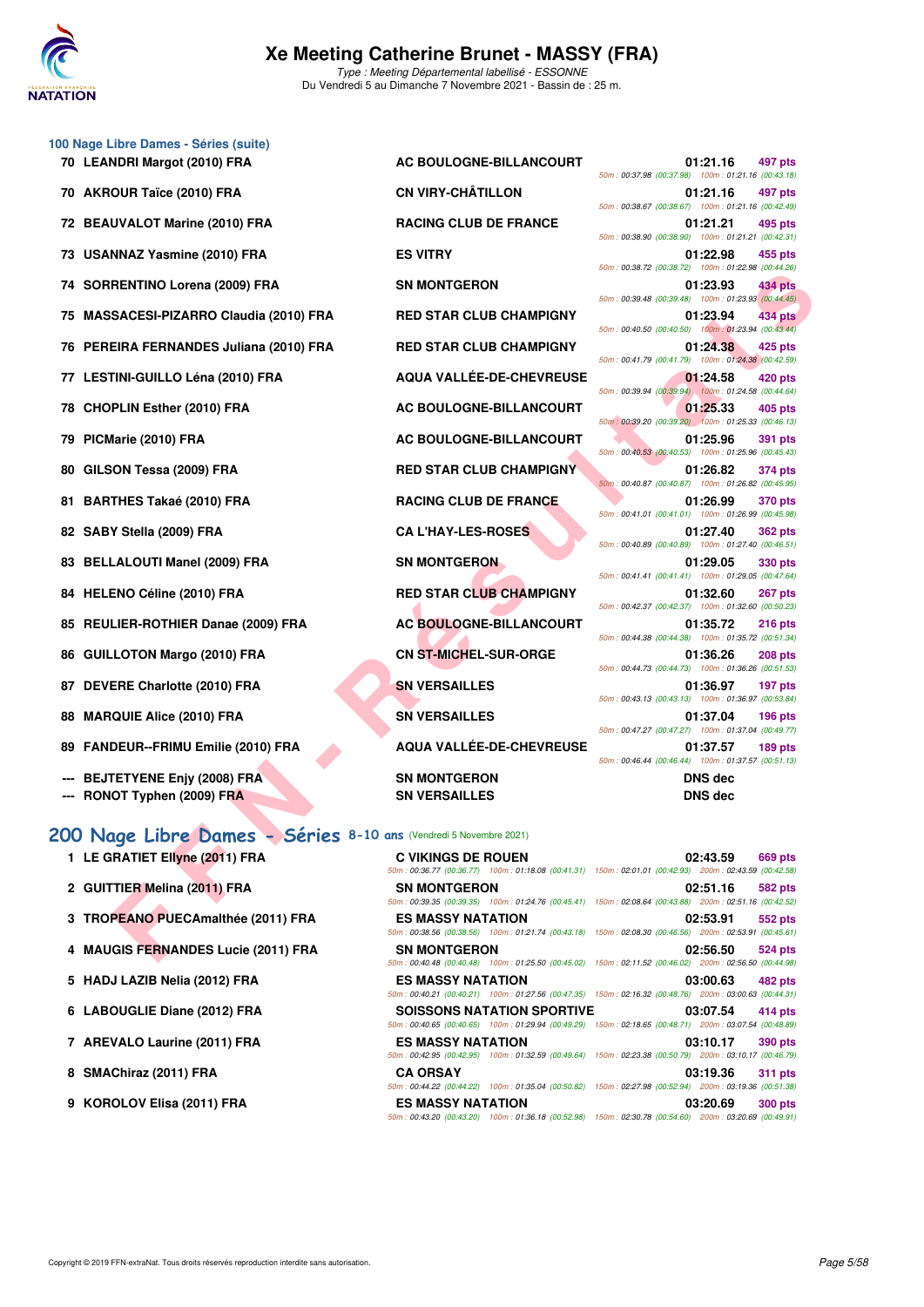# Xe Meeting Catherine Brunet - MASSY (FRA)

*Type : Meeting Départemental labellisé - ESSONNE*
Du Vendredi 5 au Dimanche 7 Novembre 2021 - Bassin de : 25 m.

## 100 Nage Libre Dames - Séries (suite)

| Rang | Nom | Club | Temps | Points | Splits |
|---|---|---|---|---|---|
| 70 | LEANDRI Margot (2010) FRA | AC BOULOGNE-BILLANCOURT | 01:21.16 | 497 pts | 50m : 00:37.98 (00:37.98) 100m : 01:21.16 (00:43.18) |
| 70 | AKROUR Taïce (2010) FRA | CN VIRY-CHÂTILLON | 01:21.16 | 497 pts | 50m : 00:38.67 (00:38.67) 100m : 01:21.16 (00:42.49) |
| 72 | BEAUVALOT Marine (2010) FRA | RACING CLUB DE FRANCE | 01:21.21 | 495 pts | 50m : 00:38.90 (00:38.90) 100m : 01:21.21 (00:42.31) |
| 73 | USANNAZ Yasmine (2010) FRA | ES VITRY | 01:22.98 | 455 pts | 50m : 00:38.72 (00:38.72) 100m : 01:22.98 (00:44.26) |
| 74 | SORRENTINO Lorena (2009) FRA | SN MONTGERON | 01:23.93 | 434 pts | 50m : 00:39.48 (00:39.48) 100m : 01:23.93 (00:44.45) |
| 75 | MASSACESI-PIZARRO Claudia (2010) FRA | RED STAR CLUB CHAMPIGNY | 01:23.94 | 434 pts | 50m : 00:40.50 (00:40.50) 100m : 01:23.94 (00:43.44) |
| 76 | PEREIRA FERNANDES Juliana (2010) FRA | RED STAR CLUB CHAMPIGNY | 01:24.38 | 425 pts | 50m : 00:41.79 (00:41.79) 100m : 01:24.38 (00:42.59) |
| 77 | LESTINI-GUILLO Léna (2010) FRA | AQUA VALLÉE-DE-CHEVREUSE | 01:24.58 | 420 pts | 50m : 00:39.94 (00:39.94) 100m : 01:24.58 (00:44.64) |
| 78 | CHOPLIN Esther (2010) FRA | AC BOULOGNE-BILLANCOURT | 01:25.33 | 405 pts | 50m : 00:39.20 (00:39.20) 100m : 01:25.33 (00:46.13) |
| 79 | PICMarie (2010) FRA | AC BOULOGNE-BILLANCOURT | 01:25.96 | 391 pts | 50m : 00:40.53 (00:40.53) 100m : 01:25.96 (00:45.43) |
| 80 | GILSON Tessa (2009) FRA | RED STAR CLUB CHAMPIGNY | 01:26.82 | 374 pts | 50m : 00:40.87 (00:40.87) 100m : 01:26.82 (00:45.95) |
| 81 | BARTHES Takaé (2010) FRA | RACING CLUB DE FRANCE | 01:26.99 | 370 pts | 50m : 00:41.01 (00:41.01) 100m : 01:26.99 (00:45.98) |
| 82 | SABY Stella (2009) FRA | CA L'HAY-LES-ROSES | 01:27.40 | 362 pts | 50m : 00:40.89 (00:40.89) 100m : 01:27.40 (00:46.51) |
| 83 | BELLALOUTI Manel (2009) FRA | SN MONTGERON | 01:29.05 | 330 pts | 50m : 00:41.41 (00:41.41) 100m : 01:29.05 (00:47.64) |
| 84 | HELENO Céline (2010) FRA | RED STAR CLUB CHAMPIGNY | 01:32.60 | 267 pts | 50m : 00:42.37 (00:42.37) 100m : 01:32.60 (00:50.23) |
| 85 | REULIER-ROTHIER Danae (2009) FRA | AC BOULOGNE-BILLANCOURT | 01:35.72 | 216 pts | 50m : 00:44.38 (00:44.38) 100m : 01:35.72 (00:51.34) |
| 86 | GUILLOTON Margo (2010) FRA | CN ST-MICHEL-SUR-ORGE | 01:36.26 | 208 pts | 50m : 00:44.73 (00:44.73) 100m : 01:36.26 (00:51.53) |
| 87 | DEVERE Charlotte (2010) FRA | SN VERSAILLES | 01:36.97 | 197 pts | 50m : 00:43.13 (00:43.13) 100m : 01:36.97 (00:53.84) |
| 88 | MARQUIE Alice (2010) FRA | SN VERSAILLES | 01:37.04 | 196 pts | 50m : 00:47.27 (00:47.27) 100m : 01:37.04 (00:49.77) |
| 89 | FANDEUR--FRIMU Emilie (2010) FRA | AQUA VALLÉE-DE-CHEVREUSE | 01:37.57 | 189 pts | 50m : 00:46.44 (00:46.44) 100m : 01:37.57 (00:51.13) |
| --- | BEJTETYENE Enjy (2008) FRA | SN MONTGERON | DNS dec | | |
| --- | RONOT Typhen (2009) FRA | SN VERSAILLES | DNS dec | | |

## 200 Nage Libre Dames - Séries 8-10 ans (Vendredi 5 Novembre 2021)

| Rang | Nom | Club | Temps | Points | Splits |
|---|---|---|---|---|---|
| 1 | LE GRATIET Ellyne (2011) FRA | C VIKINGS DE ROUEN | 02:43.59 | 669 pts | 50m : 00:36.77 (00:36.77) 100m : 01:18.08 (00:41.31) 150m : 02:01.01 (00:42.93) 200m : 02:43.59 (00:42.58) |
| 2 | GUITTIER Melina (2011) FRA | SN MONTGERON | 02:51.16 | 582 pts | 50m : 00:39.35 (00:39.35) 100m : 01:24.76 (00:45.41) 150m : 02:08.64 (00:43.88) 200m : 02:51.16 (00:42.52) |
| 3 | TROPEANO PUECAmalthée (2011) FRA | ES MASSY NATATION | 02:53.91 | 552 pts | 50m : 00:38.56 (00:38.56) 100m : 01:21.74 (00:43.18) 150m : 02:08.30 (00:46.56) 200m : 02:53.91 (00:45.61) |
| 4 | MAUGIS FERNANDES Lucie (2011) FRA | SN MONTGERON | 02:56.50 | 524 pts | 50m : 00:40.48 (00:40.48) 100m : 01:25.50 (00:45.02) 150m : 02:11.52 (00:46.02) 200m : 02:56.50 (00:44.98) |
| 5 | HADJ LAZIB Nelia (2012) FRA | ES MASSY NATATION | 03:00.63 | 482 pts | 50m : 00:40.21 (00:40.21) 100m : 01:27.56 (00:47.35) 150m : 02:16.32 (00:48.76) 200m : 03:00.63 (00:44.31) |
| 6 | LABOUGLIE Diane (2012) FRA | SOISSONS NATATION SPORTIVE | 03:07.54 | 414 pts | 50m : 00:40.65 (00:40.65) 100m : 01:29.94 (00:49.29) 150m : 02:18.65 (00:48.71) 200m : 03:07.54 (00:48.89) |
| 7 | AREVALO Laurine (2011) FRA | ES MASSY NATATION | 03:10.17 | 390 pts | 50m : 00:42.95 (00:42.95) 100m : 01:32.59 (00:49.64) 150m : 02:23.38 (00:50.79) 200m : 03:10.17 (00:46.79) |
| 8 | SMAChiraz (2011) FRA | CA ORSAY | 03:19.36 | 311 pts | 50m : 00:44.22 (00:44.22) 100m : 01:35.04 (00:50.82) 150m : 02:27.98 (00:52.94) 200m : 03:19.36 (00:51.38) |
| 9 | KOROLOV Elisa (2011) FRA | ES MASSY NATATION | 03:20.69 | 300 pts | 50m : 00:43.20 (00:43.20) 100m : 01:36.18 (00:52.98) 150m : 02:30.78 (00:54.60) 200m : 03:20.69 (00:49.91) |

Copyright © 2019 FFN-extraNat. Tous droits réservés reproduction interdite sans autorisation.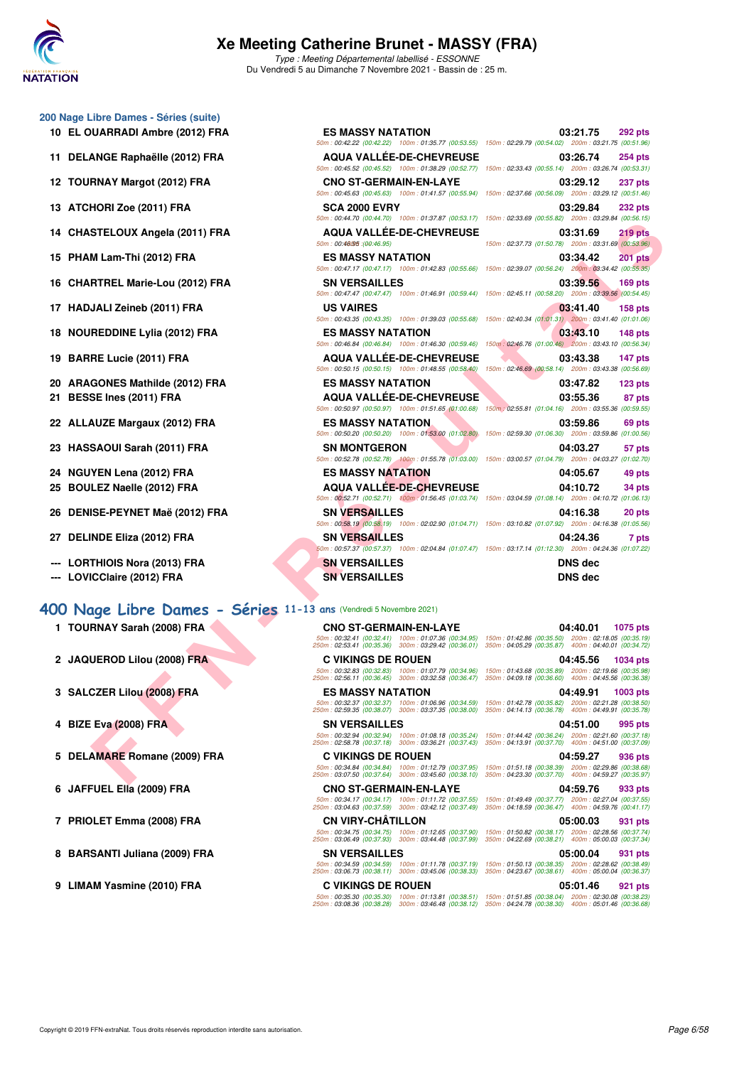# Xe Meeting Catherine Brunet - MASSY (FRA)

*Type : Meeting Départemental labellisé - ESSONNE*

Du Vendredi 5 au Dimanche 7 Novembre 2021 - Bassin de : 25 m.

## 200 Nage Libre Dames - Séries (suite)

| Place | Nom | Club | Temps | Points |
|---|---|---|---|---|
| 10 | EL OUARRADI Ambre (2012) FRA | ES MASSY NATATION | 03:21.75 | 292 pts |
| | 50m : 00:42.22 (00:42.22) 100m : 01:35.77 (00:53.55) 150m : 02:29.79 (00:54.02) 200m : 03:21.75 (00:51.96) | | | |
| 11 | DELANGE Raphaëlle (2012) FRA | AQUA VALLÉE-DE-CHEVREUSE | 03:26.74 | 254 pts |
| | 50m : 00:45.52 (00:45.52) 100m : 01:38.29 (00:52.77) 150m : 02:33.43 (00:55.14) 200m : 03:26.74 (00:53.31) | | | |
| 12 | TOURNAY Margot (2012) FRA | CNO ST-GERMAIN-EN-LAYE | 03:29.12 | 237 pts |
| | 50m : 00:45.63 (00:45.63) 100m : 01:41.57 (00:55.94) 150m : 02:37.66 (00:56.09) 200m : 03:29.12 (00:51.46) | | | |
| 13 | ATCHORI Zoe (2011) FRA | SCA 2000 EVRY | 03:29.84 | 232 pts |
| | 50m : 00:44.70 (00:44.70) 100m : 01:37.87 (00:53.17) 150m : 02:33.69 (00:55.82) 200m : 03:29.84 (00:56.15) | | | |
| 14 | CHASTELOUX Angela (2011) FRA | AQUA VALLÉE-DE-CHEVREUSE | 03:31.69 | 219 pts |
| | 50m : 00:46.95 (00:46.95) 150m : 02:37.73 (01:50.78) 200m : 03:31.69 (00:53.96) | | | |
| 15 | PHAM Lam-Thi (2012) FRA | ES MASSY NATATION | 03:34.42 | 201 pts |
| | 50m : 00:47.17 (00:47.17) 100m : 01:42.83 (00:55.66) 150m : 02:39.07 (00:56.24) 200m : 03:34.42 (00:55.35) | | | |
| 16 | CHARTREL Marie-Lou (2012) FRA | SN VERSAILLES | 03:39.56 | 169 pts |
| | 50m : 00:47.47 (00:47.47) 100m : 01:46.91 (00:59.44) 150m : 02:45.11 (00:58.20) 200m : 03:39.56 (00:54.45) | | | |
| 17 | HADJALI Zeineb (2011) FRA | US VAIRES | 03:41.40 | 158 pts |
| | 50m : 00:43.35 (00:43.35) 100m : 01:39.03 (00:55.68) 150m : 02:40.34 (01:01.31) 200m : 03:41.40 (01:01.06) | | | |
| 18 | NOUREDDINE Lylia (2012) FRA | ES MASSY NATATION | 03:43.10 | 148 pts |
| | 50m : 00:46.84 (00:46.84) 100m : 01:46.30 (00:59.46) 150m : 02:46.76 (01:00.46) 200m : 03:43.10 (00:56.34) | | | |
| 19 | BARRE Lucie (2011) FRA | AQUA VALLÉE-DE-CHEVREUSE | 03:43.38 | 147 pts |
| | 50m : 00:50.15 (00:50.15) 100m : 01:48.55 (00:58.40) 150m : 02:46.69 (00:58.14) 200m : 03:43.38 (00:56.69) | | | |
| 20 | ARAGONES Mathilde (2012) FRA | ES MASSY NATATION | 03:47.82 | 123 pts |
| 21 | BESSE Ines (2011) FRA | AQUA VALLÉE-DE-CHEVREUSE | 03:55.36 | 87 pts |
| | 50m : 00:50.97 (00:50.97) 100m : 01:51.65 (01:00.68) 150m : 02:55.81 (01:04.16) 200m : 03:55.36 (00:59.55) | | | |
| 22 | ALLAUZE Margaux (2012) FRA | ES MASSY NATATION | 03:59.86 | 69 pts |
| | 50m : 00:50.20 (00:50.20) 100m : 01:53.00 (01:02.80) 150m : 02:59.30 (01:06.30) 200m : 03:59.86 (01:00.56) | | | |
| 23 | HASSAOUI Sarah (2011) FRA | SN MONTGERON | 04:03.27 | 57 pts |
| | 50m : 00:52.78 (00:52.78) 100m : 01:55.78 (01:03.00) 150m : 03:00.57 (01:04.79) 200m : 04:03.27 (01:02.70) | | | |
| 24 | NGUYEN Lena (2012) FRA | ES MASSY NATATION | 04:05.67 | 49 pts |
| 25 | BOULEZ Naelle (2012) FRA | AQUA VALLÉE-DE-CHEVREUSE | 04:10.72 | 34 pts |
| | 50m : 00:52.71 (00:52.71) 100m : 01:56.45 (01:03.74) 150m : 03:04.59 (01:08.14) 200m : 04:10.72 (01:06.13) | | | |
| 26 | DENISE-PEYNET Maë (2012) FRA | SN VERSAILLES | 04:16.38 | 20 pts |
| | 50m : 00:58.19 (00:58.19) 100m : 02:02.90 (01:04.71) 150m : 03:10.82 (01:07.92) 200m : 04:16.38 (01:05.56) | | | |
| 27 | DELINDE Eliza (2012) FRA | SN VERSAILLES | 04:24.36 | 7 pts |
| | 50m : 00:57.37 (00:57.37) 100m : 02:04.84 (01:07.47) 150m : 03:17.14 (01:12.30) 200m : 04:24.36 (01:07.22) | | | |
| --- | LORTHIOIS Nora (2013) FRA | SN VERSAILLES | DNS dec | |
| --- | LOVICClaire (2012) FRA | SN VERSAILLES | DNS dec | |

## 400 Nage Libre Dames - Séries 11-13 ans (Vendredi 5 Novembre 2021)

| Place | Nom | Club | Temps | Points |
|---|---|---|---|---|
| 1 | TOURNAY Sarah (2008) FRA | CNO ST-GERMAIN-EN-LAYE | 04:40.01 | 1075 pts |
| | 50m : 00:32.41 (00:32.41) 100m : 01:07.36 (00:34.95) 150m : 01:42.86 (00:35.50) 200m : 02:18.05 (00:35.19) 250m : 02:53.41 (00:35.36) 300m : 03:29.42 (00:36.01) 350m : 04:05.29 (00:35.87) 400m : 04:40.01 (00:34.72) | | | |
| 2 | JAQUEROD Lilou (2008) FRA | C VIKINGS DE ROUEN | 04:45.56 | 1034 pts |
| | 50m : 00:32.83 (00:32.83) 100m : 01:07.79 (00:34.96) 150m : 01:43.68 (00:35.89) 200m : 02:19.66 (00:35.98) 250m : 02:56.11 (00:36.45) 300m : 03:32.58 (00:36.47) 350m : 04:09.18 (00:36.60) 400m : 04:45.56 (00:36.38) | | | |
| 3 | SALCZER Lilou (2008) FRA | ES MASSY NATATION | 04:49.91 | 1003 pts |
| | 50m : 00:32.37 (00:32.37) 100m : 01:06.96 (00:34.59) 150m : 01:42.78 (00:35.82) 200m : 02:21.28 (00:38.50) 250m : 02:59.35 (00:38.07) 300m : 03:37.35 (00:38.00) 350m : 04:14.13 (00:36.78) 400m : 04:49.91 (00:35.78) | | | |
| 4 | BIZE Eva (2008) FRA | SN VERSAILLES | 04:51.00 | 995 pts |
| | 50m : 00:32.94 (00:32.94) 100m : 01:08.18 (00:35.24) 150m : 01:44.42 (00:36.24) 200m : 02:21.60 (00:37.18) 250m : 02:58.78 (00:37.18) 300m : 03:36.21 (00:37.43) 350m : 04:13.91 (00:37.70) 400m : 04:51.00 (00:37.09) | | | |
| 5 | DELAMARE Romane (2009) FRA | C VIKINGS DE ROUEN | 04:59.27 | 936 pts |
| | 50m : 00:34.84 (00:34.84) 100m : 01:12.79 (00:37.95) 150m : 01:51.18 (00:38.39) 200m : 02:29.86 (00:38.68) 250m : 03:07.50 (00:37.64) 300m : 03:45.60 (00:38.10) 350m : 04:23.30 (00:37.70) 400m : 04:59.27 (00:35.97) | | | |
| 6 | JAFFUEL Ella (2009) FRA | CNO ST-GERMAIN-EN-LAYE | 04:59.76 | 933 pts |
| | 50m : 00:34.17 (00:34.17) 100m : 01:11.72 (00:37.55) 150m : 01:49.49 (00:37.77) 200m : 02:27.04 (00:37.55) 250m : 03:04.63 (00:37.59) 300m : 03:42.12 (00:37.49) 350m : 04:18.59 (00:36.47) 400m : 04:59.76 (00:41.17) | | | |
| 7 | PRIOLET Emma (2008) FRA | CN VIRY-CHÂTILLON | 05:00.03 | 931 pts |
| | 50m : 00:34.75 (00:34.75) 100m : 01:12.65 (00:37.90) 150m : 01:50.82 (00:38.17) 200m : 02:28.56 (00:37.74) 250m : 03:06.49 (00:37.93) 300m : 03:44.48 (00:37.99) 350m : 04:22.69 (00:38.21) 400m : 05:00.03 (00:37.34) | | | |
| 8 | BARSANTI Juliana (2009) FRA | SN VERSAILLES | 05:00.04 | 931 pts |
| | 50m : 00:34.59 (00:34.59) 100m : 01:11.78 (00:37.19) 150m : 01:50.13 (00:38.35) 200m : 02:28.62 (00:38.49) 250m : 03:06.73 (00:38.11) 300m : 03:45.06 (00:38.33) 350m : 04:23.67 (00:38.61) 400m : 05:00.04 (00:36.37) | | | |
| 9 | LIMAM Yasmine (2010) FRA | C VIKINGS DE ROUEN | 05:01.46 | 921 pts |
| | 50m : 00:35.30 (00:35.30) 100m : 01:13.81 (00:38.51) 150m : 01:51.85 (00:38.04) 200m : 02:30.08 (00:38.23) 250m : 03:08.36 (00:38.28) 300m : 03:46.48 (00:38.12) 350m : 04:24.78 (00:38.30) 400m : 05:01.46 (00:36.68) | | | |

Copyright © 2019 FFN-extraNat. Tous droits réservés reproduction interdite sans autorisation.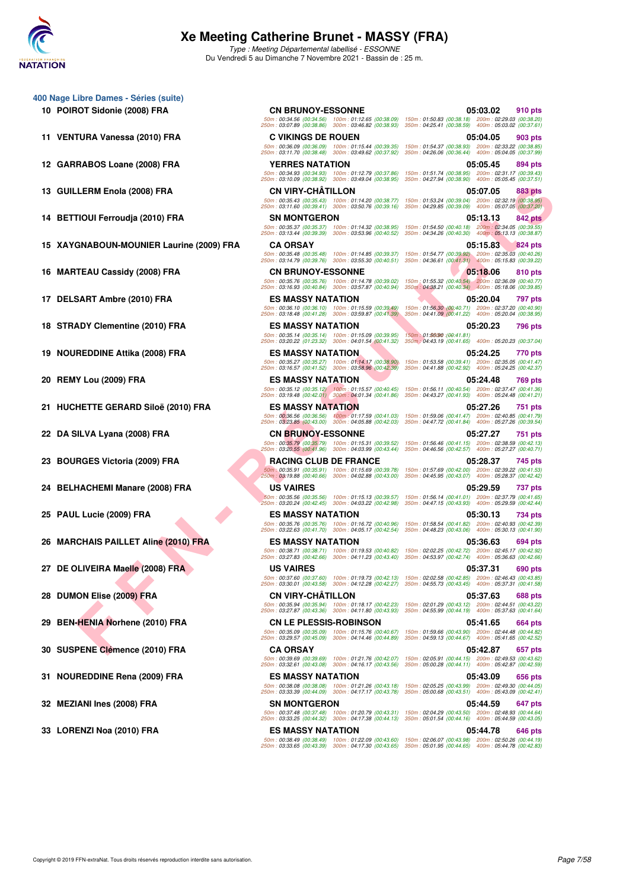# Xe Meeting Catherine Brunet - MASSY (FRA)

*Type : Meeting Départemental labellisé - ESSONNE*

Du Vendredi 5 au Dimanche 7 Novembre 2021 - Bassin de : 25 m.

## 400 Nage Libre Dames - Séries (suite)

| Rang | Nom | Club | Temps | Points |
|---|---|---|---|---|
| 10 | POIROT Sidonie (2008) FRA | CN BRUNOY-ESSONNE | 05:03.02 | 910 pts |
| | 50m : 00:34.56 (00:34.56) 100m : 01:12.65 (00:38.09) 150m : 01:50.83 (00:38.18) 200m : 02:29.03 (00:38.20) 250m : 03:07.89 (00:38.86) 300m : 03:46.82 (00:38.93) 350m : 04:25.41 (00:38.59) 400m : 05:03.02 (00:37.61) | | | |
| 11 | VENTURA Vanessa (2010) FRA | C VIKINGS DE ROUEN | 05:04.05 | 903 pts |
| | 50m : 00:36.09 (00:36.09) 100m : 01:15.44 (00:39.35) 150m : 01:54.37 (00:38.93) 200m : 02:33.22 (00:38.85) 250m : 03:11.70 (00:38.48) 300m : 03:49.62 (00:37.92) 350m : 04:26.06 (00:36.44) 400m : 05:04.05 (00:37.99) | | | |
| 12 | GARRABOS Loane (2008) FRA | YERRES NATATION | 05:05.45 | 894 pts |
| | 50m : 00:34.93 (00:34.93) 100m : 01:12.79 (00:37.86) 150m : 01:51.74 (00:38.95) 200m : 02:31.17 (00:39.43) 250m : 03:10.09 (00:38.92) 300m : 03:49.04 (00:38.95) 350m : 04:27.94 (00:38.90) 400m : 05:05.45 (00:37.51) | | | |
| 13 | GUILLERM Enola (2008) FRA | CN VIRY-CHÂTILLON | 05:07.05 | 883 pts |
| | 50m : 00:35.43 (00:35.43) 100m : 01:14.20 (00:38.77) 150m : 01:53.24 (00:39.04) 200m : 02:32.19 (00:38.95) 250m : 03:11.60 (00:39.41) 300m : 03:50.76 (00:39.16) 350m : 04:29.85 (00:39.09) 400m : 05:07.05 (00:37.20) | | | |
| 14 | BETTIOUI Ferroudja (2010) FRA | SN MONTGERON | 05:13.13 | 842 pts |
| | 50m : 00:35.37 (00:35.37) 100m : 01:14.32 (00:38.95) 150m : 01:54.50 (00:40.18) 200m : 02:34.05 (00:39.55) 250m : 03:13.44 (00:39.39) 300m : 03:53.96 (00:40.52) 350m : 04:34.26 (00:40.30) 400m : 05:13.13 (00:38.87) | | | |
| 15 | XAYGNABOUN-MOUNIER Laurine (2009) FRA | CA ORSAY | 05:15.83 | 824 pts |
| | 50m : 00:35.48 (00:35.48) 100m : 01:14.85 (00:39.37) 150m : 01:54.77 (00:39.92) 200m : 02:35.03 (00:40.26) 250m : 03:14.79 (00:39.76) 300m : 03:55.30 (00:40.51) 350m : 04:36.61 (00:41.31) 400m : 05:15.83 (00:39.22) | | | |
| 16 | MARTEAU Cassidy (2008) FRA | CN BRUNOY-ESSONNE | 05:18.06 | 810 pts |
| | 50m : 00:35.76 (00:35.76) 100m : 01:14.78 (00:39.02) 150m : 01:55.32 (00:40.54) 200m : 02:36.09 (00:40.77) 250m : 03:16.93 (00:40.84) 300m : 03:57.87 (00:40.94) 350m : 04:38.21 (00:40.34) 400m : 05:18.06 (00:39.85) | | | |
| 17 | DELSART Ambre (2010) FRA | ES MASSY NATATION | 05:20.04 | 797 pts |
| | 50m : 00:36.10 (00:36.10) 100m : 01:15.59 (00:39.49) 150m : 01:56.30 (00:40.71) 200m : 02:37.20 (00:40.90) 250m : 03:18.48 (00:41.28) 300m : 03:59.87 (00:41.39) 350m : 04:41.09 (00:41.22) 400m : 05:20.04 (00:38.95) | | | |
| 18 | STRADY Clementine (2010) FRA | ES MASSY NATATION | 05:20.23 | 796 pts |
| | 50m : 00:35.14 (00:35.14) 100m : 01:15.09 (00:39.95) 150m : 01:56.90 (00:41.81) 250m : 03:20.22 (01:23.32) 300m : 04:01.54 (00:41.32) 350m : 04:43.19 (00:41.65) 400m : 05:20.23 (00:37.04) | | | |
| 19 | NOUREDDINE Attika (2008) FRA | ES MASSY NATATION | 05:24.25 | 770 pts |
| | 50m : 00:35.27 (00:35.27) 100m : 01:14.17 (00:38.90) 150m : 01:53.58 (00:39.41) 200m : 02:35.05 (00:41.47) 250m : 03:16.57 (00:41.52) 300m : 03:58.96 (00:42.39) 350m : 04:41.88 (00:42.92) 400m : 05:24.25 (00:42.37) | | | |
| 20 | REMY Lou (2009) FRA | ES MASSY NATATION | 05:24.48 | 769 pts |
| | 50m : 00:35.12 (00:35.12) 100m : 01:15.57 (00:40.45) 150m : 01:56.11 (00:40.54) 200m : 02:37.47 (00:41.36) 250m : 03:19.48 (00:42.01) 300m : 04:01.34 (00:41.86) 350m : 04:43.27 (00:41.93) 400m : 05:24.48 (00:41.21) | | | |
| 21 | HUCHETTE GERARD Siloë (2010) FRA | ES MASSY NATATION | 05:27.26 | 751 pts |
| | 50m : 00:36.56 (00:36.56) 100m : 01:17.59 (00:41.03) 150m : 01:59.06 (00:41.47) 200m : 02:40.85 (00:41.79) 250m : 03:23.85 (00:43.00) 300m : 04:05.88 (00:42.03) 350m : 04:47.72 (00:41.84) 400m : 05:27.26 (00:39.54) | | | |
| 22 | DA SILVA Lyana (2008) FRA | CN BRUNOY-ESSONNE | 05:27.27 | 751 pts |
| | 50m : 00:35.79 (00:35.79) 100m : 01:15.31 (00:39.52) 150m : 01:56.46 (00:41.15) 200m : 02:38.59 (00:42.13) 250m : 03:20.55 (00:41.96) 300m : 04:03.99 (00:43.44) 350m : 04:46.56 (00:42.57) 400m : 05:27.27 (00:40.71) | | | |
| 23 | BOURGES Victoria (2009) FRA | RACING CLUB DE FRANCE | 05:28.37 | 745 pts |
| | 50m : 00:35.91 (00:35.91) 100m : 01:15.69 (00:39.78) 150m : 01:57.69 (00:42.00) 200m : 02:39.22 (00:41.53) 250m : 03:19.88 (00:40.66) 300m : 04:02.88 (00:43.00) 350m : 04:45.95 (00:43.07) 400m : 05:28.37 (00:42.42) | | | |
| 24 | BELHACHEMI Manare (2008) FRA | US VAIRES | 05:29.59 | 737 pts |
| | 50m : 00:35.56 (00:35.56) 100m : 01:15.13 (00:39.57) 150m : 01:56.14 (00:41.01) 200m : 02:37.79 (00:41.65) 250m : 03:20.24 (00:42.45) 300m : 04:03.22 (00:42.98) 350m : 04:47.15 (00:43.93) 400m : 05:29.59 (00:42.44) | | | |
| 25 | PAUL Lucie (2009) FRA | ES MASSY NATATION | 05:30.13 | 734 pts |
| | 50m : 00:35.76 (00:35.76) 100m : 01:16.72 (00:40.96) 150m : 01:58.54 (00:41.82) 200m : 02:40.93 (00:42.39) 250m : 03:22.63 (00:41.70) 300m : 04:05.17 (00:42.54) 350m : 04:48.23 (00:43.06) 400m : 05:30.13 (00:41.90) | | | |
| 26 | MARCHAIS PAILLET Aline (2010) FRA | ES MASSY NATATION | 05:36.63 | 694 pts |
| | 50m : 00:38.71 (00:38.71) 100m : 01:19.53 (00:40.82) 150m : 02:02.25 (00:42.72) 200m : 02:45.17 (00:42.92) 250m : 03:27.83 (00:42.66) 300m : 04:11.23 (00:43.40) 350m : 04:53.97 (00:42.74) 400m : 05:36.63 (00:42.66) | | | |
| 27 | DE OLIVEIRA Maelle (2008) FRA | US VAIRES | 05:37.31 | 690 pts |
| | 50m : 00:37.60 (00:37.60) 100m : 01:19.73 (00:42.13) 150m : 02:02.58 (00:42.85) 200m : 02:46.43 (00:43.85) 250m : 03:30.01 (00:43.58) 300m : 04:12.28 (00:42.27) 350m : 04:55.73 (00:43.45) 400m : 05:37.31 (00:41.58) | | | |
| 28 | DUMON Elise (2009) FRA | CN VIRY-CHÂTILLON | 05:37.63 | 688 pts |
| | 50m : 00:35.94 (00:35.94) 100m : 01:18.17 (00:42.23) 150m : 02:01.29 (00:43.12) 200m : 02:44.51 (00:43.22) 250m : 03:27.87 (00:43.36) 300m : 04:11.80 (00:43.93) 350m : 04:55.99 (00:44.19) 400m : 05:37.63 (00:41.64) | | | |
| 29 | BEN-HENIA Norhene (2010) FRA | CN LE PLESSIS-ROBINSON | 05:41.65 | 664 pts |
| | 50m : 00:35.09 (00:35.09) 100m : 01:15.76 (00:40.67) 150m : 01:59.66 (00:43.90) 200m : 02:44.48 (00:44.82) 250m : 03:29.57 (00:45.09) 300m : 04:14.46 (00:44.89) 350m : 04:59.13 (00:44.67) 400m : 05:41.65 (00:42.52) | | | |
| 30 | SUSPENE Clémence (2010) FRA | CA ORSAY | 05:42.87 | 657 pts |
| | 50m : 00:39.69 (00:39.69) 100m : 01:21.76 (00:42.07) 150m : 02:05.91 (00:44.15) 200m : 02:49.53 (00:43.62) 250m : 03:32.61 (00:43.08) 300m : 04:16.17 (00:43.56) 350m : 05:00.28 (00:44.11) 400m : 05:42.87 (00:42.59) | | | |
| 31 | NOUREDDINE Rena (2009) FRA | ES MASSY NATATION | 05:43.09 | 656 pts |
| | 50m : 00:38.08 (00:38.08) 100m : 01:21.26 (00:43.18) 150m : 02:05.25 (00:43.99) 200m : 02:49.30 (00:44.05) 250m : 03:33.39 (00:44.09) 300m : 04:17.17 (00:43.78) 350m : 05:00.68 (00:43.51) 400m : 05:43.09 (00:42.41) | | | |
| 32 | MEZIANI Ines (2008) FRA | SN MONTGERON | 05:44.59 | 647 pts |
| | 50m : 00:37.48 (00:37.48) 100m : 01:20.79 (00:43.31) 150m : 02:04.29 (00:43.50) 200m : 02:48.93 (00:44.64) 250m : 03:33.25 (00:44.32) 300m : 04:17.38 (00:44.13) 350m : 05:01.54 (00:44.16) 400m : 05:44.59 (00:43.05) | | | |
| 33 | LORENZI Noa (2010) FRA | ES MASSY NATATION | 05:44.78 | 646 pts |
| | 50m : 00:38.49 (00:38.49) 100m : 01:22.09 (00:43.60) 150m : 02:06.07 (00:43.98) 200m : 02:50.26 (00:44.19) 250m : 03:33.65 (00:43.39) 300m : 04:17.30 (00:43.65) 350m : 05:01.95 (00:44.65) 400m : 05:44.78 (00:42.83) | | | |

Copyright © 2019 FFN-extraNat. Tous droits réservés reproduction interdite sans autorisation.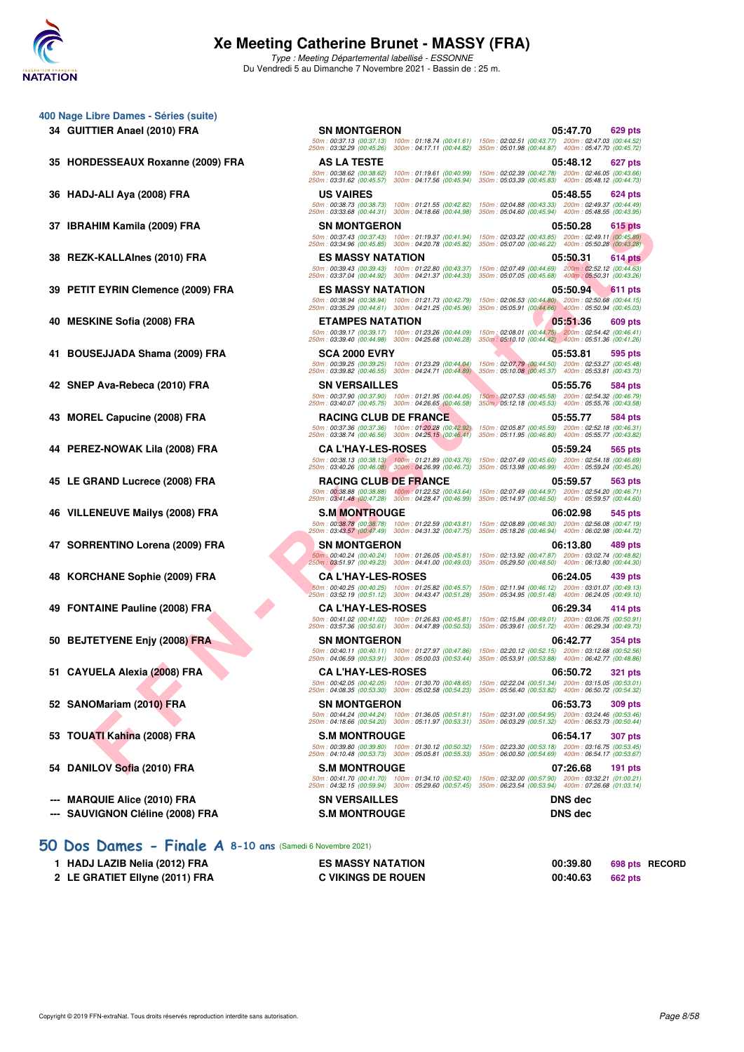# Xe Meeting Catherine Brunet - MASSY (FRA)

*Type : Meeting Départemental labellisé - ESSONNE*

Du Vendredi 5 au Dimanche 7 Novembre 2021 - Bassin de : 25 m.

## 400 Nage Libre Dames - Séries (suite)

| Rang | Nom | Club | Temps | Points |
|---|---|---|---|---|
| 34 | GUITTIER Anael (2010) FRA | SN MONTGERON | 05:47.70 | 629 pts |
| | 50m : 00:37.13 (00:37.13) 100m : 01:18.74 (00:41.61) 150m : 02:02.51 (00:43.77) 200m : 02:47.03 (00:44.52) 250m : 03:32.29 (00:45.26) 300m : 04:17.11 (00:44.82) 350m : 05:01.98 (00:44.87) 400m : 05:47.70 (00:45.72) | | | |
| 35 | HORDESSEAUX Roxanne (2009) FRA | AS LA TESTE | 05:48.12 | 627 pts |
| | 50m : 00:38.62 (00:38.62) 100m : 01:19.61 (00:40.99) 150m : 02:02.39 (00:42.78) 200m : 02:46.05 (00:43.66) 250m : 03:31.62 (00:45.57) 300m : 04:17.56 (00:45.94) 350m : 05:03.39 (00:45.83) 400m : 05:48.12 (00:44.73) | | | |
| 36 | HADJ-ALI Aya (2008) FRA | US VAIRES | 05:48.55 | 624 pts |
| | 50m : 00:38.73 (00:38.73) 100m : 01:21.55 (00:42.82) 150m : 02:04.88 (00:43.33) 200m : 02:49.37 (00:44.49) 250m : 03:33.68 (00:44.31) 300m : 04:18.66 (00:44.98) 350m : 05:04.60 (00:45.94) 400m : 05:48.55 (00:43.95) | | | |
| 37 | IBRAHIM Kamila (2009) FRA | SN MONTGERON | 05:50.28 | 615 pts |
| | 50m : 00:37.43 (00:37.43) 100m : 01:19.37 (00:41.94) 150m : 02:03.22 (00:43.85) 200m : 02:49.11 (00:45.89) 250m : 03:34.96 (00:45.85) 300m : 04:20.78 (00:45.82) 350m : 05:07.00 (00:46.22) 400m : 05:50.28 (00:43.28) | | | |
| 38 | REZK-KALLAInes (2010) FRA | ES MASSY NATATION | 05:50.31 | 614 pts |
| | 50m : 00:39.43 (00:39.43) 100m : 01:22.80 (00:43.37) 150m : 02:07.49 (00:44.69) 200m : 02:52.12 (00:44.63) 250m : 03:37.04 (00:44.92) 300m : 04:21.37 (00:44.33) 350m : 05:07.05 (00:45.68) 400m : 05:50.31 (00:43.26) | | | |
| 39 | PETIT EYRIN Clemence (2009) FRA | ES MASSY NATATION | 05:50.94 | 611 pts |
| | 50m : 00:38.94 (00:38.94) 100m : 01:21.73 (00:42.79) 150m : 02:06.53 (00:44.80) 200m : 02:50.68 (00:44.15) 250m : 03:35.29 (00:44.61) 300m : 04:21.25 (00:45.96) 350m : 05:05.91 (00:44.66) 400m : 05:50.94 (00:45.03) | | | |
| 40 | MESKINE Sofia (2008) FRA | ETAMPES NATATION | 05:51.36 | 609 pts |
| | 50m : 00:39.17 (00:39.17) 100m : 01:23.26 (00:44.09) 150m : 02:08.01 (00:44.75) 200m : 02:54.42 (00:46.41) 250m : 03:39.40 (00:44.98) 300m : 04:25.68 (00:46.28) 350m : 05:10.10 (00:44.42) 400m : 05:51.36 (00:41.26) | | | |
| 41 | BOUSEJJADA Shama (2009) FRA | SCA 2000 EVRY | 05:53.81 | 595 pts |
| | 50m : 00:39.25 (00:39.25) 100m : 01:23.29 (00:44.04) 150m : 02:07.79 (00:44.50) 200m : 02:53.27 (00:45.48) 250m : 03:39.82 (00:46.55) 300m : 04:24.71 (00:44.89) 350m : 05:10.08 (00:45.37) 400m : 05:53.81 (00:43.73) | | | |
| 42 | SNEP Ava-Rebeca (2010) FRA | SN VERSAILLES | 05:55.76 | 584 pts |
| | 50m : 00:37.90 (00:37.90) 100m : 01:21.95 (00:44.05) 150m : 02:07.53 (00:45.58) 200m : 02:54.32 (00:46.79) 250m : 03:40.07 (00:45.75) 300m : 04:26.65 (00:46.58) 350m : 05:12.18 (00:45.53) 400m : 05:55.76 (00:43.58) | | | |
| 43 | MOREL Capucine (2008) FRA | RACING CLUB DE FRANCE | 05:55.77 | 584 pts |
| | 50m : 00:37.36 (00:37.36) 100m : 01:20.28 (00:42.92) 150m : 02:05.87 (00:45.59) 200m : 02:52.18 (00:46.31) 250m : 03:38.74 (00:46.56) 300m : 04:25.15 (00:46.41) 350m : 05:11.95 (00:46.80) 400m : 05:55.77 (00:43.82) | | | |
| 44 | PEREZ-NOWAK Lila (2008) FRA | CA L'HAY-LES-ROSES | 05:59.24 | 565 pts |
| | 50m : 00:38.13 (00:38.13) 100m : 01:21.89 (00:43.76) 150m : 02:07.49 (00:45.60) 200m : 02:54.18 (00:46.69) 250m : 03:40.26 (00:46.08) 300m : 04:26.99 (00:46.73) 350m : 05:13.98 (00:46.99) 400m : 05:59.24 (00:45.26) | | | |
| 45 | LE GRAND Lucrece (2008) FRA | RACING CLUB DE FRANCE | 05:59.57 | 563 pts |
| | 50m : 00:38.88 (00:38.88) 100m : 01:22.52 (00:43.64) 150m : 02:07.49 (00:44.97) 200m : 02:54.20 (00:46.71) 250m : 03:41.48 (00:47.28) 300m : 04:28.47 (00:46.99) 350m : 05:14.97 (00:46.50) 400m : 05:59.57 (00:44.60) | | | |
| 46 | VILLENEUVE Mailys (2008) FRA | S.M MONTROUGE | 06:02.98 | 545 pts |
| | 50m : 00:38.78 (00:38.78) 100m : 01:22.59 (00:43.81) 150m : 02:08.89 (00:46.30) 200m : 02:56.08 (00:47.19) 250m : 03:43.57 (00:47.49) 300m : 04:31.32 (00:47.75) 350m : 05:18.26 (00:46.94) 400m : 06:02.98 (00:44.72) | | | |
| 47 | SORRENTINO Lorena (2009) FRA | SN MONTGERON | 06:13.80 | 489 pts |
| | 50m : 00:40.24 (00:40.24) 100m : 01:26.05 (00:45.81) 150m : 02:13.92 (00:47.87) 200m : 03:02.74 (00:48.82) 250m : 03:51.97 (00:49.23) 300m : 04:41.00 (00:49.03) 350m : 05:29.50 (00:48.50) 400m : 06:13.80 (00:44.30) | | | |
| 48 | KORCHANE Sophie (2009) FRA | CA L'HAY-LES-ROSES | 06:24.05 | 439 pts |
| | 50m : 00:40.25 (00:40.25) 100m : 01:25.82 (00:45.57) 150m : 02:11.94 (00:46.12) 200m : 03:01.07 (00:49.13) 250m : 03:52.19 (00:51.12) 300m : 04:43.47 (00:51.28) 350m : 05:34.95 (00:51.48) 400m : 06:24.05 (00:49.10) | | | |
| 49 | FONTAINE Pauline (2008) FRA | CA L'HAY-LES-ROSES | 06:29.34 | 414 pts |
| | 50m : 00:41.02 (00:41.02) 100m : 01:26.83 (00:45.81) 150m : 02:15.84 (00:49.01) 200m : 03:06.75 (00:50.91) 250m : 03:57.36 (00:50.61) 300m : 04:47.89 (00:50.53) 350m : 05:39.61 (00:51.72) 400m : 06:29.34 (00:49.73) | | | |
| 50 | BEJTETYENE Enjy (2008) FRA | SN MONTGERON | 06:42.77 | 354 pts |
| | 50m : 00:40.11 (00:40.11) 100m : 01:27.97 (00:47.86) 150m : 02:20.12 (00:52.15) 200m : 03:12.68 (00:52.56) 250m : 04:06.59 (00:53.91) 300m : 05:00.03 (00:53.44) 350m : 05:53.91 (00:53.88) 400m : 06:42.77 (00:48.86) | | | |
| 51 | CAYUELA Alexia (2008) FRA | CA L'HAY-LES-ROSES | 06:50.72 | 321 pts |
| | 50m : 00:42.05 (00:42.05) 100m : 01:30.70 (00:48.65) 150m : 02:22.04 (00:51.34) 200m : 03:15.05 (00:53.01) 250m : 04:08.35 (00:53.30) 300m : 05:02.58 (00:54.23) 350m : 05:56.40 (00:53.82) 400m : 06:50.72 (00:54.32) | | | |
| 52 | SANOMariam (2010) FRA | SN MONTGERON | 06:53.73 | 309 pts |
| | 50m : 00:44.24 (00:44.24) 100m : 01:36.05 (00:51.81) 150m : 02:31.00 (00:54.95) 200m : 03:24.46 (00:53.46) 250m : 04:18.66 (00:54.20) 300m : 05:11.97 (00:53.31) 350m : 06:03.29 (00:51.32) 400m : 06:53.73 (00:50.44) | | | |
| 53 | TOUATI Kahina (2008) FRA | S.M MONTROUGE | 06:54.17 | 307 pts |
| | 50m : 00:39.80 (00:39.80) 100m : 01:30.12 (00:50.32) 150m : 02:23.30 (00:53.18) 200m : 03:16.75 (00:53.45) 250m : 04:10.48 (00:53.73) 300m : 05:05.81 (00:55.33) 350m : 06:00.50 (00:54.69) 400m : 06:54.17 (00:53.67) | | | |
| 54 | DANILOV Sofia (2010) FRA | S.M MONTROUGE | 07:26.68 | 191 pts |
| | 50m : 00:41.70 (00:41.70) 100m : 01:34.10 (00:52.40) 150m : 02:32.00 (00:57.90) 200m : 03:32.21 (01:00.21) 250m : 04:32.15 (00:59.94) 300m : 05:29.60 (00:57.45) 350m : 06:23.54 (00:53.94) 400m : 07:26.68 (01:03.14) | | | |
| --- | MARQUIE Alice (2010) FRA | SN VERSAILLES | DNS dec | |
| --- | SAUVIGNON Cléline (2008) FRA | S.M MONTROUGE | DNS dec | |

## 50 Dos Dames - Finale A 8-10 ans (Samedi 6 Novembre 2021)

| Rang | Nom | Club | Temps | Points | |
|---|---|---|---|---|---|
| 1 | HADJ LAZIB Nelia (2012) FRA | ES MASSY NATATION | 00:39.80 | 698 pts | RECORD |
| 2 | LE GRATIET Ellyne (2011) FRA | C VIKINGS DE ROUEN | 00:40.63 | 662 pts | |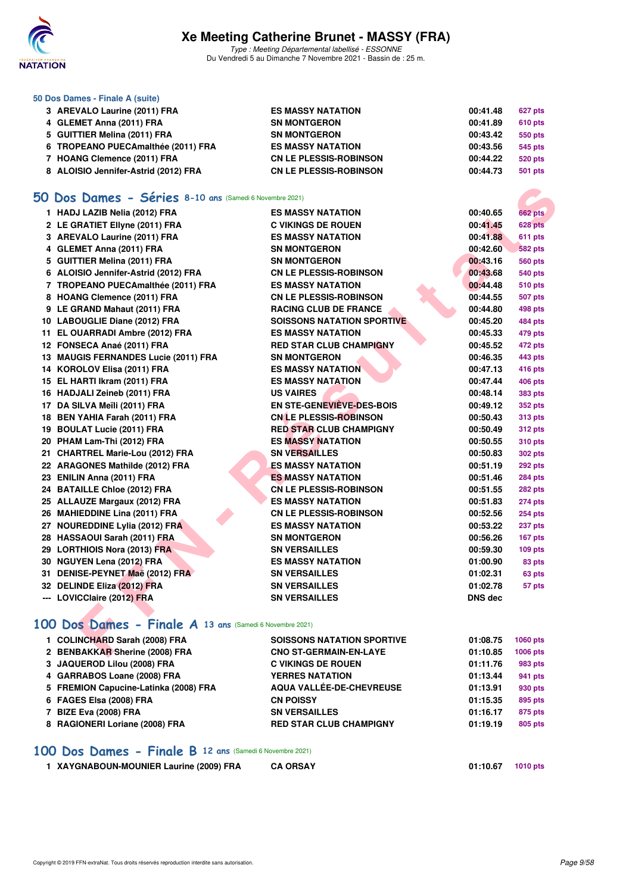# Xe Meeting Catherine Brunet - MASSY (FRA)

*Type : Meeting Départemental labellisé - ESSONNE*
Du Vendredi 5 au Dimanche 7 Novembre 2021 - Bassin de : 25 m.

### 50 Dos Dames - Finale A (suite)

| | | | |
|---|---|---|---|
| 3 AREVALO Laurine (2011) FRA | ES MASSY NATATION | 00:41.48 | 627 pts |
| 4 GLEMET Anna (2011) FRA | SN MONTGERON | 00:41.89 | 610 pts |
| 5 GUITTIER Melina (2011) FRA | SN MONTGERON | 00:43.42 | 550 pts |
| 6 TROPEANO PUECAmalthée (2011) FRA | ES MASSY NATATION | 00:43.56 | 545 pts |
| 7 HOANG Clemence (2011) FRA | CN LE PLESSIS-ROBINSON | 00:44.22 | 520 pts |
| 8 ALOISIO Jennifer-Astrid (2012) FRA | CN LE PLESSIS-ROBINSON | 00:44.73 | 501 pts |

## 50 Dos Dames - Séries 8-10 ans (Samedi 6 Novembre 2021)

| | | | |
|---|---|---|---|
| 1 HADJ LAZIB Nelia (2012) FRA | ES MASSY NATATION | 00:40.65 | 662 pts |
| 2 LE GRATIET Ellyne (2011) FRA | C VIKINGS DE ROUEN | 00:41.45 | 628 pts |
| 3 AREVALO Laurine (2011) FRA | ES MASSY NATATION | 00:41.88 | 611 pts |
| 4 GLEMET Anna (2011) FRA | SN MONTGERON | 00:42.60 | 582 pts |
| 5 GUITTIER Melina (2011) FRA | SN MONTGERON | 00:43.16 | 560 pts |
| 6 ALOISIO Jennifer-Astrid (2012) FRA | CN LE PLESSIS-ROBINSON | 00:43.68 | 540 pts |
| 7 TROPEANO PUECAmalthée (2011) FRA | ES MASSY NATATION | 00:44.48 | 510 pts |
| 8 HOANG Clemence (2011) FRA | CN LE PLESSIS-ROBINSON | 00:44.55 | 507 pts |
| 9 LE GRAND Mahaut (2011) FRA | RACING CLUB DE FRANCE | 00:44.80 | 498 pts |
| 10 LABOUGLIE Diane (2012) FRA | SOISSONS NATATION SPORTIVE | 00:45.20 | 484 pts |
| 11 EL OUARRADI Ambre (2012) FRA | ES MASSY NATATION | 00:45.33 | 479 pts |
| 12 FONSECA Anaé (2011) FRA | RED STAR CLUB CHAMPIGNY | 00:45.52 | 472 pts |
| 13 MAUGIS FERNANDES Lucie (2011) FRA | SN MONTGERON | 00:46.35 | 443 pts |
| 14 KOROLOV Elisa (2011) FRA | ES MASSY NATATION | 00:47.13 | 416 pts |
| 15 EL HARTI Ikram (2011) FRA | ES MASSY NATATION | 00:47.44 | 406 pts |
| 16 HADJALI Zeineb (2011) FRA | US VAIRES | 00:48.14 | 383 pts |
| 17 DA SILVA Meïli (2011) FRA | EN STE-GENEVIÈVE-DES-BOIS | 00:49.12 | 352 pts |
| 18 BEN YAHIA Farah (2011) FRA | CN LE PLESSIS-ROBINSON | 00:50.43 | 313 pts |
| 19 BOULAT Lucie (2011) FRA | RED STAR CLUB CHAMPIGNY | 00:50.49 | 312 pts |
| 20 PHAM Lam-Thi (2012) FRA | ES MASSY NATATION | 00:50.55 | 310 pts |
| 21 CHARTREL Marie-Lou (2012) FRA | SN VERSAILLES | 00:50.83 | 302 pts |
| 22 ARAGONES Mathilde (2012) FRA | ES MASSY NATATION | 00:51.19 | 292 pts |
| 23 ENILIN Anna (2011) FRA | ES MASSY NATATION | 00:51.46 | 284 pts |
| 24 BATAILLE Chloe (2012) FRA | CN LE PLESSIS-ROBINSON | 00:51.55 | 282 pts |
| 25 ALLAUZE Margaux (2012) FRA | ES MASSY NATATION | 00:51.83 | 274 pts |
| 26 MAHIEDDINE Lina (2011) FRA | CN LE PLESSIS-ROBINSON | 00:52.56 | 254 pts |
| 27 NOUREDDINE Lylia (2012) FRA | ES MASSY NATATION | 00:53.22 | 237 pts |
| 28 HASSAOUI Sarah (2011) FRA | SN MONTGERON | 00:56.26 | 167 pts |
| 29 LORTHIOIS Nora (2013) FRA | SN VERSAILLES | 00:59.30 | 109 pts |
| 30 NGUYEN Lena (2012) FRA | ES MASSY NATATION | 01:00.90 | 83 pts |
| 31 DENISE-PEYNET Maë (2012) FRA | SN VERSAILLES | 01:02.31 | 63 pts |
| 32 DELINDE Eliza (2012) FRA | SN VERSAILLES | 01:02.78 | 57 pts |
| --- LOVICClaire (2012) FRA | SN VERSAILLES | DNS dec | |

## 100 Dos Dames - Finale A 13 ans (Samedi 6 Novembre 2021)

| | | | |
|---|---|---|---|
| 1 COLINCHARD Sarah (2008) FRA | SOISSONS NATATION SPORTIVE | 01:08.75 | 1060 pts |
| 2 BENBAKKAR Sherine (2008) FRA | CNO ST-GERMAIN-EN-LAYE | 01:10.85 | 1006 pts |
| 3 JAQUEROD Lilou (2008) FRA | C VIKINGS DE ROUEN | 01:11.76 | 983 pts |
| 4 GARRABOS Loane (2008) FRA | YERRES NATATION | 01:13.44 | 941 pts |
| 5 FREMION Capucine-Latinka (2008) FRA | AQUA VALLÉE-DE-CHEVREUSE | 01:13.91 | 930 pts |
| 6 FAGES Elsa (2008) FRA | CN POISSY | 01:15.35 | 895 pts |
| 7 BIZE Eva (2008) FRA | SN VERSAILLES | 01:16.17 | 875 pts |
| 8 RAGIONERI Loriane (2008) FRA | RED STAR CLUB CHAMPIGNY | 01:19.19 | 805 pts |

## 100 Dos Dames - Finale B 12 ans (Samedi 6 Novembre 2021)

| | | | |
|---|---|---|---|
| 1 XAYGNABOUN-MOUNIER Laurine (2009) FRA | CA ORSAY | 01:10.67 | 1010 pts |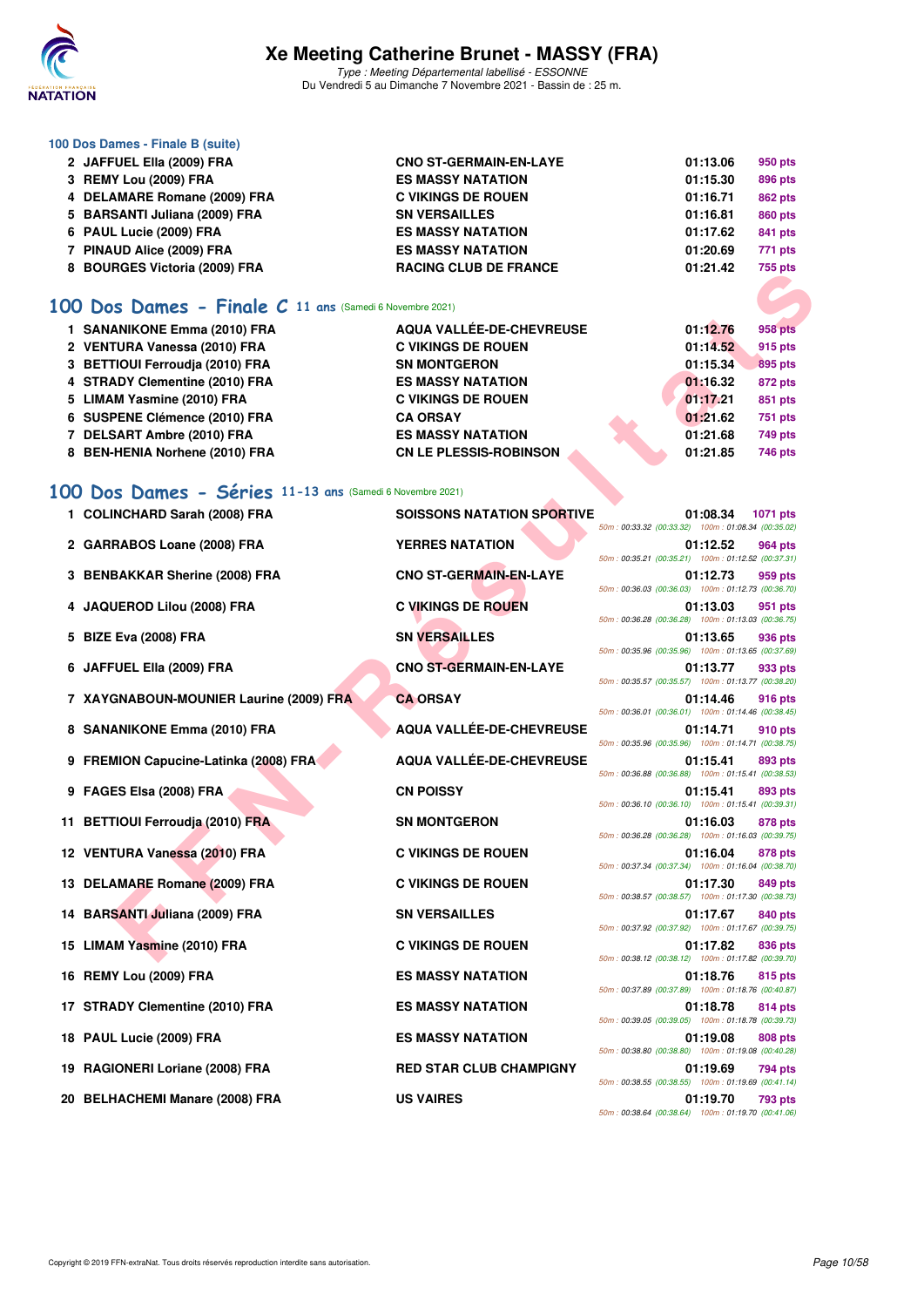# Xe Meeting Catherine Brunet - MASSY (FRA)

*Type : Meeting Départemental labellisé - ESSONNE*
Du Vendredi 5 au Dimanche 7 Novembre 2021 - Bassin de : 25 m.

### 100 Dos Dames - Finale B (suite)

| | | | |
|---|---|---|---|
| 2 JAFFUEL Ella (2009) FRA | CNO ST-GERMAIN-EN-LAYE | 01:13.06 | 950 pts |
| 3 REMY Lou (2009) FRA | ES MASSY NATATION | 01:15.30 | 896 pts |
| 4 DELAMARE Romane (2009) FRA | C VIKINGS DE ROUEN | 01:16.71 | 862 pts |
| 5 BARSANTI Juliana (2009) FRA | SN VERSAILLES | 01:16.81 | 860 pts |
| 6 PAUL Lucie (2009) FRA | ES MASSY NATATION | 01:17.62 | 841 pts |
| 7 PINAUD Alice (2009) FRA | ES MASSY NATATION | 01:20.69 | 771 pts |
| 8 BOURGES Victoria (2009) FRA | RACING CLUB DE FRANCE | 01:21.42 | 755 pts |

## 100 Dos Dames - Finale C 11 ans (Samedi 6 Novembre 2021)

| | | | |
|---|---|---|---|
| 1 SANANIKONE Emma (2010) FRA | AQUA VALLÉE-DE-CHEVREUSE | 01:12.76 | 958 pts |
| 2 VENTURA Vanessa (2010) FRA | C VIKINGS DE ROUEN | 01:14.52 | 915 pts |
| 3 BETTIOUI Ferroudja (2010) FRA | SN MONTGERON | 01:15.34 | 895 pts |
| 4 STRADY Clementine (2010) FRA | ES MASSY NATATION | 01:16.32 | 872 pts |
| 5 LIMAM Yasmine (2010) FRA | C VIKINGS DE ROUEN | 01:17.21 | 851 pts |
| 6 SUSPENE Clémence (2010) FRA | CA ORSAY | 01:21.62 | 751 pts |
| 7 DELSART Ambre (2010) FRA | ES MASSY NATATION | 01:21.68 | 749 pts |
| 8 BEN-HENIA Norhene (2010) FRA | CN LE PLESSIS-ROBINSON | 01:21.85 | 746 pts |

## 100 Dos Dames - Séries 11-13 ans (Samedi 6 Novembre 2021)

| | | | | |
|---|---|---|---|---|
| 1 COLINCHARD Sarah (2008) FRA | SOISSONS NATATION SPORTIVE | 01:08.34 | 1071 pts | 50m : 00:33.32 (00:33.32) 100m : 01:08.34 (00:35.02) |
| 2 GARRABOS Loane (2008) FRA | YERRES NATATION | 01:12.52 | 964 pts | 50m : 00:35.21 (00:35.21) 100m : 01:12.52 (00:37.31) |
| 3 BENBAKKAR Sherine (2008) FRA | CNO ST-GERMAIN-EN-LAYE | 01:12.73 | 959 pts | 50m : 00:36.03 (00:36.03) 100m : 01:12.73 (00:36.70) |
| 4 JAQUEROD Lilou (2008) FRA | C VIKINGS DE ROUEN | 01:13.03 | 951 pts | 50m : 00:36.28 (00:36.28) 100m : 01:13.03 (00:36.75) |
| 5 BIZE Eva (2008) FRA | SN VERSAILLES | 01:13.65 | 936 pts | 50m : 00:35.96 (00:35.96) 100m : 01:13.65 (00:37.69) |
| 6 JAFFUEL Ella (2009) FRA | CNO ST-GERMAIN-EN-LAYE | 01:13.77 | 933 pts | 50m : 00:35.57 (00:35.57) 100m : 01:13.77 (00:38.20) |
| 7 XAYGNABOUN-MOUNIER Laurine (2009) FRA | CA ORSAY | 01:14.46 | 916 pts | 50m : 00:36.01 (00:36.01) 100m : 01:14.46 (00:38.45) |
| 8 SANANIKONE Emma (2010) FRA | AQUA VALLÉE-DE-CHEVREUSE | 01:14.71 | 910 pts | 50m : 00:35.96 (00:35.96) 100m : 01:14.71 (00:38.75) |
| 9 FREMION Capucine-Latinka (2008) FRA | AQUA VALLÉE-DE-CHEVREUSE | 01:15.41 | 893 pts | 50m : 00:36.88 (00:36.88) 100m : 01:15.41 (00:38.53) |
| 9 FAGES Elsa (2008) FRA | CN POISSY | 01:15.41 | 893 pts | 50m : 00:36.10 (00:36.10) 100m : 01:15.41 (00:39.31) |
| 11 BETTIOUI Ferroudja (2010) FRA | SN MONTGERON | 01:16.03 | 878 pts | 50m : 00:36.28 (00:36.28) 100m : 01:16.03 (00:39.75) |
| 12 VENTURA Vanessa (2010) FRA | C VIKINGS DE ROUEN | 01:16.04 | 878 pts | 50m : 00:37.34 (00:37.34) 100m : 01:16.04 (00:38.70) |
| 13 DELAMARE Romane (2009) FRA | C VIKINGS DE ROUEN | 01:17.30 | 849 pts | 50m : 00:38.57 (00:38.57) 100m : 01:17.30 (00:38.73) |
| 14 BARSANTI Juliana (2009) FRA | SN VERSAILLES | 01:17.67 | 840 pts | 50m : 00:37.92 (00:37.92) 100m : 01:17.67 (00:39.75) |
| 15 LIMAM Yasmine (2010) FRA | C VIKINGS DE ROUEN | 01:17.82 | 836 pts | 50m : 00:38.12 (00:38.12) 100m : 01:17.82 (00:39.70) |
| 16 REMY Lou (2009) FRA | ES MASSY NATATION | 01:18.76 | 815 pts | 50m : 00:37.89 (00:37.89) 100m : 01:18.76 (00:40.87) |
| 17 STRADY Clementine (2010) FRA | ES MASSY NATATION | 01:18.78 | 814 pts | 50m : 00:39.05 (00:39.05) 100m : 01:18.78 (00:39.73) |
| 18 PAUL Lucie (2009) FRA | ES MASSY NATATION | 01:19.08 | 808 pts | 50m : 00:38.80 (00:38.80) 100m : 01:19.08 (00:40.28) |
| 19 RAGIONERI Loriane (2008) FRA | RED STAR CLUB CHAMPIGNY | 01:19.69 | 794 pts | 50m : 00:38.55 (00:38.55) 100m : 01:19.69 (00:41.14) |
| 20 BELHACHEMI Manare (2008) FRA | US VAIRES | 01:19.70 | 793 pts | 50m : 00:38.64 (00:38.64) 100m : 01:19.70 (00:41.06) |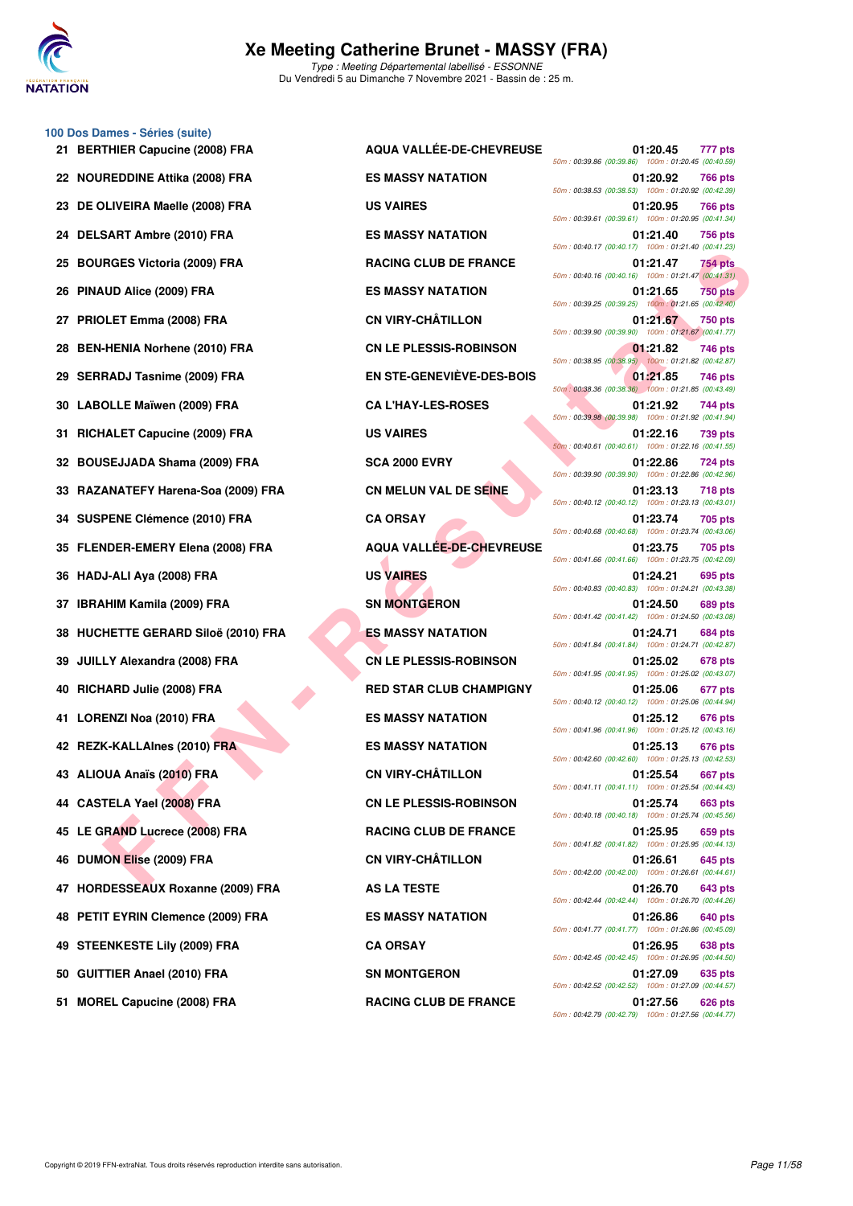# Xe Meeting Catherine Brunet - MASSY (FRA)

*Type : Meeting Départemental labellisé - ESSONNE*
Du Vendredi 5 au Dimanche 7 Novembre 2021 - Bassin de : 25 m.

## 100 Dos Dames - Séries (suite)

| Place | Nom | Club | Temps | Points | Intermédiaires |
|---|---|---|---|---|---|
| 21 | BERTHIER Capucine (2008) FRA | AQUA VALLÉE-DE-CHEVREUSE | 01:20.45 | 777 pts | 50m : 00:39.86 (00:39.86) 100m : 01:20.45 (00:40.59) |
| 22 | NOUREDDINE Attika (2008) FRA | ES MASSY NATATION | 01:20.92 | 766 pts | 50m : 00:38.53 (00:38.53) 100m : 01:20.92 (00:42.39) |
| 23 | DE OLIVEIRA Maelle (2008) FRA | US VAIRES | 01:20.95 | 766 pts | 50m : 00:39.61 (00:39.61) 100m : 01:20.95 (00:41.34) |
| 24 | DELSART Ambre (2010) FRA | ES MASSY NATATION | 01:21.40 | 756 pts | 50m : 00:40.17 (00:40.17) 100m : 01:21.40 (00:41.23) |
| 25 | BOURGES Victoria (2009) FRA | RACING CLUB DE FRANCE | 01:21.47 | 754 pts | 50m : 00:40.16 (00:40.16) 100m : 01:21.47 (00:41.31) |
| 26 | PINAUD Alice (2009) FRA | ES MASSY NATATION | 01:21.65 | 750 pts | 50m : 00:39.25 (00:39.25) 100m : 01:21.65 (00:42.40) |
| 27 | PRIOLET Emma (2008) FRA | CN VIRY-CHÂTILLON | 01:21.67 | 750 pts | 50m : 00:39.90 (00:39.90) 100m : 01:21.67 (00:41.77) |
| 28 | BEN-HENIA Norhene (2010) FRA | CN LE PLESSIS-ROBINSON | 01:21.82 | 746 pts | 50m : 00:38.95 (00:38.95) 100m : 01:21.82 (00:42.87) |
| 29 | SERRADJ Tasnime (2009) FRA | EN STE-GENEVIÈVE-DES-BOIS | 01:21.85 | 746 pts | 50m : 00:38.36 (00:38.36) 100m : 01:21.85 (00:43.49) |
| 30 | LABOLLE Maïwen (2009) FRA | CA L'HAY-LES-ROSES | 01:21.92 | 744 pts | 50m : 00:39.98 (00:39.98) 100m : 01:21.92 (00:41.94) |
| 31 | RICHALET Capucine (2009) FRA | US VAIRES | 01:22.16 | 739 pts | 50m : 00:40.61 (00:40.61) 100m : 01:22.16 (00:41.55) |
| 32 | BOUSEJJADA Shama (2009) FRA | SCA 2000 EVRY | 01:22.86 | 724 pts | 50m : 00:39.90 (00:39.90) 100m : 01:22.86 (00:42.96) |
| 33 | RAZANATEFY Harena-Soa (2009) FRA | CN MELUN VAL DE SEINE | 01:23.13 | 718 pts | 50m : 00:40.12 (00:40.12) 100m : 01:23.13 (00:43.01) |
| 34 | SUSPENE Clémence (2010) FRA | CA ORSAY | 01:23.74 | 705 pts | 50m : 00:40.68 (00:40.68) 100m : 01:23.74 (00:43.06) |
| 35 | FLENDER-EMERY Elena (2008) FRA | AQUA VALLÉE-DE-CHEVREUSE | 01:23.75 | 705 pts | 50m : 00:41.66 (00:41.66) 100m : 01:23.75 (00:42.09) |
| 36 | HADJ-ALI Aya (2008) FRA | US VAIRES | 01:24.21 | 695 pts | 50m : 00:40.83 (00:40.83) 100m : 01:24.21 (00:43.38) |
| 37 | IBRAHIM Kamila (2009) FRA | SN MONTGERON | 01:24.50 | 689 pts | 50m : 00:41.42 (00:41.42) 100m : 01:24.50 (00:43.08) |
| 38 | HUCHETTE GERARD Siloë (2010) FRA | ES MASSY NATATION | 01:24.71 | 684 pts | 50m : 00:41.84 (00:41.84) 100m : 01:24.71 (00:42.87) |
| 39 | JUILLY Alexandra (2008) FRA | CN LE PLESSIS-ROBINSON | 01:25.02 | 678 pts | 50m : 00:41.95 (00:41.95) 100m : 01:25.02 (00:43.07) |
| 40 | RICHARD Julie (2008) FRA | RED STAR CLUB CHAMPIGNY | 01:25.06 | 677 pts | 50m : 00:40.12 (00:40.12) 100m : 01:25.06 (00:44.94) |
| 41 | LORENZI Noa (2010) FRA | ES MASSY NATATION | 01:25.12 | 676 pts | 50m : 00:41.96 (00:41.96) 100m : 01:25.12 (00:43.16) |
| 42 | REZK-KALLAInes (2010) FRA | ES MASSY NATATION | 01:25.13 | 676 pts | 50m : 00:42.60 (00:42.60) 100m : 01:25.13 (00:42.53) |
| 43 | ALIOUA Anaïs (2010) FRA | CN VIRY-CHÂTILLON | 01:25.54 | 667 pts | 50m : 00:41.11 (00:41.11) 100m : 01:25.54 (00:44.43) |
| 44 | CASTELA Yael (2008) FRA | CN LE PLESSIS-ROBINSON | 01:25.74 | 663 pts | 50m : 00:40.18 (00:40.18) 100m : 01:25.74 (00:45.56) |
| 45 | LE GRAND Lucrece (2008) FRA | RACING CLUB DE FRANCE | 01:25.95 | 659 pts | 50m : 00:41.82 (00:41.82) 100m : 01:25.95 (00:44.13) |
| 46 | DUMON Elise (2009) FRA | CN VIRY-CHÂTILLON | 01:26.61 | 645 pts | 50m : 00:42.00 (00:42.00) 100m : 01:26.61 (00:44.61) |
| 47 | HORDESSEAUX Roxanne (2009) FRA | AS LA TESTE | 01:26.70 | 643 pts | 50m : 00:42.44 (00:42.44) 100m : 01:26.70 (00:44.26) |
| 48 | PETIT EYRIN Clemence (2009) FRA | ES MASSY NATATION | 01:26.86 | 640 pts | 50m : 00:41.77 (00:41.77) 100m : 01:26.86 (00:45.09) |
| 49 | STEENKESTE Lily (2009) FRA | CA ORSAY | 01:26.95 | 638 pts | 50m : 00:42.45 (00:42.45) 100m : 01:26.95 (00:44.50) |
| 50 | GUITTIER Anael (2010) FRA | SN MONTGERON | 01:27.09 | 635 pts | 50m : 00:42.52 (00:42.52) 100m : 01:27.09 (00:44.57) |
| 51 | MOREL Capucine (2008) FRA | RACING CLUB DE FRANCE | 01:27.56 | 626 pts | 50m : 00:42.79 (00:42.79) 100m : 01:27.56 (00:44.77) |

Copyright © 2019 FFN-extraNat. Tous droits réservés reproduction interdite sans autorisation.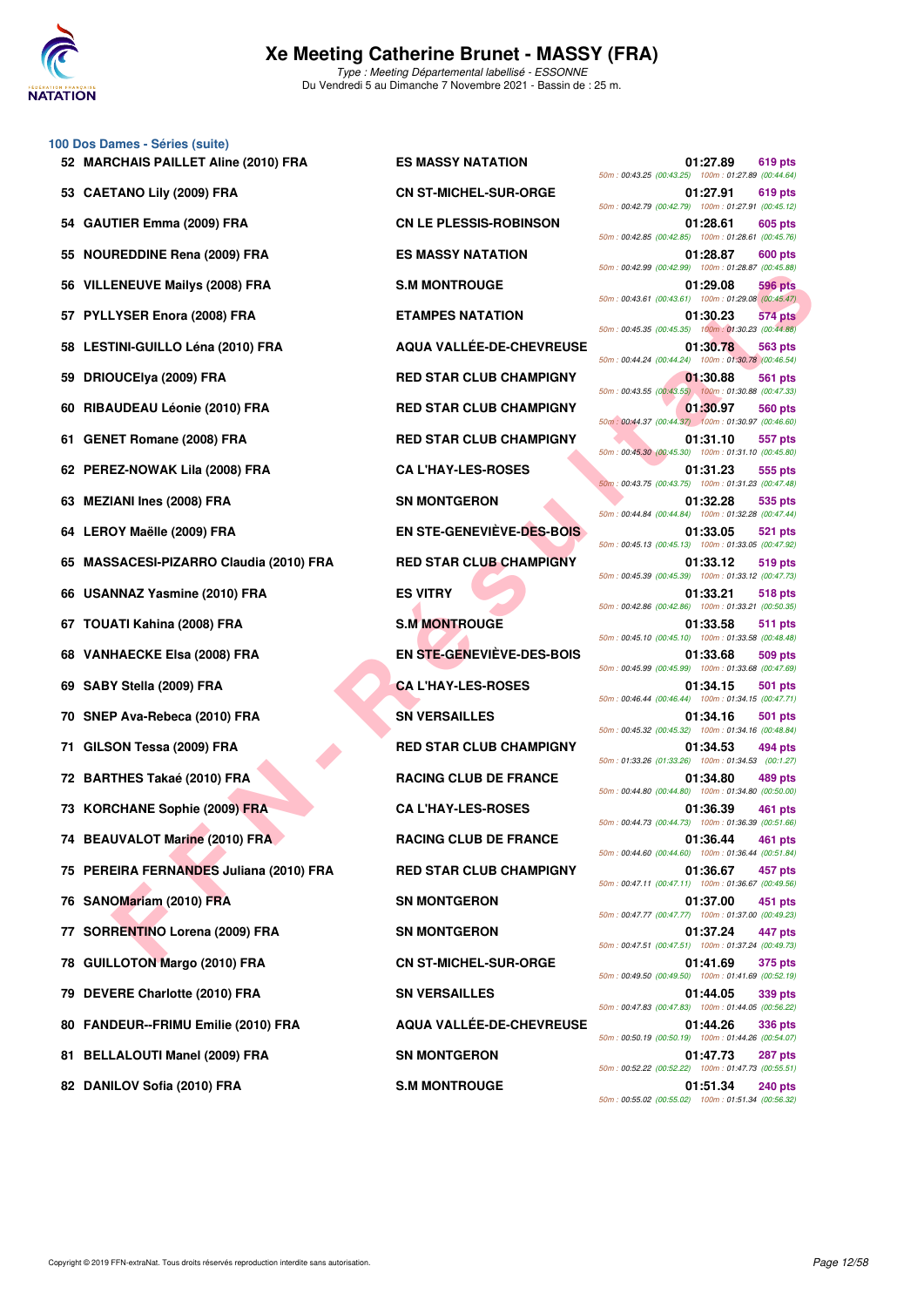# Xe Meeting Catherine Brunet - MASSY (FRA)

*Type : Meeting Départemental labellisé - ESSONNE*
Du Vendredi 5 au Dimanche 7 Novembre 2021 - Bassin de : 25 m.

## 100 Dos Dames - Séries (suite)

| Rang | Nom | Club | Temps | Points | Splits |
|---|---|---|---|---|---|
| 52 | MARCHAIS PAILLET Aline (2010) FRA | ES MASSY NATATION | 01:27.89 | 619 pts | 50m : 00:43.25 (00:43.25) 100m : 01:27.89 (00:44.64) |
| 53 | CAETANO Lily (2009) FRA | CN ST-MICHEL-SUR-ORGE | 01:27.91 | 619 pts | 50m : 00:42.79 (00:42.79) 100m : 01:27.91 (00:45.12) |
| 54 | GAUTIER Emma (2009) FRA | CN LE PLESSIS-ROBINSON | 01:28.61 | 605 pts | 50m : 00:42.85 (00:42.85) 100m : 01:28.61 (00:45.76) |
| 55 | NOUREDDINE Rena (2009) FRA | ES MASSY NATATION | 01:28.87 | 600 pts | 50m : 00:42.99 (00:42.99) 100m : 01:28.87 (00:45.88) |
| 56 | VILLENEUVE Mailys (2008) FRA | S.M MONTROUGE | 01:29.08 | 596 pts | 50m : 00:43.61 (00:43.61) 100m : 01:29.08 (00:45.47) |
| 57 | PYLLYSER Enora (2008) FRA | ETAMPES NATATION | 01:30.23 | 574 pts | 50m : 00:45.35 (00:45.35) 100m : 01:30.23 (00:44.88) |
| 58 | LESTINI-GUILLO Léna (2010) FRA | AQUA VALLÉE-DE-CHEVREUSE | 01:30.78 | 563 pts | 50m : 00:44.24 (00:44.24) 100m : 01:30.78 (00:46.54) |
| 59 | DRIOUCElya (2009) FRA | RED STAR CLUB CHAMPIGNY | 01:30.88 | 561 pts | 50m : 00:43.55 (00:43.55) 100m : 01:30.88 (00:47.33) |
| 60 | RIBAUDEAU Léonie (2010) FRA | RED STAR CLUB CHAMPIGNY | 01:30.97 | 560 pts | 50m : 00:44.37 (00:44.37) 100m : 01:30.97 (00:46.60) |
| 61 | GENET Romane (2008) FRA | RED STAR CLUB CHAMPIGNY | 01:31.10 | 557 pts | 50m : 00:45.30 (00:45.30) 100m : 01:31.10 (00:45.80) |
| 62 | PEREZ-NOWAK Lila (2008) FRA | CA L'HAY-LES-ROSES | 01:31.23 | 555 pts | 50m : 00:43.75 (00:43.75) 100m : 01:31.23 (00:47.48) |
| 63 | MEZIANI Ines (2008) FRA | SN MONTGERON | 01:32.28 | 535 pts | 50m : 00:44.84 (00:44.84) 100m : 01:32.28 (00:47.44) |
| 64 | LEROY Maëlle (2009) FRA | EN STE-GENEVIÈVE-DES-BOIS | 01:33.05 | 521 pts | 50m : 00:45.13 (00:45.13) 100m : 01:33.05 (00:47.92) |
| 65 | MASSACESI-PIZARRO Claudia (2010) FRA | RED STAR CLUB CHAMPIGNY | 01:33.12 | 519 pts | 50m : 00:45.39 (00:45.39) 100m : 01:33.12 (00:47.73) |
| 66 | USANNAZ Yasmine (2010) FRA | ES VITRY | 01:33.21 | 518 pts | 50m : 00:42.86 (00:42.86) 100m : 01:33.21 (00:50.35) |
| 67 | TOUATI Kahina (2008) FRA | S.M MONTROUGE | 01:33.58 | 511 pts | 50m : 00:45.10 (00:45.10) 100m : 01:33.58 (00:48.48) |
| 68 | VANHAECKE Elsa (2008) FRA | EN STE-GENEVIÈVE-DES-BOIS | 01:33.68 | 509 pts | 50m : 00:45.99 (00:45.99) 100m : 01:33.68 (00:47.69) |
| 69 | SABY Stella (2009) FRA | CA L'HAY-LES-ROSES | 01:34.15 | 501 pts | 50m : 00:46.44 (00:46.44) 100m : 01:34.15 (00:47.71) |
| 70 | SNEP Ava-Rebeca (2010) FRA | SN VERSAILLES | 01:34.16 | 501 pts | 50m : 00:45.32 (00:45.32) 100m : 01:34.16 (00:48.84) |
| 71 | GILSON Tessa (2009) FRA | RED STAR CLUB CHAMPIGNY | 01:34.53 | 494 pts | 50m : 01:33.26 (01:33.26) 100m : 01:34.53 (00:1.27) |
| 72 | BARTHES Takaé (2010) FRA | RACING CLUB DE FRANCE | 01:34.80 | 489 pts | 50m : 00:44.80 (00:44.80) 100m : 01:34.80 (00:50.00) |
| 73 | KORCHANE Sophie (2009) FRA | CA L'HAY-LES-ROSES | 01:36.39 | 461 pts | 50m : 00:44.73 (00:44.73) 100m : 01:36.39 (00:51.66) |
| 74 | BEAUVALOT Marine (2010) FRA | RACING CLUB DE FRANCE | 01:36.44 | 461 pts | 50m : 00:44.60 (00:44.60) 100m : 01:36.44 (00:51.84) |
| 75 | PEREIRA FERNANDES Juliana (2010) FRA | RED STAR CLUB CHAMPIGNY | 01:36.67 | 457 pts | 50m : 00:47.11 (00:47.11) 100m : 01:36.67 (00:49.56) |
| 76 | SANOMariam (2010) FRA | SN MONTGERON | 01:37.00 | 451 pts | 50m : 00:47.77 (00:47.77) 100m : 01:37.00 (00:49.23) |
| 77 | SORRENTINO Lorena (2009) FRA | SN MONTGERON | 01:37.24 | 447 pts | 50m : 00:47.51 (00:47.51) 100m : 01:37.24 (00:49.73) |
| 78 | GUILLOTON Margo (2010) FRA | CN ST-MICHEL-SUR-ORGE | 01:41.69 | 375 pts | 50m : 00:49.50 (00:49.50) 100m : 01:41.69 (00:52.19) |
| 79 | DEVERE Charlotte (2010) FRA | SN VERSAILLES | 01:44.05 | 339 pts | 50m : 00:47.83 (00:47.83) 100m : 01:44.05 (00:56.22) |
| 80 | FANDEUR--FRIMU Emilie (2010) FRA | AQUA VALLÉE-DE-CHEVREUSE | 01:44.26 | 336 pts | 50m : 00:50.19 (00:50.19) 100m : 01:44.26 (00:54.07) |
| 81 | BELLALOUTI Manel (2009) FRA | SN MONTGERON | 01:47.73 | 287 pts | 50m : 00:52.22 (00:52.22) 100m : 01:47.73 (00:55.51) |
| 82 | DANILOV Sofia (2010) FRA | S.M MONTROUGE | 01:51.34 | 240 pts | 50m : 00:55.02 (00:55.02) 100m : 01:51.34 (00:56.32) |

Copyright © 2019 FFN-extraNat. Tous droits réservés reproduction interdite sans autorisation.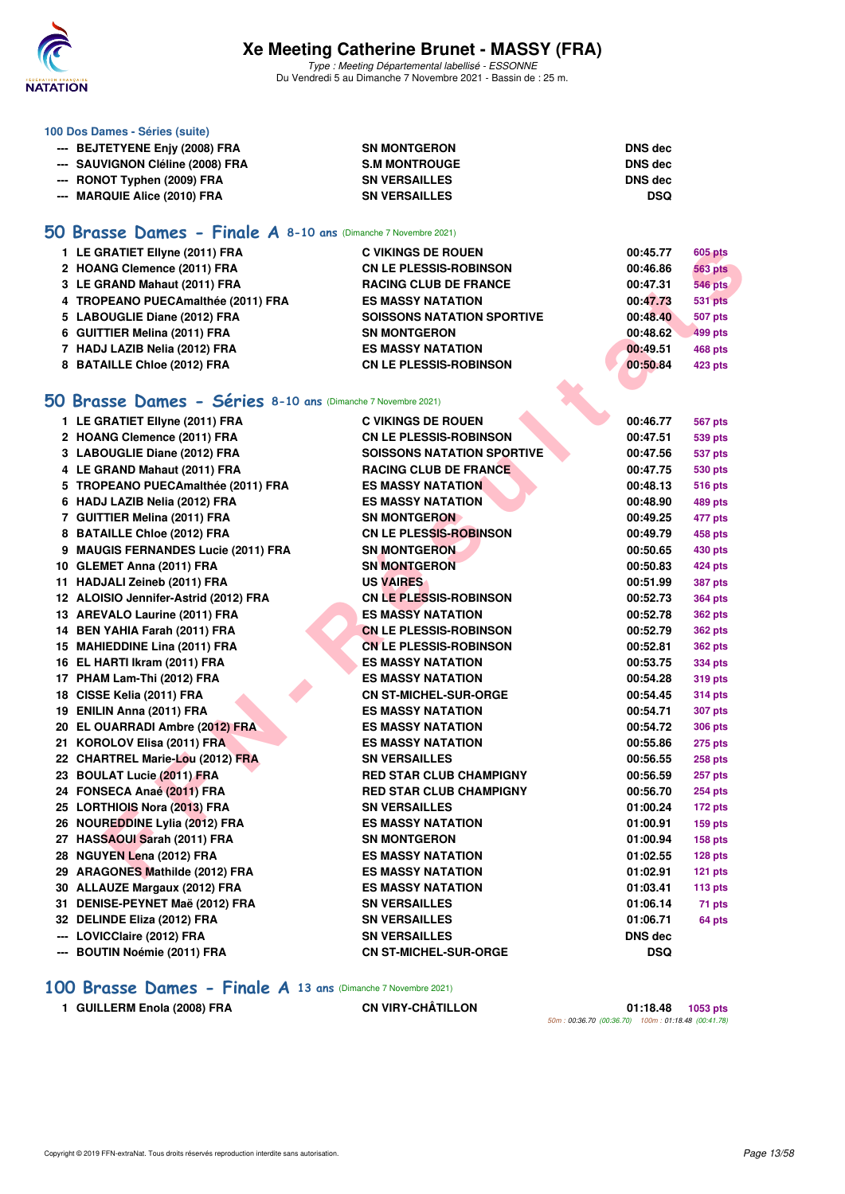### 100 Dos Dames - Séries (suite)

| | | | |
|---|---|---|---|
| --- | BEJTETYENE Enjy (2008) FRA | SN MONTGERON | DNS dec |
| --- | SAUVIGNON Cléline (2008) FRA | S.M MONTROUGE | DNS dec |
| --- | RONOT Typhen (2009) FRA | SN VERSAILLES | DNS dec |
| --- | MARQUIE Alice (2010) FRA | SN VERSAILLES | DSQ |

## 50 Brasse Dames - Finale A 8-10 ans (Dimanche 7 Novembre 2021)

| | | | | |
|---|---|---|---|---|
| 1 | LE GRATIET Ellyne (2011) FRA | C VIKINGS DE ROUEN | 00:45.77 | 605 pts |
| 2 | HOANG Clemence (2011) FRA | CN LE PLESSIS-ROBINSON | 00:46.86 | 563 pts |
| 3 | LE GRAND Mahaut (2011) FRA | RACING CLUB DE FRANCE | 00:47.31 | 546 pts |
| 4 | TROPEANO PUECAmalthée (2011) FRA | ES MASSY NATATION | 00:47.73 | 531 pts |
| 5 | LABOUGLIE Diane (2012) FRA | SOISSONS NATATION SPORTIVE | 00:48.40 | 507 pts |
| 6 | GUITTIER Melina (2011) FRA | SN MONTGERON | 00:48.62 | 499 pts |
| 7 | HADJ LAZIB Nelia (2012) FRA | ES MASSY NATATION | 00:49.51 | 468 pts |
| 8 | BATAILLE Chloe (2012) FRA | CN LE PLESSIS-ROBINSON | 00:50.84 | 423 pts |

## 50 Brasse Dames - Séries 8-10 ans (Dimanche 7 Novembre 2021)

| | | | | |
|---|---|---|---|---|
| 1 | LE GRATIET Ellyne (2011) FRA | C VIKINGS DE ROUEN | 00:46.77 | 567 pts |
| 2 | HOANG Clemence (2011) FRA | CN LE PLESSIS-ROBINSON | 00:47.51 | 539 pts |
| 3 | LABOUGLIE Diane (2012) FRA | SOISSONS NATATION SPORTIVE | 00:47.56 | 537 pts |
| 4 | LE GRAND Mahaut (2011) FRA | RACING CLUB DE FRANCE | 00:47.75 | 530 pts |
| 5 | TROPEANO PUECAmalthée (2011) FRA | ES MASSY NATATION | 00:48.13 | 516 pts |
| 6 | HADJ LAZIB Nelia (2012) FRA | ES MASSY NATATION | 00:48.90 | 489 pts |
| 7 | GUITTIER Melina (2011) FRA | SN MONTGERON | 00:49.25 | 477 pts |
| 8 | BATAILLE Chloe (2012) FRA | CN LE PLESSIS-ROBINSON | 00:49.79 | 458 pts |
| 9 | MAUGIS FERNANDES Lucie (2011) FRA | SN MONTGERON | 00:50.65 | 430 pts |
| 10 | GLEMET Anna (2011) FRA | SN MONTGERON | 00:50.83 | 424 pts |
| 11 | HADJALI Zeineb (2011) FRA | US VAIRES | 00:51.99 | 387 pts |
| 12 | ALOISIO Jennifer-Astrid (2012) FRA | CN LE PLESSIS-ROBINSON | 00:52.73 | 364 pts |
| 13 | AREVALO Laurine (2011) FRA | ES MASSY NATATION | 00:52.78 | 362 pts |
| 14 | BEN YAHIA Farah (2011) FRA | CN LE PLESSIS-ROBINSON | 00:52.79 | 362 pts |
| 15 | MAHIEDDINE Lina (2011) FRA | CN LE PLESSIS-ROBINSON | 00:52.81 | 362 pts |
| 16 | EL HARTI Ikram (2011) FRA | ES MASSY NATATION | 00:53.75 | 334 pts |
| 17 | PHAM Lam-Thi (2012) FRA | ES MASSY NATATION | 00:54.28 | 319 pts |
| 18 | CISSE Kelia (2011) FRA | CN ST-MICHEL-SUR-ORGE | 00:54.45 | 314 pts |
| 19 | ENILIN Anna (2011) FRA | ES MASSY NATATION | 00:54.71 | 307 pts |
| 20 | EL OUARRADI Ambre (2012) FRA | ES MASSY NATATION | 00:54.72 | 306 pts |
| 21 | KOROLOV Elisa (2011) FRA | ES MASSY NATATION | 00:55.86 | 275 pts |
| 22 | CHARTREL Marie-Lou (2012) FRA | SN VERSAILLES | 00:56.55 | 258 pts |
| 23 | BOULAT Lucie (2011) FRA | RED STAR CLUB CHAMPIGNY | 00:56.59 | 257 pts |
| 24 | FONSECA Anaé (2011) FRA | RED STAR CLUB CHAMPIGNY | 00:56.70 | 254 pts |
| 25 | LORTHIOIS Nora (2013) FRA | SN VERSAILLES | 01:00.24 | 172 pts |
| 26 | NOUREDDINE Lylia (2012) FRA | ES MASSY NATATION | 01:00.91 | 159 pts |
| 27 | HASSAOUI Sarah (2011) FRA | SN MONTGERON | 01:00.94 | 158 pts |
| 28 | NGUYEN Lena (2012) FRA | ES MASSY NATATION | 01:02.55 | 128 pts |
| 29 | ARAGONES Mathilde (2012) FRA | ES MASSY NATATION | 01:02.91 | 121 pts |
| 30 | ALLAUZE Margaux (2012) FRA | ES MASSY NATATION | 01:03.41 | 113 pts |
| 31 | DENISE-PEYNET Maë (2012) FRA | SN VERSAILLES | 01:06.14 | 71 pts |
| 32 | DELINDE Eliza (2012) FRA | SN VERSAILLES | 01:06.71 | 64 pts |
| --- | LOVICClaire (2012) FRA | SN VERSAILLES | DNS dec | |
| --- | BOUTIN Noémie (2011) FRA | CN ST-MICHEL-SUR-ORGE | DSQ | |

## 100 Brasse Dames - Finale A 13 ans (Dimanche 7 Novembre 2021)

| | | | | |
|---|---|---|---|---|
| 1 | GUILLERM Enola (2008) FRA | CN VIRY-CHÂTILLON | 01:18.48 | 1053 pts |
| | | | 50m : 00:36.70 (00:36.70) 100m : 01:18.48 (00:41.78) | |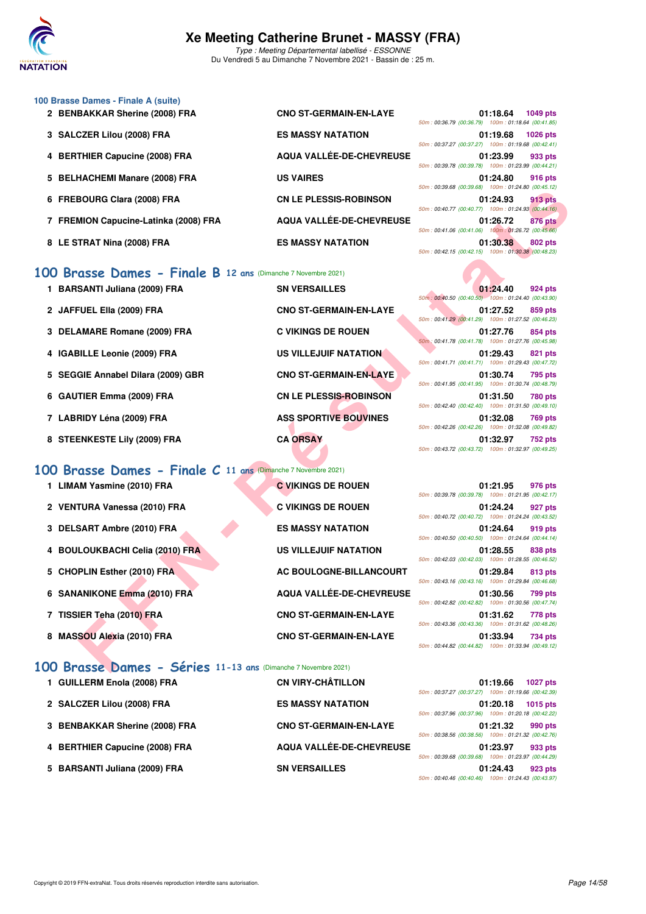### 100 Brasse Dames - Finale A (suite)

| Place | Nom | Club | Temps | Points | Splits |
|---|---|---|---|---|---|
| 2 | BENBAKKAR Sherine (2008) FRA | CNO ST-GERMAIN-EN-LAYE | 01:18.64 | 1049 pts | 50m : 00:36.79 (00:36.79) 100m : 01:18.64 (00:41.85) |
| 3 | SALCZER Lilou (2008) FRA | ES MASSY NATATION | 01:19.68 | 1026 pts | 50m : 00:37.27 (00:37.27) 100m : 01:19.68 (00:42.41) |
| 4 | BERTHIER Capucine (2008) FRA | AQUA VALLÉE-DE-CHEVREUSE | 01:23.99 | 933 pts | 50m : 00:39.78 (00:39.78) 100m : 01:23.99 (00:44.21) |
| 5 | BELHACHEMI Manare (2008) FRA | US VAIRES | 01:24.80 | 916 pts | 50m : 00:39.68 (00:39.68) 100m : 01:24.80 (00:45.12) |
| 6 | FREBOURG Clara (2008) FRA | CN LE PLESSIS-ROBINSON | 01:24.93 | 913 pts | 50m : 00:40.77 (00:40.77) 100m : 01:24.93 (00:44.16) |
| 7 | FREMION Capucine-Latinka (2008) FRA | AQUA VALLÉE-DE-CHEVREUSE | 01:26.72 | 876 pts | 50m : 00:41.06 (00:41.06) 100m : 01:26.72 (00:45.66) |
| 8 | LE STRAT Nina (2008) FRA | ES MASSY NATATION | 01:30.38 | 802 pts | 50m : 00:42.15 (00:42.15) 100m : 01:30.38 (00:48.23) |

## 100 Brasse Dames - Finale B 12 ans (Dimanche 7 Novembre 2021)

| Place | Nom | Club | Temps | Points | Splits |
|---|---|---|---|---|---|
| 1 | BARSANTI Juliana (2009) FRA | SN VERSAILLES | 01:24.40 | 924 pts | 50m : 00:40.50 (00:40.50) 100m : 01:24.40 (00:43.90) |
| 2 | JAFFUEL Ella (2009) FRA | CNO ST-GERMAIN-EN-LAYE | 01:27.52 | 859 pts | 50m : 00:41.29 (00:41.29) 100m : 01:27.52 (00:46.23) |
| 3 | DELAMARE Romane (2009) FRA | C VIKINGS DE ROUEN | 01:27.76 | 854 pts | 50m : 00:41.78 (00:41.78) 100m : 01:27.76 (00:45.98) |
| 4 | IGABILLE Leonie (2009) FRA | US VILLEJUIF NATATION | 01:29.43 | 821 pts | 50m : 00:41.71 (00:41.71) 100m : 01:29.43 (00:47.72) |
| 5 | SEGGIE Annabel Dilara (2009) GBR | CNO ST-GERMAIN-EN-LAYE | 01:30.74 | 795 pts | 50m : 00:41.95 (00:41.95) 100m : 01:30.74 (00:48.79) |
| 6 | GAUTIER Emma (2009) FRA | CN LE PLESSIS-ROBINSON | 01:31.50 | 780 pts | 50m : 00:42.40 (00:42.40) 100m : 01:31.50 (00:49.10) |
| 7 | LABRIDY Léna (2009) FRA | ASS SPORTIVE BOUVINES | 01:32.08 | 769 pts | 50m : 00:42.26 (00:42.26) 100m : 01:32.08 (00:49.82) |
| 8 | STEENKESTE Lily (2009) FRA | CA ORSAY | 01:32.97 | 752 pts | 50m : 00:43.72 (00:43.72) 100m : 01:32.97 (00:49.25) |

## 100 Brasse Dames - Finale C 11 ans (Dimanche 7 Novembre 2021)

| Place | Nom | Club | Temps | Points | Splits |
|---|---|---|---|---|---|
| 1 | LIMAM Yasmine (2010) FRA | C VIKINGS DE ROUEN | 01:21.95 | 976 pts | 50m : 00:39.78 (00:39.78) 100m : 01:21.95 (00:42.17) |
| 2 | VENTURA Vanessa (2010) FRA | C VIKINGS DE ROUEN | 01:24.24 | 927 pts | 50m : 00:40.72 (00:40.72) 100m : 01:24.24 (00:43.52) |
| 3 | DELSART Ambre (2010) FRA | ES MASSY NATATION | 01:24.64 | 919 pts | 50m : 00:40.50 (00:40.50) 100m : 01:24.64 (00:44.14) |
| 4 | BOULOUKBACHI Celia (2010) FRA | US VILLEJUIF NATATION | 01:28.55 | 838 pts | 50m : 00:42.03 (00:42.03) 100m : 01:28.55 (00:46.52) |
| 5 | CHOPLIN Esther (2010) FRA | AC BOULOGNE-BILLANCOURT | 01:29.84 | 813 pts | 50m : 00:43.16 (00:43.16) 100m : 01:29.84 (00:46.68) |
| 6 | SANANIKONE Emma (2010) FRA | AQUA VALLÉE-DE-CHEVREUSE | 01:30.56 | 799 pts | 50m : 00:42.82 (00:42.82) 100m : 01:30.56 (00:47.74) |
| 7 | TISSIER Teha (2010) FRA | CNO ST-GERMAIN-EN-LAYE | 01:31.62 | 778 pts | 50m : 00:43.36 (00:43.36) 100m : 01:31.62 (00:48.26) |
| 8 | MASSOU Alexia (2010) FRA | CNO ST-GERMAIN-EN-LAYE | 01:33.94 | 734 pts | 50m : 00:44.82 (00:44.82) 100m : 01:33.94 (00:49.12) |

## 100 Brasse Dames - Séries 11-13 ans (Dimanche 7 Novembre 2021)

| Place | Nom | Club | Temps | Points | Splits |
|---|---|---|---|---|---|
| 1 | GUILLERM Enola (2008) FRA | CN VIRY-CHÂTILLON | 01:19.66 | 1027 pts | 50m : 00:37.27 (00:37.27) 100m : 01:19.66 (00:42.39) |
| 2 | SALCZER Lilou (2008) FRA | ES MASSY NATATION | 01:20.18 | 1015 pts | 50m : 00:37.96 (00:37.96) 100m : 01:20.18 (00:42.22) |
| 3 | BENBAKKAR Sherine (2008) FRA | CNO ST-GERMAIN-EN-LAYE | 01:21.32 | 990 pts | 50m : 00:38.56 (00:38.56) 100m : 01:21.32 (00:42.76) |
| 4 | BERTHIER Capucine (2008) FRA | AQUA VALLÉE-DE-CHEVREUSE | 01:23.97 | 933 pts | 50m : 00:39.68 (00:39.68) 100m : 01:23.97 (00:44.29) |
| 5 | BARSANTI Juliana (2009) FRA | SN VERSAILLES | 01:24.43 | 923 pts | 50m : 00:40.46 (00:40.46) 100m : 01:24.43 (00:43.97) |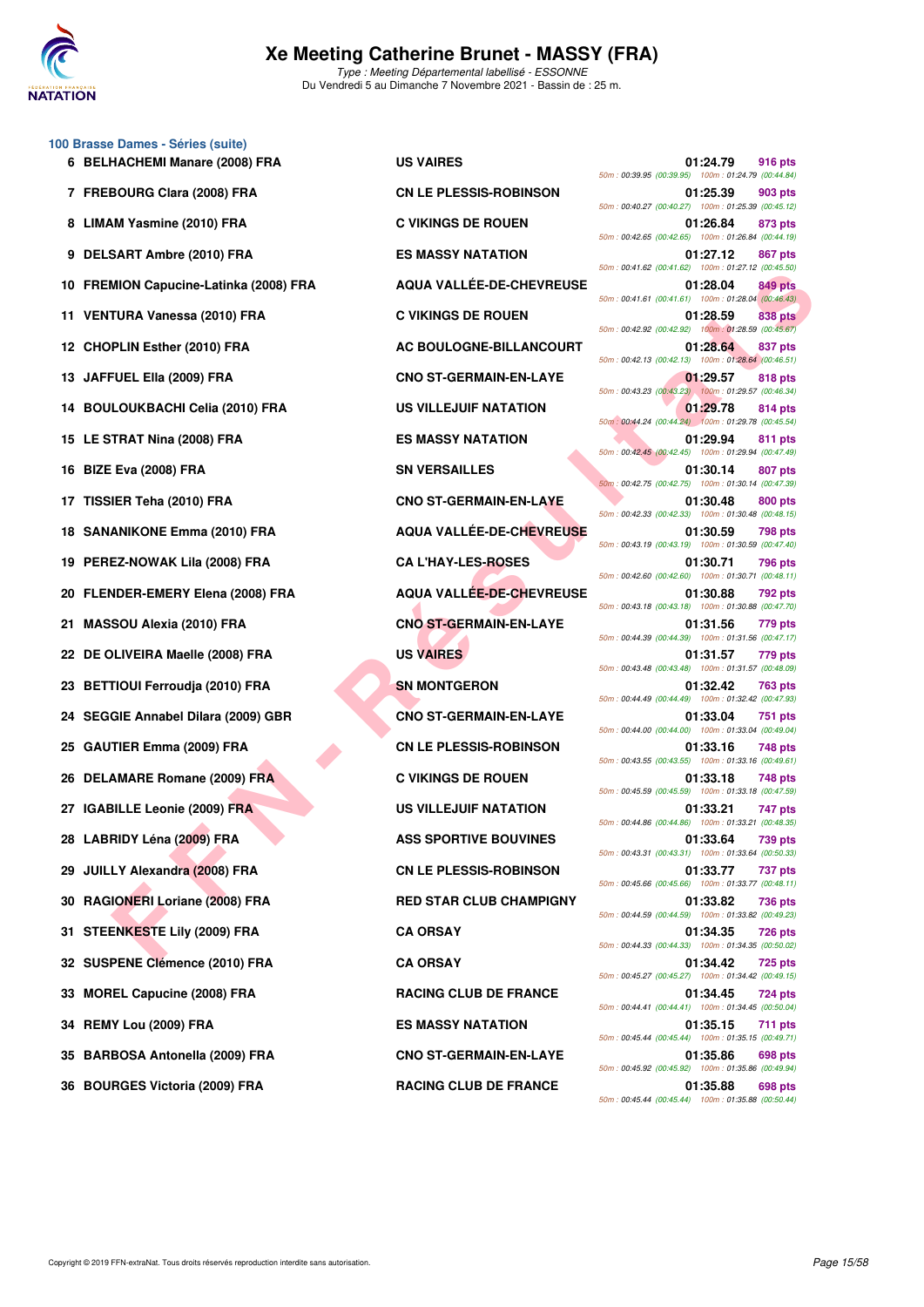# Xe Meeting Catherine Brunet - MASSY (FRA)

*Type : Meeting Départemental labellisé - ESSONNE*
Du Vendredi 5 au Dimanche 7 Novembre 2021 - Bassin de : 25 m.

## 100 Brasse Dames - Séries (suite)

| Rang | Nom | Club | Temps | Points | Détails |
|---|---|---|---|---|---|
| 6 | BELHACHEMI Manare (2008) FRA | US VAIRES | 01:24.79 | 916 pts | 50m : 00:39.95 (00:39.95) 100m : 01:24.79 (00:44.84) |
| 7 | FREBOURG Clara (2008) FRA | CN LE PLESSIS-ROBINSON | 01:25.39 | 903 pts | 50m : 00:40.27 (00:40.27) 100m : 01:25.39 (00:45.12) |
| 8 | LIMAM Yasmine (2010) FRA | C VIKINGS DE ROUEN | 01:26.84 | 873 pts | 50m : 00:42.65 (00:42.65) 100m : 01:26.84 (00:44.19) |
| 9 | DELSART Ambre (2010) FRA | ES MASSY NATATION | 01:27.12 | 867 pts | 50m : 00:41.62 (00:41.62) 100m : 01:27.12 (00:45.50) |
| 10 | FREMION Capucine-Latinka (2008) FRA | AQUA VALLÉE-DE-CHEVREUSE | 01:28.04 | 849 pts | 50m : 00:41.61 (00:41.61) 100m : 01:28.04 (00:46.43) |
| 11 | VENTURA Vanessa (2010) FRA | C VIKINGS DE ROUEN | 01:28.59 | 838 pts | 50m : 00:42.92 (00:42.92) 100m : 01:28.59 (00:45.67) |
| 12 | CHOPLIN Esther (2010) FRA | AC BOULOGNE-BILLANCOURT | 01:28.64 | 837 pts | 50m : 00:42.13 (00:42.13) 100m : 01:28.64 (00:46.51) |
| 13 | JAFFUEL Ella (2009) FRA | CNO ST-GERMAIN-EN-LAYE | 01:29.57 | 818 pts | 50m : 00:43.23 (00:43.23) 100m : 01:29.57 (00:46.34) |
| 14 | BOULOUKBACHI Celia (2010) FRA | US VILLEJUIF NATATION | 01:29.78 | 814 pts | 50m : 00:44.24 (00:44.24) 100m : 01:29.78 (00:45.54) |
| 15 | LE STRAT Nina (2008) FRA | ES MASSY NATATION | 01:29.94 | 811 pts | 50m : 00:42.45 (00:42.45) 100m : 01:29.94 (00:47.49) |
| 16 | BIZE Eva (2008) FRA | SN VERSAILLES | 01:30.14 | 807 pts | 50m : 00:42.75 (00:42.75) 100m : 01:30.14 (00:47.39) |
| 17 | TISSIER Teha (2010) FRA | CNO ST-GERMAIN-EN-LAYE | 01:30.48 | 800 pts | 50m : 00:42.33 (00:42.33) 100m : 01:30.48 (00:48.15) |
| 18 | SANANIKONE Emma (2010) FRA | AQUA VALLÉE-DE-CHEVREUSE | 01:30.59 | 798 pts | 50m : 00:43.19 (00:43.19) 100m : 01:30.59 (00:47.40) |
| 19 | PEREZ-NOWAK Lila (2008) FRA | CA L'HAY-LES-ROSES | 01:30.71 | 796 pts | 50m : 00:42.60 (00:42.60) 100m : 01:30.71 (00:48.11) |
| 20 | FLENDER-EMERY Elena (2008) FRA | AQUA VALLÉE-DE-CHEVREUSE | 01:30.88 | 792 pts | 50m : 00:43.18 (00:43.18) 100m : 01:30.88 (00:47.70) |
| 21 | MASSOU Alexia (2010) FRA | CNO ST-GERMAIN-EN-LAYE | 01:31.56 | 779 pts | 50m : 00:44.39 (00:44.39) 100m : 01:31.56 (00:47.17) |
| 22 | DE OLIVEIRA Maelle (2008) FRA | US VAIRES | 01:31.57 | 779 pts | 50m : 00:43.48 (00:43.48) 100m : 01:31.57 (00:48.09) |
| 23 | BETTIOUI Ferroudja (2010) FRA | SN MONTGERON | 01:32.42 | 763 pts | 50m : 00:44.49 (00:44.49) 100m : 01:32.42 (00:47.93) |
| 24 | SEGGIE Annabel Dilara (2009) GBR | CNO ST-GERMAIN-EN-LAYE | 01:33.04 | 751 pts | 50m : 00:44.00 (00:44.00) 100m : 01:33.04 (00:49.04) |
| 25 | GAUTIER Emma (2009) FRA | CN LE PLESSIS-ROBINSON | 01:33.16 | 748 pts | 50m : 00:43.55 (00:43.55) 100m : 01:33.16 (00:49.61) |
| 26 | DELAMARE Romane (2009) FRA | C VIKINGS DE ROUEN | 01:33.18 | 748 pts | 50m : 00:45.59 (00:45.59) 100m : 01:33.18 (00:47.59) |
| 27 | IGABILLE Leonie (2009) FRA | US VILLEJUIF NATATION | 01:33.21 | 747 pts | 50m : 00:44.86 (00:44.86) 100m : 01:33.21 (00:48.35) |
| 28 | LABRIDY Léna (2009) FRA | ASS SPORTIVE BOUVINES | 01:33.64 | 739 pts | 50m : 00:43.31 (00:43.31) 100m : 01:33.64 (00:50.33) |
| 29 | JUILLY Alexandra (2008) FRA | CN LE PLESSIS-ROBINSON | 01:33.77 | 737 pts | 50m : 00:45.66 (00:45.66) 100m : 01:33.77 (00:48.11) |
| 30 | RAGIONERI Loriane (2008) FRA | RED STAR CLUB CHAMPIGNY | 01:33.82 | 736 pts | 50m : 00:44.59 (00:44.59) 100m : 01:33.82 (00:49.23) |
| 31 | STEENKESTE Lily (2009) FRA | CA ORSAY | 01:34.35 | 726 pts | 50m : 00:44.33 (00:44.33) 100m : 01:34.35 (00:50.02) |
| 32 | SUSPENE Clémence (2010) FRA | CA ORSAY | 01:34.42 | 725 pts | 50m : 00:45.27 (00:45.27) 100m : 01:34.42 (00:49.15) |
| 33 | MOREL Capucine (2008) FRA | RACING CLUB DE FRANCE | 01:34.45 | 724 pts | 50m : 00:44.41 (00:44.41) 100m : 01:34.45 (00:50.04) |
| 34 | REMY Lou (2009) FRA | ES MASSY NATATION | 01:35.15 | 711 pts | 50m : 00:45.44 (00:45.44) 100m : 01:35.15 (00:49.71) |
| 35 | BARBOSA Antonella (2009) FRA | CNO ST-GERMAIN-EN-LAYE | 01:35.86 | 698 pts | 50m : 00:45.92 (00:45.92) 100m : 01:35.86 (00:49.94) |
| 36 | BOURGES Victoria (2009) FRA | RACING CLUB DE FRANCE | 01:35.88 | 698 pts | 50m : 00:45.44 (00:45.44) 100m : 01:35.88 (00:50.44) |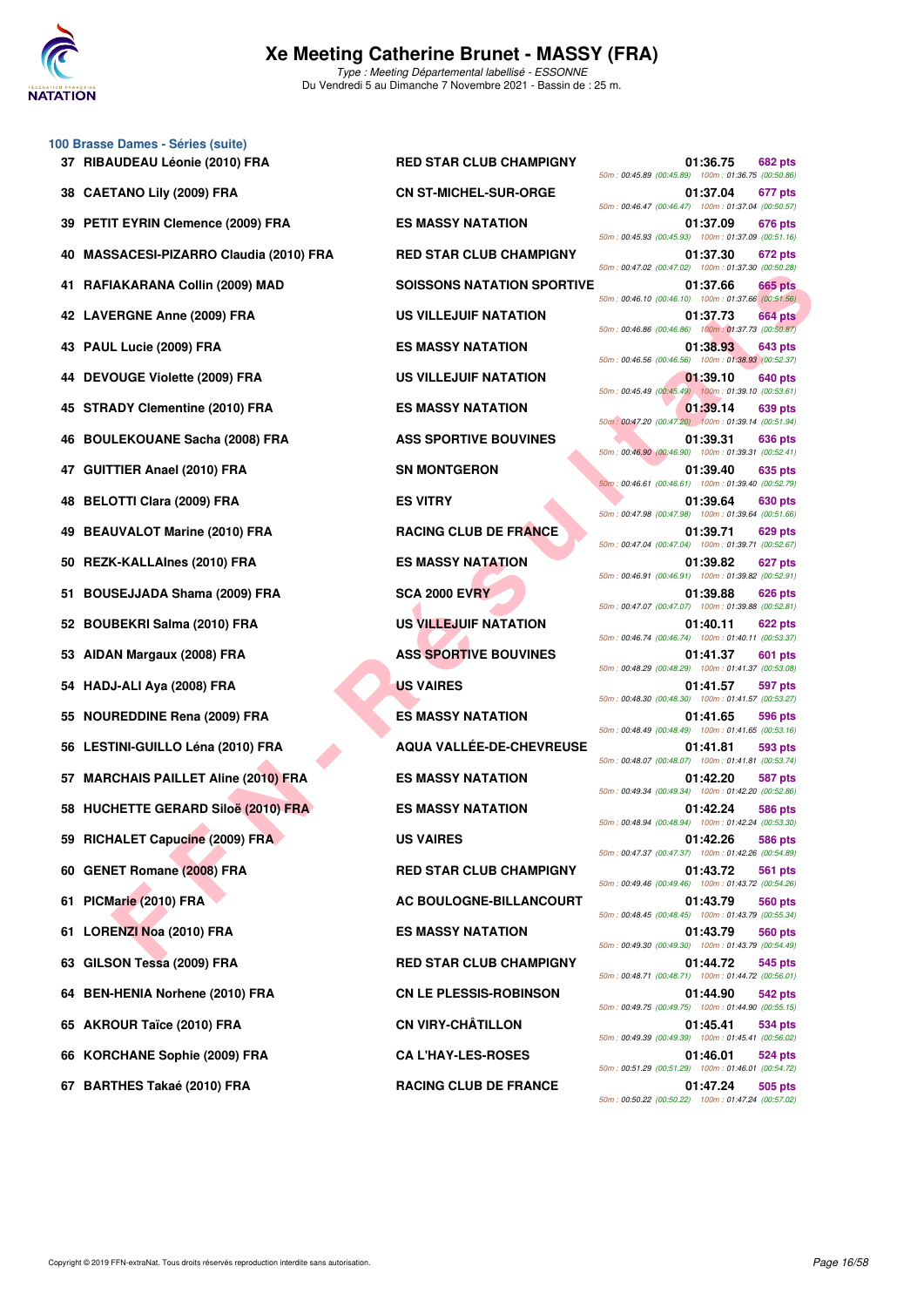# Xe Meeting Catherine Brunet - MASSY (FRA)

*Type : Meeting Départemental labellisé - ESSONNE*

Du Vendredi 5 au Dimanche 7 Novembre 2021 - Bassin de : 25 m.

## 100 Brasse Dames - Séries (suite)

| Rang | Nom | Club | Temps | Points | Splits |
|---|---|---|---|---|---|
| 37 | RIBAUDEAU Léonie (2010) FRA | RED STAR CLUB CHAMPIGNY | 01:36.75 | 682 pts | 50m : 00:45.89 (00:45.89) 100m : 01:36.75 (00:50.86) |
| 38 | CAETANO Lily (2009) FRA | CN ST-MICHEL-SUR-ORGE | 01:37.04 | 677 pts | 50m : 00:46.47 (00:46.47) 100m : 01:37.04 (00:50.57) |
| 39 | PETIT EYRIN Clemence (2009) FRA | ES MASSY NATATION | 01:37.09 | 676 pts | 50m : 00:45.93 (00:45.93) 100m : 01:37.09 (00:51.16) |
| 40 | MASSACESI-PIZARRO Claudia (2010) FRA | RED STAR CLUB CHAMPIGNY | 01:37.30 | 672 pts | 50m : 00:47.02 (00:47.02) 100m : 01:37.30 (00:50.28) |
| 41 | RAFIAKARANA Collin (2009) MAD | SOISSONS NATATION SPORTIVE | 01:37.66 | 665 pts | 50m : 00:46.10 (00:46.10) 100m : 01:37.66 (00:51.56) |
| 42 | LAVERGNE Anne (2009) FRA | US VILLEJUIF NATATION | 01:37.73 | 664 pts | 50m : 00:46.86 (00:46.86) 100m : 01:37.73 (00:50.87) |
| 43 | PAUL Lucie (2009) FRA | ES MASSY NATATION | 01:38.93 | 643 pts | 50m : 00:46.56 (00:46.56) 100m : 01:38.93 (00:52.37) |
| 44 | DEVOUGE Violette (2009) FRA | US VILLEJUIF NATATION | 01:39.10 | 640 pts | 50m : 00:45.49 (00:45.49) 100m : 01:39.10 (00:53.61) |
| 45 | STRADY Clementine (2010) FRA | ES MASSY NATATION | 01:39.14 | 639 pts | 50m : 00:47.20 (00:47.20) 100m : 01:39.14 (00:51.94) |
| 46 | BOULEKOUANE Sacha (2008) FRA | ASS SPORTIVE BOUVINES | 01:39.31 | 636 pts | 50m : 00:46.90 (00:46.90) 100m : 01:39.31 (00:52.41) |
| 47 | GUITTIER Anael (2010) FRA | SN MONTGERON | 01:39.40 | 635 pts | 50m : 00:46.61 (00:46.61) 100m : 01:39.40 (00:52.79) |
| 48 | BELOTTI Clara (2009) FRA | ES VITRY | 01:39.64 | 630 pts | 50m : 00:47.98 (00:47.98) 100m : 01:39.64 (00:51.66) |
| 49 | BEAUVALOT Marine (2010) FRA | RACING CLUB DE FRANCE | 01:39.71 | 629 pts | 50m : 00:47.04 (00:47.04) 100m : 01:39.71 (00:52.67) |
| 50 | REZK-KALLAInes (2010) FRA | ES MASSY NATATION | 01:39.82 | 627 pts | 50m : 00:46.91 (00:46.91) 100m : 01:39.82 (00:52.91) |
| 51 | BOUSEJJADA Shama (2009) FRA | SCA 2000 EVRY | 01:39.88 | 626 pts | 50m : 00:47.07 (00:47.07) 100m : 01:39.88 (00:52.81) |
| 52 | BOUBEKRI Salma (2010) FRA | US VILLEJUIF NATATION | 01:40.11 | 622 pts | 50m : 00:46.74 (00:46.74) 100m : 01:40.11 (00:53.37) |
| 53 | AIDAN Margaux (2008) FRA | ASS SPORTIVE BOUVINES | 01:41.37 | 601 pts | 50m : 00:48.29 (00:48.29) 100m : 01:41.37 (00:53.08) |
| 54 | HADJ-ALI Aya (2008) FRA | US VAIRES | 01:41.57 | 597 pts | 50m : 00:48.30 (00:48.30) 100m : 01:41.57 (00:53.27) |
| 55 | NOUREDDINE Rena (2009) FRA | ES MASSY NATATION | 01:41.65 | 596 pts | 50m : 00:48.49 (00:48.49) 100m : 01:41.65 (00:53.16) |
| 56 | LESTINI-GUILLO Léna (2010) FRA | AQUA VALLÉE-DE-CHEVREUSE | 01:41.81 | 593 pts | 50m : 00:48.07 (00:48.07) 100m : 01:41.81 (00:53.74) |
| 57 | MARCHAIS PAILLET Aline (2010) FRA | ES MASSY NATATION | 01:42.20 | 587 pts | 50m : 00:49.34 (00:49.34) 100m : 01:42.20 (00:52.86) |
| 58 | HUCHETTE GERARD Siloë (2010) FRA | ES MASSY NATATION | 01:42.24 | 586 pts | 50m : 00:48.94 (00:48.94) 100m : 01:42.24 (00:53.30) |
| 59 | RICHALET Capucine (2009) FRA | US VAIRES | 01:42.26 | 586 pts | 50m : 00:47.37 (00:47.37) 100m : 01:42.26 (00:54.89) |
| 60 | GENET Romane (2008) FRA | RED STAR CLUB CHAMPIGNY | 01:43.72 | 561 pts | 50m : 00:49.46 (00:49.46) 100m : 01:43.72 (00:54.26) |
| 61 | PICMarie (2010) FRA | AC BOULOGNE-BILLANCOURT | 01:43.79 | 560 pts | 50m : 00:48.45 (00:48.45) 100m : 01:43.79 (00:55.34) |
| 61 | LORENZI Noa (2010) FRA | ES MASSY NATATION | 01:43.79 | 560 pts | 50m : 00:49.30 (00:49.30) 100m : 01:43.79 (00:54.49) |
| 63 | GILSON Tessa (2009) FRA | RED STAR CLUB CHAMPIGNY | 01:44.72 | 545 pts | 50m : 00:48.71 (00:48.71) 100m : 01:44.72 (00:56.01) |
| 64 | BEN-HENIA Norhene (2010) FRA | CN LE PLESSIS-ROBINSON | 01:44.90 | 542 pts | 50m : 00:49.75 (00:49.75) 100m : 01:44.90 (00:55.15) |
| 65 | AKROUR Taïce (2010) FRA | CN VIRY-CHÂTILLON | 01:45.41 | 534 pts | 50m : 00:49.39 (00:49.39) 100m : 01:45.41 (00:56.02) |
| 66 | KORCHANE Sophie (2009) FRA | CA L'HAY-LES-ROSES | 01:46.01 | 524 pts | 50m : 00:51.29 (00:51.29) 100m : 01:46.01 (00:54.72) |
| 67 | BARTHES Takaé (2010) FRA | RACING CLUB DE FRANCE | 01:47.24 | 505 pts | 50m : 00:50.22 (00:50.22) 100m : 01:47.24 (00:57.02) |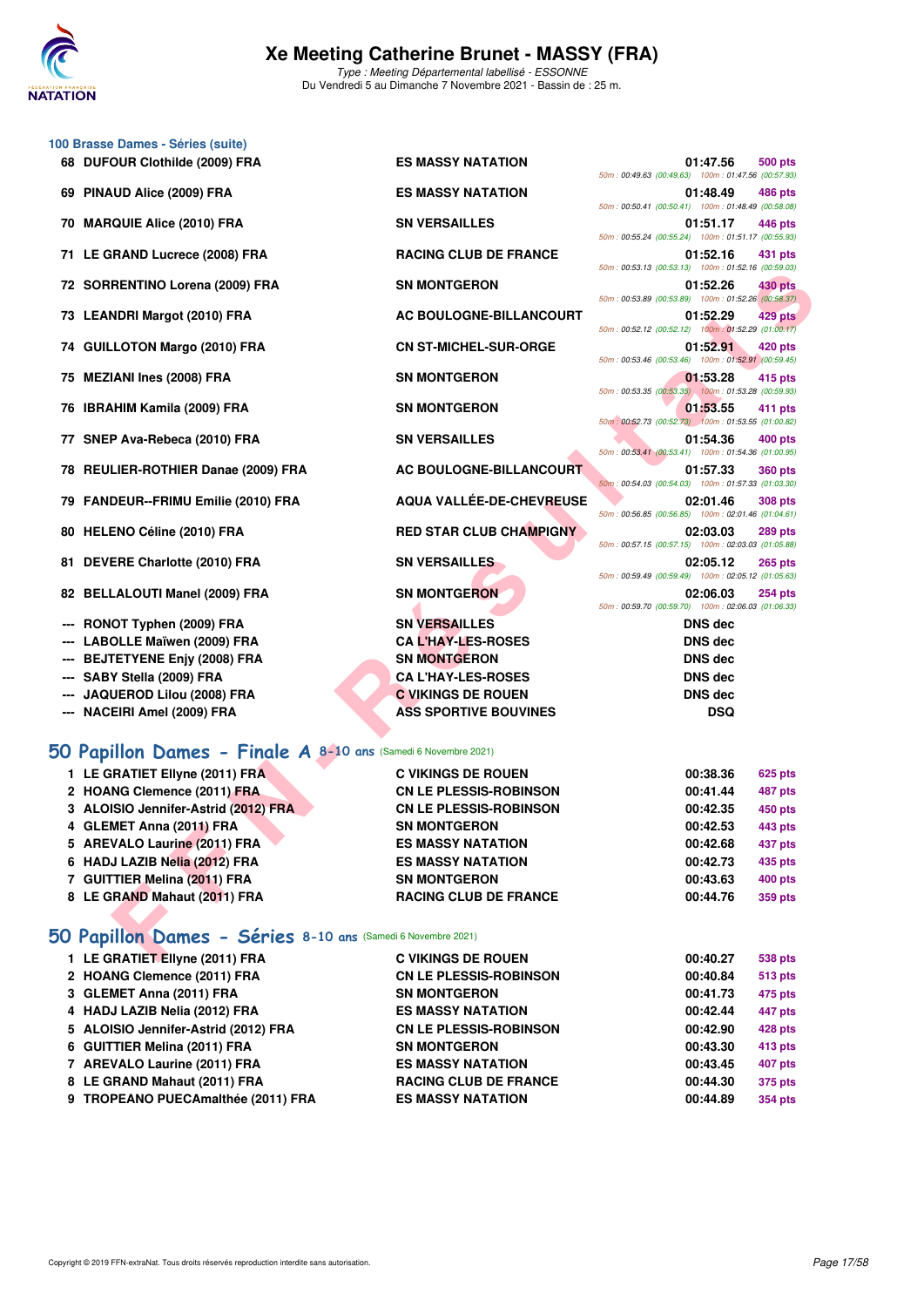# Xe Meeting Catherine Brunet - MASSY (FRA)

*Type : Meeting Départemental labellisé - ESSONNE*
Du Vendredi 5 au Dimanche 7 Novembre 2021 - Bassin de : 25 m.

### 100 Brasse Dames - Séries (suite)

| Place | Nom | Club | Temps | Points | Splits |
|---|---|---|---|---|---|
| 68 | DUFOUR Clothilde (2009) FRA | ES MASSY NATATION | 01:47.56 | 500 pts | 50m : 00:49.63 (00:49.63) 100m : 01:47.56 (00:57.93) |
| 69 | PINAUD Alice (2009) FRA | ES MASSY NATATION | 01:48.49 | 486 pts | 50m : 00:50.41 (00:50.41) 100m : 01:48.49 (00:58.08) |
| 70 | MARQUIE Alice (2010) FRA | SN VERSAILLES | 01:51.17 | 446 pts | 50m : 00:55.24 (00:55.24) 100m : 01:51.17 (00:55.93) |
| 71 | LE GRAND Lucrece (2008) FRA | RACING CLUB DE FRANCE | 01:52.16 | 431 pts | 50m : 00:53.13 (00:53.13) 100m : 01:52.16 (00:59.03) |
| 72 | SORRENTINO Lorena (2009) FRA | SN MONTGERON | 01:52.26 | 430 pts | 50m : 00:53.89 (00:53.89) 100m : 01:52.26 (00:58.37) |
| 73 | LEANDRI Margot (2010) FRA | AC BOULOGNE-BILLANCOURT | 01:52.29 | 429 pts | 50m : 00:52.12 (00:52.12) 100m : 01:52.29 (01:00.17) |
| 74 | GUILLOTON Margo (2010) FRA | CN ST-MICHEL-SUR-ORGE | 01:52.91 | 420 pts | 50m : 00:53.46 (00:53.46) 100m : 01:52.91 (00:59.45) |
| 75 | MEZIANI Ines (2008) FRA | SN MONTGERON | 01:53.28 | 415 pts | 50m : 00:53.35 (00:53.35) 100m : 01:53.28 (00:59.93) |
| 76 | IBRAHIM Kamila (2009) FRA | SN MONTGERON | 01:53.55 | 411 pts | 50m : 00:52.73 (00:52.73) 100m : 01:53.55 (01:00.82) |
| 77 | SNEP Ava-Rebeca (2010) FRA | SN VERSAILLES | 01:54.36 | 400 pts | 50m : 00:53.41 (00:53.41) 100m : 01:54.36 (01:00.95) |
| 78 | REULIER-ROTHIER Danae (2009) FRA | AC BOULOGNE-BILLANCOURT | 01:57.33 | 360 pts | 50m : 00:54.03 (00:54.03) 100m : 01:57.33 (01:03.30) |
| 79 | FANDEUR--FRIMU Emilie (2010) FRA | AQUA VALLÉE-DE-CHEVREUSE | 02:01.46 | 308 pts | 50m : 00:56.85 (00:56.85) 100m : 02:01.46 (01:04.61) |
| 80 | HELENO Céline (2010) FRA | RED STAR CLUB CHAMPIGNY | 02:03.03 | 289 pts | 50m : 00:57.15 (00:57.15) 100m : 02:03.03 (01:05.88) |
| 81 | DEVERE Charlotte (2010) FRA | SN VERSAILLES | 02:05.12 | 265 pts | 50m : 00:59.49 (00:59.49) 100m : 02:05.12 (01:05.63) |
| 82 | BELLALOUTI Manel (2009) FRA | SN MONTGERON | 02:06.03 | 254 pts | 50m : 00:59.70 (00:59.70) 100m : 02:06.03 (01:06.33) |
| --- | RONOT Typhen (2009) FRA | SN VERSAILLES | DNS dec | | |
| --- | LABOLLE Maïwen (2009) FRA | CA L'HAY-LES-ROSES | DNS dec | | |
| --- | BEJTETYENE Enjy (2008) FRA | SN MONTGERON | DNS dec | | |
| --- | SABY Stella (2009) FRA | CA L'HAY-LES-ROSES | DNS dec | | |
| --- | JAQUEROD Lilou (2008) FRA | C VIKINGS DE ROUEN | DNS dec | | |
| --- | NACEIRI Amel (2009) FRA | ASS SPORTIVE BOUVINES | DSQ | | |

## 50 Papillon Dames - Finale A 8-10 ans (Samedi 6 Novembre 2021)

| Place | Nom | Club | Temps | Points |
|---|---|---|---|---|
| 1 | LE GRATIET Ellyne (2011) FRA | C VIKINGS DE ROUEN | 00:38.36 | 625 pts |
| 2 | HOANG Clemence (2011) FRA | CN LE PLESSIS-ROBINSON | 00:41.44 | 487 pts |
| 3 | ALOISIO Jennifer-Astrid (2012) FRA | CN LE PLESSIS-ROBINSON | 00:42.35 | 450 pts |
| 4 | GLEMET Anna (2011) FRA | SN MONTGERON | 00:42.53 | 443 pts |
| 5 | AREVALO Laurine (2011) FRA | ES MASSY NATATION | 00:42.68 | 437 pts |
| 6 | HADJ LAZIB Nelia (2012) FRA | ES MASSY NATATION | 00:42.73 | 435 pts |
| 7 | GUITTIER Melina (2011) FRA | SN MONTGERON | 00:43.63 | 400 pts |
| 8 | LE GRAND Mahaut (2011) FRA | RACING CLUB DE FRANCE | 00:44.76 | 359 pts |

## 50 Papillon Dames - Séries 8-10 ans (Samedi 6 Novembre 2021)

| Place | Nom | Club | Temps | Points |
|---|---|---|---|---|
| 1 | LE GRATIET Ellyne (2011) FRA | C VIKINGS DE ROUEN | 00:40.27 | 538 pts |
| 2 | HOANG Clemence (2011) FRA | CN LE PLESSIS-ROBINSON | 00:40.84 | 513 pts |
| 3 | GLEMET Anna (2011) FRA | SN MONTGERON | 00:41.73 | 475 pts |
| 4 | HADJ LAZIB Nelia (2012) FRA | ES MASSY NATATION | 00:42.44 | 447 pts |
| 5 | ALOISIO Jennifer-Astrid (2012) FRA | CN LE PLESSIS-ROBINSON | 00:42.90 | 428 pts |
| 6 | GUITTIER Melina (2011) FRA | SN MONTGERON | 00:43.30 | 413 pts |
| 7 | AREVALO Laurine (2011) FRA | ES MASSY NATATION | 00:43.45 | 407 pts |
| 8 | LE GRAND Mahaut (2011) FRA | RACING CLUB DE FRANCE | 00:44.30 | 375 pts |
| 9 | TROPEANO PUECAmalthée (2011) FRA | ES MASSY NATATION | 00:44.89 | 354 pts |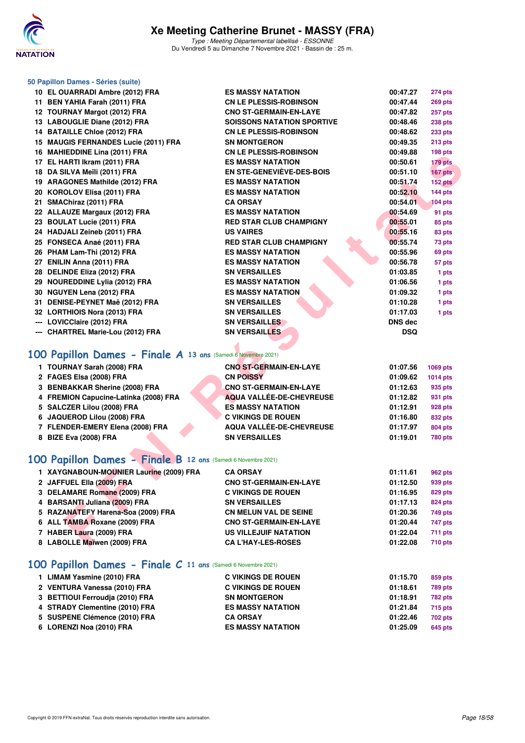# Xe Meeting Catherine Brunet - MASSY (FRA)

*Type : Meeting Départemental labellisé - ESSONNE*
Du Vendredi 5 au Dimanche 7 Novembre 2021 - Bassin de : 25 m.

### 50 Papillon Dames - Séries (suite)

| | | | | |
|---|---|---|---|---|
| 10 | EL OUARRADI Ambre (2012) FRA | ES MASSY NATATION | 00:47.27 | 274 pts |
| 11 | BEN YAHIA Farah (2011) FRA | CN LE PLESSIS-ROBINSON | 00:47.44 | 269 pts |
| 12 | TOURNAY Margot (2012) FRA | CNO ST-GERMAIN-EN-LAYE | 00:47.82 | 257 pts |
| 13 | LABOUGLIE Diane (2012) FRA | SOISSONS NATATION SPORTIVE | 00:48.46 | 238 pts |
| 14 | BATAILLE Chloe (2012) FRA | CN LE PLESSIS-ROBINSON | 00:48.62 | 233 pts |
| 15 | MAUGIS FERNANDES Lucie (2011) FRA | SN MONTGERON | 00:49.35 | 213 pts |
| 16 | MAHIEDDINE Lina (2011) FRA | CN LE PLESSIS-ROBINSON | 00:49.88 | 198 pts |
| 17 | EL HARTI Ikram (2011) FRA | ES MASSY NATATION | 00:50.61 | 179 pts |
| 18 | DA SILVA Meïli (2011) FRA | EN STE-GENEVIÈVE-DES-BOIS | 00:51.10 | 167 pts |
| 19 | ARAGONES Mathilde (2012) FRA | ES MASSY NATATION | 00:51.74 | 152 pts |
| 20 | KOROLOV Elisa (2011) FRA | ES MASSY NATATION | 00:52.10 | 144 pts |
| 21 | SMAChiraz (2011) FRA | CA ORSAY | 00:54.01 | 104 pts |
| 22 | ALLAUZE Margaux (2012) FRA | ES MASSY NATATION | 00:54.69 | 91 pts |
| 23 | BOULAT Lucie (2011) FRA | RED STAR CLUB CHAMPIGNY | 00:55.01 | 85 pts |
| 24 | HADJALI Zeineb (2011) FRA | US VAIRES | 00:55.16 | 83 pts |
| 25 | FONSECA Anaé (2011) FRA | RED STAR CLUB CHAMPIGNY | 00:55.74 | 73 pts |
| 26 | PHAM Lam-Thi (2012) FRA | ES MASSY NATATION | 00:55.96 | 69 pts |
| 27 | ENILIN Anna (2011) FRA | ES MASSY NATATION | 00:56.78 | 57 pts |
| 28 | DELINDE Eliza (2012) FRA | SN VERSAILLES | 01:03.85 | 1 pts |
| 29 | NOUREDDINE Lylia (2012) FRA | ES MASSY NATATION | 01:06.56 | 1 pts |
| 30 | NGUYEN Lena (2012) FRA | ES MASSY NATATION | 01:09.32 | 1 pts |
| 31 | DENISE-PEYNET Maë (2012) FRA | SN VERSAILLES | 01:10.28 | 1 pts |
| 32 | LORTHIOIS Nora (2013) FRA | SN VERSAILLES | 01:17.03 | 1 pts |
| --- | LOVICClaire (2012) FRA | SN VERSAILLES | DNS dec | |
| --- | CHARTREL Marie-Lou (2012) FRA | SN VERSAILLES | DSQ | |

## 100 Papillon Dames - Finale A 13 ans (Samedi 6 Novembre 2021)

| | | | | |
|---|---|---|---|---|
| 1 | TOURNAY Sarah (2008) FRA | CNO ST-GERMAIN-EN-LAYE | 01:07.56 | 1069 pts |
| 2 | FAGES Elsa (2008) FRA | CN POISSY | 01:09.62 | 1014 pts |
| 3 | BENBAKKAR Sherine (2008) FRA | CNO ST-GERMAIN-EN-LAYE | 01:12.63 | 935 pts |
| 4 | FREMION Capucine-Latinka (2008) FRA | AQUA VALLÉE-DE-CHEVREUSE | 01:12.82 | 931 pts |
| 5 | SALCZER Lilou (2008) FRA | ES MASSY NATATION | 01:12.91 | 928 pts |
| 6 | JAQUEROD Lilou (2008) FRA | C VIKINGS DE ROUEN | 01:16.80 | 832 pts |
| 7 | FLENDER-EMERY Elena (2008) FRA | AQUA VALLÉE-DE-CHEVREUSE | 01:17.97 | 804 pts |
| 8 | BIZE Eva (2008) FRA | SN VERSAILLES | 01:19.01 | 780 pts |

## 100 Papillon Dames - Finale B 12 ans (Samedi 6 Novembre 2021)

| | | | | |
|---|---|---|---|---|
| 1 | XAYGNABOUN-MOUNIER Laurine (2009) FRA | CA ORSAY | 01:11.61 | 962 pts |
| 2 | JAFFUEL Ella (2009) FRA | CNO ST-GERMAIN-EN-LAYE | 01:12.50 | 939 pts |
| 3 | DELAMARE Romane (2009) FRA | C VIKINGS DE ROUEN | 01:16.95 | 829 pts |
| 4 | BARSANTI Juliana (2009) FRA | SN VERSAILLES | 01:17.13 | 824 pts |
| 5 | RAZANATEFY Harena-Soa (2009) FRA | CN MELUN VAL DE SEINE | 01:20.36 | 749 pts |
| 6 | ALL TAMBA Roxane (2009) FRA | CNO ST-GERMAIN-EN-LAYE | 01:20.44 | 747 pts |
| 7 | HABER Laura (2009) FRA | US VILLEJUIF NATATION | 01:22.04 | 711 pts |
| 8 | LABOLLE Maïwen (2009) FRA | CA L'HAY-LES-ROSES | 01:22.08 | 710 pts |

## 100 Papillon Dames - Finale C 11 ans (Samedi 6 Novembre 2021)

| | | | | |
|---|---|---|---|---|
| 1 | LIMAM Yasmine (2010) FRA | C VIKINGS DE ROUEN | 01:15.70 | 859 pts |
| 2 | VENTURA Vanessa (2010) FRA | C VIKINGS DE ROUEN | 01:18.61 | 789 pts |
| 3 | BETTIOUI Ferroudja (2010) FRA | SN MONTGERON | 01:18.91 | 782 pts |
| 4 | STRADY Clementine (2010) FRA | ES MASSY NATATION | 01:21.84 | 715 pts |
| 5 | SUSPENE Clémence (2010) FRA | CA ORSAY | 01:22.46 | 702 pts |
| 6 | LORENZI Noa (2010) FRA | ES MASSY NATATION | 01:25.09 | 645 pts |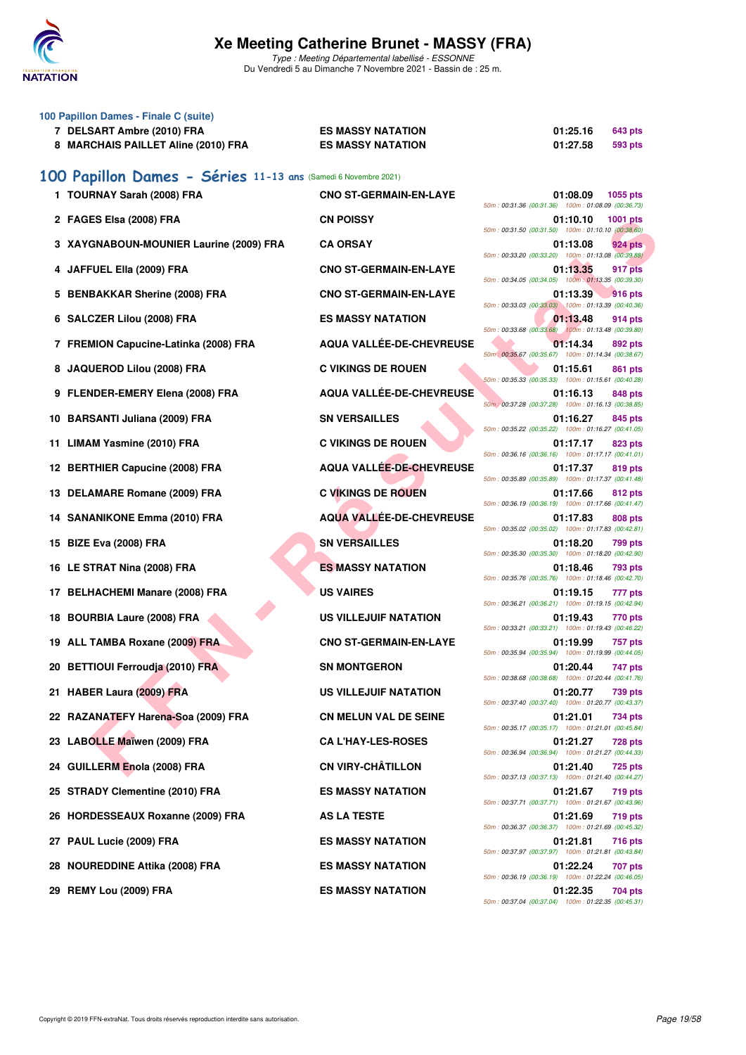### 100 Papillon Dames - Finale C (suite)

| Rang | Nom | Club | Temps | Points |
|---|---|---|---|---|
| 7 | DELSART Ambre (2010) FRA | ES MASSY NATATION | 01:25.16 | 643 pts |
| 8 | MARCHAIS PAILLET Aline (2010) FRA | ES MASSY NATATION | 01:27.58 | 593 pts |

## 100 Papillon Dames - Séries 11-13 ans (Samedi 6 Novembre 2021)

| Rang | Nom | Club | Temps | Points | Intermédiaires |
|---|---|---|---|---|---|
| 1 | TOURNAY Sarah (2008) FRA | CNO ST-GERMAIN-EN-LAYE | 01:08.09 | 1055 pts | 50m : 00:31.36 (00:31.36) 100m : 01:08.09 (00:36.73) |
| 2 | FAGES Elsa (2008) FRA | CN POISSY | 01:10.10 | 1001 pts | 50m : 00:31.50 (00:31.50) 100m : 01:10.10 (00:38.60) |
| 3 | XAYGNABOUN-MOUNIER Laurine (2009) FRA | CA ORSAY | 01:13.08 | 924 pts | 50m : 00:33.20 (00:33.20) 100m : 01:13.08 (00:39.88) |
| 4 | JAFFUEL Ella (2009) FRA | CNO ST-GERMAIN-EN-LAYE | 01:13.35 | 917 pts | 50m : 00:34.05 (00:34.05) 100m : 01:13.35 (00:39.30) |
| 5 | BENBAKKAR Sherine (2008) FRA | CNO ST-GERMAIN-EN-LAYE | 01:13.39 | 916 pts | 50m : 00:33.03 (00:33.03) 100m : 01:13.39 (00:40.36) |
| 6 | SALCZER Lilou (2008) FRA | ES MASSY NATATION | 01:13.48 | 914 pts | 50m : 00:33.68 (00:33.68) 100m : 01:13.48 (00:39.80) |
| 7 | FREMION Capucine-Latinka (2008) FRA | AQUA VALLÉE-DE-CHEVREUSE | 01:14.34 | 892 pts | 50m : 00:35.67 (00:35.67) 100m : 01:14.34 (00:38.67) |
| 8 | JAQUEROD Lilou (2008) FRA | C VIKINGS DE ROUEN | 01:15.61 | 861 pts | 50m : 00:35.33 (00:35.33) 100m : 01:15.61 (00:40.28) |
| 9 | FLENDER-EMERY Elena (2008) FRA | AQUA VALLÉE-DE-CHEVREUSE | 01:16.13 | 848 pts | 50m : 00:37.28 (00:37.28) 100m : 01:16.13 (00:38.85) |
| 10 | BARSANTI Juliana (2009) FRA | SN VERSAILLES | 01:16.27 | 845 pts | 50m : 00:35.22 (00:35.22) 100m : 01:16.27 (00:41.05) |
| 11 | LIMAM Yasmine (2010) FRA | C VIKINGS DE ROUEN | 01:17.17 | 823 pts | 50m : 00:36.16 (00:36.16) 100m : 01:17.17 (00:41.01) |
| 12 | BERTHIER Capucine (2008) FRA | AQUA VALLÉE-DE-CHEVREUSE | 01:17.37 | 819 pts | 50m : 00:35.89 (00:35.89) 100m : 01:17.37 (00:41.48) |
| 13 | DELAMARE Romane (2009) FRA | C VIKINGS DE ROUEN | 01:17.66 | 812 pts | 50m : 00:36.19 (00:36.19) 100m : 01:17.66 (00:41.47) |
| 14 | SANANIKONE Emma (2010) FRA | AQUA VALLÉE-DE-CHEVREUSE | 01:17.83 | 808 pts | 50m : 00:35.02 (00:35.02) 100m : 01:17.83 (00:42.81) |
| 15 | BIZE Eva (2008) FRA | SN VERSAILLES | 01:18.20 | 799 pts | 50m : 00:35.30 (00:35.30) 100m : 01:18.20 (00:42.90) |
| 16 | LE STRAT Nina (2008) FRA | ES MASSY NATATION | 01:18.46 | 793 pts | 50m : 00:35.76 (00:35.76) 100m : 01:18.46 (00:42.70) |
| 17 | BELHACHEMI Manare (2008) FRA | US VAIRES | 01:19.15 | 777 pts | 50m : 00:36.21 (00:36.21) 100m : 01:19.15 (00:42.94) |
| 18 | BOURBIA Laure (2008) FRA | US VILLEJUIF NATATION | 01:19.43 | 770 pts | 50m : 00:33.21 (00:33.21) 100m : 01:19.43 (00:46.22) |
| 19 | ALL TAMBA Roxane (2009) FRA | CNO ST-GERMAIN-EN-LAYE | 01:19.99 | 757 pts | 50m : 00:35.94 (00:35.94) 100m : 01:19.99 (00:44.05) |
| 20 | BETTIOUI Ferroudja (2010) FRA | SN MONTGERON | 01:20.44 | 747 pts | 50m : 00:38.68 (00:38.68) 100m : 01:20.44 (00:41.76) |
| 21 | HABER Laura (2009) FRA | US VILLEJUIF NATATION | 01:20.77 | 739 pts | 50m : 00:37.40 (00:37.40) 100m : 01:20.77 (00:43.37) |
| 22 | RAZANATEFY Harena-Soa (2009) FRA | CN MELUN VAL DE SEINE | 01:21.01 | 734 pts | 50m : 00:35.17 (00:35.17) 100m : 01:21.01 (00:45.84) |
| 23 | LABOLLE Maïwen (2009) FRA | CA L'HAY-LES-ROSES | 01:21.27 | 728 pts | 50m : 00:36.94 (00:36.94) 100m : 01:21.27 (00:44.33) |
| 24 | GUILLERM Enola (2008) FRA | CN VIRY-CHÂTILLON | 01:21.40 | 725 pts | 50m : 00:37.13 (00:37.13) 100m : 01:21.40 (00:44.27) |
| 25 | STRADY Clementine (2010) FRA | ES MASSY NATATION | 01:21.67 | 719 pts | 50m : 00:37.71 (00:37.71) 100m : 01:21.67 (00:43.96) |
| 26 | HORDESSEAUX Roxanne (2009) FRA | AS LA TESTE | 01:21.69 | 719 pts | 50m : 00:36.37 (00:36.37) 100m : 01:21.69 (00:45.32) |
| 27 | PAUL Lucie (2009) FRA | ES MASSY NATATION | 01:21.81 | 716 pts | 50m : 00:37.97 (00:37.97) 100m : 01:21.81 (00:43.84) |
| 28 | NOUREDDINE Attika (2008) FRA | ES MASSY NATATION | 01:22.24 | 707 pts | 50m : 00:36.19 (00:36.19) 100m : 01:22.24 (00:46.05) |
| 29 | REMY Lou (2009) FRA | ES MASSY NATATION | 01:22.35 | 704 pts | 50m : 00:37.04 (00:37.04) 100m : 01:22.35 (00:45.31) |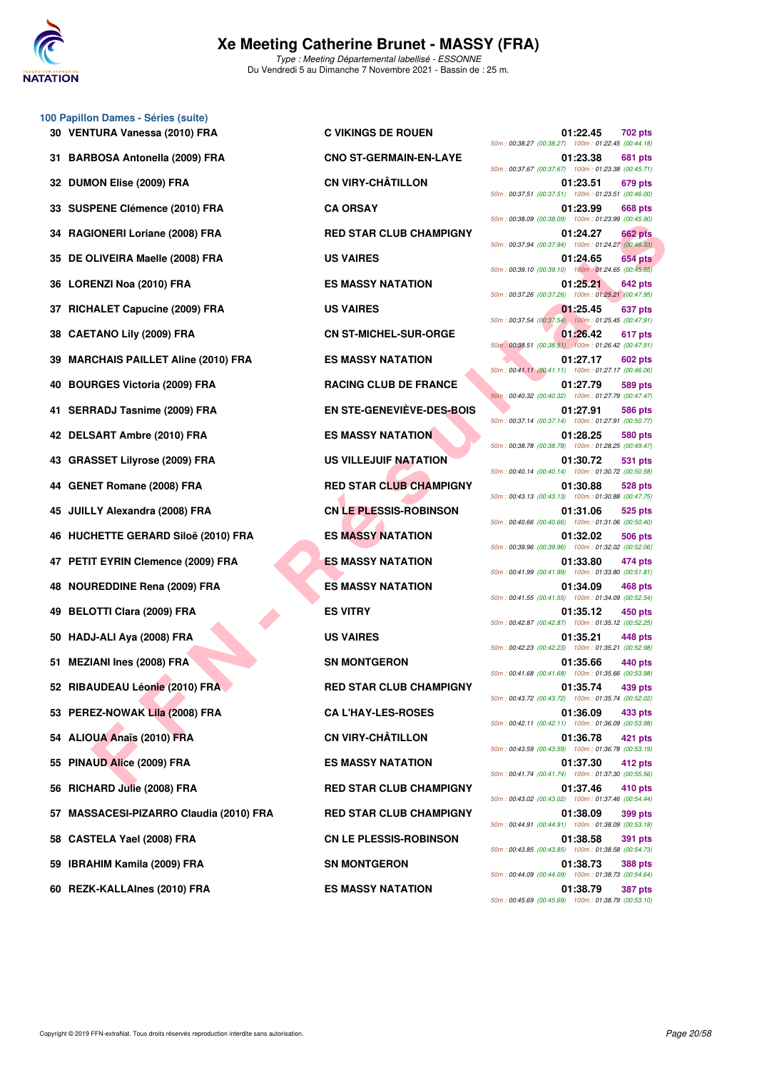# Xe Meeting Catherine Brunet - MASSY (FRA)

*Type : Meeting Départemental labellisé - ESSONNE*

Du Vendredi 5 au Dimanche 7 Novembre 2021 - Bassin de : 25 m.

### 100 Papillon Dames - Séries (suite)

| Rang | Nom | Club | Temps | Points | Splits |
|---|---|---|---|---|---|
| 30 | VENTURA Vanessa (2010) FRA | C VIKINGS DE ROUEN | 01:22.45 | 702 pts | 50m : 00:38.27 (00:38.27) 100m : 01:22.45 (00:44.18) |
| 31 | BARBOSA Antonella (2009) FRA | CNO ST-GERMAIN-EN-LAYE | 01:23.38 | 681 pts | 50m : 00:37.67 (00:37.67) 100m : 01:23.38 (00:45.71) |
| 32 | DUMON Elise (2009) FRA | CN VIRY-CHÂTILLON | 01:23.51 | 679 pts | 50m : 00:37.51 (00:37.51) 100m : 01:23.51 (00:46.00) |
| 33 | SUSPENE Clémence (2010) FRA | CA ORSAY | 01:23.99 | 668 pts | 50m : 00:38.09 (00:38.09) 100m : 01:23.99 (00:45.90) |
| 34 | RAGIONERI Loriane (2008) FRA | RED STAR CLUB CHAMPIGNY | 01:24.27 | 662 pts | 50m : 00:37.94 (00:37.94) 100m : 01:24.27 (00:46.33) |
| 35 | DE OLIVEIRA Maelle (2008) FRA | US VAIRES | 01:24.65 | 654 pts | 50m : 00:39.10 (00:39.10) 100m : 01:24.65 (00:45.55) |
| 36 | LORENZI Noa (2010) FRA | ES MASSY NATATION | 01:25.21 | 642 pts | 50m : 00:37.26 (00:37.26) 100m : 01:25.21 (00:47.95) |
| 37 | RICHALET Capucine (2009) FRA | US VAIRES | 01:25.45 | 637 pts | 50m : 00:37.54 (00:37.54) 100m : 01:25.45 (00:47.91) |
| 38 | CAETANO Lily (2009) FRA | CN ST-MICHEL-SUR-ORGE | 01:26.42 | 617 pts | 50m : 00:38.51 (00:38.51) 100m : 01:26.42 (00:47.91) |
| 39 | MARCHAIS PAILLET Aline (2010) FRA | ES MASSY NATATION | 01:27.17 | 602 pts | 50m : 00:41.11 (00:41.11) 100m : 01:27.17 (00:46.06) |
| 40 | BOURGES Victoria (2009) FRA | RACING CLUB DE FRANCE | 01:27.79 | 589 pts | 50m : 00:40.32 (00:40.32) 100m : 01:27.79 (00:47.47) |
| 41 | SERRADJ Tasnime (2009) FRA | EN STE-GENEVIÈVE-DES-BOIS | 01:27.91 | 586 pts | 50m : 00:37.14 (00:37.14) 100m : 01:27.91 (00:50.77) |
| 42 | DELSART Ambre (2010) FRA | ES MASSY NATATION | 01:28.25 | 580 pts | 50m : 00:38.78 (00:38.78) 100m : 01:28.25 (00:49.47) |
| 43 | GRASSET Lilyrose (2009) FRA | US VILLEJUIF NATATION | 01:30.72 | 531 pts | 50m : 00:40.14 (00:40.14) 100m : 01:30.72 (00:50.58) |
| 44 | GENET Romane (2008) FRA | RED STAR CLUB CHAMPIGNY | 01:30.88 | 528 pts | 50m : 00:43.13 (00:43.13) 100m : 01:30.88 (00:47.75) |
| 45 | JUILLY Alexandra (2008) FRA | CN LE PLESSIS-ROBINSON | 01:31.06 | 525 pts | 50m : 00:40.66 (00:40.66) 100m : 01:31.06 (00:50.40) |
| 46 | HUCHETTE GERARD Siloë (2010) FRA | ES MASSY NATATION | 01:32.02 | 506 pts | 50m : 00:39.96 (00:39.96) 100m : 01:32.02 (00:52.06) |
| 47 | PETIT EYRIN Clemence (2009) FRA | ES MASSY NATATION | 01:33.80 | 474 pts | 50m : 00:41.99 (00:41.99) 100m : 01:33.80 (00:51.81) |
| 48 | NOUREDDINE Rena (2009) FRA | ES MASSY NATATION | 01:34.09 | 468 pts | 50m : 00:41.55 (00:41.55) 100m : 01:34.09 (00:52.54) |
| 49 | BELOTTI Clara (2009) FRA | ES VITRY | 01:35.12 | 450 pts | 50m : 00:42.87 (00:42.87) 100m : 01:35.12 (00:52.25) |
| 50 | HADJ-ALI Aya (2008) FRA | US VAIRES | 01:35.21 | 448 pts | 50m : 00:42.23 (00:42.23) 100m : 01:35.21 (00:52.98) |
| 51 | MEZIANI Ines (2008) FRA | SN MONTGERON | 01:35.66 | 440 pts | 50m : 00:41.68 (00:41.68) 100m : 01:35.66 (00:53.98) |
| 52 | RIBAUDEAU Léonie (2010) FRA | RED STAR CLUB CHAMPIGNY | 01:35.74 | 439 pts | 50m : 00:43.72 (00:43.72) 100m : 01:35.74 (00:52.02) |
| 53 | PEREZ-NOWAK Lila (2008) FRA | CA L'HAY-LES-ROSES | 01:36.09 | 433 pts | 50m : 00:42.11 (00:42.11) 100m : 01:36.09 (00:53.98) |
| 54 | ALIOUA Anaïs (2010) FRA | CN VIRY-CHÂTILLON | 01:36.78 | 421 pts | 50m : 00:43.59 (00:43.59) 100m : 01:36.78 (00:53.19) |
| 55 | PINAUD Alice (2009) FRA | ES MASSY NATATION | 01:37.30 | 412 pts | 50m : 00:41.74 (00:41.74) 100m : 01:37.30 (00:55.56) |
| 56 | RICHARD Julie (2008) FRA | RED STAR CLUB CHAMPIGNY | 01:37.46 | 410 pts | 50m : 00:43.02 (00:43.02) 100m : 01:37.46 (00:54.44) |
| 57 | MASSACESI-PIZARRO Claudia (2010) FRA | RED STAR CLUB CHAMPIGNY | 01:38.09 | 399 pts | 50m : 00:44.91 (00:44.91) 100m : 01:38.09 (00:53.18) |
| 58 | CASTELA Yael (2008) FRA | CN LE PLESSIS-ROBINSON | 01:38.58 | 391 pts | 50m : 00:43.85 (00:43.85) 100m : 01:38.58 (00:54.73) |
| 59 | IBRAHIM Kamila (2009) FRA | SN MONTGERON | 01:38.73 | 388 pts | 50m : 00:44.09 (00:44.09) 100m : 01:38.73 (00:54.64) |
| 60 | REZK-KALLAInes (2010) FRA | ES MASSY NATATION | 01:38.79 | 387 pts | 50m : 00:45.69 (00:45.69) 100m : 01:38.79 (00:53.10) |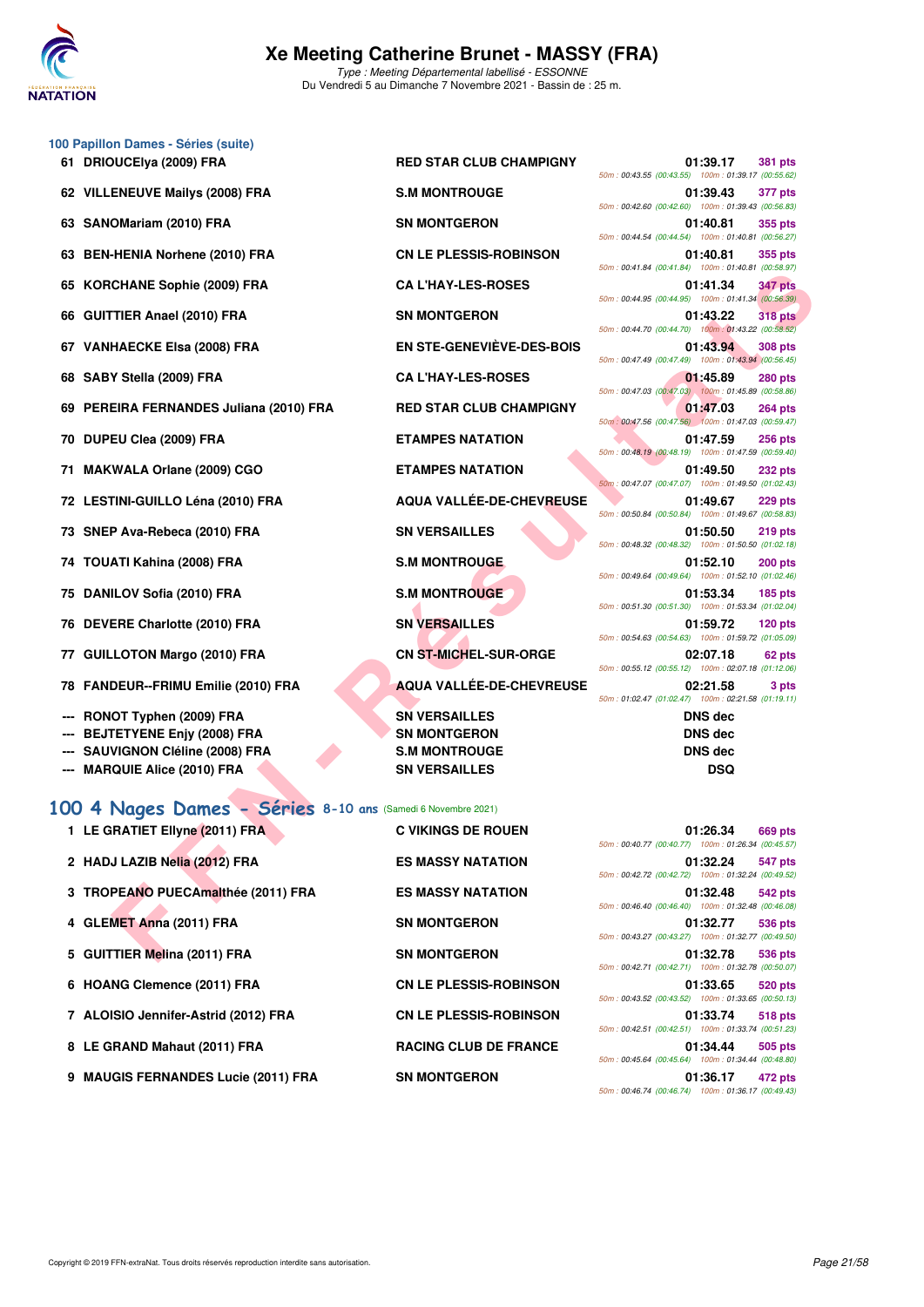# Xe Meeting Catherine Brunet - MASSY (FRA)

*Type : Meeting Départemental labellisé - ESSONNE*
Du Vendredi 5 au Dimanche 7 Novembre 2021 - Bassin de : 25 m.

## 100 Papillon Dames - Séries (suite)

| Rang | Nom | Club | Temps | Points | Splits |
|---|---|---|---|---|---|
| 61 | DRIOUCElya (2009) FRA | RED STAR CLUB CHAMPIGNY | 01:39.17 | 381 pts | 50m : 00:43.55 (00:43.55) 100m : 01:39.17 (00:55.62) |
| 62 | VILLENEUVE Mailys (2008) FRA | S.M MONTROUGE | 01:39.43 | 377 pts | 50m : 00:42.60 (00:42.60) 100m : 01:39.43 (00:56.83) |
| 63 | SANOMariam (2010) FRA | SN MONTGERON | 01:40.81 | 355 pts | 50m : 00:44.54 (00:44.54) 100m : 01:40.81 (00:56.27) |
| 63 | BEN-HENIA Norhene (2010) FRA | CN LE PLESSIS-ROBINSON | 01:40.81 | 355 pts | 50m : 00:41.84 (00:41.84) 100m : 01:40.81 (00:58.97) |
| 65 | KORCHANE Sophie (2009) FRA | CA L'HAY-LES-ROSES | 01:41.34 | 347 pts | 50m : 00:44.95 (00:44.95) 100m : 01:41.34 (00:56.39) |
| 66 | GUITTIER Anael (2010) FRA | SN MONTGERON | 01:43.22 | 318 pts | 50m : 00:44.70 (00:44.70) 100m : 01:43.22 (00:58.52) |
| 67 | VANHAECKE Elsa (2008) FRA | EN STE-GENEVIÈVE-DES-BOIS | 01:43.94 | 308 pts | 50m : 00:47.49 (00:47.49) 100m : 01:43.94 (00:56.45) |
| 68 | SABY Stella (2009) FRA | CA L'HAY-LES-ROSES | 01:45.89 | 280 pts | 50m : 00:47.03 (00:47.03) 100m : 01:45.89 (00:58.86) |
| 69 | PEREIRA FERNANDES Juliana (2010) FRA | RED STAR CLUB CHAMPIGNY | 01:47.03 | 264 pts | 50m : 00:47.56 (00:47.56) 100m : 01:47.03 (00:59.47) |
| 70 | DUPEU Clea (2009) FRA | ETAMPES NATATION | 01:47.59 | 256 pts | 50m : 00:48.19 (00:48.19) 100m : 01:47.59 (00:59.40) |
| 71 | MAKWALA Orlane (2009) CGO | ETAMPES NATATION | 01:49.50 | 232 pts | 50m : 00:47.07 (00:47.07) 100m : 01:49.50 (01:02.43) |
| 72 | LESTINI-GUILLO Léna (2010) FRA | AQUA VALLÉE-DE-CHEVREUSE | 01:49.67 | 229 pts | 50m : 00:50.84 (00:50.84) 100m : 01:49.67 (00:58.83) |
| 73 | SNEP Ava-Rebeca (2010) FRA | SN VERSAILLES | 01:50.50 | 219 pts | 50m : 00:48.32 (00:48.32) 100m : 01:50.50 (01:02.18) |
| 74 | TOUATI Kahina (2008) FRA | S.M MONTROUGE | 01:52.10 | 200 pts | 50m : 00:49.64 (00:49.64) 100m : 01:52.10 (01:02.46) |
| 75 | DANILOV Sofia (2010) FRA | S.M MONTROUGE | 01:53.34 | 185 pts | 50m : 00:51.30 (00:51.30) 100m : 01:53.34 (01:02.04) |
| 76 | DEVERE Charlotte (2010) FRA | SN VERSAILLES | 01:59.72 | 120 pts | 50m : 00:54.63 (00:54.63) 100m : 01:59.72 (01:05.09) |
| 77 | GUILLOTON Margo (2010) FRA | CN ST-MICHEL-SUR-ORGE | 02:07.18 | 62 pts | 50m : 00:55.12 (00:55.12) 100m : 02:07.18 (01:12.06) |
| 78 | FANDEUR--FRIMU Emilie (2010) FRA | AQUA VALLÉE-DE-CHEVREUSE | 02:21.58 | 3 pts | 50m : 01:02.47 (01:02.47) 100m : 02:21.58 (01:19.11) |
| --- | RONOT Typhen (2009) FRA | SN VERSAILLES | DNS dec | | |
| --- | BEJTETYENE Enjy (2008) FRA | SN MONTGERON | DNS dec | | |
| --- | SAUVIGNON Cléline (2008) FRA | S.M MONTROUGE | DNS dec | | |
| --- | MARQUIE Alice (2010) FRA | SN VERSAILLES | DSQ | | |

## 100 4 Nages Dames - Séries 8-10 ans (Samedi 6 Novembre 2021)

| Rang | Nom | Club | Temps | Points | Splits |
|---|---|---|---|---|---|
| 1 | LE GRATIET Ellyne (2011) FRA | C VIKINGS DE ROUEN | 01:26.34 | 669 pts | 50m : 00:40.77 (00:40.77) 100m : 01:26.34 (00:45.57) |
| 2 | HADJ LAZIB Nelia (2012) FRA | ES MASSY NATATION | 01:32.24 | 547 pts | 50m : 00:42.72 (00:42.72) 100m : 01:32.24 (00:49.52) |
| 3 | TROPEANO PUECAmalthée (2011) FRA | ES MASSY NATATION | 01:32.48 | 542 pts | 50m : 00:46.40 (00:46.40) 100m : 01:32.48 (00:46.08) |
| 4 | GLEMET Anna (2011) FRA | SN MONTGERON | 01:32.77 | 536 pts | 50m : 00:43.27 (00:43.27) 100m : 01:32.77 (00:49.50) |
| 5 | GUITTIER Melina (2011) FRA | SN MONTGERON | 01:32.78 | 536 pts | 50m : 00:42.71 (00:42.71) 100m : 01:32.78 (00:50.07) |
| 6 | HOANG Clemence (2011) FRA | CN LE PLESSIS-ROBINSON | 01:33.65 | 520 pts | 50m : 00:43.52 (00:43.52) 100m : 01:33.65 (00:50.13) |
| 7 | ALOISIO Jennifer-Astrid (2012) FRA | CN LE PLESSIS-ROBINSON | 01:33.74 | 518 pts | 50m : 00:42.51 (00:42.51) 100m : 01:33.74 (00:51.23) |
| 8 | LE GRAND Mahaut (2011) FRA | RACING CLUB DE FRANCE | 01:34.44 | 505 pts | 50m : 00:45.64 (00:45.64) 100m : 01:34.44 (00:48.80) |
| 9 | MAUGIS FERNANDES Lucie (2011) FRA | SN MONTGERON | 01:36.17 | 472 pts | 50m : 00:46.74 (00:46.74) 100m : 01:36.17 (00:49.43) |

Copyright © 2019 FFN-extraNat. Tous droits réservés reproduction interdite sans autorisation.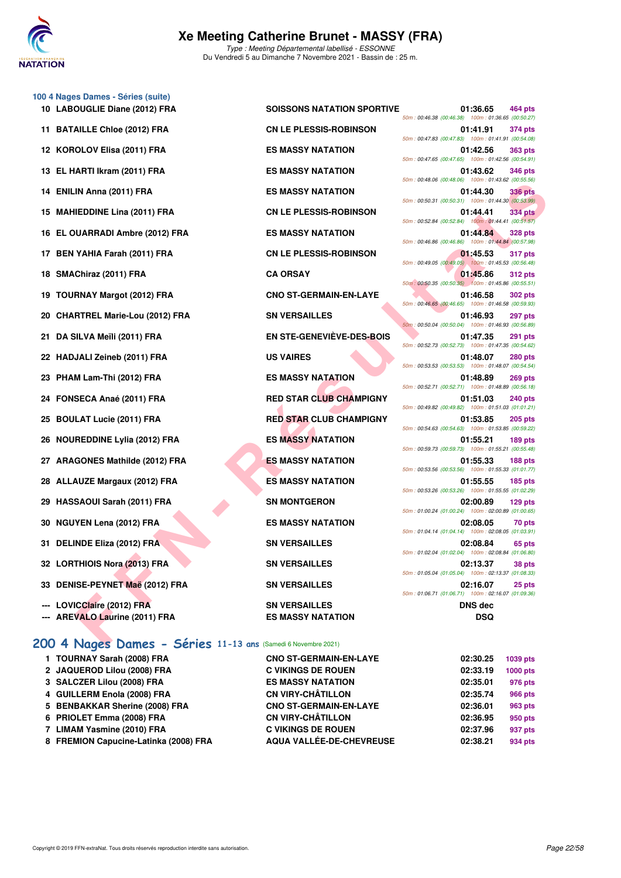### 100 4 Nages Dames - Séries (suite)

| Place | Nom | Club | Temps | Points | Splits |
|---|---|---|---|---|---|
| 10 | LABOUGLIE Diane (2012) FRA | SOISSONS NATATION SPORTIVE | 01:36.65 | 464 pts | 50m : 00:46.38 (00:46.38) 100m : 01:36.65 (00:50.27) |
| 11 | BATAILLE Chloe (2012) FRA | CN LE PLESSIS-ROBINSON | 01:41.91 | 374 pts | 50m : 00:47.83 (00:47.83) 100m : 01:41.91 (00:54.08) |
| 12 | KOROLOV Elisa (2011) FRA | ES MASSY NATATION | 01:42.56 | 363 pts | 50m : 00:47.65 (00:47.65) 100m : 01:42.56 (00:54.91) |
| 13 | EL HARTI Ikram (2011) FRA | ES MASSY NATATION | 01:43.62 | 346 pts | 50m : 00:48.06 (00:48.06) 100m : 01:43.62 (00:55.56) |
| 14 | ENILIN Anna (2011) FRA | ES MASSY NATATION | 01:44.30 | 336 pts | 50m : 00:50.31 (00:50.31) 100m : 01:44.30 (00:53.99) |
| 15 | MAHIEDDINE Lina (2011) FRA | CN LE PLESSIS-ROBINSON | 01:44.41 | 334 pts | 50m : 00:52.84 (00:52.84) 100m : 01:44.41 (00:51.57) |
| 16 | EL OUARRADI Ambre (2012) FRA | ES MASSY NATATION | 01:44.84 | 328 pts | 50m : 00:46.86 (00:46.86) 100m : 01:44.84 (00:57.98) |
| 17 | BEN YAHIA Farah (2011) FRA | CN LE PLESSIS-ROBINSON | 01:45.53 | 317 pts | 50m : 00:49.05 (00:49.05) 100m : 01:45.53 (00:56.48) |
| 18 | SMAChiraz (2011) FRA | CA ORSAY | 01:45.86 | 312 pts | 50m : 00:50.35 (00:50.35) 100m : 01:45.86 (00:55.51) |
| 19 | TOURNAY Margot (2012) FRA | CNO ST-GERMAIN-EN-LAYE | 01:46.58 | 302 pts | 50m : 00:46.65 (00:46.65) 100m : 01:46.58 (00:59.93) |
| 20 | CHARTREL Marie-Lou (2012) FRA | SN VERSAILLES | 01:46.93 | 297 pts | 50m : 00:50.04 (00:50.04) 100m : 01:46.93 (00:56.89) |
| 21 | DA SILVA Meïli (2011) FRA | EN STE-GENEVIÈVE-DES-BOIS | 01:47.35 | 291 pts | 50m : 00:52.73 (00:52.73) 100m : 01:47.35 (00:54.62) |
| 22 | HADJALI Zeineb (2011) FRA | US VAIRES | 01:48.07 | 280 pts | 50m : 00:53.53 (00:53.53) 100m : 01:48.07 (00:54.54) |
| 23 | PHAM Lam-Thi (2012) FRA | ES MASSY NATATION | 01:48.89 | 269 pts | 50m : 00:52.71 (00:52.71) 100m : 01:48.89 (00:56.18) |
| 24 | FONSECA Anaé (2011) FRA | RED STAR CLUB CHAMPIGNY | 01:51.03 | 240 pts | 50m : 00:49.82 (00:49.82) 100m : 01:51.03 (01:01.21) |
| 25 | BOULAT Lucie (2011) FRA | RED STAR CLUB CHAMPIGNY | 01:53.85 | 205 pts | 50m : 00:54.63 (00:54.63) 100m : 01:53.85 (00:59.22) |
| 26 | NOUREDDINE Lylia (2012) FRA | ES MASSY NATATION | 01:55.21 | 189 pts | 50m : 00:59.73 (00:59.73) 100m : 01:55.21 (00:55.48) |
| 27 | ARAGONES Mathilde (2012) FRA | ES MASSY NATATION | 01:55.33 | 188 pts | 50m : 00:53.56 (00:53.56) 100m : 01:55.33 (01:01.77) |
| 28 | ALLAUZE Margaux (2012) FRA | ES MASSY NATATION | 01:55.55 | 185 pts | 50m : 00:53.26 (00:53.26) 100m : 01:55.55 (01:02.29) |
| 29 | HASSAOUI Sarah (2011) FRA | SN MONTGERON | 02:00.89 | 129 pts | 50m : 01:00.24 (01:00.24) 100m : 02:00.89 (01:00.65) |
| 30 | NGUYEN Lena (2012) FRA | ES MASSY NATATION | 02:08.05 | 70 pts | 50m : 01:04.14 (01:04.14) 100m : 02:08.05 (01:03.91) |
| 31 | DELINDE Eliza (2012) FRA | SN VERSAILLES | 02:08.84 | 65 pts | 50m : 01:02.04 (01:02.04) 100m : 02:08.84 (01:06.80) |
| 32 | LORTHIOIS Nora (2013) FRA | SN VERSAILLES | 02:13.37 | 38 pts | 50m : 01:05.04 (01:05.04) 100m : 02:13.37 (01:08.33) |
| 33 | DENISE-PEYNET Maë (2012) FRA | SN VERSAILLES | 02:16.07 | 25 pts | 50m : 01:06.71 (01:06.71) 100m : 02:16.07 (01:09.36) |
| --- | LOVICClaire (2012) FRA | SN VERSAILLES | DNS dec | | |
| --- | AREVALO Laurine (2011) FRA | ES MASSY NATATION | DSQ | | |

## 200 4 Nages Dames - Séries 11-13 ans (Samedi 6 Novembre 2021)

| Place | Nom | Club | Temps | Points |
|---|---|---|---|---|
| 1 | TOURNAY Sarah (2008) FRA | CNO ST-GERMAIN-EN-LAYE | 02:30.25 | 1039 pts |
| 2 | JAQUEROD Lilou (2008) FRA | C VIKINGS DE ROUEN | 02:33.19 | 1000 pts |
| 3 | SALCZER Lilou (2008) FRA | ES MASSY NATATION | 02:35.01 | 976 pts |
| 4 | GUILLERM Enola (2008) FRA | CN VIRY-CHÂTILLON | 02:35.74 | 966 pts |
| 5 | BENBAKKAR Sherine (2008) FRA | CNO ST-GERMAIN-EN-LAYE | 02:36.01 | 963 pts |
| 6 | PRIOLET Emma (2008) FRA | CN VIRY-CHÂTILLON | 02:36.95 | 950 pts |
| 7 | LIMAM Yasmine (2010) FRA | C VIKINGS DE ROUEN | 02:37.96 | 937 pts |
| 8 | FREMION Capucine-Latinka (2008) FRA | AQUA VALLÉE-DE-CHEVREUSE | 02:38.21 | 934 pts |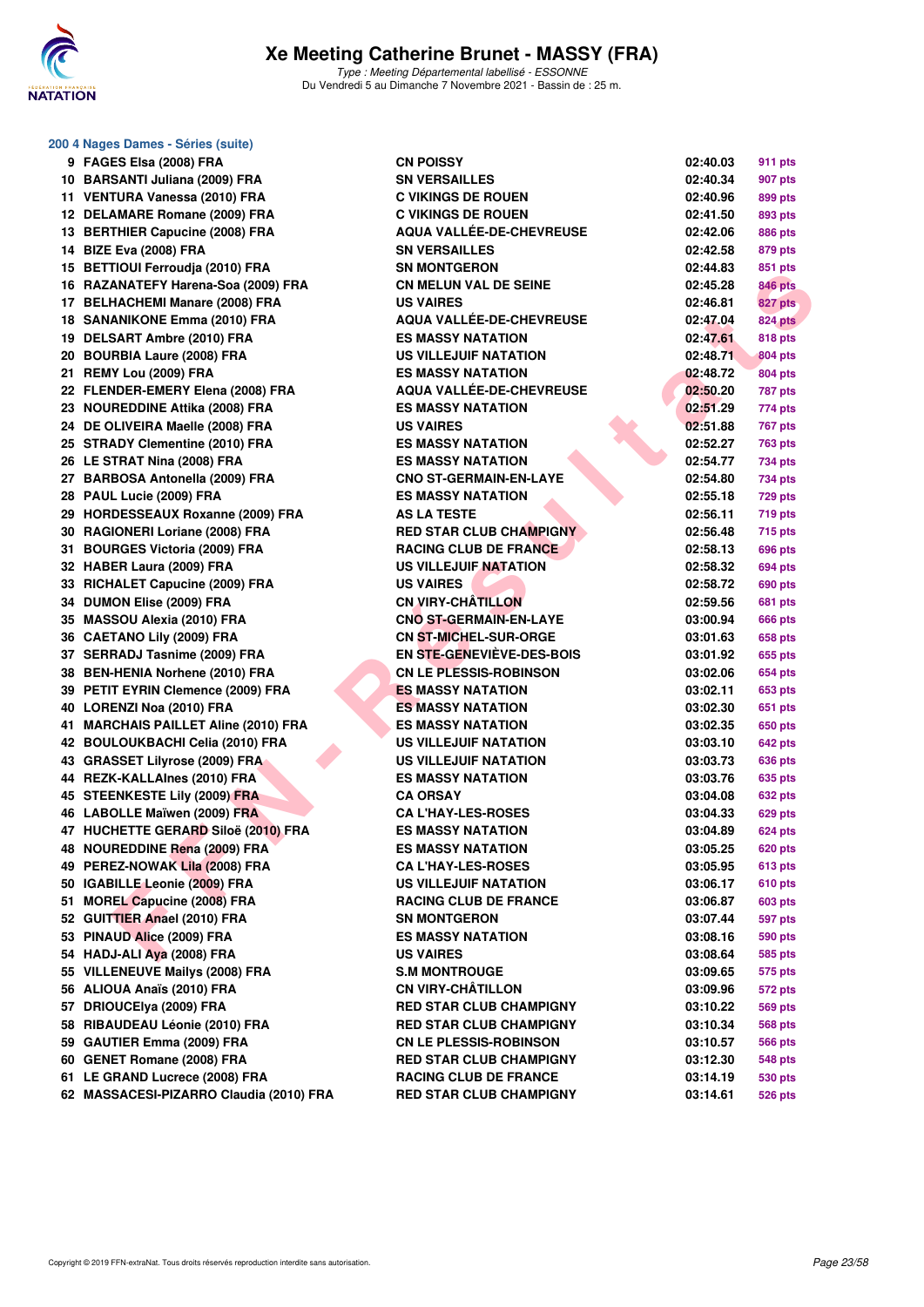# Xe Meeting Catherine Brunet - MASSY (FRA)

*Type : Meeting Départemental labellisé - ESSONNE*
Du Vendredi 5 au Dimanche 7 Novembre 2021 - Bassin de : 25 m.

## 200 4 Nages Dames - Séries (suite)

| | Nom | Club | Temps | Points |
|---|---|---|---|---|
| 9 | FAGES Elsa (2008) FRA | CN POISSY | 02:40.03 | 911 pts |
| 10 | BARSANTI Juliana (2009) FRA | SN VERSAILLES | 02:40.34 | 907 pts |
| 11 | VENTURA Vanessa (2010) FRA | C VIKINGS DE ROUEN | 02:40.96 | 899 pts |
| 12 | DELAMARE Romane (2009) FRA | C VIKINGS DE ROUEN | 02:41.50 | 893 pts |
| 13 | BERTHIER Capucine (2008) FRA | AQUA VALLÉE-DE-CHEVREUSE | 02:42.06 | 886 pts |
| 14 | BIZE Eva (2008) FRA | SN VERSAILLES | 02:42.58 | 879 pts |
| 15 | BETTIOUI Ferroudja (2010) FRA | SN MONTGERON | 02:44.83 | 851 pts |
| 16 | RAZANATEFY Harena-Soa (2009) FRA | CN MELUN VAL DE SEINE | 02:45.28 | 846 pts |
| 17 | BELHACHEMI Manare (2008) FRA | US VAIRES | 02:46.81 | 827 pts |
| 18 | SANANIKONE Emma (2010) FRA | AQUA VALLÉE-DE-CHEVREUSE | 02:47.04 | 824 pts |
| 19 | DELSART Ambre (2010) FRA | ES MASSY NATATION | 02:47.61 | 818 pts |
| 20 | BOURBIA Laure (2008) FRA | US VILLEJUIF NATATION | 02:48.71 | 804 pts |
| 21 | REMY Lou (2009) FRA | ES MASSY NATATION | 02:48.72 | 804 pts |
| 22 | FLENDER-EMERY Elena (2008) FRA | AQUA VALLÉE-DE-CHEVREUSE | 02:50.20 | 787 pts |
| 23 | NOUREDDINE Attika (2008) FRA | ES MASSY NATATION | 02:51.29 | 774 pts |
| 24 | DE OLIVEIRA Maelle (2008) FRA | US VAIRES | 02:51.88 | 767 pts |
| 25 | STRADY Clementine (2010) FRA | ES MASSY NATATION | 02:52.27 | 763 pts |
| 26 | LE STRAT Nina (2008) FRA | ES MASSY NATATION | 02:54.77 | 734 pts |
| 27 | BARBOSA Antonella (2009) FRA | CNO ST-GERMAIN-EN-LAYE | 02:54.80 | 734 pts |
| 28 | PAUL Lucie (2009) FRA | ES MASSY NATATION | 02:55.18 | 729 pts |
| 29 | HORDESSEAUX Roxanne (2009) FRA | AS LA TESTE | 02:56.11 | 719 pts |
| 30 | RAGIONERI Loriane (2008) FRA | RED STAR CLUB CHAMPIGNY | 02:56.48 | 715 pts |
| 31 | BOURGES Victoria (2009) FRA | RACING CLUB DE FRANCE | 02:58.13 | 696 pts |
| 32 | HABER Laura (2009) FRA | US VILLEJUIF NATATION | 02:58.32 | 694 pts |
| 33 | RICHALET Capucine (2009) FRA | US VAIRES | 02:58.72 | 690 pts |
| 34 | DUMON Elise (2009) FRA | CN VIRY-CHÂTILLON | 02:59.56 | 681 pts |
| 35 | MASSOU Alexia (2010) FRA | CNO ST-GERMAIN-EN-LAYE | 03:00.94 | 666 pts |
| 36 | CAETANO Lily (2009) FRA | CN ST-MICHEL-SUR-ORGE | 03:01.63 | 658 pts |
| 37 | SERRADJ Tasnime (2009) FRA | EN STE-GENEVIÈVE-DES-BOIS | 03:01.92 | 655 pts |
| 38 | BEN-HENIA Norhene (2010) FRA | CN LE PLESSIS-ROBINSON | 03:02.06 | 654 pts |
| 39 | PETIT EYRIN Clemence (2009) FRA | ES MASSY NATATION | 03:02.11 | 653 pts |
| 40 | LORENZI Noa (2010) FRA | ES MASSY NATATION | 03:02.30 | 651 pts |
| 41 | MARCHAIS PAILLET Aline (2010) FRA | ES MASSY NATATION | 03:02.35 | 650 pts |
| 42 | BOULOUKBACHI Celia (2010) FRA | US VILLEJUIF NATATION | 03:03.10 | 642 pts |
| 43 | GRASSET Lilyrose (2009) FRA | US VILLEJUIF NATATION | 03:03.73 | 636 pts |
| 44 | REZK-KALLAInes (2010) FRA | ES MASSY NATATION | 03:03.76 | 635 pts |
| 45 | STEENKESTE Lily (2009) FRA | CA ORSAY | 03:04.08 | 632 pts |
| 46 | LABOLLE Maïwen (2009) FRA | CA L'HAY-LES-ROSES | 03:04.33 | 629 pts |
| 47 | HUCHETTE GERARD Siloë (2010) FRA | ES MASSY NATATION | 03:04.89 | 624 pts |
| 48 | NOUREDDINE Rena (2009) FRA | ES MASSY NATATION | 03:05.25 | 620 pts |
| 49 | PEREZ-NOWAK Lila (2008) FRA | CA L'HAY-LES-ROSES | 03:05.95 | 613 pts |
| 50 | IGABILLE Leonie (2009) FRA | US VILLEJUIF NATATION | 03:06.17 | 610 pts |
| 51 | MOREL Capucine (2008) FRA | RACING CLUB DE FRANCE | 03:06.87 | 603 pts |
| 52 | GUITTIER Anael (2010) FRA | SN MONTGERON | 03:07.44 | 597 pts |
| 53 | PINAUD Alice (2009) FRA | ES MASSY NATATION | 03:08.16 | 590 pts |
| 54 | HADJ-ALI Aya (2008) FRA | US VAIRES | 03:08.64 | 585 pts |
| 55 | VILLENEUVE Mailys (2008) FRA | S.M MONTROUGE | 03:09.65 | 575 pts |
| 56 | ALIOUA Anaïs (2010) FRA | CN VIRY-CHÂTILLON | 03:09.96 | 572 pts |
| 57 | DRIOUCElya (2009) FRA | RED STAR CLUB CHAMPIGNY | 03:10.22 | 569 pts |
| 58 | RIBAUDEAU Léonie (2010) FRA | RED STAR CLUB CHAMPIGNY | 03:10.34 | 568 pts |
| 59 | GAUTIER Emma (2009) FRA | CN LE PLESSIS-ROBINSON | 03:10.57 | 566 pts |
| 60 | GENET Romane (2008) FRA | RED STAR CLUB CHAMPIGNY | 03:12.30 | 548 pts |
| 61 | LE GRAND Lucrece (2008) FRA | RACING CLUB DE FRANCE | 03:14.19 | 530 pts |
| 62 | MASSACESI-PIZARRO Claudia (2010) FRA | RED STAR CLUB CHAMPIGNY | 03:14.61 | 526 pts |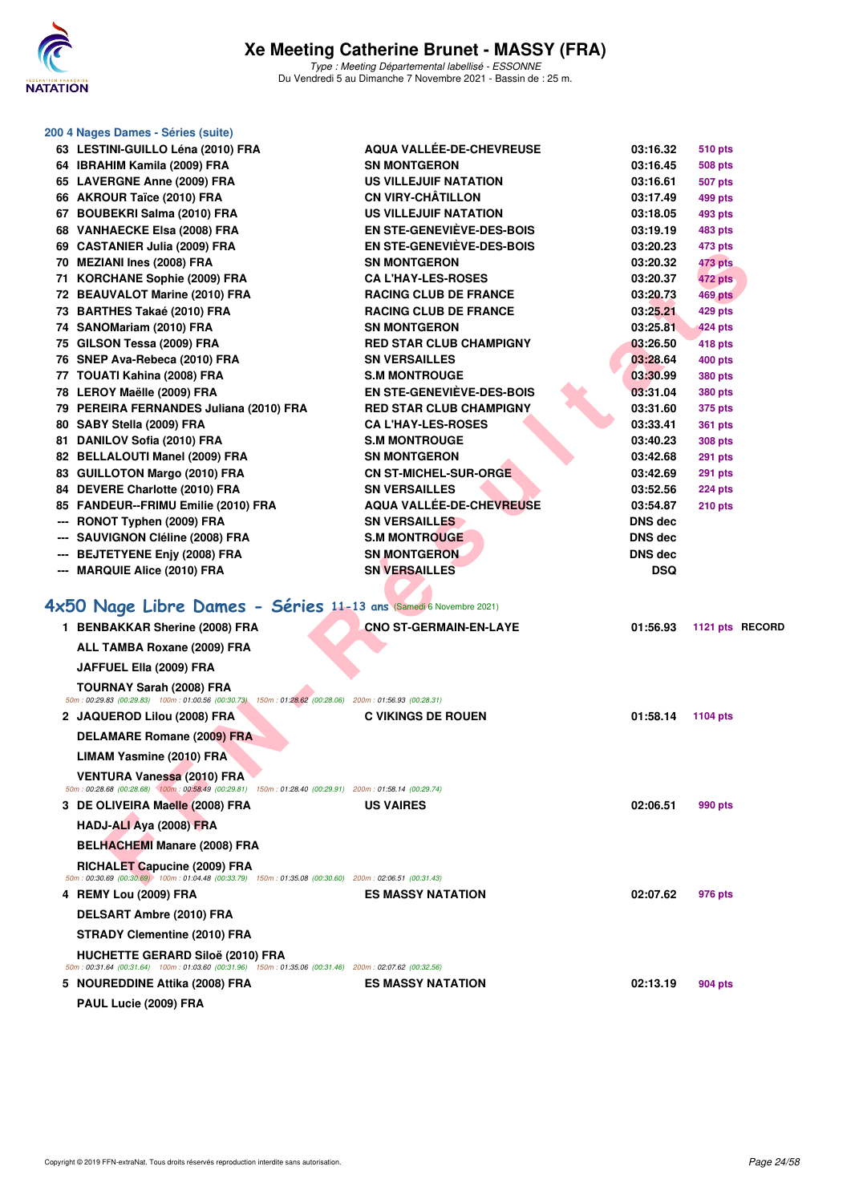# Xe Meeting Catherine Brunet - MASSY (FRA)

*Type : Meeting Départemental labellisé - ESSONNE*

Du Vendredi 5 au Dimanche 7 Novembre 2021 - Bassin de : 25 m.

## 200 4 Nages Dames - Séries (suite)

| Rang | Nom | Club | Temps | Points |
|---|---|---|---|---|
| 63 | LESTINI-GUILLO Léna (2010) FRA | AQUA VALLÉE-DE-CHEVREUSE | 03:16.32 | 510 pts |
| 64 | IBRAHIM Kamila (2009) FRA | SN MONTGERON | 03:16.45 | 508 pts |
| 65 | LAVERGNE Anne (2009) FRA | US VILLEJUIF NATATION | 03:16.61 | 507 pts |
| 66 | AKROUR Taïce (2010) FRA | CN VIRY-CHÂTILLON | 03:17.49 | 499 pts |
| 67 | BOUBEKRI Salma (2010) FRA | US VILLEJUIF NATATION | 03:18.05 | 493 pts |
| 68 | VANHAECKE Elsa (2008) FRA | EN STE-GENEVIÈVE-DES-BOIS | 03:19.19 | 483 pts |
| 69 | CASTANIER Julia (2009) FRA | EN STE-GENEVIÈVE-DES-BOIS | 03:20.23 | 473 pts |
| 70 | MEZIANI Ines (2008) FRA | SN MONTGERON | 03:20.32 | 473 pts |
| 71 | KORCHANE Sophie (2009) FRA | CA L'HAY-LES-ROSES | 03:20.37 | 472 pts |
| 72 | BEAUVALOT Marine (2010) FRA | RACING CLUB DE FRANCE | 03:20.73 | 469 pts |
| 73 | BARTHES Takaé (2010) FRA | RACING CLUB DE FRANCE | 03:25.21 | 429 pts |
| 74 | SANOMariam (2010) FRA | SN MONTGERON | 03:25.81 | 424 pts |
| 75 | GILSON Tessa (2009) FRA | RED STAR CLUB CHAMPIGNY | 03:26.50 | 418 pts |
| 76 | SNEP Ava-Rebeca (2010) FRA | SN VERSAILLES | 03:28.64 | 400 pts |
| 77 | TOUATI Kahina (2008) FRA | S.M MONTROUGE | 03:30.99 | 380 pts |
| 78 | LEROY Maëlle (2009) FRA | EN STE-GENEVIÈVE-DES-BOIS | 03:31.04 | 380 pts |
| 79 | PEREIRA FERNANDES Juliana (2010) FRA | RED STAR CLUB CHAMPIGNY | 03:31.60 | 375 pts |
| 80 | SABY Stella (2009) FRA | CA L'HAY-LES-ROSES | 03:33.41 | 361 pts |
| 81 | DANILOV Sofia (2010) FRA | S.M MONTROUGE | 03:40.23 | 308 pts |
| 82 | BELLALOUTI Manel (2009) FRA | SN MONTGERON | 03:42.68 | 291 pts |
| 83 | GUILLOTON Margo (2010) FRA | CN ST-MICHEL-SUR-ORGE | 03:42.69 | 291 pts |
| 84 | DEVERE Charlotte (2010) FRA | SN VERSAILLES | 03:52.56 | 224 pts |
| 85 | FANDEUR--FRIMU Emilie (2010) FRA | AQUA VALLÉE-DE-CHEVREUSE | 03:54.87 | 210 pts |
| --- | RONOT Typhen (2009) FRA | SN VERSAILLES | DNS dec | |
| --- | SAUVIGNON Cléline (2008) FRA | S.M MONTROUGE | DNS dec | |
| --- | BEJTETYENE Enjy (2008) FRA | SN MONTGERON | DNS dec | |
| --- | MARQUIE Alice (2010) FRA | SN VERSAILLES | DSQ | |

## 4x50 Nage Libre Dames - Séries 11-13 ans (Samedi 6 Novembre 2021)

| Rang | Relayeuses | Club | Temps | Points | |
|---|---|---|---|---|---|
| 1 | BENBAKKAR Sherine (2008) FRA<br>ALL TAMBA Roxane (2009) FRA<br>JAFFUEL Ella (2009) FRA<br>TOURNAY Sarah (2008) FRA | CNO ST-GERMAIN-EN-LAYE | 01:56.93 | 1121 pts | RECORD |
| | 50m : 00:29.83 (00:29.83) 100m : 01:00.56 (00:30.73) 150m : 01:28.62 (00:28.06) 200m : 01:56.93 (00:28.31) | | | | |
| 2 | JAQUEROD Lilou (2008) FRA<br>DELAMARE Romane (2009) FRA<br>LIMAM Yasmine (2010) FRA<br>VENTURA Vanessa (2010) FRA | C VIKINGS DE ROUEN | 01:58.14 | 1104 pts | |
| | 50m : 00:28.68 (00:28.68) 100m : 00:58.49 (00:29.81) 150m : 01:28.40 (00:29.91) 200m : 01:58.14 (00:29.74) | | | | |
| 3 | DE OLIVEIRA Maelle (2008) FRA<br>HADJ-ALI Aya (2008) FRA<br>BELHACHEMI Manare (2008) FRA<br>RICHALET Capucine (2009) FRA | US VAIRES | 02:06.51 | 990 pts | |
| | 50m : 00:30.69 (00:30.69) 100m : 01:04.48 (00:33.79) 150m : 01:35.08 (00:30.60) 200m : 02:06.51 (00:31.43) | | | | |
| 4 | REMY Lou (2009) FRA<br>DELSART Ambre (2010) FRA<br>STRADY Clementine (2010) FRA<br>HUCHETTE GERARD Siloë (2010) FRA | ES MASSY NATATION | 02:07.62 | 976 pts | |
| | 50m : 00:31.64 (00:31.64) 100m : 01:03.60 (00:31.96) 150m : 01:35.06 (00:31.46) 200m : 02:07.62 (00:32.56) | | | | |
| 5 | NOUREDDINE Attika (2008) FRA<br>PAUL Lucie (2009) FRA | ES MASSY NATATION | 02:13.19 | 904 pts | |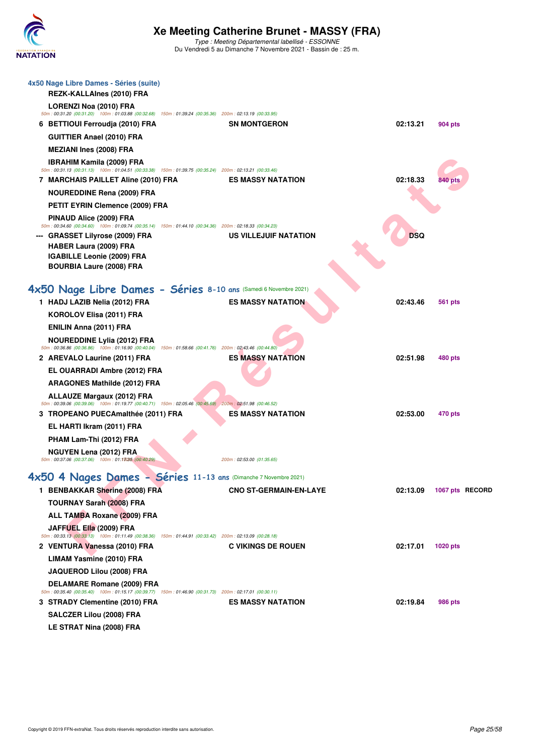### 4x50 Nage Libre Dames - Séries (suite)

REZK-KALLAInes (2010) FRA

LORENZI Noa (2010) FRA

50m : 00:31.20 (00:31.20) 100m : 01:03.88 (00:32.68) 150m : 01:39.24 (00:35.36) 200m : 02:13.19 (00:33.95)

| | | | | |
|---|---|---|---|---|
| 6 | BETTIOUI Ferroudja (2010) FRA | SN MONTGERON | 02:13.21 | 904 pts |
| | GUITTIER Anael (2010) FRA | | | |
| | MEZIANI Ines (2008) FRA | | | |
| | IBRAHIM Kamila (2009) FRA | | | |
| | 50m : 00:31.13 (00:31.13) 100m : 01:04.51 (00:33.38) 150m : 01:39.75 (00:35.24) 200m : 02:13.21 (00:33.46) | | | |
| 7 | MARCHAIS PAILLET Aline (2010) FRA | ES MASSY NATATION | 02:18.33 | 840 pts |
| | NOUREDDINE Rena (2009) FRA | | | |
| | PETIT EYRIN Clemence (2009) FRA | | | |
| | PINAUD Alice (2009) FRA | | | |
| | 50m : 00:34.60 (00:34.60) 100m : 01:09.74 (00:35.14) 150m : 01:44.10 (00:34.36) 200m : 02:18.33 (00:34.23) | | | |
| --- | GRASSET Lilyrose (2009) FRA | US VILLEJUIF NATATION | DSQ | |
| | HABER Laura (2009) FRA | | | |
| | IGABILLE Leonie (2009) FRA | | | |
| | BOURBIA Laure (2008) FRA | | | |

## 4x50 Nage Libre Dames - Séries 8-10 ans (Samedi 6 Novembre 2021)

| | | | | |
|---|---|---|---|---|
| 1 | HADJ LAZIB Nelia (2012) FRA | ES MASSY NATATION | 02:43.46 | 561 pts |
| | KOROLOV Elisa (2011) FRA | | | |
| | ENILIN Anna (2011) FRA | | | |
| | NOUREDDINE Lylia (2012) FRA | | | |
| | 50m : 00:36.86 (00:36.86) 100m : 01:16.90 (00:40.04) 150m : 01:58.66 (00:41.76) 200m : 02:43.46 (00:44.80) | | | |
| 2 | AREVALO Laurine (2011) FRA | ES MASSY NATATION | 02:51.98 | 480 pts |
| | EL OUARRADI Ambre (2012) FRA | | | |
| | ARAGONES Mathilde (2012) FRA | | | |
| | ALLAUZE Margaux (2012) FRA | | | |
| | 50m : 00:39.06 (00:39.06) 100m : 01:19.77 (00:40.71) 150m : 02:05.46 (00:45.69) 200m : 02:51.98 (00:46.52) | | | |
| 3 | TROPEANO PUECAmalthée (2011) FRA | ES MASSY NATATION | 02:53.00 | 470 pts |
| | EL HARTI Ikram (2011) FRA | | | |
| | PHAM Lam-Thi (2012) FRA | | | |
| | NGUYEN Lena (2012) FRA | | | |
| | 50m : 00:37.06 (00:37.06) 100m : 01:17.35 (00:40.29) 200m : 02:53.00 (01:35.65) | | | |

## 4x50 4 Nages Dames - Séries 11-13 ans (Dimanche 7 Novembre 2021)

| | | | | |
|---|---|---|---|---|
| 1 | BENBAKKAR Sherine (2008) FRA | CNO ST-GERMAIN-EN-LAYE | 02:13.09 | 1067 pts RECORD |
| | TOURNAY Sarah (2008) FRA | | | |
| | ALL TAMBA Roxane (2009) FRA | | | |
| | JAFFUEL Ella (2009) FRA | | | |
| | 50m : 00:33.13 (00:33.13) 100m : 01:11.49 (00:38.36) 150m : 01:44.91 (00:33.42) 200m : 02:13.09 (00:28.18) | | | |
| 2 | VENTURA Vanessa (2010) FRA | C VIKINGS DE ROUEN | 02:17.01 | 1020 pts |
| | LIMAM Yasmine (2010) FRA | | | |
| | JAQUEROD Lilou (2008) FRA | | | |
| | DELAMARE Romane (2009) FRA | | | |
| | 50m : 00:35.40 (00:35.40) 100m : 01:15.17 (00:39.77) 150m : 01:46.90 (00:31.73) 200m : 02:17.01 (00:30.11) | | | |
| 3 | STRADY Clementine (2010) FRA | ES MASSY NATATION | 02:19.84 | 986 pts |
| | SALCZER Lilou (2008) FRA | | | |
| | LE STRAT Nina (2008) FRA | | | |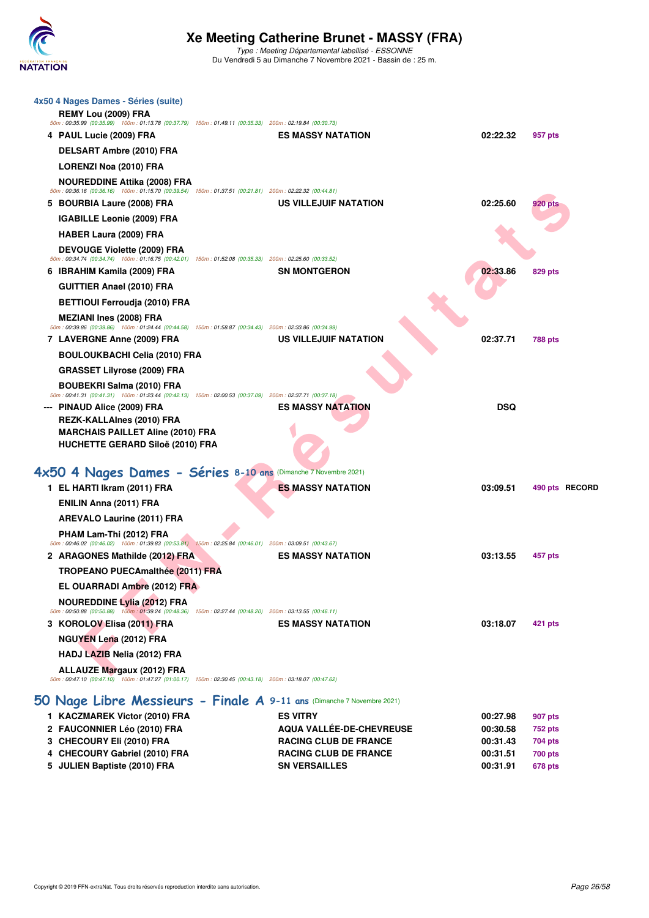## 4x50 4 Nages Dames - Séries (suite)

| | | | | |
|---|---|---|---|---|
| | REMY Lou (2009) FRA | | | |
| | 50m : 00:35.99 (00:35.99) 100m : 01:13.78 (00:37.79) 150m : 01:49.11 (00:35.33) 200m : 02:19.84 (00:30.73) | | | |
| 4 | PAUL Lucie (2009) FRA | ES MASSY NATATION | 02:22.32 | 957 pts |
| | DELSART Ambre (2010) FRA | | | |
| | LORENZI Noa (2010) FRA | | | |
| | NOUREDDINE Attika (2008) FRA | | | |
| | 50m : 00:36.16 (00:36.16) 100m : 01:15.70 (00:39.54) 150m : 01:37.51 (00:21.81) 200m : 02:22.32 (00:44.81) | | | |
| 5 | BOURBIA Laure (2008) FRA | US VILLEJUIF NATATION | 02:25.60 | 920 pts |
| | IGABILLE Leonie (2009) FRA | | | |
| | HABER Laura (2009) FRA | | | |
| | DEVOUGE Violette (2009) FRA | | | |
| | 50m : 00:34.74 (00:34.74) 100m : 01:16.75 (00:42.01) 150m : 01:52.08 (00:35.33) 200m : 02:25.60 (00:33.52) | | | |
| 6 | IBRAHIM Kamila (2009) FRA | SN MONTGERON | 02:33.86 | 829 pts |
| | GUITTIER Anael (2010) FRA | | | |
| | BETTIOUI Ferroudja (2010) FRA | | | |
| | MEZIANI Ines (2008) FRA | | | |
| | 50m : 00:39.86 (00:39.86) 100m : 01:24.44 (00:44.58) 150m : 01:58.87 (00:34.43) 200m : 02:33.86 (00:34.99) | | | |
| 7 | LAVERGNE Anne (2009) FRA | US VILLEJUIF NATATION | 02:37.71 | 788 pts |
| | BOULOUKBACHI Celia (2010) FRA | | | |
| | GRASSET Lilyrose (2009) FRA | | | |
| | BOUBEKRI Salma (2010) FRA | | | |
| | 50m : 00:41.31 (00:41.31) 100m : 01:23.44 (00:42.13) 150m : 02:00.53 (00:37.09) 200m : 02:37.71 (00:37.18) | | | |
| --- | PINAUD Alice (2009) FRA | ES MASSY NATATION | DSQ | |
| | REZK-KALLAInes (2010) FRA | | | |
| | MARCHAIS PAILLET Aline (2010) FRA | | | |
| | HUCHETTE GERARD Siloë (2010) FRA | | | |

## 4x50 4 Nages Dames - Séries 8-10 ans (Dimanche 7 Novembre 2021)

| | | | | |
|---|---|---|---|---|
| 1 | EL HARTI Ikram (2011) FRA | ES MASSY NATATION | 03:09.51 | 490 pts RECORD |
| | ENILIN Anna (2011) FRA | | | |
| | AREVALO Laurine (2011) FRA | | | |
| | PHAM Lam-Thi (2012) FRA | | | |
| | 50m : 00:46.02 (00:46.02) 100m : 01:39.83 (00:53.81) 150m : 02:25.84 (00:46.01) 200m : 03:09.51 (00:43.67) | | | |
| 2 | ARAGONES Mathilde (2012) FRA | ES MASSY NATATION | 03:13.55 | 457 pts |
| | TROPEANO PUECAmalthée (2011) FRA | | | |
| | EL OUARRADI Ambre (2012) FRA | | | |
| | NOUREDDINE Lylia (2012) FRA | | | |
| | 50m : 00:50.88 (00:50.88) 100m : 01:39.24 (00:48.36) 150m : 02:27.44 (00:48.20) 200m : 03:13.55 (00:46.11) | | | |
| 3 | KOROLOV Elisa (2011) FRA | ES MASSY NATATION | 03:18.07 | 421 pts |
| | NGUYEN Lena (2012) FRA | | | |
| | HADJ LAZIB Nelia (2012) FRA | | | |
| | ALLAUZE Margaux (2012) FRA | | | |
| | 50m : 00:47.10 (00:47.10) 100m : 01:47.27 (01:00.17) 150m : 02:30.45 (00:43.18) 200m : 03:18.07 (00:47.62) | | | |

## 50 Nage Libre Messieurs - Finale A 9-11 ans (Dimanche 7 Novembre 2021)

| | | | | |
|---|---|---|---|---|
| 1 | KACZMAREK Victor (2010) FRA | ES VITRY | 00:27.98 | 907 pts |
| 2 | FAUCONNIER Léo (2010) FRA | AQUA VALLÉE-DE-CHEVREUSE | 00:30.58 | 752 pts |
| 3 | CHECOURY Eli (2010) FRA | RACING CLUB DE FRANCE | 00:31.43 | 704 pts |
| 4 | CHECOURY Gabriel (2010) FRA | RACING CLUB DE FRANCE | 00:31.51 | 700 pts |
| 5 | JULIEN Baptiste (2010) FRA | SN VERSAILLES | 00:31.91 | 678 pts |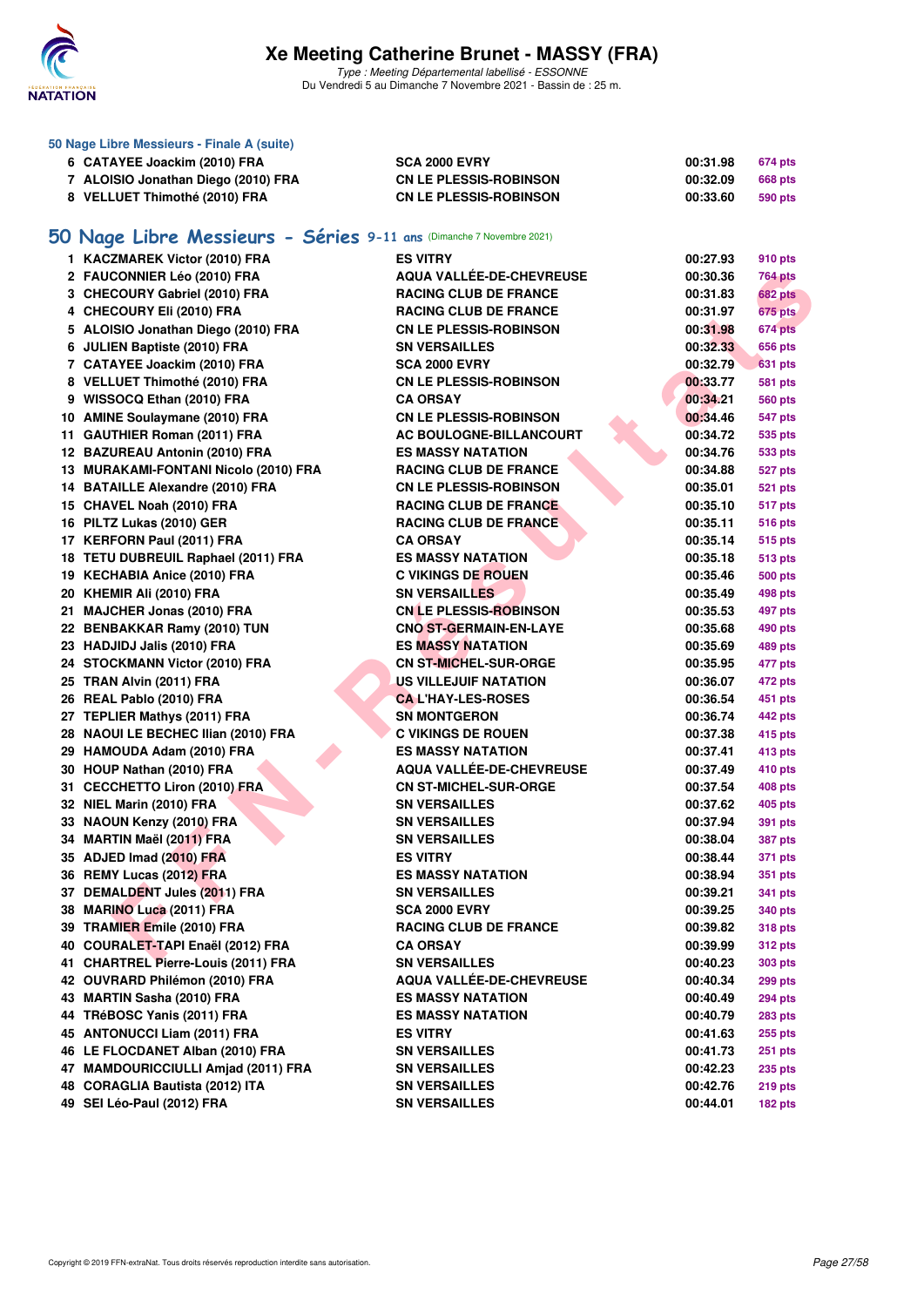### 50 Nage Libre Messieurs - Finale A (suite)

| | | | | |
|---|---|---|---|---|
| 6 | CATAYEE Joackim (2010) FRA | SCA 2000 EVRY | 00:31.98 | 674 pts |
| 7 | ALOISIO Jonathan Diego (2010) FRA | CN LE PLESSIS-ROBINSON | 00:32.09 | 668 pts |
| 8 | VELLUET Thimothé (2010) FRA | CN LE PLESSIS-ROBINSON | 00:33.60 | 590 pts |

## 50 Nage Libre Messieurs - Séries 9-11 ans (Dimanche 7 Novembre 2021)

| | | | | |
|---|---|---|---|---|
| 1 | KACZMAREK Victor (2010) FRA | ES VITRY | 00:27.93 | 910 pts |
| 2 | FAUCONNIER Léo (2010) FRA | AQUA VALLÉE-DE-CHEVREUSE | 00:30.36 | 764 pts |
| 3 | CHECOURY Gabriel (2010) FRA | RACING CLUB DE FRANCE | 00:31.83 | 682 pts |
| 4 | CHECOURY Eli (2010) FRA | RACING CLUB DE FRANCE | 00:31.97 | 675 pts |
| 5 | ALOISIO Jonathan Diego (2010) FRA | CN LE PLESSIS-ROBINSON | 00:31.98 | 674 pts |
| 6 | JULIEN Baptiste (2010) FRA | SN VERSAILLES | 00:32.33 | 656 pts |
| 7 | CATAYEE Joackim (2010) FRA | SCA 2000 EVRY | 00:32.79 | 631 pts |
| 8 | VELLUET Thimothé (2010) FRA | CN LE PLESSIS-ROBINSON | 00:33.77 | 581 pts |
| 9 | WISSOCQ Ethan (2010) FRA | CA ORSAY | 00:34.21 | 560 pts |
| 10 | AMINE Soulaymane (2010) FRA | CN LE PLESSIS-ROBINSON | 00:34.46 | 547 pts |
| 11 | GAUTHIER Roman (2011) FRA | AC BOULOGNE-BILLANCOURT | 00:34.72 | 535 pts |
| 12 | BAZUREAU Antonin (2010) FRA | ES MASSY NATATION | 00:34.76 | 533 pts |
| 13 | MURAKAMI-FONTANI Nicolo (2010) FRA | RACING CLUB DE FRANCE | 00:34.88 | 527 pts |
| 14 | BATAILLE Alexandre (2010) FRA | CN LE PLESSIS-ROBINSON | 00:35.01 | 521 pts |
| 15 | CHAVEL Noah (2010) FRA | RACING CLUB DE FRANCE | 00:35.10 | 517 pts |
| 16 | PILTZ Lukas (2010) GER | RACING CLUB DE FRANCE | 00:35.11 | 516 pts |
| 17 | KERFORN Paul (2011) FRA | CA ORSAY | 00:35.14 | 515 pts |
| 18 | TETU DUBREUIL Raphael (2011) FRA | ES MASSY NATATION | 00:35.18 | 513 pts |
| 19 | KECHABIA Anice (2010) FRA | C VIKINGS DE ROUEN | 00:35.46 | 500 pts |
| 20 | KHEMIR Ali (2010) FRA | SN VERSAILLES | 00:35.49 | 498 pts |
| 21 | MAJCHER Jonas (2010) FRA | CN LE PLESSIS-ROBINSON | 00:35.53 | 497 pts |
| 22 | BENBAKKAR Ramy (2010) TUN | CNO ST-GERMAIN-EN-LAYE | 00:35.68 | 490 pts |
| 23 | HADJIDJ Jalis (2010) FRA | ES MASSY NATATION | 00:35.69 | 489 pts |
| 24 | STOCKMANN Victor (2010) FRA | CN ST-MICHEL-SUR-ORGE | 00:35.95 | 477 pts |
| 25 | TRAN Alvin (2011) FRA | US VILLEJUIF NATATION | 00:36.07 | 472 pts |
| 26 | REAL Pablo (2010) FRA | CA L'HAY-LES-ROSES | 00:36.54 | 451 pts |
| 27 | TEPLIER Mathys (2011) FRA | SN MONTGERON | 00:36.74 | 442 pts |
| 28 | NAOUI LE BECHEC Ilian (2010) FRA | C VIKINGS DE ROUEN | 00:37.38 | 415 pts |
| 29 | HAMOUDA Adam (2010) FRA | ES MASSY NATATION | 00:37.41 | 413 pts |
| 30 | HOUP Nathan (2010) FRA | AQUA VALLÉE-DE-CHEVREUSE | 00:37.49 | 410 pts |
| 31 | CECCHETTO Liron (2010) FRA | CN ST-MICHEL-SUR-ORGE | 00:37.54 | 408 pts |
| 32 | NIEL Marin (2010) FRA | SN VERSAILLES | 00:37.62 | 405 pts |
| 33 | NAOUN Kenzy (2010) FRA | SN VERSAILLES | 00:37.94 | 391 pts |
| 34 | MARTIN Maël (2011) FRA | SN VERSAILLES | 00:38.04 | 387 pts |
| 35 | ADJED Imad (2010) FRA | ES VITRY | 00:38.44 | 371 pts |
| 36 | REMY Lucas (2012) FRA | ES MASSY NATATION | 00:38.94 | 351 pts |
| 37 | DEMALDENT Jules (2011) FRA | SN VERSAILLES | 00:39.21 | 341 pts |
| 38 | MARINO Luca (2011) FRA | SCA 2000 EVRY | 00:39.25 | 340 pts |
| 39 | TRAMIER Emile (2010) FRA | RACING CLUB DE FRANCE | 00:39.82 | 318 pts |
| 40 | COURALET-TAPI Enaël (2012) FRA | CA ORSAY | 00:39.99 | 312 pts |
| 41 | CHARTREL Pierre-Louis (2011) FRA | SN VERSAILLES | 00:40.23 | 303 pts |
| 42 | OUVRARD Philémon (2010) FRA | AQUA VALLÉE-DE-CHEVREUSE | 00:40.34 | 299 pts |
| 43 | MARTIN Sasha (2010) FRA | ES MASSY NATATION | 00:40.49 | 294 pts |
| 44 | TRéBOSC Yanis (2011) FRA | ES MASSY NATATION | 00:40.79 | 283 pts |
| 45 | ANTONUCCI Liam (2011) FRA | ES VITRY | 00:41.63 | 255 pts |
| 46 | LE FLOCDANET Alban (2010) FRA | SN VERSAILLES | 00:41.73 | 251 pts |
| 47 | MAMDOURICCIULLI Amjad (2011) FRA | SN VERSAILLES | 00:42.23 | 235 pts |
| 48 | CORAGLIA Bautista (2012) ITA | SN VERSAILLES | 00:42.76 | 219 pts |
| 49 | SEI Léo-Paul (2012) FRA | SN VERSAILLES | 00:44.01 | 182 pts |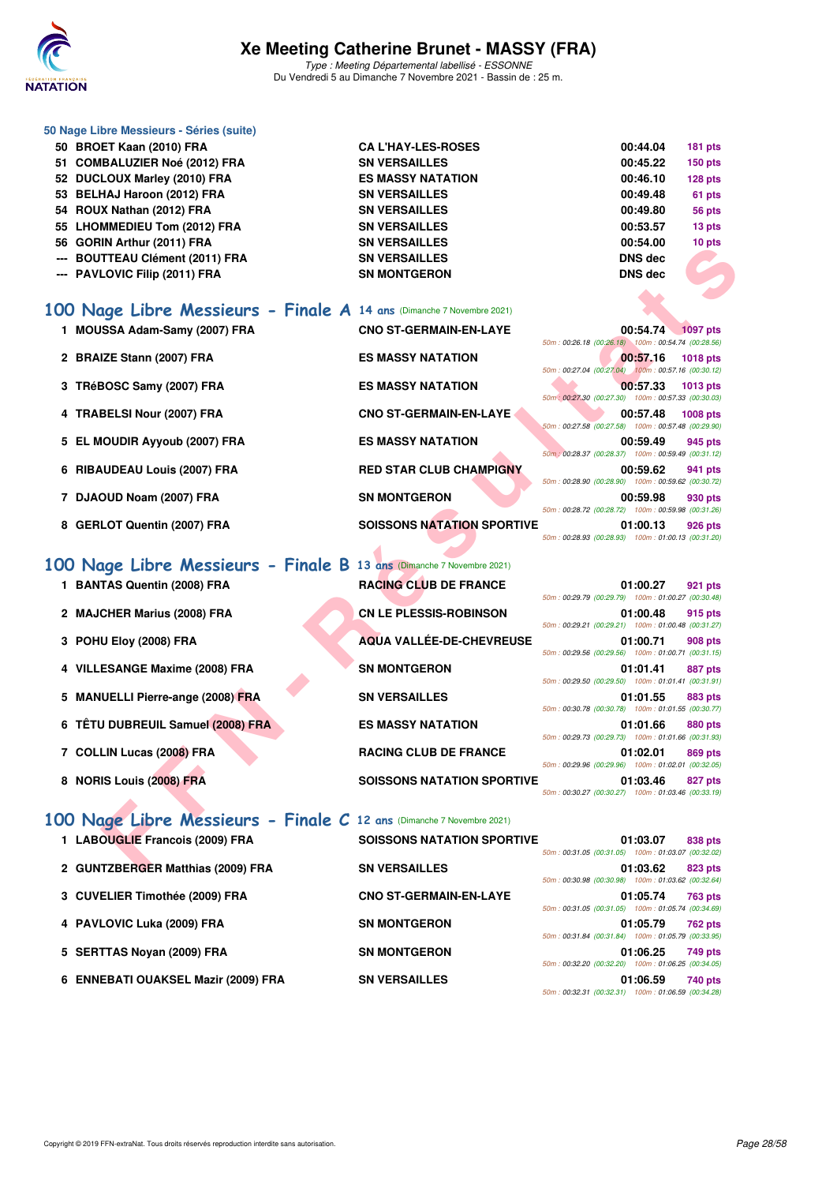# Xe Meeting Catherine Brunet - MASSY (FRA)

*Type : Meeting Départemental labellisé - ESSONNE*
Du Vendredi 5 au Dimanche 7 Novembre 2021 - Bassin de : 25 m.

### 50 Nage Libre Messieurs - Séries (suite)

| | | | | |
|---|---|---|---|---|
| 50 | BROET Kaan (2010) FRA | CA L'HAY-LES-ROSES | 00:44.04 | 181 pts |
| 51 | COMBALUZIER Noé (2012) FRA | SN VERSAILLES | 00:45.22 | 150 pts |
| 52 | DUCLOUX Marley (2010) FRA | ES MASSY NATATION | 00:46.10 | 128 pts |
| 53 | BELHAJ Haroon (2012) FRA | SN VERSAILLES | 00:49.48 | 61 pts |
| 54 | ROUX Nathan (2012) FRA | SN VERSAILLES | 00:49.80 | 56 pts |
| 55 | LHOMMEDIEU Tom (2012) FRA | SN VERSAILLES | 00:53.57 | 13 pts |
| 56 | GORIN Arthur (2011) FRA | SN VERSAILLES | 00:54.00 | 10 pts |
| --- | BOUTTEAU Clément (2011) FRA | SN VERSAILLES | DNS dec | |
| --- | PAVLOVIC Filip (2011) FRA | SN MONTGERON | DNS dec | |

## 100 Nage Libre Messieurs - Finale A 14 ans (Dimanche 7 Novembre 2021)

| | | | | | |
|---|---|---|---|---|---|
| 1 | MOUSSA Adam-Samy (2007) FRA | CNO ST-GERMAIN-EN-LAYE | 00:54.74 | 1097 pts | 50m : 00:26.18 (00:26.18) 100m : 00:54.74 (00:28.56) |
| 2 | BRAIZE Stann (2007) FRA | ES MASSY NATATION | 00:57.16 | 1018 pts | 50m : 00:27.04 (00:27.04) 100m : 00:57.16 (00:30.12) |
| 3 | TRéBOSC Samy (2007) FRA | ES MASSY NATATION | 00:57.33 | 1013 pts | 50m : 00:27.30 (00:27.30) 100m : 00:57.33 (00:30.03) |
| 4 | TRABELSI Nour (2007) FRA | CNO ST-GERMAIN-EN-LAYE | 00:57.48 | 1008 pts | 50m : 00:27.58 (00:27.58) 100m : 00:57.48 (00:29.90) |
| 5 | EL MOUDIR Ayyoub (2007) FRA | ES MASSY NATATION | 00:59.49 | 945 pts | 50m : 00:28.37 (00:28.37) 100m : 00:59.49 (00:31.12) |
| 6 | RIBAUDEAU Louis (2007) FRA | RED STAR CLUB CHAMPIGNY | 00:59.62 | 941 pts | 50m : 00:28.90 (00:28.90) 100m : 00:59.62 (00:30.72) |
| 7 | DJAOUD Noam (2007) FRA | SN MONTGERON | 00:59.98 | 930 pts | 50m : 00:28.72 (00:28.72) 100m : 00:59.98 (00:31.26) |
| 8 | GERLOT Quentin (2007) FRA | SOISSONS NATATION SPORTIVE | 01:00.13 | 926 pts | 50m : 00:28.93 (00:28.93) 100m : 01:00.13 (00:31.20) |

## 100 Nage Libre Messieurs - Finale B 13 ans (Dimanche 7 Novembre 2021)

| | | | | | |
|---|---|---|---|---|---|
| 1 | BANTAS Quentin (2008) FRA | RACING CLUB DE FRANCE | 01:00.27 | 921 pts | 50m : 00:29.79 (00:29.79) 100m : 01:00.27 (00:30.48) |
| 2 | MAJCHER Marius (2008) FRA | CN LE PLESSIS-ROBINSON | 01:00.48 | 915 pts | 50m : 00:29.21 (00:29.21) 100m : 01:00.48 (00:31.27) |
| 3 | POHU Eloy (2008) FRA | AQUA VALLÉE-DE-CHEVREUSE | 01:00.71 | 908 pts | 50m : 00:29.56 (00:29.56) 100m : 01:00.71 (00:31.15) |
| 4 | VILLESANGE Maxime (2008) FRA | SN MONTGERON | 01:01.41 | 887 pts | 50m : 00:29.50 (00:29.50) 100m : 01:01.41 (00:31.91) |
| 5 | MANUELLI Pierre-ange (2008) FRA | SN VERSAILLES | 01:01.55 | 883 pts | 50m : 00:30.78 (00:30.78) 100m : 01:01.55 (00:30.77) |
| 6 | TÊTU DUBREUIL Samuel (2008) FRA | ES MASSY NATATION | 01:01.66 | 880 pts | 50m : 00:29.73 (00:29.73) 100m : 01:01.66 (00:31.93) |
| 7 | COLLIN Lucas (2008) FRA | RACING CLUB DE FRANCE | 01:02.01 | 869 pts | 50m : 00:29.96 (00:29.96) 100m : 01:02.01 (00:32.05) |
| 8 | NORIS Louis (2008) FRA | SOISSONS NATATION SPORTIVE | 01:03.46 | 827 pts | 50m : 00:30.27 (00:30.27) 100m : 01:03.46 (00:33.19) |

## 100 Nage Libre Messieurs - Finale C 12 ans (Dimanche 7 Novembre 2021)

| | | | | | |
|---|---|---|---|---|---|
| 1 | LABOUGLIE Francois (2009) FRA | SOISSONS NATATION SPORTIVE | 01:03.07 | 838 pts | 50m : 00:31.05 (00:31.05) 100m : 01:03.07 (00:32.02) |
| 2 | GUNTZBERGER Matthias (2009) FRA | SN VERSAILLES | 01:03.62 | 823 pts | 50m : 00:30.98 (00:30.98) 100m : 01:03.62 (00:32.64) |
| 3 | CUVELIER Timothée (2009) FRA | CNO ST-GERMAIN-EN-LAYE | 01:05.74 | 763 pts | 50m : 00:31.05 (00:31.05) 100m : 01:05.74 (00:34.69) |
| 4 | PAVLOVIC Luka (2009) FRA | SN MONTGERON | 01:05.79 | 762 pts | 50m : 00:31.84 (00:31.84) 100m : 01:05.79 (00:33.95) |
| 5 | SERTTAS Noyan (2009) FRA | SN MONTGERON | 01:06.25 | 749 pts | 50m : 00:32.20 (00:32.20) 100m : 01:06.25 (00:34.05) |
| 6 | ENNEBATI OUAKSEL Mazir (2009) FRA | SN VERSAILLES | 01:06.59 | 740 pts | 50m : 00:32.31 (00:32.31) 100m : 01:06.59 (00:34.28) |

Copyright © 2019 FFN-extraNat. Tous droits réservés reproduction interdite sans autorisation.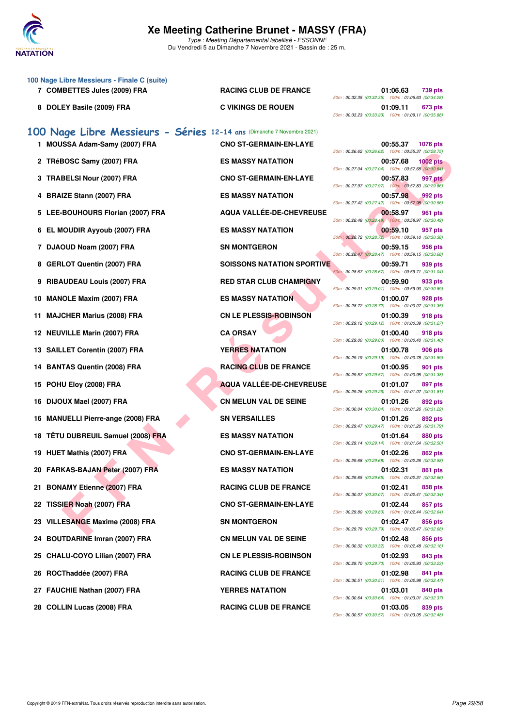# Xe Meeting Catherine Brunet - MASSY (FRA)

*Type : Meeting Départemental labellisé - ESSONNE*
Du Vendredi 5 au Dimanche 7 Novembre 2021 - Bassin de : 25 m.

### 100 Nage Libre Messieurs - Finale C (suite)

| Pl. | Nom | Club | Temps | Points | Splits |
|---|---|---|---|---|---|
| 7 | COMBETTES Jules (2009) FRA | RACING CLUB DE FRANCE | 01:06.63 | 739 pts | 50m : 00:32.35 (00:32.35) 100m : 01:06.63 (00:34.28) |
| 8 | DOLEY Basile (2009) FRA | C VIKINGS DE ROUEN | 01:09.11 | 673 pts | 50m : 00:33.23 (00:33.23) 100m : 01:09.11 (00:35.88) |

## 100 Nage Libre Messieurs - Séries 12-14 ans (Dimanche 7 Novembre 2021)

| Pl. | Nom | Club | Temps | Points | Splits |
|---|---|---|---|---|---|
| 1 | MOUSSA Adam-Samy (2007) FRA | CNO ST-GERMAIN-EN-LAYE | 00:55.37 | 1076 pts | 50m : 00:26.62 (00:26.62) 100m : 00:55.37 (00:28.75) |
| 2 | TRéBOSC Samy (2007) FRA | ES MASSY NATATION | 00:57.68 | 1002 pts | 50m : 00:27.04 (00:27.04) 100m : 00:57.68 (00:30.64) |
| 3 | TRABELSI Nour (2007) FRA | CNO ST-GERMAIN-EN-LAYE | 00:57.83 | 997 pts | 50m : 00:27.97 (00:27.97) 100m : 00:57.83 (00:29.86) |
| 4 | BRAIZE Stann (2007) FRA | ES MASSY NATATION | 00:57.98 | 992 pts | 50m : 00:27.42 (00:27.42) 100m : 00:57.98 (00:30.56) |
| 5 | LEE-BOUHOURS Florian (2007) FRA | AQUA VALLÉE-DE-CHEVREUSE | 00:58.97 | 961 pts | 50m : 00:28.48 (00:28.48) 100m : 00:58.97 (00:30.49) |
| 6 | EL MOUDIR Ayyoub (2007) FRA | ES MASSY NATATION | 00:59.10 | 957 pts | 50m : 00:28.72 (00:28.72) 100m : 00:59.10 (00:30.38) |
| 7 | DJAOUD Noam (2007) FRA | SN MONTGERON | 00:59.15 | 956 pts | 50m : 00:28.47 (00:28.47) 100m : 00:59.15 (00:30.68) |
| 8 | GERLOT Quentin (2007) FRA | SOISSONS NATATION SPORTIVE | 00:59.71 | 939 pts | 50m : 00:28.67 (00:28.67) 100m : 00:59.71 (00:31.04) |
| 9 | RIBAUDEAU Louis (2007) FRA | RED STAR CLUB CHAMPIGNY | 00:59.90 | 933 pts | 50m : 00:29.01 (00:29.01) 100m : 00:59.90 (00:30.89) |
| 10 | MANOLE Maxim (2007) FRA | ES MASSY NATATION | 01:00.07 | 928 pts | 50m : 00:28.72 (00:28.72) 100m : 01:00.07 (00:31.35) |
| 11 | MAJCHER Marius (2008) FRA | CN LE PLESSIS-ROBINSON | 01:00.39 | 918 pts | 50m : 00:29.12 (00:29.12) 100m : 01:00.39 (00:31.27) |
| 12 | NEUVILLE Marin (2007) FRA | CA ORSAY | 01:00.40 | 918 pts | 50m : 00:29.00 (00:29.00) 100m : 01:00.40 (00:31.40) |
| 13 | SAILLET Corentin (2007) FRA | YERRES NATATION | 01:00.78 | 906 pts | 50m : 00:29.19 (00:29.19) 100m : 01:00.78 (00:31.59) |
| 14 | BANTAS Quentin (2008) FRA | RACING CLUB DE FRANCE | 01:00.95 | 901 pts | 50m : 00:29.57 (00:29.57) 100m : 01:00.95 (00:31.38) |
| 15 | POHU Eloy (2008) FRA | AQUA VALLÉE-DE-CHEVREUSE | 01:01.07 | 897 pts | 50m : 00:29.26 (00:29.26) 100m : 01:01.07 (00:31.81) |
| 16 | DIJOUX Mael (2007) FRA | CN MELUN VAL DE SEINE | 01:01.26 | 892 pts | 50m : 00:30.04 (00:30.04) 100m : 01:01.26 (00:31.22) |
| 16 | MANUELLI Pierre-ange (2008) FRA | SN VERSAILLES | 01:01.26 | 892 pts | 50m : 00:29.47 (00:29.47) 100m : 01:01.26 (00:31.79) |
| 18 | TÊTU DUBREUIL Samuel (2008) FRA | ES MASSY NATATION | 01:01.64 | 880 pts | 50m : 00:29.14 (00:29.14) 100m : 01:01.64 (00:32.50) |
| 19 | HUET Mathis (2007) FRA | CNO ST-GERMAIN-EN-LAYE | 01:02.26 | 862 pts | 50m : 00:29.68 (00:29.68) 100m : 01:02.26 (00:32.58) |
| 20 | FARKAS-BAJAN Peter (2007) FRA | ES MASSY NATATION | 01:02.31 | 861 pts | 50m : 00:29.65 (00:29.65) 100m : 01:02.31 (00:32.66) |
| 21 | BONAMY Etienne (2007) FRA | RACING CLUB DE FRANCE | 01:02.41 | 858 pts | 50m : 00:30.07 (00:30.07) 100m : 01:02.41 (00:32.34) |
| 22 | TISSIER Noah (2007) FRA | CNO ST-GERMAIN-EN-LAYE | 01:02.44 | 857 pts | 50m : 00:29.80 (00:29.80) 100m : 01:02.44 (00:32.64) |
| 23 | VILLESANGE Maxime (2008) FRA | SN MONTGERON | 01:02.47 | 856 pts | 50m : 00:29.79 (00:29.79) 100m : 01:02.47 (00:32.68) |
| 24 | BOUTDARINE Imran (2007) FRA | CN MELUN VAL DE SEINE | 01:02.48 | 856 pts | 50m : 00:30.32 (00:30.32) 100m : 01:02.48 (00:32.16) |
| 25 | CHALU-COYO Lilian (2007) FRA | CN LE PLESSIS-ROBINSON | 01:02.93 | 843 pts | 50m : 00:29.70 (00:29.70) 100m : 01:02.93 (00:33.23) |
| 26 | ROCThaddée (2007) FRA | RACING CLUB DE FRANCE | 01:02.98 | 841 pts | 50m : 00:30.51 (00:30.51) 100m : 01:02.98 (00:32.47) |
| 27 | FAUCHIE Nathan (2007) FRA | YERRES NATATION | 01:03.01 | 840 pts | 50m : 00:30.64 (00:30.64) 100m : 01:03.01 (00:32.37) |
| 28 | COLLIN Lucas (2008) FRA | RACING CLUB DE FRANCE | 01:03.05 | 839 pts | 50m : 00:30.57 (00:30.57) 100m : 01:03.05 (00:32.48) |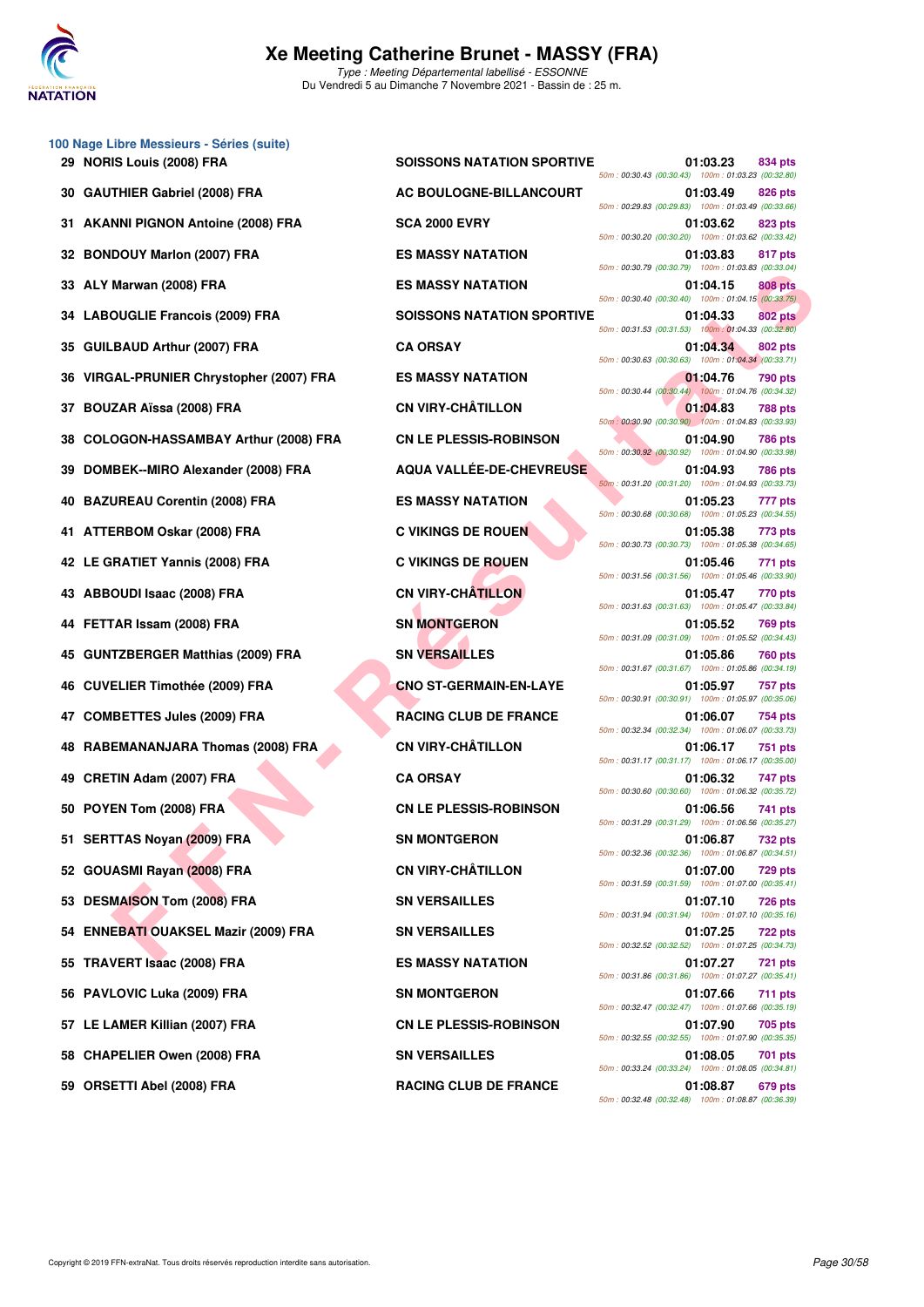# Xe Meeting Catherine Brunet - MASSY (FRA)

*Type : Meeting Départemental labellisé - ESSONNE*
Du Vendredi 5 au Dimanche 7 Novembre 2021 - Bassin de : 25 m.

## 100 Nage Libre Messieurs - Séries (suite)

| Rang | Nom | Club | Temps | Points | Splits |
|---|---|---|---|---|---|
| 29 | NORIS Louis (2008) FRA | SOISSONS NATATION SPORTIVE | 01:03.23 | 834 pts | 50m : 00:30.43 (00:30.43) 100m : 01:03.23 (00:32.80) |
| 30 | GAUTHIER Gabriel (2008) FRA | AC BOULOGNE-BILLANCOURT | 01:03.49 | 826 pts | 50m : 00:29.83 (00:29.83) 100m : 01:03.49 (00:33.66) |
| 31 | AKANNI PIGNON Antoine (2008) FRA | SCA 2000 EVRY | 01:03.62 | 823 pts | 50m : 00:30.20 (00:30.20) 100m : 01:03.62 (00:33.42) |
| 32 | BONDOUY Marlon (2007) FRA | ES MASSY NATATION | 01:03.83 | 817 pts | 50m : 00:30.79 (00:30.79) 100m : 01:03.83 (00:33.04) |
| 33 | ALY Marwan (2008) FRA | ES MASSY NATATION | 01:04.15 | 808 pts | 50m : 00:30.40 (00:30.40) 100m : 01:04.15 (00:33.75) |
| 34 | LABOUGLIE Francois (2009) FRA | SOISSONS NATATION SPORTIVE | 01:04.33 | 802 pts | 50m : 00:31.53 (00:31.53) 100m : 01:04.33 (00:32.80) |
| 35 | GUILBAUD Arthur (2007) FRA | CA ORSAY | 01:04.34 | 802 pts | 50m : 00:30.63 (00:30.63) 100m : 01:04.34 (00:33.71) |
| 36 | VIRGAL-PRUNIER Chrystopher (2007) FRA | ES MASSY NATATION | 01:04.76 | 790 pts | 50m : 00:30.44 (00:30.44) 100m : 01:04.76 (00:34.32) |
| 37 | BOUZAR Aïssa (2008) FRA | CN VIRY-CHÂTILLON | 01:04.83 | 788 pts | 50m : 00:30.90 (00:30.90) 100m : 01:04.83 (00:33.93) |
| 38 | COLOGON-HASSAMBAY Arthur (2008) FRA | CN LE PLESSIS-ROBINSON | 01:04.90 | 786 pts | 50m : 00:30.92 (00:30.92) 100m : 01:04.90 (00:33.98) |
| 39 | DOMBEK--MIRO Alexander (2008) FRA | AQUA VALLÉE-DE-CHEVREUSE | 01:04.93 | 786 pts | 50m : 00:31.20 (00:31.20) 100m : 01:04.93 (00:33.73) |
| 40 | BAZUREAU Corentin (2008) FRA | ES MASSY NATATION | 01:05.23 | 777 pts | 50m : 00:30.68 (00:30.68) 100m : 01:05.23 (00:34.55) |
| 41 | ATTERBOM Oskar (2008) FRA | C VIKINGS DE ROUEN | 01:05.38 | 773 pts | 50m : 00:30.73 (00:30.73) 100m : 01:05.38 (00:34.65) |
| 42 | LE GRATIET Yannis (2008) FRA | C VIKINGS DE ROUEN | 01:05.46 | 771 pts | 50m : 00:31.56 (00:31.56) 100m : 01:05.46 (00:33.90) |
| 43 | ABBOUDI Isaac (2008) FRA | CN VIRY-CHÂTILLON | 01:05.47 | 770 pts | 50m : 00:31.63 (00:31.63) 100m : 01:05.47 (00:33.84) |
| 44 | FETTAR Issam (2008) FRA | SN MONTGERON | 01:05.52 | 769 pts | 50m : 00:31.09 (00:31.09) 100m : 01:05.52 (00:34.43) |
| 45 | GUNTZBERGER Matthias (2009) FRA | SN VERSAILLES | 01:05.86 | 760 pts | 50m : 00:31.67 (00:31.67) 100m : 01:05.86 (00:34.19) |
| 46 | CUVELIER Timothée (2009) FRA | CNO ST-GERMAIN-EN-LAYE | 01:05.97 | 757 pts | 50m : 00:30.91 (00:30.91) 100m : 01:05.97 (00:35.06) |
| 47 | COMBETTES Jules (2009) FRA | RACING CLUB DE FRANCE | 01:06.07 | 754 pts | 50m : 00:32.34 (00:32.34) 100m : 01:06.07 (00:33.73) |
| 48 | RABEMANANJARA Thomas (2008) FRA | CN VIRY-CHÂTILLON | 01:06.17 | 751 pts | 50m : 00:31.17 (00:31.17) 100m : 01:06.17 (00:35.00) |
| 49 | CRETIN Adam (2007) FRA | CA ORSAY | 01:06.32 | 747 pts | 50m : 00:30.60 (00:30.60) 100m : 01:06.32 (00:35.72) |
| 50 | POYEN Tom (2008) FRA | CN LE PLESSIS-ROBINSON | 01:06.56 | 741 pts | 50m : 00:31.29 (00:31.29) 100m : 01:06.56 (00:35.27) |
| 51 | SERTTAS Noyan (2009) FRA | SN MONTGERON | 01:06.87 | 732 pts | 50m : 00:32.36 (00:32.36) 100m : 01:06.87 (00:34.51) |
| 52 | GOUASMI Rayan (2008) FRA | CN VIRY-CHÂTILLON | 01:07.00 | 729 pts | 50m : 00:31.59 (00:31.59) 100m : 01:07.00 (00:35.41) |
| 53 | DESMAISON Tom (2008) FRA | SN VERSAILLES | 01:07.10 | 726 pts | 50m : 00:31.94 (00:31.94) 100m : 01:07.10 (00:35.16) |
| 54 | ENNEBATI OUAKSEL Mazir (2009) FRA | SN VERSAILLES | 01:07.25 | 722 pts | 50m : 00:32.52 (00:32.52) 100m : 01:07.25 (00:34.73) |
| 55 | TRAVERT Isaac (2008) FRA | ES MASSY NATATION | 01:07.27 | 721 pts | 50m : 00:31.86 (00:31.86) 100m : 01:07.27 (00:35.41) |
| 56 | PAVLOVIC Luka (2009) FRA | SN MONTGERON | 01:07.66 | 711 pts | 50m : 00:32.47 (00:32.47) 100m : 01:07.66 (00:35.19) |
| 57 | LE LAMER Killian (2007) FRA | CN LE PLESSIS-ROBINSON | 01:07.90 | 705 pts | 50m : 00:32.55 (00:32.55) 100m : 01:07.90 (00:35.35) |
| 58 | CHAPELIER Owen (2008) FRA | SN VERSAILLES | 01:08.05 | 701 pts | 50m : 00:33.24 (00:33.24) 100m : 01:08.05 (00:34.81) |
| 59 | ORSETTI Abel (2008) FRA | RACING CLUB DE FRANCE | 01:08.87 | 679 pts | 50m : 00:32.48 (00:32.48) 100m : 01:08.87 (00:36.39) |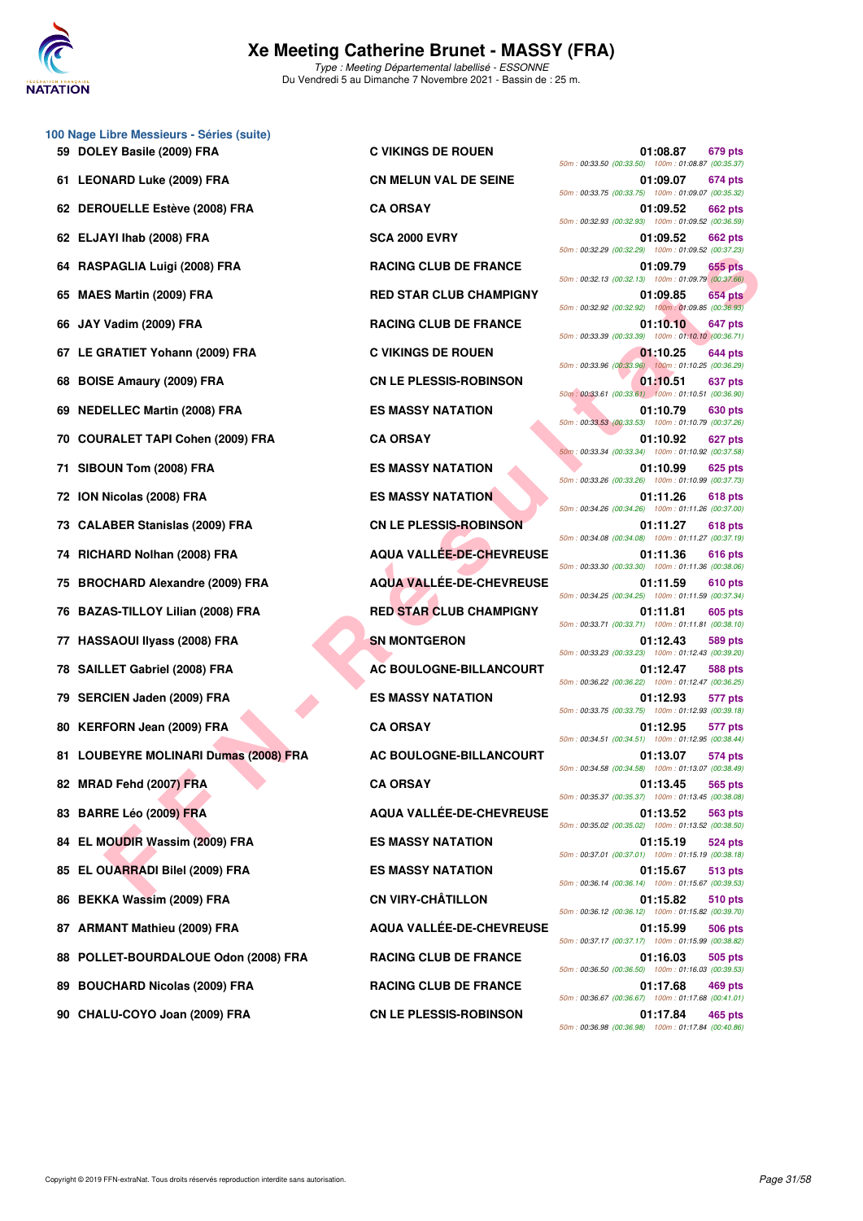# Xe Meeting Catherine Brunet - MASSY (FRA)

*Type : Meeting Départemental labellisé - ESSONNE*
Du Vendredi 5 au Dimanche 7 Novembre 2021 - Bassin de : 25 m.

## 100 Nage Libre Messieurs - Séries (suite)

| Place | Nom | Club | Temps | Points | Splits |
|---|---|---|---|---|---|
| 59 | DOLEY Basile (2009) FRA | C VIKINGS DE ROUEN | 01:08.87 | 679 pts | 50m : 00:33.50 (00:33.50) 100m : 01:08.87 (00:35.37) |
| 61 | LEONARD Luke (2009) FRA | CN MELUN VAL DE SEINE | 01:09.07 | 674 pts | 50m : 00:33.75 (00:33.75) 100m : 01:09.07 (00:35.32) |
| 62 | DEROUELLE Estève (2008) FRA | CA ORSAY | 01:09.52 | 662 pts | 50m : 00:32.93 (00:32.93) 100m : 01:09.52 (00:36.59) |
| 62 | ELJAYI Ihab (2008) FRA | SCA 2000 EVRY | 01:09.52 | 662 pts | 50m : 00:32.29 (00:32.29) 100m : 01:09.52 (00:37.23) |
| 64 | RASPAGLIA Luigi (2008) FRA | RACING CLUB DE FRANCE | 01:09.79 | 655 pts | 50m : 00:32.13 (00:32.13) 100m : 01:09.79 (00:37.66) |
| 65 | MAES Martin (2009) FRA | RED STAR CLUB CHAMPIGNY | 01:09.85 | 654 pts | 50m : 00:32.92 (00:32.92) 100m : 01:09.85 (00:36.93) |
| 66 | JAY Vadim (2009) FRA | RACING CLUB DE FRANCE | 01:10.10 | 647 pts | 50m : 00:33.39 (00:33.39) 100m : 01:10.10 (00:36.71) |
| 67 | LE GRATIET Yohann (2009) FRA | C VIKINGS DE ROUEN | 01:10.25 | 644 pts | 50m : 00:33.96 (00:33.96) 100m : 01:10.25 (00:36.29) |
| 68 | BOISE Amaury (2009) FRA | CN LE PLESSIS-ROBINSON | 01:10.51 | 637 pts | 50m : 00:33.61 (00:33.61) 100m : 01:10.51 (00:36.90) |
| 69 | NEDELLEC Martin (2008) FRA | ES MASSY NATATION | 01:10.79 | 630 pts | 50m : 00:33.53 (00:33.53) 100m : 01:10.79 (00:37.26) |
| 70 | COURALET TAPI Cohen (2009) FRA | CA ORSAY | 01:10.92 | 627 pts | 50m : 00:33.34 (00:33.34) 100m : 01:10.92 (00:37.58) |
| 71 | SIBOUN Tom (2008) FRA | ES MASSY NATATION | 01:10.99 | 625 pts | 50m : 00:33.26 (00:33.26) 100m : 01:10.99 (00:37.73) |
| 72 | ION Nicolas (2008) FRA | ES MASSY NATATION | 01:11.26 | 618 pts | 50m : 00:34.26 (00:34.26) 100m : 01:11.26 (00:37.00) |
| 73 | CALABER Stanislas (2009) FRA | CN LE PLESSIS-ROBINSON | 01:11.27 | 618 pts | 50m : 00:34.08 (00:34.08) 100m : 01:11.27 (00:37.19) |
| 74 | RICHARD Nolhan (2008) FRA | AQUA VALLÉE-DE-CHEVREUSE | 01:11.36 | 616 pts | 50m : 00:33.30 (00:33.30) 100m : 01:11.36 (00:38.06) |
| 75 | BROCHARD Alexandre (2009) FRA | AQUA VALLÉE-DE-CHEVREUSE | 01:11.59 | 610 pts | 50m : 00:34.25 (00:34.25) 100m : 01:11.59 (00:37.34) |
| 76 | BAZAS-TILLOY Lilian (2008) FRA | RED STAR CLUB CHAMPIGNY | 01:11.81 | 605 pts | 50m : 00:33.71 (00:33.71) 100m : 01:11.81 (00:38.10) |
| 77 | HASSAOUI Ilyass (2008) FRA | SN MONTGERON | 01:12.43 | 589 pts | 50m : 00:33.23 (00:33.23) 100m : 01:12.43 (00:39.20) |
| 78 | SAILLET Gabriel (2008) FRA | AC BOULOGNE-BILLANCOURT | 01:12.47 | 588 pts | 50m : 00:36.22 (00:36.22) 100m : 01:12.47 (00:36.25) |
| 79 | SERCIEN Jaden (2009) FRA | ES MASSY NATATION | 01:12.93 | 577 pts | 50m : 00:33.75 (00:33.75) 100m : 01:12.93 (00:39.18) |
| 80 | KERFORN Jean (2009) FRA | CA ORSAY | 01:12.95 | 577 pts | 50m : 00:34.51 (00:34.51) 100m : 01:12.95 (00:38.44) |
| 81 | LOUBEYRE MOLINARI Dumas (2008) FRA | AC BOULOGNE-BILLANCOURT | 01:13.07 | 574 pts | 50m : 00:34.58 (00:34.58) 100m : 01:13.07 (00:38.49) |
| 82 | MRAD Fehd (2007) FRA | CA ORSAY | 01:13.45 | 565 pts | 50m : 00:35.37 (00:35.37) 100m : 01:13.45 (00:38.08) |
| 83 | BARRE Léo (2009) FRA | AQUA VALLÉE-DE-CHEVREUSE | 01:13.52 | 563 pts | 50m : 00:35.02 (00:35.02) 100m : 01:13.52 (00:38.50) |
| 84 | EL MOUDIR Wassim (2009) FRA | ES MASSY NATATION | 01:15.19 | 524 pts | 50m : 00:37.01 (00:37.01) 100m : 01:15.19 (00:38.18) |
| 85 | EL OUARRADI Bilel (2009) FRA | ES MASSY NATATION | 01:15.67 | 513 pts | 50m : 00:36.14 (00:36.14) 100m : 01:15.67 (00:39.53) |
| 86 | BEKKA Wassim (2009) FRA | CN VIRY-CHÂTILLON | 01:15.82 | 510 pts | 50m : 00:36.12 (00:36.12) 100m : 01:15.82 (00:39.70) |
| 87 | ARMANT Mathieu (2009) FRA | AQUA VALLÉE-DE-CHEVREUSE | 01:15.99 | 506 pts | 50m : 00:37.17 (00:37.17) 100m : 01:15.99 (00:38.82) |
| 88 | POLLET-BOURDALOUE Odon (2008) FRA | RACING CLUB DE FRANCE | 01:16.03 | 505 pts | 50m : 00:36.50 (00:36.50) 100m : 01:16.03 (00:39.53) |
| 89 | BOUCHARD Nicolas (2009) FRA | RACING CLUB DE FRANCE | 01:17.68 | 469 pts | 50m : 00:36.67 (00:36.67) 100m : 01:17.68 (00:41.01) |
| 90 | CHALU-COYO Joan (2009) FRA | CN LE PLESSIS-ROBINSON | 01:17.84 | 465 pts | 50m : 00:36.98 (00:36.98) 100m : 01:17.84 (00:40.86) |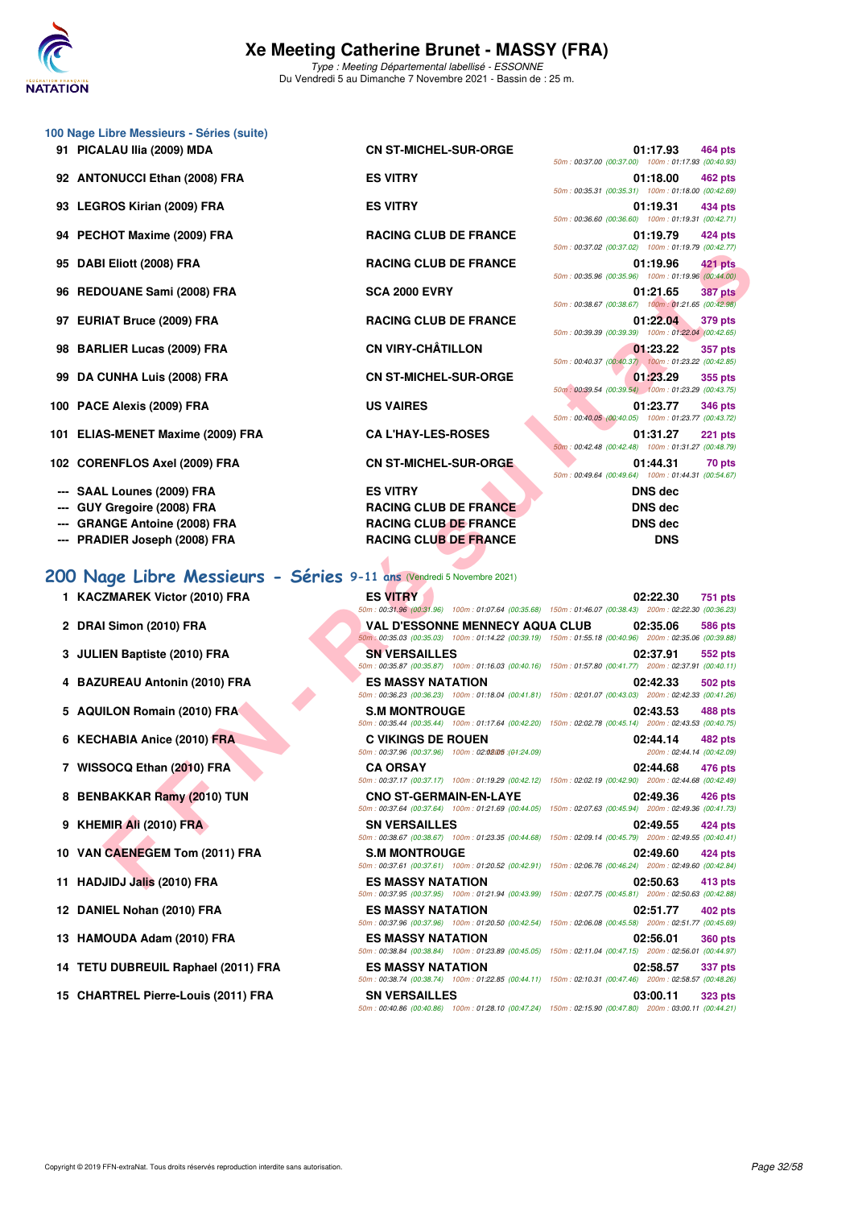# Xe Meeting Catherine Brunet - MASSY (FRA)

*Type : Meeting Départemental labellisé - ESSONNE*
Du Vendredi 5 au Dimanche 7 Novembre 2021 - Bassin de : 25 m.

## 100 Nage Libre Messieurs - Séries (suite)

| Rang | Nom | Club | Temps | Points | Splits |
|---|---|---|---|---|---|
| 91 | PICALAU Ilia (2009) MDA | CN ST-MICHEL-SUR-ORGE | 01:17.93 | 464 pts | 50m : 00:37.00 (00:37.00) 100m : 01:17.93 (00:40.93) |
| 92 | ANTONUCCI Ethan (2008) FRA | ES VITRY | 01:18.00 | 462 pts | 50m : 00:35.31 (00:35.31) 100m : 01:18.00 (00:42.69) |
| 93 | LEGROS Kirian (2009) FRA | ES VITRY | 01:19.31 | 434 pts | 50m : 00:36.60 (00:36.60) 100m : 01:19.31 (00:42.71) |
| 94 | PECHOT Maxime (2009) FRA | RACING CLUB DE FRANCE | 01:19.79 | 424 pts | 50m : 00:37.02 (00:37.02) 100m : 01:19.79 (00:42.77) |
| 95 | DABI Eliott (2008) FRA | RACING CLUB DE FRANCE | 01:19.96 | 421 pts | 50m : 00:35.96 (00:35.96) 100m : 01:19.96 (00:44.00) |
| 96 | REDOUANE Sami (2008) FRA | SCA 2000 EVRY | 01:21.65 | 387 pts | 50m : 00:38.67 (00:38.67) 100m : 01:21.65 (00:42.98) |
| 97 | EURIAT Bruce (2009) FRA | RACING CLUB DE FRANCE | 01:22.04 | 379 pts | 50m : 00:39.39 (00:39.39) 100m : 01:22.04 (00:42.65) |
| 98 | BARLIER Lucas (2009) FRA | CN VIRY-CHÂTILLON | 01:23.22 | 357 pts | 50m : 00:40.37 (00:40.37) 100m : 01:23.22 (00:42.85) |
| 99 | DA CUNHA Luis (2008) FRA | CN ST-MICHEL-SUR-ORGE | 01:23.29 | 355 pts | 50m : 00:39.54 (00:39.54) 100m : 01:23.29 (00:43.75) |
| 100 | PACE Alexis (2009) FRA | US VAIRES | 01:23.77 | 346 pts | 50m : 00:40.05 (00:40.05) 100m : 01:23.77 (00:43.72) |
| 101 | ELIAS-MENET Maxime (2009) FRA | CA L'HAY-LES-ROSES | 01:31.27 | 221 pts | 50m : 00:42.48 (00:42.48) 100m : 01:31.27 (00:48.79) |
| 102 | CORENFLOS Axel (2009) FRA | CN ST-MICHEL-SUR-ORGE | 01:44.31 | 70 pts | 50m : 00:49.64 (00:49.64) 100m : 01:44.31 (00:54.67) |
| --- | SAAL Lounes (2009) FRA | ES VITRY | DNS dec | | |
| --- | GUY Gregoire (2008) FRA | RACING CLUB DE FRANCE | DNS dec | | |
| --- | GRANGE Antoine (2008) FRA | RACING CLUB DE FRANCE | DNS dec | | |
| --- | PRADIER Joseph (2008) FRA | RACING CLUB DE FRANCE | DNS | | |

## 200 Nage Libre Messieurs - Séries 9-11 ans (Vendredi 5 Novembre 2021)

| Rang | Nom | Club | Temps | Points | Splits |
|---|---|---|---|---|---|
| 1 | KACZMAREK Victor (2010) FRA | ES VITRY | 02:22.30 | 751 pts | 50m : 00:31.96 (00:31.96) 100m : 01:07.64 (00:35.68) 150m : 01:46.07 (00:38.43) 200m : 02:22.30 (00:36.23) |
| 2 | DRAI Simon (2010) FRA | VAL D'ESSONNE MENNECY AQUA CLUB | 02:35.06 | 586 pts | 50m : 00:35.03 (00:35.03) 100m : 01:14.22 (00:39.19) 150m : 01:55.18 (00:40.96) 200m : 02:35.06 (00:39.88) |
| 3 | JULIEN Baptiste (2010) FRA | SN VERSAILLES | 02:37.91 | 552 pts | 50m : 00:35.87 (00:35.87) 100m : 01:16.03 (00:40.16) 150m : 01:57.80 (00:41.77) 200m : 02:37.91 (00:40.11) |
| 4 | BAZUREAU Antonin (2010) FRA | ES MASSY NATATION | 02:42.33 | 502 pts | 50m : 00:36.23 (00:36.23) 100m : 01:18.04 (00:41.81) 150m : 02:01.07 (00:43.03) 200m : 02:42.33 (00:41.26) |
| 5 | AQUILON Romain (2010) FRA | S.M MONTROUGE | 02:43.53 | 488 pts | 50m : 00:35.44 (00:35.44) 100m : 01:17.64 (00:42.20) 150m : 02:02.78 (00:45.14) 200m : 02:43.53 (00:40.75) |
| 6 | KECHABIA Anice (2010) FRA | C VIKINGS DE ROUEN | 02:44.14 | 482 pts | 50m : 00:37.96 (00:37.96) 100m : 02:02.05 (01:24.09) 200m : 02:44.14 (00:42.09) |
| 7 | WISSOCQ Ethan (2010) FRA | CA ORSAY | 02:44.68 | 476 pts | 50m : 00:37.17 (00:37.17) 100m : 01:19.29 (00:42.12) 150m : 02:02.19 (00:42.90) 200m : 02:44.68 (00:42.49) |
| 8 | BENBAKKAR Ramy (2010) TUN | CNO ST-GERMAIN-EN-LAYE | 02:49.36 | 426 pts | 50m : 00:37.64 (00:37.64) 100m : 01:21.69 (00:44.05) 150m : 02:07.63 (00:45.94) 200m : 02:49.36 (00:41.73) |
| 9 | KHEMIR Ali (2010) FRA | SN VERSAILLES | 02:49.55 | 424 pts | 50m : 00:38.67 (00:38.67) 100m : 01:23.35 (00:44.68) 150m : 02:09.14 (00:45.79) 200m : 02:49.55 (00:40.41) |
| 10 | VAN CAENEGEM Tom (2011) FRA | S.M MONTROUGE | 02:49.60 | 424 pts | 50m : 00:37.61 (00:37.61) 100m : 01:20.52 (00:42.91) 150m : 02:06.76 (00:46.24) 200m : 02:49.60 (00:42.84) |
| 11 | HADJIDJ Jalis (2010) FRA | ES MASSY NATATION | 02:50.63 | 413 pts | 50m : 00:37.95 (00:37.95) 100m : 01:21.94 (00:43.99) 150m : 02:07.75 (00:45.81) 200m : 02:50.63 (00:42.88) |
| 12 | DANIEL Nohan (2010) FRA | ES MASSY NATATION | 02:51.77 | 402 pts | 50m : 00:37.96 (00:37.96) 100m : 01:20.50 (00:42.54) 150m : 02:06.08 (00:45.58) 200m : 02:51.77 (00:45.69) |
| 13 | HAMOUDA Adam (2010) FRA | ES MASSY NATATION | 02:56.01 | 360 pts | 50m : 00:38.84 (00:38.84) 100m : 01:23.89 (00:45.05) 150m : 02:11.04 (00:47.15) 200m : 02:56.01 (00:44.97) |
| 14 | TETU DUBREUIL Raphael (2011) FRA | ES MASSY NATATION | 02:58.57 | 337 pts | 50m : 00:38.74 (00:38.74) 100m : 01:22.85 (00:44.11) 150m : 02:10.31 (00:47.46) 200m : 02:58.57 (00:48.26) |
| 15 | CHARTREL Pierre-Louis (2011) FRA | SN VERSAILLES | 03:00.11 | 323 pts | 50m : 00:40.86 (00:40.86) 100m : 01:28.10 (00:47.24) 150m : 02:15.90 (00:47.80) 200m : 03:00.11 (00:44.21) |

Copyright © 2019 FFN-extraNat. Tous droits réservés reproduction interdite sans autorisation.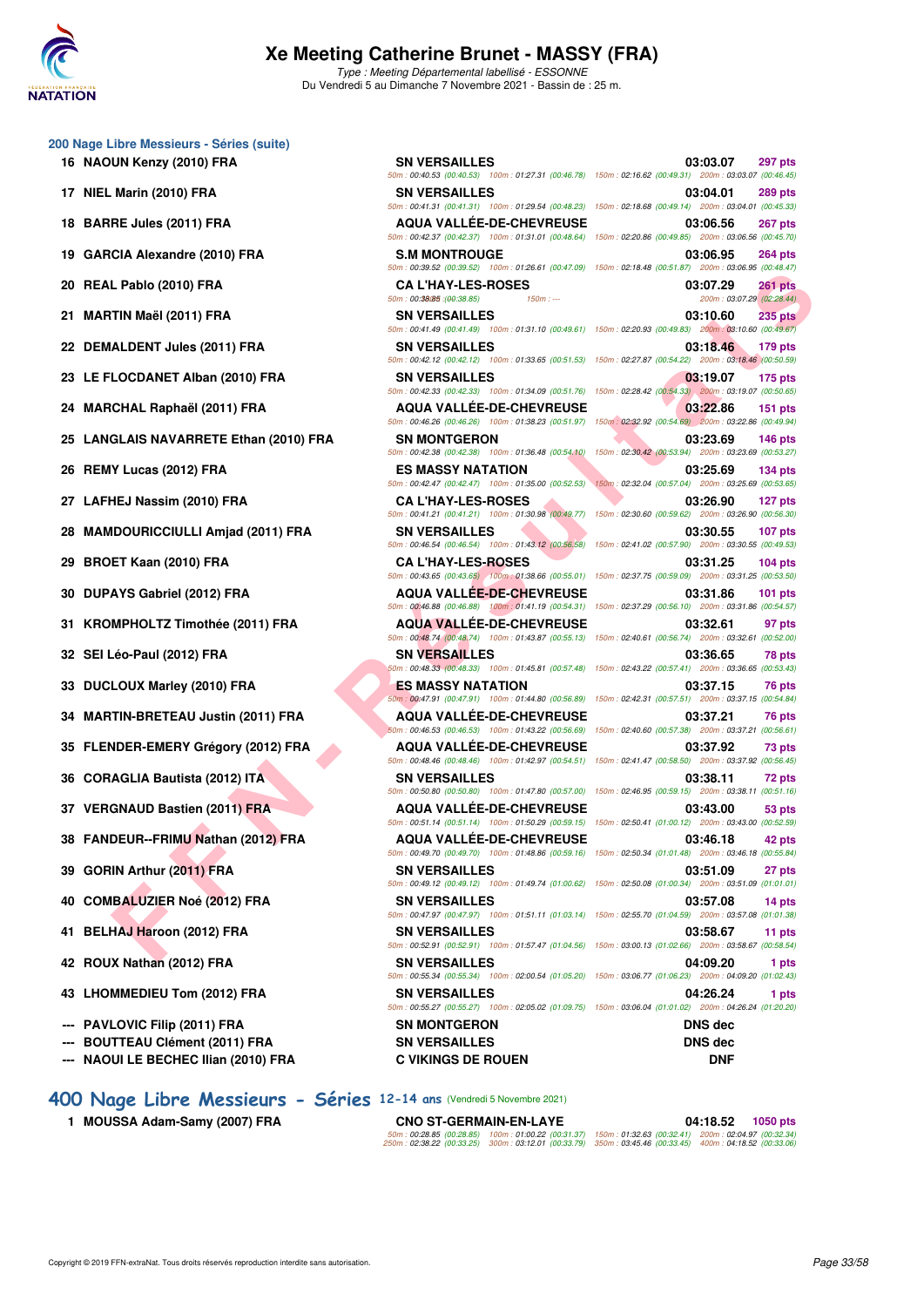# Xe Meeting Catherine Brunet - MASSY (FRA)

*Type : Meeting Départemental labellisé - ESSONNE*

Du Vendredi 5 au Dimanche 7 Novembre 2021 - Bassin de : 25 m.

## 200 Nage Libre Messieurs - Séries (suite)

| Rang | Nom | Club | Temps | Points |
|---|---|---|---|---|
| 16 | NAOUN Kenzy (2010) FRA | SN VERSAILLES | 03:03.07 | 297 pts |
| | | 50m : 00:40.53 (00:40.53) 100m : 01:27.31 (00:46.78) 150m : 02:16.62 (00:49.31) 200m : 03:03.07 (00:46.45) | | |
| 17 | NIEL Marin (2010) FRA | SN VERSAILLES | 03:04.01 | 289 pts |
| | | 50m : 00:41.31 (00:41.31) 100m : 01:29.54 (00:48.23) 150m : 02:18.68 (00:49.14) 200m : 03:04.01 (00:45.33) | | |
| 18 | BARRE Jules (2011) FRA | AQUA VALLÉE-DE-CHEVREUSE | 03:06.56 | 267 pts |
| | | 50m : 00:42.37 (00:42.37) 100m : 01:31.01 (00:48.64) 150m : 02:20.86 (00:49.85) 200m : 03:06.56 (00:45.70) | | |
| 19 | GARCIA Alexandre (2010) FRA | S.M MONTROUGE | 03:06.95 | 264 pts |
| | | 50m : 00:39.52 (00:39.52) 100m : 01:26.61 (00:47.09) 150m : 02:18.48 (00:51.87) 200m : 03:06.95 (00:48.47) | | |
| 20 | REAL Pablo (2010) FRA | CA L'HAY-LES-ROSES | 03:07.29 | 261 pts |
| | | 50m : 00:38.85 (00:38.85) 150m : --- 200m : 03:07.29 (02:28.44) | | |
| 21 | MARTIN Maël (2011) FRA | SN VERSAILLES | 03:10.60 | 235 pts |
| | | 50m : 00:41.49 (00:41.49) 100m : 01:31.10 (00:49.61) 150m : 02:20.93 (00:49.83) 200m : 03:10.60 (00:49.67) | | |
| 22 | DEMALDENT Jules (2011) FRA | SN VERSAILLES | 03:18.46 | 179 pts |
| | | 50m : 00:42.12 (00:42.12) 100m : 01:33.65 (00:51.53) 150m : 02:27.87 (00:54.22) 200m : 03:18.46 (00:50.59) | | |
| 23 | LE FLOCDANET Alban (2010) FRA | SN VERSAILLES | 03:19.07 | 175 pts |
| | | 50m : 00:42.33 (00:42.33) 100m : 01:34.09 (00:51.76) 150m : 02:28.42 (00:54.33) 200m : 03:19.07 (00:50.65) | | |
| 24 | MARCHAL Raphaël (2011) FRA | AQUA VALLÉE-DE-CHEVREUSE | 03:22.86 | 151 pts |
| | | 50m : 00:46.26 (00:46.26) 100m : 01:38.23 (00:51.97) 150m : 02:32.92 (00:54.69) 200m : 03:22.86 (00:49.94) | | |
| 25 | LANGLAIS NAVARRETE Ethan (2010) FRA | SN MONTGERON | 03:23.69 | 146 pts |
| | | 50m : 00:42.38 (00:42.38) 100m : 01:36.48 (00:54.10) 150m : 02:30.42 (00:53.94) 200m : 03:23.69 (00:53.27) | | |
| 26 | REMY Lucas (2012) FRA | ES MASSY NATATION | 03:25.69 | 134 pts |
| | | 50m : 00:42.47 (00:42.47) 100m : 01:35.00 (00:52.53) 150m : 02:32.04 (00:57.04) 200m : 03:25.69 (00:53.65) | | |
| 27 | LAFHEJ Nassim (2010) FRA | CA L'HAY-LES-ROSES | 03:26.90 | 127 pts |
| | | 50m : 00:41.21 (00:41.21) 100m : 01:30.98 (00:49.77) 150m : 02:30.60 (00:59.62) 200m : 03:26.90 (00:56.30) | | |
| 28 | MAMDOURICCIULLI Amjad (2011) FRA | SN VERSAILLES | 03:30.55 | 107 pts |
| | | 50m : 00:46.54 (00:46.54) 100m : 01:43.12 (00:56.58) 150m : 02:41.02 (00:57.90) 200m : 03:30.55 (00:49.53) | | |
| 29 | BROET Kaan (2010) FRA | CA L'HAY-LES-ROSES | 03:31.25 | 104 pts |
| | | 50m : 00:43.65 (00:43.65) 100m : 01:38.66 (00:55.01) 150m : 02:37.75 (00:59.09) 200m : 03:31.25 (00:53.50) | | |
| 30 | DUPAYS Gabriel (2012) FRA | AQUA VALLÉE-DE-CHEVREUSE | 03:31.86 | 101 pts |
| | | 50m : 00:46.88 (00:46.88) 100m : 01:41.19 (00:54.31) 150m : 02:37.29 (00:56.10) 200m : 03:31.86 (00:54.57) | | |
| 31 | KROMPHOLTZ Timothée (2011) FRA | AQUA VALLÉE-DE-CHEVREUSE | 03:32.61 | 97 pts |
| | | 50m : 00:48.74 (00:48.74) 100m : 01:43.87 (00:55.13) 150m : 02:40.61 (00:56.74) 200m : 03:32.61 (00:52.00) | | |
| 32 | SEI Léo-Paul (2012) FRA | SN VERSAILLES | 03:36.65 | 78 pts |
| | | 50m : 00:48.33 (00:48.33) 100m : 01:45.81 (00:57.48) 150m : 02:43.22 (00:57.41) 200m : 03:36.65 (00:53.43) | | |
| 33 | DUCLOUX Marley (2010) FRA | ES MASSY NATATION | 03:37.15 | 76 pts |
| | | 50m : 00:47.91 (00:47.91) 100m : 01:44.80 (00:56.89) 150m : 02:42.31 (00:57.51) 200m : 03:37.15 (00:54.84) | | |
| 34 | MARTIN-BRETEAU Justin (2011) FRA | AQUA VALLÉE-DE-CHEVREUSE | 03:37.21 | 76 pts |
| | | 50m : 00:46.53 (00:46.53) 100m : 01:43.22 (00:56.69) 150m : 02:40.60 (00:57.38) 200m : 03:37.21 (00:56.61) | | |
| 35 | FLENDER-EMERY Grégory (2012) FRA | AQUA VALLÉE-DE-CHEVREUSE | 03:37.92 | 73 pts |
| | | 50m : 00:48.46 (00:48.46) 100m : 01:42.97 (00:54.51) 150m : 02:41.47 (00:58.50) 200m : 03:37.92 (00:56.45) | | |
| 36 | CORAGLIA Bautista (2012) ITA | SN VERSAILLES | 03:38.11 | 72 pts |
| | | 50m : 00:50.80 (00:50.80) 100m : 01:47.80 (00:57.00) 150m : 02:46.95 (00:59.15) 200m : 03:38.11 (00:51.16) | | |
| 37 | VERGNAUD Bastien (2011) FRA | AQUA VALLÉE-DE-CHEVREUSE | 03:43.00 | 53 pts |
| | | 50m : 00:51.14 (00:51.14) 100m : 01:50.29 (00:59.15) 150m : 02:50.41 (01:00.12) 200m : 03:43.00 (00:52.59) | | |
| 38 | FANDEUR--FRIMU Nathan (2012) FRA | AQUA VALLÉE-DE-CHEVREUSE | 03:46.18 | 42 pts |
| | | 50m : 00:49.70 (00:49.70) 100m : 01:48.86 (00:59.16) 150m : 02:50.34 (01:01.48) 200m : 03:46.18 (00:55.84) | | |
| 39 | GORIN Arthur (2011) FRA | SN VERSAILLES | 03:51.09 | 27 pts |
| | | 50m : 00:49.12 (00:49.12) 100m : 01:49.74 (01:00.62) 150m : 02:50.08 (01:00.34) 200m : 03:51.09 (01:01.01) | | |
| 40 | COMBALUZIER Noé (2012) FRA | SN VERSAILLES | 03:57.08 | 14 pts |
| | | 50m : 00:47.97 (00:47.97) 100m : 01:51.11 (01:03.14) 150m : 02:55.70 (01:04.59) 200m : 03:57.08 (01:01.38) | | |
| 41 | BELHAJ Haroon (2012) FRA | SN VERSAILLES | 03:58.67 | 11 pts |
| | | 50m : 00:52.91 (00:52.91) 100m : 01:57.47 (01:04.56) 150m : 03:00.13 (01:02.66) 200m : 03:58.67 (00:58.54) | | |
| 42 | ROUX Nathan (2012) FRA | SN VERSAILLES | 04:09.20 | 1 pts |
| | | 50m : 00:55.34 (00:55.34) 100m : 02:00.54 (01:05.20) 150m : 03:06.77 (01:06.23) 200m : 04:09.20 (01:02.43) | | |
| 43 | LHOMMEDIEU Tom (2012) FRA | SN VERSAILLES | 04:26.24 | 1 pts |
| | | 50m : 00:55.27 (00:55.27) 100m : 02:05.02 (01:09.75) 150m : 03:06.04 (01:01.02) 200m : 04:26.24 (01:20.20) | | |
| --- | PAVLOVIC Filip (2011) FRA | SN MONTGERON | DNS dec | |
| --- | BOUTTEAU Clément (2011) FRA | SN VERSAILLES | DNS dec | |
| --- | NAOUI LE BECHEC Ilian (2010) FRA | C VIKINGS DE ROUEN | DNF | |

## 400 Nage Libre Messieurs - Séries 12-14 ans (Vendredi 5 Novembre 2021)

| Rang | Nom | Club | Temps | Points |
|---|---|---|---|---|
| 1 | MOUSSA Adam-Samy (2007) FRA | CNO ST-GERMAIN-EN-LAYE | 04:18.52 | 1050 pts |
| | | 50m : 00:28.85 (00:28.85) 100m : 01:00.22 (00:31.37) 150m : 01:32.63 (00:32.41) 200m : 02:04.97 (00:32.34) | | |
| | | 250m : 02:38.22 (00:33.25) 300m : 03:12.01 (00:33.79) 350m : 03:45.46 (00:33.45) 400m : 04:18.52 (00:33.06) | | |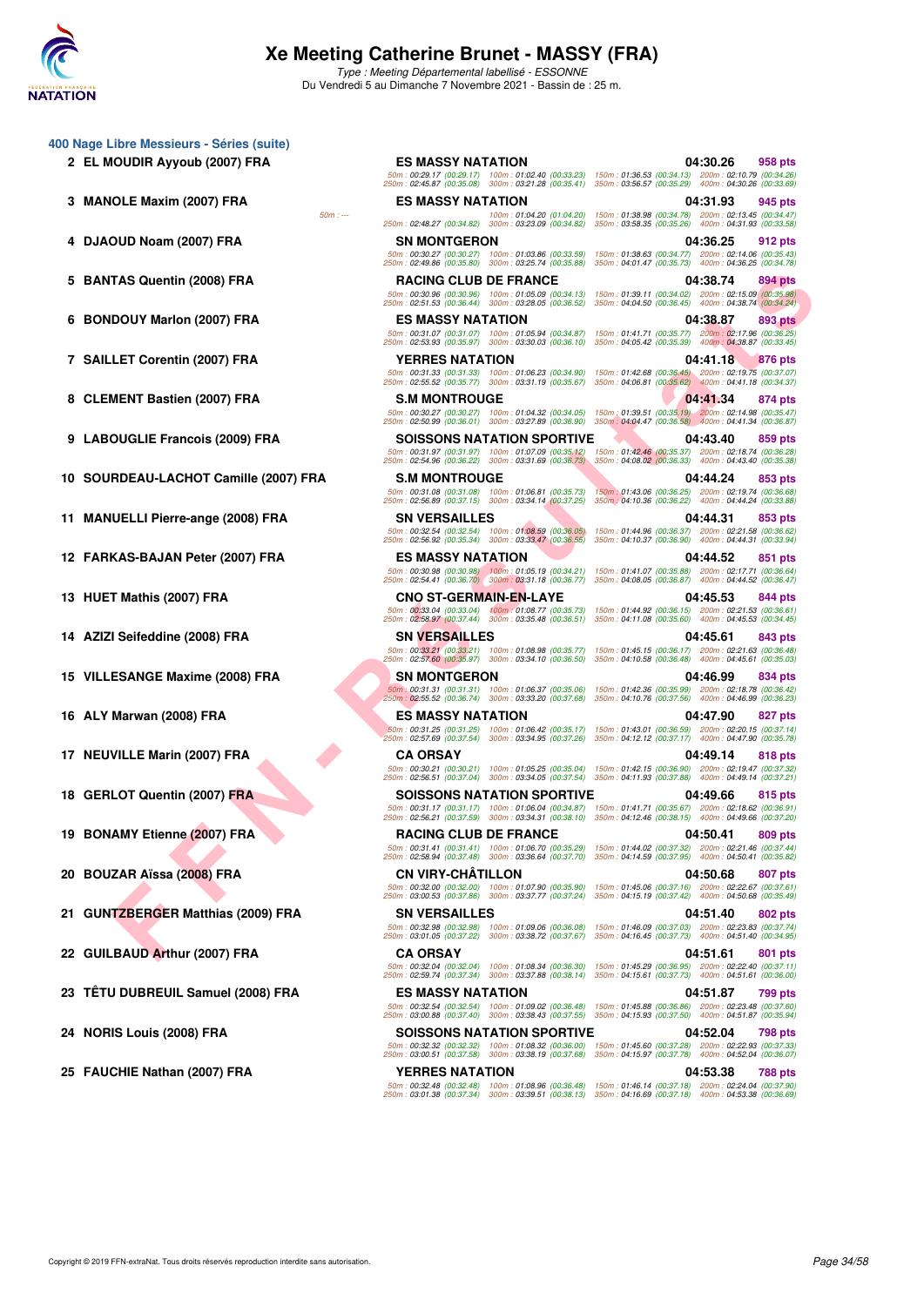# Xe Meeting Catherine Brunet - MASSY (FRA)

*Type : Meeting Départemental labellisé - ESSONNE*
Du Vendredi 5 au Dimanche 7 Novembre 2021 - Bassin de : 25 m.

## 400 Nage Libre Messieurs - Séries (suite)

| Rg | Nom | Club | Temps | Points |
|---|---|---|---|---|
| 2 | EL MOUDIR Ayyoub (2007) FRA | ES MASSY NATATION | 04:30.26 | 958 pts |
| | | 50m : 00:29.17 (00:29.17) 100m : 01:02.40 (00:33.23) 150m : 01:36.53 (00:34.13) 200m : 02:10.79 (00:34.26) 250m : 02:45.87 (00:35.08) 300m : 03:21.28 (00:35.41) 350m : 03:56.57 (00:35.29) 400m : 04:30.26 (00:33.69) | | |
| 3 | MANOLE Maxim (2007) FRA | ES MASSY NATATION | 04:31.93 | 945 pts |
| | | 50m : --- 100m : 01:04.20 (01:04.20) 150m : 01:38.98 (00:34.78) 200m : 02:13.45 (00:34.47) 250m : 02:48.27 (00:34.82) 300m : 03:23.09 (00:34.82) 350m : 03:58.35 (00:35.26) 400m : 04:31.93 (00:33.58) | | |
| 4 | DJAOUD Noam (2007) FRA | SN MONTGERON | 04:36.25 | 912 pts |
| | | 50m : 00:30.27 (00:30.27) 100m : 01:03.86 (00:33.59) 150m : 01:38.63 (00:34.77) 200m : 02:14.06 (00:35.43) 250m : 02:49.86 (00:35.80) 300m : 03:25.74 (00:35.88) 350m : 04:01.47 (00:35.73) 400m : 04:36.25 (00:34.78) | | |
| 5 | BANTAS Quentin (2008) FRA | RACING CLUB DE FRANCE | 04:38.74 | 894 pts |
| | | 50m : 00:30.96 (00:30.96) 100m : 01:05.09 (00:34.13) 150m : 01:39.11 (00:34.02) 200m : 02:15.09 (00:35.98) 250m : 02:51.53 (00:36.44) 300m : 03:28.05 (00:36.52) 350m : 04:04.50 (00:36.45) 400m : 04:38.74 (00:34.24) | | |
| 6 | BONDOUY Marlon (2007) FRA | ES MASSY NATATION | 04:38.87 | 893 pts |
| | | 50m : 00:31.07 (00:31.07) 100m : 01:05.94 (00:34.87) 150m : 01:41.71 (00:35.77) 200m : 02:17.96 (00:36.25) 250m : 02:53.93 (00:35.97) 300m : 03:30.03 (00:36.10) 350m : 04:05.42 (00:35.39) 400m : 04:38.87 (00:33.45) | | |
| 7 | SAILLET Corentin (2007) FRA | YERRES NATATION | 04:41.18 | 876 pts |
| | | 50m : 00:31.33 (00:31.33) 100m : 01:06.23 (00:34.90) 150m : 01:42.68 (00:36.45) 200m : 02:19.75 (00:37.07) 250m : 02:55.52 (00:35.77) 300m : 03:31.19 (00:35.67) 350m : 04:06.81 (00:35.62) 400m : 04:41.18 (00:34.37) | | |
| 8 | CLEMENT Bastien (2007) FRA | S.M MONTROUGE | 04:41.34 | 874 pts |
| | | 50m : 00:30.27 (00:30.27) 100m : 01:04.32 (00:34.05) 150m : 01:39.51 (00:35.19) 200m : 02:14.98 (00:35.47) 250m : 02:50.99 (00:36.01) 300m : 03:27.89 (00:36.90) 350m : 04:04.47 (00:36.58) 400m : 04:41.34 (00:36.87) | | |
| 9 | LABOUGLIE Francois (2009) FRA | SOISSONS NATATION SPORTIVE | 04:43.40 | 859 pts |
| | | 50m : 00:31.97 (00:31.97) 100m : 01:07.09 (00:35.12) 150m : 01:42.46 (00:35.37) 200m : 02:18.74 (00:36.28) 250m : 02:54.96 (00:36.22) 300m : 03:31.69 (00:36.73) 350m : 04:08.02 (00:36.33) 400m : 04:43.40 (00:35.38) | | |
| 10 | SOURDEAU-LACHOT Camille (2007) FRA | S.M MONTROUGE | 04:44.24 | 853 pts |
| | | 50m : 00:31.08 (00:31.08) 100m : 01:06.81 (00:35.73) 150m : 01:43.06 (00:36.25) 200m : 02:19.74 (00:36.68) 250m : 02:56.89 (00:37.15) 300m : 03:34.14 (00:37.25) 350m : 04:10.36 (00:36.22) 400m : 04:44.24 (00:33.88) | | |
| 11 | MANUELLI Pierre-ange (2008) FRA | SN VERSAILLES | 04:44.31 | 853 pts |
| | | 50m : 00:32.54 (00:32.54) 100m : 01:08.59 (00:36.05) 150m : 01:44.96 (00:36.37) 200m : 02:21.58 (00:36.62) 250m : 02:56.92 (00:35.34) 300m : 03:33.47 (00:36.55) 350m : 04:10.37 (00:36.90) 400m : 04:44.31 (00:33.94) | | |
| 12 | FARKAS-BAJAN Peter (2007) FRA | ES MASSY NATATION | 04:44.52 | 851 pts |
| | | 50m : 00:30.98 (00:30.98) 100m : 01:05.19 (00:34.21) 150m : 01:41.07 (00:35.88) 200m : 02:17.71 (00:36.64) 250m : 02:54.41 (00:36.70) 300m : 03:31.18 (00:36.77) 350m : 04:08.05 (00:36.87) 400m : 04:44.52 (00:36.47) | | |
| 13 | HUET Mathis (2007) FRA | CNO ST-GERMAIN-EN-LAYE | 04:45.53 | 844 pts |
| | | 50m : 00:33.04 (00:33.04) 100m : 01:08.77 (00:35.73) 150m : 01:44.92 (00:36.15) 200m : 02:21.53 (00:36.61) 250m : 02:58.97 (00:37.44) 300m : 03:35.48 (00:36.51) 350m : 04:11.08 (00:35.60) 400m : 04:45.53 (00:34.45) | | |
| 14 | AZIZI Seifeddine (2008) FRA | SN VERSAILLES | 04:45.61 | 843 pts |
| | | 50m : 00:33.21 (00:33.21) 100m : 01:08.98 (00:35.77) 150m : 01:45.15 (00:36.17) 200m : 02:21.63 (00:36.48) 250m : 02:57.60 (00:35.97) 300m : 03:34.10 (00:36.50) 350m : 04:10.58 (00:36.48) 400m : 04:45.61 (00:35.03) | | |
| 15 | VILLESANGE Maxime (2008) FRA | SN MONTGERON | 04:46.99 | 834 pts |
| | | 50m : 00:31.31 (00:31.31) 100m : 01:06.37 (00:35.06) 150m : 01:42.36 (00:35.99) 200m : 02:18.78 (00:36.42) 250m : 02:55.52 (00:36.74) 300m : 03:33.20 (00:37.68) 350m : 04:10.76 (00:37.56) 400m : 04:46.99 (00:36.23) | | |
| 16 | ALY Marwan (2008) FRA | ES MASSY NATATION | 04:47.90 | 827 pts |
| | | 50m : 00:31.25 (00:31.25) 100m : 01:06.42 (00:35.17) 150m : 01:43.01 (00:36.59) 200m : 02:20.15 (00:37.14) 250m : 02:57.69 (00:37.54) 300m : 03:34.95 (00:37.26) 350m : 04:12.12 (00:37.17) 400m : 04:47.90 (00:35.78) | | |
| 17 | NEUVILLE Marin (2007) FRA | CA ORSAY | 04:49.14 | 818 pts |
| | | 50m : 00:30.21 (00:30.21) 100m : 01:05.25 (00:35.04) 150m : 01:42.15 (00:36.90) 200m : 02:19.47 (00:37.32) 250m : 02:56.51 (00:37.04) 300m : 03:34.05 (00:37.54) 350m : 04:11.93 (00:37.88) 400m : 04:49.14 (00:37.21) | | |
| 18 | GERLOT Quentin (2007) FRA | SOISSONS NATATION SPORTIVE | 04:49.66 | 815 pts |
| | | 50m : 00:31.17 (00:31.17) 100m : 01:06.04 (00:34.87) 150m : 01:41.71 (00:35.67) 200m : 02:18.62 (00:36.91) 250m : 02:56.21 (00:37.59) 300m : 03:34.31 (00:38.10) 350m : 04:12.46 (00:38.15) 400m : 04:49.66 (00:37.20) | | |
| 19 | BONAMY Etienne (2007) FRA | RACING CLUB DE FRANCE | 04:50.41 | 809 pts |
| | | 50m : 00:31.41 (00:31.41) 100m : 01:06.70 (00:35.29) 150m : 01:44.02 (00:37.32) 200m : 02:21.46 (00:37.44) 250m : 02:58.94 (00:37.48) 300m : 03:36.64 (00:37.70) 350m : 04:14.59 (00:37.95) 400m : 04:50.41 (00:35.82) | | |
| 20 | BOUZAR Aïssa (2008) FRA | CN VIRY-CHÂTILLON | 04:50.68 | 807 pts |
| | | 50m : 00:32.00 (00:32.00) 100m : 01:07.90 (00:35.90) 150m : 01:45.06 (00:37.16) 200m : 02:22.67 (00:37.61) 250m : 03:00.53 (00:37.86) 300m : 03:37.77 (00:37.24) 350m : 04:15.19 (00:37.42) 400m : 04:50.68 (00:35.49) | | |
| 21 | GUNTZBERGER Matthias (2009) FRA | SN VERSAILLES | 04:51.40 | 802 pts |
| | | 50m : 00:32.98 (00:32.98) 100m : 01:09.06 (00:36.08) 150m : 01:46.09 (00:37.03) 200m : 02:23.83 (00:37.74) 250m : 03:01.05 (00:37.22) 300m : 03:38.72 (00:37.67) 350m : 04:16.45 (00:37.73) 400m : 04:51.40 (00:34.95) | | |
| 22 | GUILBAUD Arthur (2007) FRA | CA ORSAY | 04:51.61 | 801 pts |
| | | 50m : 00:32.04 (00:32.04) 100m : 01:08.34 (00:36.30) 150m : 01:45.29 (00:36.95) 200m : 02:22.40 (00:37.11) 250m : 02:59.74 (00:37.34) 300m : 03:37.88 (00:38.14) 350m : 04:15.61 (00:37.73) 400m : 04:51.61 (00:36.00) | | |
| 23 | TÊTU DUBREUIL Samuel (2008) FRA | ES MASSY NATATION | 04:51.87 | 799 pts |
| | | 50m : 00:32.54 (00:32.54) 100m : 01:09.02 (00:36.48) 150m : 01:45.88 (00:36.86) 200m : 02:23.48 (00:37.60) 250m : 03:00.88 (00:37.40) 300m : 03:38.43 (00:37.55) 350m : 04:15.93 (00:37.50) 400m : 04:51.87 (00:35.94) | | |
| 24 | NORIS Louis (2008) FRA | SOISSONS NATATION SPORTIVE | 04:52.04 | 798 pts |
| | | 50m : 00:32.32 (00:32.32) 100m : 01:08.32 (00:36.00) 150m : 01:45.60 (00:37.28) 200m : 02:22.93 (00:37.33) 250m : 03:00.51 (00:37.58) 300m : 03:38.19 (00:37.68) 350m : 04:15.97 (00:37.78) 400m : 04:52.04 (00:36.07) | | |
| 25 | FAUCHIE Nathan (2007) FRA | YERRES NATATION | 04:53.38 | 788 pts |
| | | 50m : 00:32.48 (00:32.48) 100m : 01:08.96 (00:36.48) 150m : 01:46.14 (00:37.18) 200m : 02:24.04 (00:37.90) 250m : 03:01.38 (00:37.34) 300m : 03:39.51 (00:38.13) 350m : 04:16.69 (00:37.18) 400m : 04:53.38 (00:36.69) | | |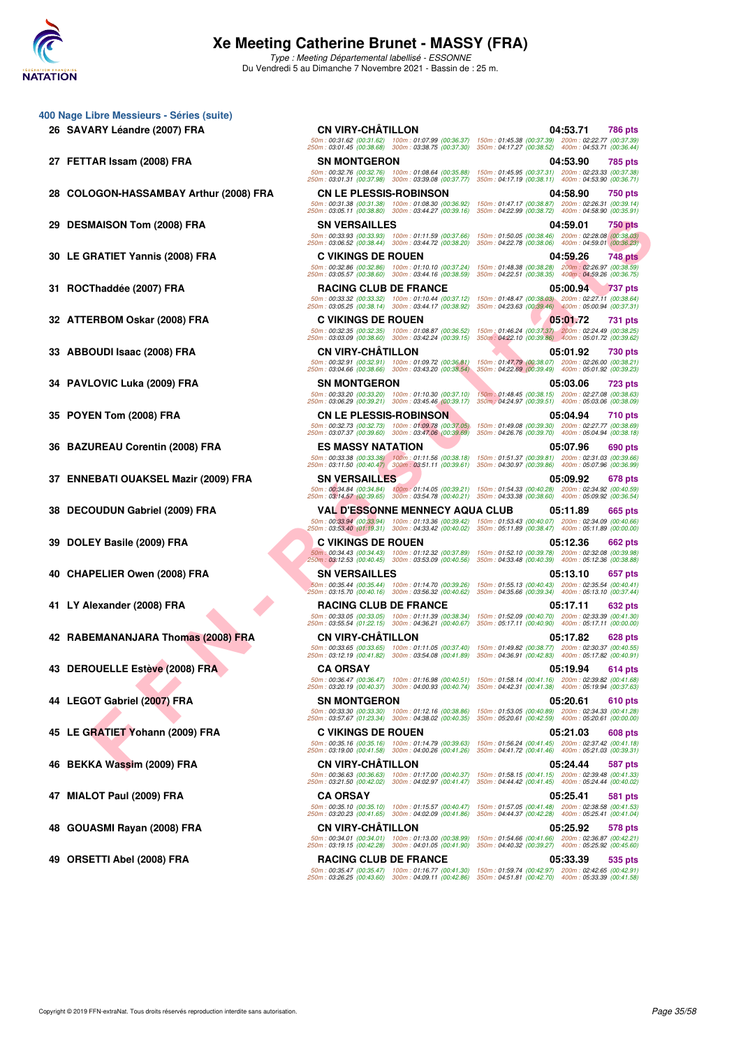# Xe Meeting Catherine Brunet - MASSY (FRA)

*Type : Meeting Départemental labellisé - ESSONNE*

Du Vendredi 5 au Dimanche 7 Novembre 2021 - Bassin de : 25 m.

## 400 Nage Libre Messieurs - Séries (suite)

| Pl. | Nom | Club | Temps | Points |
|---|---|---|---|---|
| 26 | SAVARY Léandre (2007) FRA | CN VIRY-CHÂTILLON | 04:53.71 | 786 pts |
| | 50m : 00:31.62 (00:31.62) 100m : 01:07.99 (00:36.37) 150m : 01:45.38 (00:37.39) 200m : 02:22.77 (00:37.39) 250m : 03:01.45 (00:38.68) 300m : 03:38.75 (00:37.30) 350m : 04:17.27 (00:38.52) 400m : 04:53.71 (00:36.44) | | | |
| 27 | FETTAR Issam (2008) FRA | SN MONTGERON | 04:53.90 | 785 pts |
| | 50m : 00:32.76 (00:32.76) 100m : 01:08.64 (00:35.88) 150m : 01:45.95 (00:37.31) 200m : 02:23.33 (00:37.38) 250m : 03:01.31 (00:37.98) 300m : 03:39.08 (00:37.77) 350m : 04:17.19 (00:38.11) 400m : 04:53.90 (00:36.71) | | | |
| 28 | COLOGON-HASSAMBAY Arthur (2008) FRA | CN LE PLESSIS-ROBINSON | 04:58.90 | 750 pts |
| | 50m : 00:31.38 (00:31.38) 100m : 01:08.30 (00:36.92) 150m : 01:47.17 (00:38.87) 200m : 02:26.31 (00:39.14) 250m : 03:05.11 (00:38.80) 300m : 03:44.27 (00:39.16) 350m : 04:22.99 (00:38.72) 400m : 04:58.90 (00:35.91) | | | |
| 29 | DESMAISON Tom (2008) FRA | SN VERSAILLES | 04:59.01 | 750 pts |
| | 50m : 00:33.93 (00:33.93) 100m : 01:11.59 (00:37.66) 150m : 01:50.05 (00:38.46) 200m : 02:28.08 (00:38.03) 250m : 03:06.52 (00:38.44) 300m : 03:44.72 (00:38.20) 350m : 04:22.78 (00:38.06) 400m : 04:59.01 (00:36.23) | | | |
| 30 | LE GRATIET Yannis (2008) FRA | C VIKINGS DE ROUEN | 04:59.26 | 748 pts |
| | 50m : 00:32.86 (00:32.86) 100m : 01:10.10 (00:37.24) 150m : 01:48.38 (00:38.28) 200m : 02:26.97 (00:38.59) 250m : 03:05.57 (00:38.60) 300m : 03:44.16 (00:38.59) 350m : 04:22.51 (00:38.35) 400m : 04:59.26 (00:36.75) | | | |
| 31 | ROCThaddée (2007) FRA | RACING CLUB DE FRANCE | 05:00.94 | 737 pts |
| | 50m : 00:33.32 (00:33.32) 100m : 01:10.44 (00:37.12) 150m : 01:48.47 (00:38.03) 200m : 02:27.11 (00:38.64) 250m : 03:05.25 (00:38.14) 300m : 03:44.17 (00:38.92) 350m : 04:23.63 (00:39.46) 400m : 05:00.94 (00:37.31) | | | |
| 32 | ATTERBOM Oskar (2008) FRA | C VIKINGS DE ROUEN | 05:01.72 | 731 pts |
| | 50m : 00:32.35 (00:32.35) 100m : 01:08.87 (00:36.52) 150m : 01:46.24 (00:37.37) 200m : 02:24.49 (00:38.25) 250m : 03:03.09 (00:38.60) 300m : 03:42.24 (00:39.15) 350m : 04:22.10 (00:39.86) 400m : 05:01.72 (00:39.62) | | | |
| 33 | ABBOUDI Isaac (2008) FRA | CN VIRY-CHÂTILLON | 05:01.92 | 730 pts |
| | 50m : 00:32.91 (00:32.91) 100m : 01:09.72 (00:36.81) 150m : 01:47.79 (00:38.07) 200m : 02:26.00 (00:38.21) 250m : 03:04.66 (00:38.66) 300m : 03:43.20 (00:38.54) 350m : 04:22.69 (00:39.49) 400m : 05:01.92 (00:39.23) | | | |
| 34 | PAVLOVIC Luka (2009) FRA | SN MONTGERON | 05:03.06 | 723 pts |
| | 50m : 00:33.20 (00:33.20) 100m : 01:10.30 (00:37.10) 150m : 01:48.45 (00:38.15) 200m : 02:27.08 (00:38.63) 250m : 03:06.29 (00:39.21) 300m : 03:45.46 (00:39.17) 350m : 04:24.97 (00:39.51) 400m : 05:03.06 (00:38.09) | | | |
| 35 | POYEN Tom (2008) FRA | CN LE PLESSIS-ROBINSON | 05:04.94 | 710 pts |
| | 50m : 00:32.73 (00:32.73) 100m : 01:09.78 (00:37.05) 150m : 01:49.08 (00:39.30) 200m : 02:27.77 (00:38.69) 250m : 03:07.37 (00:39.60) 300m : 03:47.06 (00:39.69) 350m : 04:26.76 (00:39.70) 400m : 05:04.94 (00:38.18) | | | |
| 36 | BAZUREAU Corentin (2008) FRA | ES MASSY NATATION | 05:07.96 | 690 pts |
| | 50m : 00:33.38 (00:33.38) 100m : 01:11.56 (00:38.18) 150m : 01:51.37 (00:39.81) 200m : 02:31.03 (00:39.66) 250m : 03:11.50 (00:40.47) 300m : 03:51.11 (00:39.61) 350m : 04:30.97 (00:39.86) 400m : 05:07.96 (00:36.99) | | | |
| 37 | ENNEBATI OUAKSEL Mazir (2009) FRA | SN VERSAILLES | 05:09.92 | 678 pts |
| | 50m : 00:34.84 (00:34.84) 100m : 01:14.05 (00:39.21) 150m : 01:54.33 (00:40.28) 200m : 02:34.92 (00:40.59) 250m : 03:14.57 (00:39.65) 300m : 03:54.78 (00:40.21) 350m : 04:33.38 (00:38.60) 400m : 05:09.92 (00:36.54) | | | |
| 38 | DECOUDUN Gabriel (2009) FRA | VAL D'ESSONNE MENNECY AQUA CLUB | 05:11.89 | 665 pts |
| | 50m : 00:33.94 (00:33.94) 100m : 01:13.36 (00:39.42) 150m : 01:53.43 (00:40.07) 200m : 02:34.09 (00:40.66) 250m : 03:53.40 (01:19.31) 300m : 04:33.42 (00:40.02) 350m : 05:11.89 (00:38.47) 400m : 05:11.89 (00:00.00) | | | |
| 39 | DOLEY Basile (2009) FRA | C VIKINGS DE ROUEN | 05:12.36 | 662 pts |
| | 50m : 00:34.43 (00:34.43) 100m : 01:12.32 (00:37.89) 150m : 01:52.10 (00:39.78) 200m : 02:32.08 (00:39.98) 250m : 03:12.53 (00:40.45) 300m : 03:53.09 (00:40.56) 350m : 04:33.48 (00:40.39) 400m : 05:12.36 (00:38.88) | | | |
| 40 | CHAPELIER Owen (2008) FRA | SN VERSAILLES | 05:13.10 | 657 pts |
| | 50m : 00:35.44 (00:35.44) 100m : 01:14.70 (00:39.26) 150m : 01:55.13 (00:40.43) 200m : 02:35.54 (00:40.41) 250m : 03:15.70 (00:40.16) 300m : 03:56.32 (00:40.62) 350m : 04:35.66 (00:39.34) 400m : 05:13.10 (00:37.44) | | | |
| 41 | LY Alexander (2008) FRA | RACING CLUB DE FRANCE | 05:17.11 | 632 pts |
| | 50m : 00:33.05 (00:33.05) 100m : 01:11.39 (00:38.34) 150m : 01:52.09 (00:40.70) 200m : 02:33.39 (00:41.30) 250m : 03:55.54 (01:22.15) 300m : 04:36.21 (00:40.67) 350m : 05:17.11 (00:40.90) 400m : 05:17.11 (00:00.00) | | | |
| 42 | RABEMANANJARA Thomas (2008) FRA | CN VIRY-CHÂTILLON | 05:17.82 | 628 pts |
| | 50m : 00:33.65 (00:33.65) 100m : 01:11.05 (00:37.40) 150m : 01:49.82 (00:38.77) 200m : 02:30.37 (00:40.55) 250m : 03:12.19 (00:41.82) 300m : 03:54.08 (00:41.89) 350m : 04:36.91 (00:42.83) 400m : 05:17.82 (00:40.91) | | | |
| 43 | DEROUELLE Estève (2008) FRA | CA ORSAY | 05:19.94 | 614 pts |
| | 50m : 00:36.47 (00:36.47) 100m : 01:16.98 (00:40.51) 150m : 01:58.14 (00:41.16) 200m : 02:39.82 (00:41.68) 250m : 03:20.19 (00:40.37) 300m : 04:00.93 (00:40.74) 350m : 04:42.31 (00:41.38) 400m : 05:19.94 (00:37.63) | | | |
| 44 | LEGOT Gabriel (2007) FRA | SN MONTGERON | 05:20.61 | 610 pts |
| | 50m : 00:33.30 (00:33.30) 100m : 01:12.16 (00:38.86) 150m : 01:53.05 (00:40.89) 200m : 02:34.33 (00:41.28) 250m : 03:57.67 (01:23.34) 300m : 04:38.02 (00:40.35) 350m : 05:20.61 (00:42.59) 400m : 05:20.61 (00:00.00) | | | |
| 45 | LE GRATIET Yohann (2009) FRA | C VIKINGS DE ROUEN | 05:21.03 | 608 pts |
| | 50m : 00:35.16 (00:35.16) 100m : 01:14.79 (00:39.63) 150m : 01:56.24 (00:41.45) 200m : 02:37.42 (00:41.18) 250m : 03:19.00 (00:41.58) 300m : 04:00.26 (00:41.26) 350m : 04:41.72 (00:41.46) 400m : 05:21.03 (00:39.31) | | | |
| 46 | BEKKA Wassim (2009) FRA | CN VIRY-CHÂTILLON | 05:24.44 | 587 pts |
| | 50m : 00:36.63 (00:36.63) 100m : 01:17.00 (00:40.37) 150m : 01:58.15 (00:41.15) 200m : 02:39.48 (00:41.33) 250m : 03:21.50 (00:42.02) 300m : 04:02.97 (00:41.47) 350m : 04:44.42 (00:41.45) 400m : 05:24.44 (00:40.02) | | | |
| 47 | MIALOT Paul (2009) FRA | CA ORSAY | 05:25.41 | 581 pts |
| | 50m : 00:35.10 (00:35.10) 100m : 01:15.57 (00:40.47) 150m : 01:57.05 (00:41.48) 200m : 02:38.58 (00:41.53) 250m : 03:20.23 (00:41.65) 300m : 04:02.09 (00:41.86) 350m : 04:44.37 (00:42.28) 400m : 05:25.41 (00:41.04) | | | |
| 48 | GOUASMI Rayan (2008) FRA | CN VIRY-CHÂTILLON | 05:25.92 | 578 pts |
| | 50m : 00:34.01 (00:34.01) 100m : 01:13.00 (00:38.99) 150m : 01:54.66 (00:41.66) 200m : 02:36.87 (00:42.21) 250m : 03:19.15 (00:42.28) 300m : 04:01.05 (00:41.90) 350m : 04:40.32 (00:39.27) 400m : 05:25.92 (00:45.60) | | | |
| 49 | ORSETTI Abel (2008) FRA | RACING CLUB DE FRANCE | 05:33.39 | 535 pts |
| | 50m : 00:35.47 (00:35.47) 100m : 01:16.77 (00:41.30) 150m : 01:59.74 (00:42.97) 200m : 02:42.65 (00:42.91) 250m : 03:26.25 (00:43.60) 300m : 04:09.11 (00:42.86) 350m : 04:51.81 (00:42.70) 400m : 05:33.39 (00:41.58) | | | |

Copyright © 2019 FFN-extraNat. Tous droits réservés reproduction interdite sans autorisation.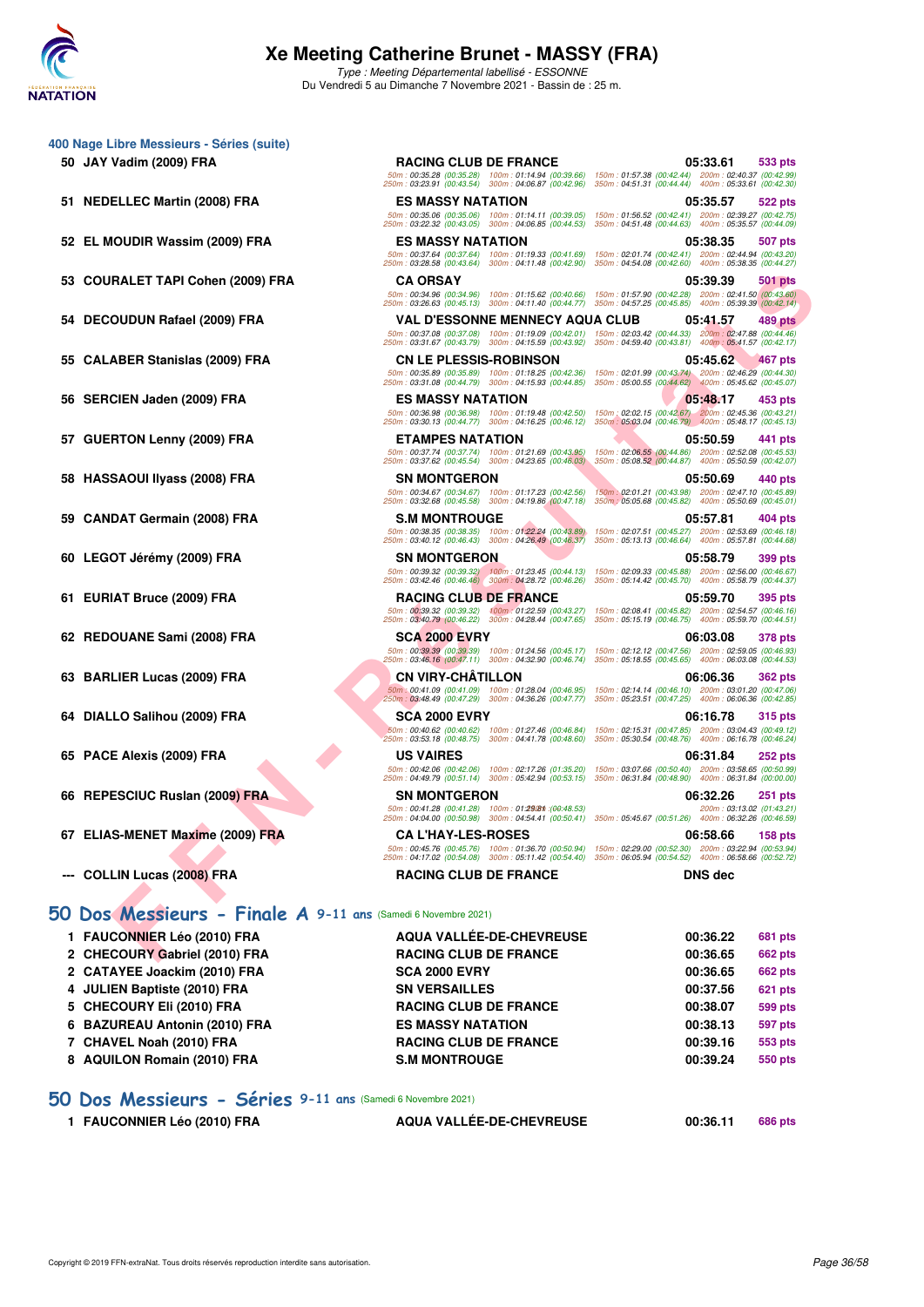## 400 Nage Libre Messieurs - Séries (suite)

| Rang | Nom | Club | Temps | Points |
|---|---|---|---|---|
| 50 | JAY Vadim (2009) FRA | RACING CLUB DE FRANCE | 05:33.61 | 533 pts |
| | | 50m : 00:35.28 (00:35.28) 100m : 01:14.94 (00:39.66) 150m : 01:57.38 (00:42.44) 200m : 02:40.37 (00:42.99) 250m : 03:23.91 (00:43.54) 300m : 04:06.87 (00:42.96) 350m : 04:51.31 (00:44.44) 400m : 05:33.61 (00:42.30) | | |
| 51 | NEDELLEC Martin (2008) FRA | ES MASSY NATATION | 05:35.57 | 522 pts |
| | | 50m : 00:35.06 (00:35.06) 100m : 01:14.11 (00:39.05) 150m : 01:56.52 (00:42.41) 200m : 02:39.27 (00:42.75) 250m : 03:22.32 (00:43.05) 300m : 04:06.85 (00:44.53) 350m : 04:51.48 (00:44.63) 400m : 05:35.57 (00:44.09) | | |
| 52 | EL MOUDIR Wassim (2009) FRA | ES MASSY NATATION | 05:38.35 | 507 pts |
| | | 50m : 00:37.64 (00:37.64) 100m : 01:19.33 (00:41.69) 150m : 02:01.74 (00:42.41) 200m : 02:44.94 (00:43.20) 250m : 03:28.58 (00:43.64) 300m : 04:11.48 (00:42.90) 350m : 04:54.08 (00:42.60) 400m : 05:38.35 (00:44.27) | | |
| 53 | COURALET TAPI Cohen (2009) FRA | CA ORSAY | 05:39.39 | 501 pts |
| | | 50m : 00:34.96 (00:34.96) 100m : 01:15.62 (00:40.66) 150m : 01:57.90 (00:42.28) 200m : 02:41.50 (00:43.60) 250m : 03:26.63 (00:45.13) 300m : 04:11.40 (00:44.77) 350m : 04:57.25 (00:45.85) 400m : 05:39.39 (00:42.14) | | |
| 54 | DECOUDUN Rafael (2009) FRA | VAL D'ESSONNE MENNECY AQUA CLUB | 05:41.57 | 489 pts |
| | | 50m : 00:37.08 (00:37.08) 100m : 01:19.09 (00:42.01) 150m : 02:03.42 (00:44.33) 200m : 02:47.88 (00:44.46) 250m : 03:31.67 (00:43.79) 300m : 04:15.59 (00:43.92) 350m : 04:59.40 (00:43.81) 400m : 05:41.57 (00:42.17) | | |
| 55 | CALABER Stanislas (2009) FRA | CN LE PLESSIS-ROBINSON | 05:45.62 | 467 pts |
| | | 50m : 00:35.89 (00:35.89) 100m : 01:18.25 (00:42.36) 150m : 02:01.99 (00:43.74) 200m : 02:46.29 (00:44.30) 250m : 03:31.08 (00:44.79) 300m : 04:15.93 (00:44.85) 350m : 05:00.55 (00:44.62) 400m : 05:45.62 (00:45.07) | | |
| 56 | SERCIEN Jaden (2009) FRA | ES MASSY NATATION | 05:48.17 | 453 pts |
| | | 50m : 00:36.98 (00:36.98) 100m : 01:19.48 (00:42.50) 150m : 02:02.15 (00:42.67) 200m : 02:45.36 (00:43.21) 250m : 03:30.13 (00:44.77) 300m : 04:16.25 (00:46.12) 350m : 05:03.04 (00:46.79) 400m : 05:48.17 (00:45.13) | | |
| 57 | GUERTON Lenny (2009) FRA | ETAMPES NATATION | 05:50.59 | 441 pts |
| | | 50m : 00:37.74 (00:37.74) 100m : 01:21.69 (00:43.95) 150m : 02:06.55 (00:44.86) 200m : 02:52.08 (00:45.53) 250m : 03:37.62 (00:45.54) 300m : 04:23.65 (00:46.03) 350m : 05:08.52 (00:44.87) 400m : 05:50.59 (00:42.07) | | |
| 58 | HASSAOUI Ilyass (2008) FRA | SN MONTGERON | 05:50.69 | 440 pts |
| | | 50m : 00:34.67 (00:34.67) 100m : 01:17.23 (00:42.56) 150m : 02:01.21 (00:43.98) 200m : 02:47.10 (00:45.89) 250m : 03:32.68 (00:45.58) 300m : 04:19.86 (00:47.18) 350m : 05:05.68 (00:45.82) 400m : 05:50.69 (00:45.01) | | |
| 59 | CANDAT Germain (2008) FRA | S.M MONTROUGE | 05:57.81 | 404 pts |
| | | 50m : 00:38.35 (00:38.35) 100m : 01:22.24 (00:43.89) 150m : 02:07.51 (00:45.27) 200m : 02:53.69 (00:46.18) 250m : 03:40.12 (00:46.43) 300m : 04:26.49 (00:46.37) 350m : 05:13.13 (00:46.64) 400m : 05:57.81 (00:44.68) | | |
| 60 | LEGOT Jérémy (2009) FRA | SN MONTGERON | 05:58.79 | 399 pts |
| | | 50m : 00:39.32 (00:39.32) 100m : 01:23.45 (00:44.13) 150m : 02:09.33 (00:45.88) 200m : 02:56.00 (00:46.67) 250m : 03:42.46 (00:46.46) 300m : 04:28.72 (00:46.26) 350m : 05:14.42 (00:45.70) 400m : 05:58.79 (00:44.37) | | |
| 61 | EURIAT Bruce (2009) FRA | RACING CLUB DE FRANCE | 05:59.70 | 395 pts |
| | | 50m : 00:39.32 (00:39.32) 100m : 01:22.59 (00:43.27) 150m : 02:08.41 (00:45.82) 200m : 02:54.57 (00:46.16) 250m : 03:40.79 (00:46.22) 300m : 04:28.44 (00:47.65) 350m : 05:15.19 (00:46.75) 400m : 05:59.70 (00:44.51) | | |
| 62 | REDOUANE Sami (2008) FRA | SCA 2000 EVRY | 06:03.08 | 378 pts |
| | | 50m : 00:39.39 (00:39.39) 100m : 01:24.56 (00:45.17) 150m : 02:12.12 (00:47.56) 200m : 02:59.05 (00:46.93) 250m : 03:46.16 (00:47.11) 300m : 04:32.90 (00:46.74) 350m : 05:18.55 (00:45.65) 400m : 06:03.08 (00:44.53) | | |
| 63 | BARLIER Lucas (2009) FRA | CN VIRY-CHÂTILLON | 06:06.36 | 362 pts |
| | | 50m : 00:41.09 (00:41.09) 100m : 01:28.04 (00:46.95) 150m : 02:14.14 (00:46.10) 200m : 03:01.20 (00:47.06) 250m : 03:48.49 (00:47.29) 300m : 04:36.26 (00:47.77) 350m : 05:23.51 (00:47.25) 400m : 06:06.36 (00:42.85) | | |
| 64 | DIALLO Salihou (2009) FRA | SCA 2000 EVRY | 06:16.78 | 315 pts |
| | | 50m : 00:40.62 (00:40.62) 100m : 01:27.46 (00:46.84) 150m : 02:15.31 (00:47.85) 200m : 03:04.43 (00:49.12) 250m : 03:53.18 (00:48.75) 300m : 04:41.78 (00:48.60) 350m : 05:30.54 (00:48.76) 400m : 06:16.78 (00:46.24) | | |
| 65 | PACE Alexis (2009) FRA | US VAIRES | 06:31.84 | 252 pts |
| | | 50m : 00:42.06 (00:42.06) 100m : 02:17.26 (01:35.20) 150m : 03:07.66 (00:50.40) 200m : 03:58.65 (00:50.99) 250m : 04:49.79 (00:51.14) 300m : 05:42.94 (00:53.15) 350m : 06:31.84 (00:48.90) 400m : 06:31.84 (00:00.00) | | |
| 66 | REPESCIUC Ruslan (2009) FRA | SN MONTGERON | 06:32.26 | 251 pts |
| | | 50m : 00:41.28 (00:41.28) 100m : 01:29.81 (00:48.53) 200m : 03:13.02 (01:43.21) 250m : 04:04.00 (00:50.98) 300m : 04:54.41 (00:50.41) 350m : 05:45.67 (00:51.26) 400m : 06:32.26 (00:46.59) | | |
| 67 | ELIAS-MENET Maxime (2009) FRA | CA L'HAY-LES-ROSES | 06:58.66 | 158 pts |
| | | 50m : 00:45.76 (00:45.76) 100m : 01:36.70 (00:50.94) 150m : 02:29.00 (00:52.30) 200m : 03:22.94 (00:53.94) 250m : 04:17.02 (00:54.08) 300m : 05:11.42 (00:54.40) 350m : 06:05.94 (00:54.52) 400m : 06:58.66 (00:52.72) | | |
| --- | COLLIN Lucas (2008) FRA | RACING CLUB DE FRANCE | DNS dec | |

## 50 Dos Messieurs - Finale A 9-11 ans (Samedi 6 Novembre 2021)

| Rang | Nom | Club | Temps | Points |
|---|---|---|---|---|
| 1 | FAUCONNIER Léo (2010) FRA | AQUA VALLÉE-DE-CHEVREUSE | 00:36.22 | 681 pts |
| 2 | CHECOURY Gabriel (2010) FRA | RACING CLUB DE FRANCE | 00:36.65 | 662 pts |
| 2 | CATAYEE Joackim (2010) FRA | SCA 2000 EVRY | 00:36.65 | 662 pts |
| 4 | JULIEN Baptiste (2010) FRA | SN VERSAILLES | 00:37.56 | 621 pts |
| 5 | CHECOURY Eli (2010) FRA | RACING CLUB DE FRANCE | 00:38.07 | 599 pts |
| 6 | BAZUREAU Antonin (2010) FRA | ES MASSY NATATION | 00:38.13 | 597 pts |
| 7 | CHAVEL Noah (2010) FRA | RACING CLUB DE FRANCE | 00:39.16 | 553 pts |
| 8 | AQUILON Romain (2010) FRA | S.M MONTROUGE | 00:39.24 | 550 pts |

## 50 Dos Messieurs - Séries 9-11 ans (Samedi 6 Novembre 2021)

| Rang | Nom | Club | Temps | Points |
|---|---|---|---|---|
| 1 | FAUCONNIER Léo (2010) FRA | AQUA VALLÉE-DE-CHEVREUSE | 00:36.11 | 686 pts |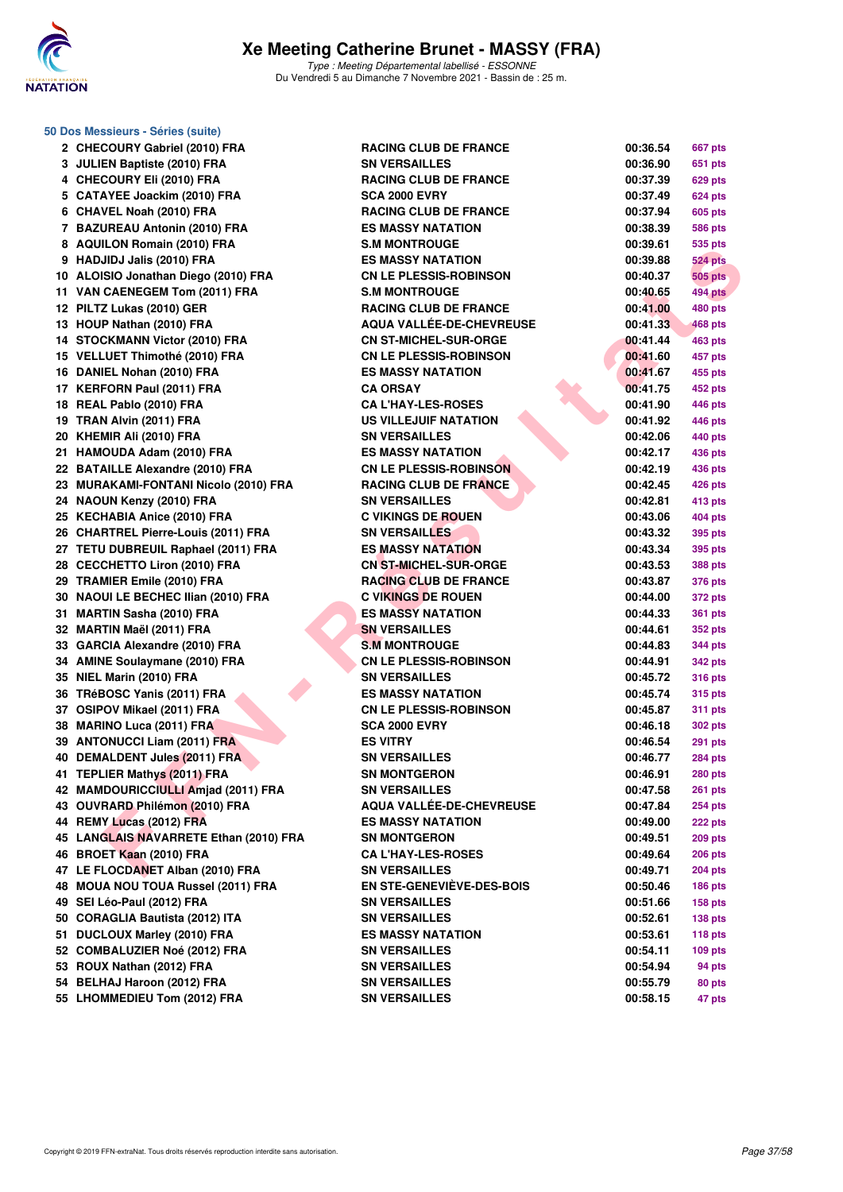# Xe Meeting Catherine Brunet - MASSY (FRA)

*Type : Meeting Départemental labellisé - ESSONNE*
Du Vendredi 5 au Dimanche 7 Novembre 2021 - Bassin de : 25 m.

## 50 Dos Messieurs - Séries (suite)

| Rang | Nom | Club | Temps | Points |
|---|---|---|---|---|
| 2 | CHECOURY Gabriel (2010) FRA | RACING CLUB DE FRANCE | 00:36.54 | 667 pts |
| 3 | JULIEN Baptiste (2010) FRA | SN VERSAILLES | 00:36.90 | 651 pts |
| 4 | CHECOURY Eli (2010) FRA | RACING CLUB DE FRANCE | 00:37.39 | 629 pts |
| 5 | CATAYEE Joackim (2010) FRA | SCA 2000 EVRY | 00:37.49 | 624 pts |
| 6 | CHAVEL Noah (2010) FRA | RACING CLUB DE FRANCE | 00:37.94 | 605 pts |
| 7 | BAZUREAU Antonin (2010) FRA | ES MASSY NATATION | 00:38.39 | 586 pts |
| 8 | AQUILON Romain (2010) FRA | S.M MONTROUGE | 00:39.61 | 535 pts |
| 9 | HADJIDJ Jalis (2010) FRA | ES MASSY NATATION | 00:39.88 | 524 pts |
| 10 | ALOISIO Jonathan Diego (2010) FRA | CN LE PLESSIS-ROBINSON | 00:40.37 | 505 pts |
| 11 | VAN CAENEGEM Tom (2011) FRA | S.M MONTROUGE | 00:40.65 | 494 pts |
| 12 | PILTZ Lukas (2010) GER | RACING CLUB DE FRANCE | 00:41.00 | 480 pts |
| 13 | HOUP Nathan (2010) FRA | AQUA VALLÉE-DE-CHEVREUSE | 00:41.33 | 468 pts |
| 14 | STOCKMANN Victor (2010) FRA | CN ST-MICHEL-SUR-ORGE | 00:41.44 | 463 pts |
| 15 | VELLUET Thimothé (2010) FRA | CN LE PLESSIS-ROBINSON | 00:41.60 | 457 pts |
| 16 | DANIEL Nohan (2010) FRA | ES MASSY NATATION | 00:41.67 | 455 pts |
| 17 | KERFORN Paul (2011) FRA | CA ORSAY | 00:41.75 | 452 pts |
| 18 | REAL Pablo (2010) FRA | CA L'HAY-LES-ROSES | 00:41.90 | 446 pts |
| 19 | TRAN Alvin (2011) FRA | US VILLEJUIF NATATION | 00:41.92 | 446 pts |
| 20 | KHEMIR Ali (2010) FRA | SN VERSAILLES | 00:42.06 | 440 pts |
| 21 | HAMOUDA Adam (2010) FRA | ES MASSY NATATION | 00:42.17 | 436 pts |
| 22 | BATAILLE Alexandre (2010) FRA | CN LE PLESSIS-ROBINSON | 00:42.19 | 436 pts |
| 23 | MURAKAMI-FONTANI Nicolo (2010) FRA | RACING CLUB DE FRANCE | 00:42.45 | 426 pts |
| 24 | NAOUN Kenzy (2010) FRA | SN VERSAILLES | 00:42.81 | 413 pts |
| 25 | KECHABIA Anice (2010) FRA | C VIKINGS DE ROUEN | 00:43.06 | 404 pts |
| 26 | CHARTREL Pierre-Louis (2011) FRA | SN VERSAILLES | 00:43.32 | 395 pts |
| 27 | TETU DUBREUIL Raphael (2011) FRA | ES MASSY NATATION | 00:43.34 | 395 pts |
| 28 | CECCHETTO Liron (2010) FRA | CN ST-MICHEL-SUR-ORGE | 00:43.53 | 388 pts |
| 29 | TRAMIER Emile (2010) FRA | RACING CLUB DE FRANCE | 00:43.87 | 376 pts |
| 30 | NAOUI LE BECHEC Ilian (2010) FRA | C VIKINGS DE ROUEN | 00:44.00 | 372 pts |
| 31 | MARTIN Sasha (2010) FRA | ES MASSY NATATION | 00:44.33 | 361 pts |
| 32 | MARTIN Maël (2011) FRA | SN VERSAILLES | 00:44.61 | 352 pts |
| 33 | GARCIA Alexandre (2010) FRA | S.M MONTROUGE | 00:44.83 | 344 pts |
| 34 | AMINE Soulaymane (2010) FRA | CN LE PLESSIS-ROBINSON | 00:44.91 | 342 pts |
| 35 | NIEL Marin (2010) FRA | SN VERSAILLES | 00:45.72 | 316 pts |
| 36 | TRéBOSC Yanis (2011) FRA | ES MASSY NATATION | 00:45.74 | 315 pts |
| 37 | OSIPOV Mikael (2011) FRA | CN LE PLESSIS-ROBINSON | 00:45.87 | 311 pts |
| 38 | MARINO Luca (2011) FRA | SCA 2000 EVRY | 00:46.18 | 302 pts |
| 39 | ANTONUCCI Liam (2011) FRA | ES VITRY | 00:46.54 | 291 pts |
| 40 | DEMALDENT Jules (2011) FRA | SN VERSAILLES | 00:46.77 | 284 pts |
| 41 | TEPLIER Mathys (2011) FRA | SN MONTGERON | 00:46.91 | 280 pts |
| 42 | MAMDOURICCIULLI Amjad (2011) FRA | SN VERSAILLES | 00:47.58 | 261 pts |
| 43 | OUVRARD Philémon (2010) FRA | AQUA VALLÉE-DE-CHEVREUSE | 00:47.84 | 254 pts |
| 44 | REMY Lucas (2012) FRA | ES MASSY NATATION | 00:49.00 | 222 pts |
| 45 | LANGLAIS NAVARRETE Ethan (2010) FRA | SN MONTGERON | 00:49.51 | 209 pts |
| 46 | BROET Kaan (2010) FRA | CA L'HAY-LES-ROSES | 00:49.64 | 206 pts |
| 47 | LE FLOCDANET Alban (2010) FRA | SN VERSAILLES | 00:49.71 | 204 pts |
| 48 | MOUA NOU TOUA Russel (2011) FRA | EN STE-GENEVIÈVE-DES-BOIS | 00:50.46 | 186 pts |
| 49 | SEI Léo-Paul (2012) FRA | SN VERSAILLES | 00:51.66 | 158 pts |
| 50 | CORAGLIA Bautista (2012) ITA | SN VERSAILLES | 00:52.61 | 138 pts |
| 51 | DUCLOUX Marley (2010) FRA | ES MASSY NATATION | 00:53.61 | 118 pts |
| 52 | COMBALUZIER Noé (2012) FRA | SN VERSAILLES | 00:54.11 | 109 pts |
| 53 | ROUX Nathan (2012) FRA | SN VERSAILLES | 00:54.94 | 94 pts |
| 54 | BELHAJ Haroon (2012) FRA | SN VERSAILLES | 00:55.79 | 80 pts |
| 55 | LHOMMEDIEU Tom (2012) FRA | SN VERSAILLES | 00:58.15 | 47 pts |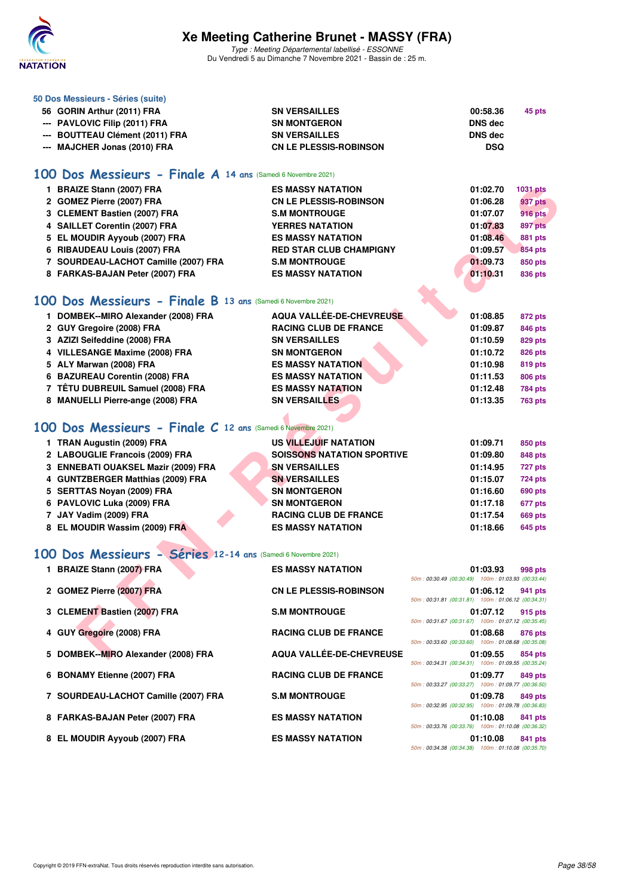# Xe Meeting Catherine Brunet - MASSY (FRA)

*Type : Meeting Départemental labellisé - ESSONNE*
Du Vendredi 5 au Dimanche 7 Novembre 2021 - Bassin de : 25 m.

### 50 Dos Messieurs - Séries (suite)

| | | | | |
|---|---|---|---|---|
| 56 | GORIN Arthur (2011) FRA | SN VERSAILLES | 00:58.36 | 45 pts |
| --- | PAVLOVIC Filip (2011) FRA | SN MONTGERON | DNS dec | |
| --- | BOUTTEAU Clément (2011) FRA | SN VERSAILLES | DNS dec | |
| --- | MAJCHER Jonas (2010) FRA | CN LE PLESSIS-ROBINSON | DSQ | |

## 100 Dos Messieurs - Finale A 14 ans (Samedi 6 Novembre 2021)

| | | | | |
|---|---|---|---|---|
| 1 | BRAIZE Stann (2007) FRA | ES MASSY NATATION | 01:02.70 | 1031 pts |
| 2 | GOMEZ Pierre (2007) FRA | CN LE PLESSIS-ROBINSON | 01:06.28 | 937 pts |
| 3 | CLEMENT Bastien (2007) FRA | S.M MONTROUGE | 01:07.07 | 916 pts |
| 4 | SAILLET Corentin (2007) FRA | YERRES NATATION | 01:07.83 | 897 pts |
| 5 | EL MOUDIR Ayyoub (2007) FRA | ES MASSY NATATION | 01:08.46 | 881 pts |
| 6 | RIBAUDEAU Louis (2007) FRA | RED STAR CLUB CHAMPIGNY | 01:09.57 | 854 pts |
| 7 | SOURDEAU-LACHOT Camille (2007) FRA | S.M MONTROUGE | 01:09.73 | 850 pts |
| 8 | FARKAS-BAJAN Peter (2007) FRA | ES MASSY NATATION | 01:10.31 | 836 pts |

## 100 Dos Messieurs - Finale B 13 ans (Samedi 6 Novembre 2021)

| | | | | |
|---|---|---|---|---|
| 1 | DOMBEK--MIRO Alexander (2008) FRA | AQUA VALLÉE-DE-CHEVREUSE | 01:08.85 | 872 pts |
| 2 | GUY Gregoire (2008) FRA | RACING CLUB DE FRANCE | 01:09.87 | 846 pts |
| 3 | AZIZI Seifeddine (2008) FRA | SN VERSAILLES | 01:10.59 | 829 pts |
| 4 | VILLESANGE Maxime (2008) FRA | SN MONTGERON | 01:10.72 | 826 pts |
| 5 | ALY Marwan (2008) FRA | ES MASSY NATATION | 01:10.98 | 819 pts |
| 6 | BAZUREAU Corentin (2008) FRA | ES MASSY NATATION | 01:11.53 | 806 pts |
| 7 | TÊTU DUBREUIL Samuel (2008) FRA | ES MASSY NATATION | 01:12.48 | 784 pts |
| 8 | MANUELLI Pierre-ange (2008) FRA | SN VERSAILLES | 01:13.35 | 763 pts |

## 100 Dos Messieurs - Finale C 12 ans (Samedi 6 Novembre 2021)

| | | | | |
|---|---|---|---|---|
| 1 | TRAN Augustin (2009) FRA | US VILLEJUIF NATATION | 01:09.71 | 850 pts |
| 2 | LABOUGLIE Francois (2009) FRA | SOISSONS NATATION SPORTIVE | 01:09.80 | 848 pts |
| 3 | ENNEBATI OUAKSEL Mazir (2009) FRA | SN VERSAILLES | 01:14.95 | 727 pts |
| 4 | GUNTZBERGER Matthias (2009) FRA | SN VERSAILLES | 01:15.07 | 724 pts |
| 5 | SERTTAS Noyan (2009) FRA | SN MONTGERON | 01:16.60 | 690 pts |
| 6 | PAVLOVIC Luka (2009) FRA | SN MONTGERON | 01:17.18 | 677 pts |
| 7 | JAY Vadim (2009) FRA | RACING CLUB DE FRANCE | 01:17.54 | 669 pts |
| 8 | EL MOUDIR Wassim (2009) FRA | ES MASSY NATATION | 01:18.66 | 645 pts |

## 100 Dos Messieurs - Séries 12-14 ans (Samedi 6 Novembre 2021)

| | | | | | |
|---|---|---|---|---|---|
| 1 | BRAIZE Stann (2007) FRA | ES MASSY NATATION | 01:03.93 | 998 pts | 50m : 00:30.49 (00:30.49) 100m : 01:03.93 (00:33.44) |
| 2 | GOMEZ Pierre (2007) FRA | CN LE PLESSIS-ROBINSON | 01:06.12 | 941 pts | 50m : 00:31.81 (00:31.81) 100m : 01:06.12 (00:34.31) |
| 3 | CLEMENT Bastien (2007) FRA | S.M MONTROUGE | 01:07.12 | 915 pts | 50m : 00:31.67 (00:31.67) 100m : 01:07.12 (00:35.45) |
| 4 | GUY Gregoire (2008) FRA | RACING CLUB DE FRANCE | 01:08.68 | 876 pts | 50m : 00:33.60 (00:33.60) 100m : 01:08.68 (00:35.08) |
| 5 | DOMBEK--MIRO Alexander (2008) FRA | AQUA VALLÉE-DE-CHEVREUSE | 01:09.55 | 854 pts | 50m : 00:34.31 (00:34.31) 100m : 01:09.55 (00:35.24) |
| 6 | BONAMY Etienne (2007) FRA | RACING CLUB DE FRANCE | 01:09.77 | 849 pts | 50m : 00:33.27 (00:33.27) 100m : 01:09.77 (00:36.50) |
| 7 | SOURDEAU-LACHOT Camille (2007) FRA | S.M MONTROUGE | 01:09.78 | 849 pts | 50m : 00:32.95 (00:32.95) 100m : 01:09.78 (00:36.83) |
| 8 | FARKAS-BAJAN Peter (2007) FRA | ES MASSY NATATION | 01:10.08 | 841 pts | 50m : 00:33.76 (00:33.76) 100m : 01:10.08 (00:36.32) |
| 8 | EL MOUDIR Ayyoub (2007) FRA | ES MASSY NATATION | 01:10.08 | 841 pts | 50m : 00:34.38 (00:34.38) 100m : 01:10.08 (00:35.70) |

Copyright © 2019 FFN-extraNat. Tous droits réservés reproduction interdite sans autorisation.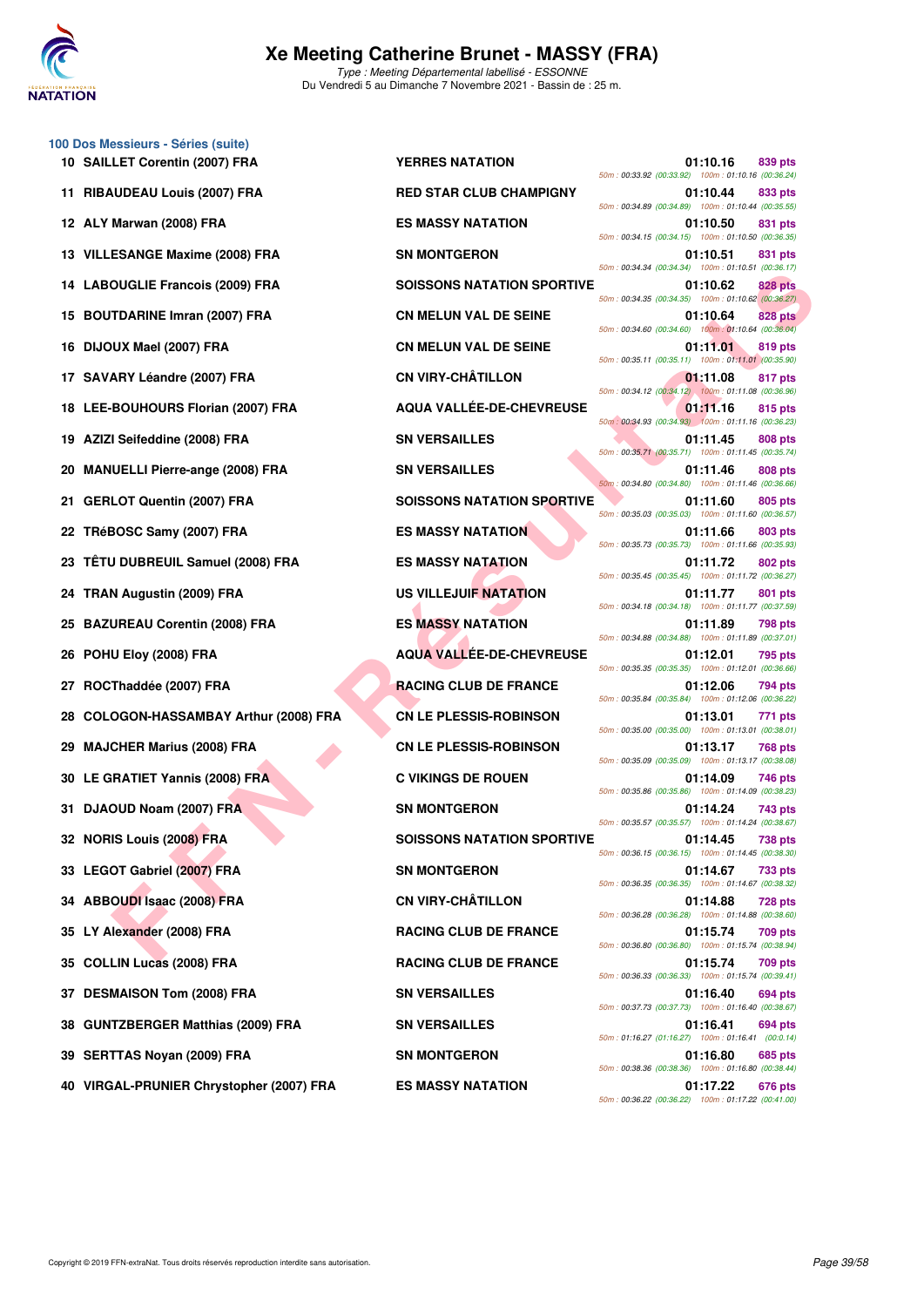# Xe Meeting Catherine Brunet - MASSY (FRA)

*Type : Meeting Départemental labellisé - ESSONNE*
Du Vendredi 5 au Dimanche 7 Novembre 2021 - Bassin de : 25 m.

## 100 Dos Messieurs - Séries (suite)

| Rang | Nom | Club | Temps | Points | Splits |
|---|---|---|---|---|---|
| 10 | SAILLET Corentin (2007) FRA | YERRES NATATION | 01:10.16 | 839 pts | 50m : 00:33.92 (00:33.92) 100m : 01:10.16 (00:36.24) |
| 11 | RIBAUDEAU Louis (2007) FRA | RED STAR CLUB CHAMPIGNY | 01:10.44 | 833 pts | 50m : 00:34.89 (00:34.89) 100m : 01:10.44 (00:35.55) |
| 12 | ALY Marwan (2008) FRA | ES MASSY NATATION | 01:10.50 | 831 pts | 50m : 00:34.15 (00:34.15) 100m : 01:10.50 (00:36.35) |
| 13 | VILLESANGE Maxime (2008) FRA | SN MONTGERON | 01:10.51 | 831 pts | 50m : 00:34.34 (00:34.34) 100m : 01:10.51 (00:36.17) |
| 14 | LABOUGLIE Francois (2009) FRA | SOISSONS NATATION SPORTIVE | 01:10.62 | 828 pts | 50m : 00:34.35 (00:34.35) 100m : 01:10.62 (00:36.27) |
| 15 | BOUTDARINE Imran (2007) FRA | CN MELUN VAL DE SEINE | 01:10.64 | 828 pts | 50m : 00:34.60 (00:34.60) 100m : 01:10.64 (00:36.04) |
| 16 | DIJOUX Mael (2007) FRA | CN MELUN VAL DE SEINE | 01:11.01 | 819 pts | 50m : 00:35.11 (00:35.11) 100m : 01:11.01 (00:35.90) |
| 17 | SAVARY Léandre (2007) FRA | CN VIRY-CHÂTILLON | 01:11.08 | 817 pts | 50m : 00:34.12 (00:34.12) 100m : 01:11.08 (00:36.96) |
| 18 | LEE-BOUHOURS Florian (2007) FRA | AQUA VALLÉE-DE-CHEVREUSE | 01:11.16 | 815 pts | 50m : 00:34.93 (00:34.93) 100m : 01:11.16 (00:36.23) |
| 19 | AZIZI Seifeddine (2008) FRA | SN VERSAILLES | 01:11.45 | 808 pts | 50m : 00:35.71 (00:35.71) 100m : 01:11.45 (00:35.74) |
| 20 | MANUELLI Pierre-ange (2008) FRA | SN VERSAILLES | 01:11.46 | 808 pts | 50m : 00:34.80 (00:34.80) 100m : 01:11.46 (00:36.66) |
| 21 | GERLOT Quentin (2007) FRA | SOISSONS NATATION SPORTIVE | 01:11.60 | 805 pts | 50m : 00:35.03 (00:35.03) 100m : 01:11.60 (00:36.57) |
| 22 | TRéBOSC Samy (2007) FRA | ES MASSY NATATION | 01:11.66 | 803 pts | 50m : 00:35.73 (00:35.73) 100m : 01:11.66 (00:35.93) |
| 23 | TÊTU DUBREUIL Samuel (2008) FRA | ES MASSY NATATION | 01:11.72 | 802 pts | 50m : 00:35.45 (00:35.45) 100m : 01:11.72 (00:36.27) |
| 24 | TRAN Augustin (2009) FRA | US VILLEJUIF NATATION | 01:11.77 | 801 pts | 50m : 00:34.18 (00:34.18) 100m : 01:11.77 (00:37.59) |
| 25 | BAZUREAU Corentin (2008) FRA | ES MASSY NATATION | 01:11.89 | 798 pts | 50m : 00:34.88 (00:34.88) 100m : 01:11.89 (00:37.01) |
| 26 | POHU Eloy (2008) FRA | AQUA VALLÉE-DE-CHEVREUSE | 01:12.01 | 795 pts | 50m : 00:35.35 (00:35.35) 100m : 01:12.01 (00:36.66) |
| 27 | ROCThaddée (2007) FRA | RACING CLUB DE FRANCE | 01:12.06 | 794 pts | 50m : 00:35.84 (00:35.84) 100m : 01:12.06 (00:36.22) |
| 28 | COLOGON-HASSAMBAY Arthur (2008) FRA | CN LE PLESSIS-ROBINSON | 01:13.01 | 771 pts | 50m : 00:35.00 (00:35.00) 100m : 01:13.01 (00:38.01) |
| 29 | MAJCHER Marius (2008) FRA | CN LE PLESSIS-ROBINSON | 01:13.17 | 768 pts | 50m : 00:35.09 (00:35.09) 100m : 01:13.17 (00:38.08) |
| 30 | LE GRATIET Yannis (2008) FRA | C VIKINGS DE ROUEN | 01:14.09 | 746 pts | 50m : 00:35.86 (00:35.86) 100m : 01:14.09 (00:38.23) |
| 31 | DJAOUD Noam (2007) FRA | SN MONTGERON | 01:14.24 | 743 pts | 50m : 00:35.57 (00:35.57) 100m : 01:14.24 (00:38.67) |
| 32 | NORIS Louis (2008) FRA | SOISSONS NATATION SPORTIVE | 01:14.45 | 738 pts | 50m : 00:36.15 (00:36.15) 100m : 01:14.45 (00:38.30) |
| 33 | LEGOT Gabriel (2007) FRA | SN MONTGERON | 01:14.67 | 733 pts | 50m : 00:36.35 (00:36.35) 100m : 01:14.67 (00:38.32) |
| 34 | ABBOUDI Isaac (2008) FRA | CN VIRY-CHÂTILLON | 01:14.88 | 728 pts | 50m : 00:36.28 (00:36.28) 100m : 01:14.88 (00:38.60) |
| 35 | LY Alexander (2008) FRA | RACING CLUB DE FRANCE | 01:15.74 | 709 pts | 50m : 00:36.80 (00:36.80) 100m : 01:15.74 (00:38.94) |
| 35 | COLLIN Lucas (2008) FRA | RACING CLUB DE FRANCE | 01:15.74 | 709 pts | 50m : 00:36.33 (00:36.33) 100m : 01:15.74 (00:39.41) |
| 37 | DESMAISON Tom (2008) FRA | SN VERSAILLES | 01:16.40 | 694 pts | 50m : 00:37.73 (00:37.73) 100m : 01:16.40 (00:38.67) |
| 38 | GUNTZBERGER Matthias (2009) FRA | SN VERSAILLES | 01:16.41 | 694 pts | 50m : 01:16.27 (01:16.27) 100m : 01:16.41 (00:0.14) |
| 39 | SERTTAS Noyan (2009) FRA | SN MONTGERON | 01:16.80 | 685 pts | 50m : 00:38.36 (00:38.36) 100m : 01:16.80 (00:38.44) |
| 40 | VIRGAL-PRUNIER Chrystopher (2007) FRA | ES MASSY NATATION | 01:17.22 | 676 pts | 50m : 00:36.22 (00:36.22) 100m : 01:17.22 (00:41.00) |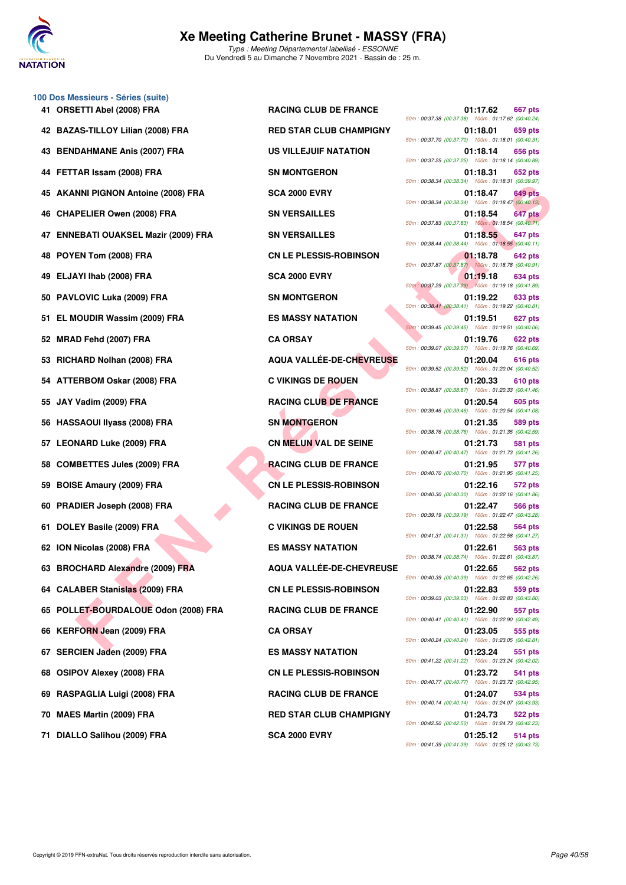# Xe Meeting Catherine Brunet - MASSY (FRA)

*Type : Meeting Départemental labellisé - ESSONNE*

Du Vendredi 5 au Dimanche 7 Novembre 2021 - Bassin de : 25 m.

## 100 Dos Messieurs - Séries (suite)

| Rang | Nom | Club | Temps | Points | Splits |
|---|---|---|---|---|---|
| 41 | ORSETTI Abel (2008) FRA | RACING CLUB DE FRANCE | 01:17.62 | 667 pts | 50m : 00:37.38 (00:37.38) 100m : 01:17.62 (00:40.24) |
| 42 | BAZAS-TILLOY Lilian (2008) FRA | RED STAR CLUB CHAMPIGNY | 01:18.01 | 659 pts | 50m : 00:37.70 (00:37.70) 100m : 01:18.01 (00:40.31) |
| 43 | BENDAHMANE Anis (2007) FRA | US VILLEJUIF NATATION | 01:18.14 | 656 pts | 50m : 00:37.25 (00:37.25) 100m : 01:18.14 (00:40.89) |
| 44 | FETTAR Issam (2008) FRA | SN MONTGERON | 01:18.31 | 652 pts | 50m : 00:38.34 (00:38.34) 100m : 01:18.31 (00:39.97) |
| 45 | AKANNI PIGNON Antoine (2008) FRA | SCA 2000 EVRY | 01:18.47 | 649 pts | 50m : 00:38.34 (00:38.34) 100m : 01:18.47 (00:40.13) |
| 46 | CHAPELIER Owen (2008) FRA | SN VERSAILLES | 01:18.54 | 647 pts | 50m : 00:37.83 (00:37.83) 100m : 01:18.54 (00:40.71) |
| 47 | ENNEBATI OUAKSEL Mazir (2009) FRA | SN VERSAILLES | 01:18.55 | 647 pts | 50m : 00:38.44 (00:38.44) 100m : 01:18.55 (00:40.11) |
| 48 | POYEN Tom (2008) FRA | CN LE PLESSIS-ROBINSON | 01:18.78 | 642 pts | 50m : 00:37.87 (00:37.87) 100m : 01:18.78 (00:40.91) |
| 49 | ELJAYI Ihab (2008) FRA | SCA 2000 EVRY | 01:19.18 | 634 pts | 50m : 00:37.29 (00:37.29) 100m : 01:19.18 (00:41.89) |
| 50 | PAVLOVIC Luka (2009) FRA | SN MONTGERON | 01:19.22 | 633 pts | 50m : 00:38.41 (00:38.41) 100m : 01:19.22 (00:40.81) |
| 51 | EL MOUDIR Wassim (2009) FRA | ES MASSY NATATION | 01:19.51 | 627 pts | 50m : 00:39.45 (00:39.45) 100m : 01:19.51 (00:40.06) |
| 52 | MRAD Fehd (2007) FRA | CA ORSAY | 01:19.76 | 622 pts | 50m : 00:39.07 (00:39.07) 100m : 01:19.76 (00:40.69) |
| 53 | RICHARD Nolhan (2008) FRA | AQUA VALLÉE-DE-CHEVREUSE | 01:20.04 | 616 pts | 50m : 00:39.52 (00:39.52) 100m : 01:20.04 (00:40.52) |
| 54 | ATTERBOM Oskar (2008) FRA | C VIKINGS DE ROUEN | 01:20.33 | 610 pts | 50m : 00:38.87 (00:38.87) 100m : 01:20.33 (00:41.46) |
| 55 | JAY Vadim (2009) FRA | RACING CLUB DE FRANCE | 01:20.54 | 605 pts | 50m : 00:39.46 (00:39.46) 100m : 01:20.54 (00:41.08) |
| 56 | HASSAOUI Ilyass (2008) FRA | SN MONTGERON | 01:21.35 | 589 pts | 50m : 00:38.76 (00:38.76) 100m : 01:21.35 (00:42.59) |
| 57 | LEONARD Luke (2009) FRA | CN MELUN VAL DE SEINE | 01:21.73 | 581 pts | 50m : 00:40.47 (00:40.47) 100m : 01:21.73 (00:41.26) |
| 58 | COMBETTES Jules (2009) FRA | RACING CLUB DE FRANCE | 01:21.95 | 577 pts | 50m : 00:40.70 (00:40.70) 100m : 01:21.95 (00:41.25) |
| 59 | BOISE Amaury (2009) FRA | CN LE PLESSIS-ROBINSON | 01:22.16 | 572 pts | 50m : 00:40.30 (00:40.30) 100m : 01:22.16 (00:41.86) |
| 60 | PRADIER Joseph (2008) FRA | RACING CLUB DE FRANCE | 01:22.47 | 566 pts | 50m : 00:39.19 (00:39.19) 100m : 01:22.47 (00:43.28) |
| 61 | DOLEY Basile (2009) FRA | C VIKINGS DE ROUEN | 01:22.58 | 564 pts | 50m : 00:41.31 (00:41.31) 100m : 01:22.58 (00:41.27) |
| 62 | ION Nicolas (2008) FRA | ES MASSY NATATION | 01:22.61 | 563 pts | 50m : 00:38.74 (00:38.74) 100m : 01:22.61 (00:43.87) |
| 63 | BROCHARD Alexandre (2009) FRA | AQUA VALLÉE-DE-CHEVREUSE | 01:22.65 | 562 pts | 50m : 00:40.39 (00:40.39) 100m : 01:22.65 (00:42.26) |
| 64 | CALABER Stanislas (2009) FRA | CN LE PLESSIS-ROBINSON | 01:22.83 | 559 pts | 50m : 00:39.03 (00:39.03) 100m : 01:22.83 (00:43.80) |
| 65 | POLLET-BOURDALOUE Odon (2008) FRA | RACING CLUB DE FRANCE | 01:22.90 | 557 pts | 50m : 00:40.41 (00:40.41) 100m : 01:22.90 (00:42.49) |
| 66 | KERFORN Jean (2009) FRA | CA ORSAY | 01:23.05 | 555 pts | 50m : 00:40.24 (00:40.24) 100m : 01:23.05 (00:42.81) |
| 67 | SERCIEN Jaden (2009) FRA | ES MASSY NATATION | 01:23.24 | 551 pts | 50m : 00:41.22 (00:41.22) 100m : 01:23.24 (00:42.02) |
| 68 | OSIPOV Alexey (2008) FRA | CN LE PLESSIS-ROBINSON | 01:23.72 | 541 pts | 50m : 00:40.77 (00:40.77) 100m : 01:23.72 (00:42.95) |
| 69 | RASPAGLIA Luigi (2008) FRA | RACING CLUB DE FRANCE | 01:24.07 | 534 pts | 50m : 00:40.14 (00:40.14) 100m : 01:24.07 (00:43.93) |
| 70 | MAES Martin (2009) FRA | RED STAR CLUB CHAMPIGNY | 01:24.73 | 522 pts | 50m : 00:42.50 (00:42.50) 100m : 01:24.73 (00:42.23) |
| 71 | DIALLO Salihou (2009) FRA | SCA 2000 EVRY | 01:25.12 | 514 pts | 50m : 00:41.39 (00:41.39) 100m : 01:25.12 (00:43.73) |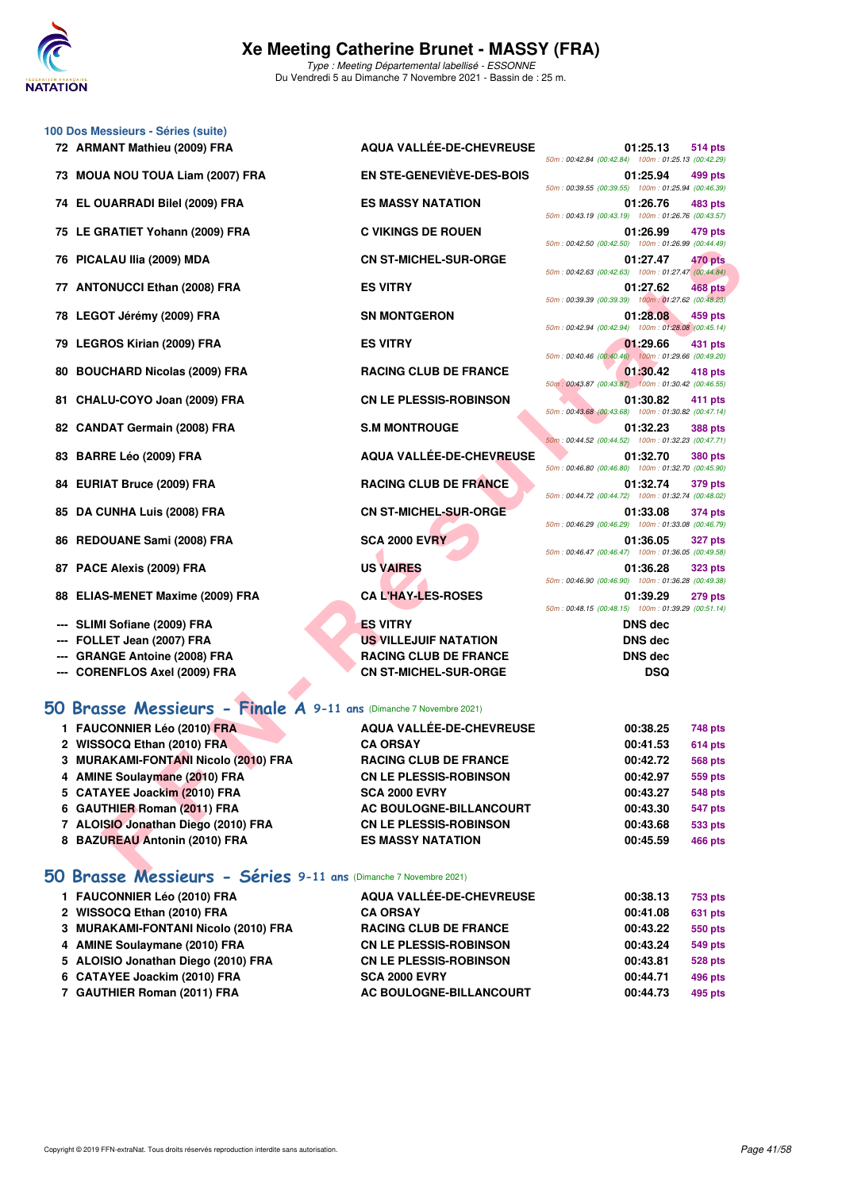# Xe Meeting Catherine Brunet - MASSY (FRA)

*Type : Meeting Départemental labellisé - ESSONNE*
Du Vendredi 5 au Dimanche 7 Novembre 2021 - Bassin de : 25 m.

## 100 Dos Messieurs - Séries (suite)

| | Nom | Club | Temps | Points | Splits |
|---|---|---|---|---|---|
| 72 | ARMANT Mathieu (2009) FRA | AQUA VALLÉE-DE-CHEVREUSE | 01:25.13 | 514 pts | 50m : 00:42.84 (00:42.84) 100m : 01:25.13 (00:42.29) |
| 73 | MOUA NOU TOUA Liam (2007) FRA | EN STE-GENEVIÈVE-DES-BOIS | 01:25.94 | 499 pts | 50m : 00:39.55 (00:39.55) 100m : 01:25.94 (00:46.39) |
| 74 | EL OUARRADI Bilel (2009) FRA | ES MASSY NATATION | 01:26.76 | 483 pts | 50m : 00:43.19 (00:43.19) 100m : 01:26.76 (00:43.57) |
| 75 | LE GRATIET Yohann (2009) FRA | C VIKINGS DE ROUEN | 01:26.99 | 479 pts | 50m : 00:42.50 (00:42.50) 100m : 01:26.99 (00:44.49) |
| 76 | PICALAU Ilia (2009) MDA | CN ST-MICHEL-SUR-ORGE | 01:27.47 | 470 pts | 50m : 00:42.63 (00:42.63) 100m : 01:27.47 (00:44.84) |
| 77 | ANTONUCCI Ethan (2008) FRA | ES VITRY | 01:27.62 | 468 pts | 50m : 00:39.39 (00:39.39) 100m : 01:27.62 (00:48.23) |
| 78 | LEGOT Jérémy (2009) FRA | SN MONTGERON | 01:28.08 | 459 pts | 50m : 00:42.94 (00:42.94) 100m : 01:28.08 (00:45.14) |
| 79 | LEGROS Kirian (2009) FRA | ES VITRY | 01:29.66 | 431 pts | 50m : 00:40.46 (00:40.46) 100m : 01:29.66 (00:49.20) |
| 80 | BOUCHARD Nicolas (2009) FRA | RACING CLUB DE FRANCE | 01:30.42 | 418 pts | 50m : 00:43.87 (00:43.87) 100m : 01:30.42 (00:46.55) |
| 81 | CHALU-COYO Joan (2009) FRA | CN LE PLESSIS-ROBINSON | 01:30.82 | 411 pts | 50m : 00:43.68 (00:43.68) 100m : 01:30.82 (00:47.14) |
| 82 | CANDAT Germain (2008) FRA | S.M MONTROUGE | 01:32.23 | 388 pts | 50m : 00:44.52 (00:44.52) 100m : 01:32.23 (00:47.71) |
| 83 | BARRE Léo (2009) FRA | AQUA VALLÉE-DE-CHEVREUSE | 01:32.70 | 380 pts | 50m : 00:46.80 (00:46.80) 100m : 01:32.70 (00:45.90) |
| 84 | EURIAT Bruce (2009) FRA | RACING CLUB DE FRANCE | 01:32.74 | 379 pts | 50m : 00:44.72 (00:44.72) 100m : 01:32.74 (00:48.02) |
| 85 | DA CUNHA Luis (2008) FRA | CN ST-MICHEL-SUR-ORGE | 01:33.08 | 374 pts | 50m : 00:46.29 (00:46.29) 100m : 01:33.08 (00:46.79) |
| 86 | REDOUANE Sami (2008) FRA | SCA 2000 EVRY | 01:36.05 | 327 pts | 50m : 00:46.47 (00:46.47) 100m : 01:36.05 (00:49.58) |
| 87 | PACE Alexis (2009) FRA | US VAIRES | 01:36.28 | 323 pts | 50m : 00:46.90 (00:46.90) 100m : 01:36.28 (00:49.38) |
| 88 | ELIAS-MENET Maxime (2009) FRA | CA L'HAY-LES-ROSES | 01:39.29 | 279 pts | 50m : 00:48.15 (00:48.15) 100m : 01:39.29 (00:51.14) |
| --- | SLIMI Sofiane (2009) FRA | ES VITRY | DNS dec | | |
| --- | FOLLET Jean (2007) FRA | US VILLEJUIF NATATION | DNS dec | | |
| --- | GRANGE Antoine (2008) FRA | RACING CLUB DE FRANCE | DNS dec | | |
| --- | CORENFLOS Axel (2009) FRA | CN ST-MICHEL-SUR-ORGE | DSQ | | |

## 50 Brasse Messieurs - Finale A 9-11 ans (Dimanche 7 Novembre 2021)

| | Nom | Club | Temps | Points |
|---|---|---|---|---|
| 1 | FAUCONNIER Léo (2010) FRA | AQUA VALLÉE-DE-CHEVREUSE | 00:38.25 | 748 pts |
| 2 | WISSOCQ Ethan (2010) FRA | CA ORSAY | 00:41.53 | 614 pts |
| 3 | MURAKAMI-FONTANI Nicolo (2010) FRA | RACING CLUB DE FRANCE | 00:42.72 | 568 pts |
| 4 | AMINE Soulaymane (2010) FRA | CN LE PLESSIS-ROBINSON | 00:42.97 | 559 pts |
| 5 | CATAYEE Joackim (2010) FRA | SCA 2000 EVRY | 00:43.27 | 548 pts |
| 6 | GAUTHIER Roman (2011) FRA | AC BOULOGNE-BILLANCOURT | 00:43.30 | 547 pts |
| 7 | ALOISIO Jonathan Diego (2010) FRA | CN LE PLESSIS-ROBINSON | 00:43.68 | 533 pts |
| 8 | BAZUREAU Antonin (2010) FRA | ES MASSY NATATION | 00:45.59 | 466 pts |

## 50 Brasse Messieurs - Séries 9-11 ans (Dimanche 7 Novembre 2021)

| | Nom | Club | Temps | Points |
|---|---|---|---|---|
| 1 | FAUCONNIER Léo (2010) FRA | AQUA VALLÉE-DE-CHEVREUSE | 00:38.13 | 753 pts |
| 2 | WISSOCQ Ethan (2010) FRA | CA ORSAY | 00:41.08 | 631 pts |
| 3 | MURAKAMI-FONTANI Nicolo (2010) FRA | RACING CLUB DE FRANCE | 00:43.22 | 550 pts |
| 4 | AMINE Soulaymane (2010) FRA | CN LE PLESSIS-ROBINSON | 00:43.24 | 549 pts |
| 5 | ALOISIO Jonathan Diego (2010) FRA | CN LE PLESSIS-ROBINSON | 00:43.81 | 528 pts |
| 6 | CATAYEE Joackim (2010) FRA | SCA 2000 EVRY | 00:44.71 | 496 pts |
| 7 | GAUTHIER Roman (2011) FRA | AC BOULOGNE-BILLANCOURT | 00:44.73 | 495 pts |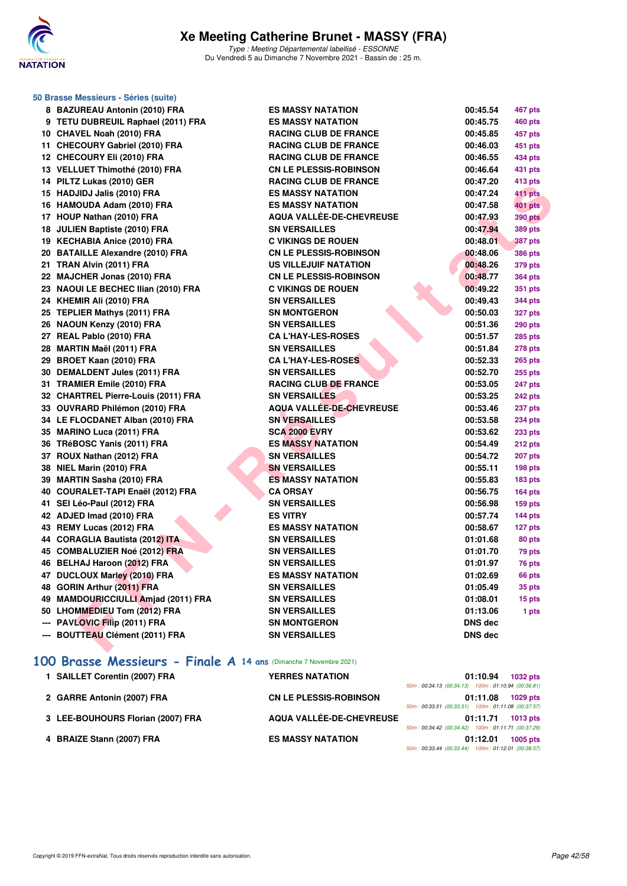# Xe Meeting Catherine Brunet - MASSY (FRA)

*Type : Meeting Départemental labellisé - ESSONNE*
Du Vendredi 5 au Dimanche 7 Novembre 2021 - Bassin de : 25 m.

### 50 Brasse Messieurs - Séries (suite)

| Rang | Nom | Club | Temps | Points |
|---|---|---|---|---|
| 8 | BAZUREAU Antonin (2010) FRA | ES MASSY NATATION | 00:45.54 | 467 pts |
| 9 | TETU DUBREUIL Raphael (2011) FRA | ES MASSY NATATION | 00:45.75 | 460 pts |
| 10 | CHAVEL Noah (2010) FRA | RACING CLUB DE FRANCE | 00:45.85 | 457 pts |
| 11 | CHECOURY Gabriel (2010) FRA | RACING CLUB DE FRANCE | 00:46.03 | 451 pts |
| 12 | CHECOURY Eli (2010) FRA | RACING CLUB DE FRANCE | 00:46.55 | 434 pts |
| 13 | VELLUET Thimothé (2010) FRA | CN LE PLESSIS-ROBINSON | 00:46.64 | 431 pts |
| 14 | PILTZ Lukas (2010) GER | RACING CLUB DE FRANCE | 00:47.20 | 413 pts |
| 15 | HADJIDJ Jalis (2010) FRA | ES MASSY NATATION | 00:47.24 | 411 pts |
| 16 | HAMOUDA Adam (2010) FRA | ES MASSY NATATION | 00:47.58 | 401 pts |
| 17 | HOUP Nathan (2010) FRA | AQUA VALLÉE-DE-CHEVREUSE | 00:47.93 | 390 pts |
| 18 | JULIEN Baptiste (2010) FRA | SN VERSAILLES | 00:47.94 | 389 pts |
| 19 | KECHABIA Anice (2010) FRA | C VIKINGS DE ROUEN | 00:48.01 | 387 pts |
| 20 | BATAILLE Alexandre (2010) FRA | CN LE PLESSIS-ROBINSON | 00:48.06 | 386 pts |
| 21 | TRAN Alvin (2011) FRA | US VILLEJUIF NATATION | 00:48.26 | 379 pts |
| 22 | MAJCHER Jonas (2010) FRA | CN LE PLESSIS-ROBINSON | 00:48.77 | 364 pts |
| 23 | NAOUI LE BECHEC Ilian (2010) FRA | C VIKINGS DE ROUEN | 00:49.22 | 351 pts |
| 24 | KHEMIR Ali (2010) FRA | SN VERSAILLES | 00:49.43 | 344 pts |
| 25 | TEPLIER Mathys (2011) FRA | SN MONTGERON | 00:50.03 | 327 pts |
| 26 | NAOUN Kenzy (2010) FRA | SN VERSAILLES | 00:51.36 | 290 pts |
| 27 | REAL Pablo (2010) FRA | CA L'HAY-LES-ROSES | 00:51.57 | 285 pts |
| 28 | MARTIN Maël (2011) FRA | SN VERSAILLES | 00:51.84 | 278 pts |
| 29 | BROET Kaan (2010) FRA | CA L'HAY-LES-ROSES | 00:52.33 | 265 pts |
| 30 | DEMALDENT Jules (2011) FRA | SN VERSAILLES | 00:52.70 | 255 pts |
| 31 | TRAMIER Emile (2010) FRA | RACING CLUB DE FRANCE | 00:53.05 | 247 pts |
| 32 | CHARTREL Pierre-Louis (2011) FRA | SN VERSAILLES | 00:53.25 | 242 pts |
| 33 | OUVRARD Philémon (2010) FRA | AQUA VALLÉE-DE-CHEVREUSE | 00:53.46 | 237 pts |
| 34 | LE FLOCDANET Alban (2010) FRA | SN VERSAILLES | 00:53.58 | 234 pts |
| 35 | MARINO Luca (2011) FRA | SCA 2000 EVRY | 00:53.62 | 233 pts |
| 36 | TRéBOSC Yanis (2011) FRA | ES MASSY NATATION | 00:54.49 | 212 pts |
| 37 | ROUX Nathan (2012) FRA | SN VERSAILLES | 00:54.72 | 207 pts |
| 38 | NIEL Marin (2010) FRA | SN VERSAILLES | 00:55.11 | 198 pts |
| 39 | MARTIN Sasha (2010) FRA | ES MASSY NATATION | 00:55.83 | 183 pts |
| 40 | COURALET-TAPI Enaël (2012) FRA | CA ORSAY | 00:56.75 | 164 pts |
| 41 | SEI Léo-Paul (2012) FRA | SN VERSAILLES | 00:56.98 | 159 pts |
| 42 | ADJED Imad (2010) FRA | ES VITRY | 00:57.74 | 144 pts |
| 43 | REMY Lucas (2012) FRA | ES MASSY NATATION | 00:58.67 | 127 pts |
| 44 | CORAGLIA Bautista (2012) ITA | SN VERSAILLES | 01:01.68 | 80 pts |
| 45 | COMBALUZIER Noé (2012) FRA | SN VERSAILLES | 01:01.70 | 79 pts |
| 46 | BELHAJ Haroon (2012) FRA | SN VERSAILLES | 01:01.97 | 76 pts |
| 47 | DUCLOUX Marley (2010) FRA | ES MASSY NATATION | 01:02.69 | 66 pts |
| 48 | GORIN Arthur (2011) FRA | SN VERSAILLES | 01:05.49 | 35 pts |
| 49 | MAMDOURICCIULLI Amjad (2011) FRA | SN VERSAILLES | 01:08.01 | 15 pts |
| 50 | LHOMMEDIEU Tom (2012) FRA | SN VERSAILLES | 01:13.06 | 1 pts |
| --- | PAVLOVIC Filip (2011) FRA | SN MONTGERON | DNS dec | |
| --- | BOUTTEAU Clément (2011) FRA | SN VERSAILLES | DNS dec | |

### 100 Brasse Messieurs - Finale A 14 ans (Dimanche 7 Novembre 2021)

| Rang | Nom | Club | Temps | Points |
|---|---|---|---|---|
| 1 | SAILLET Corentin (2007) FRA | YERRES NATATION | 01:10.94 | 1032 pts |
| | | | 50m : 00:34.13 (00:34.13) 100m : 01:10.94 (00:36.81) | |
| 2 | GARRE Antonin (2007) FRA | CN LE PLESSIS-ROBINSON | 01:11.08 | 1029 pts |
| | | | 50m : 00:33.51 (00:33.51) 100m : 01:11.08 (00:37.57) | |
| 3 | LEE-BOUHOURS Florian (2007) FRA | AQUA VALLÉE-DE-CHEVREUSE | 01:11.71 | 1013 pts |
| | | | 50m : 00:34.42 (00:34.42) 100m : 01:11.71 (00:37.29) | |
| 4 | BRAIZE Stann (2007) FRA | ES MASSY NATATION | 01:12.01 | 1005 pts |
| | | | 50m : 00:33.44 (00:33.44) 100m : 01:12.01 (00:38.57) | |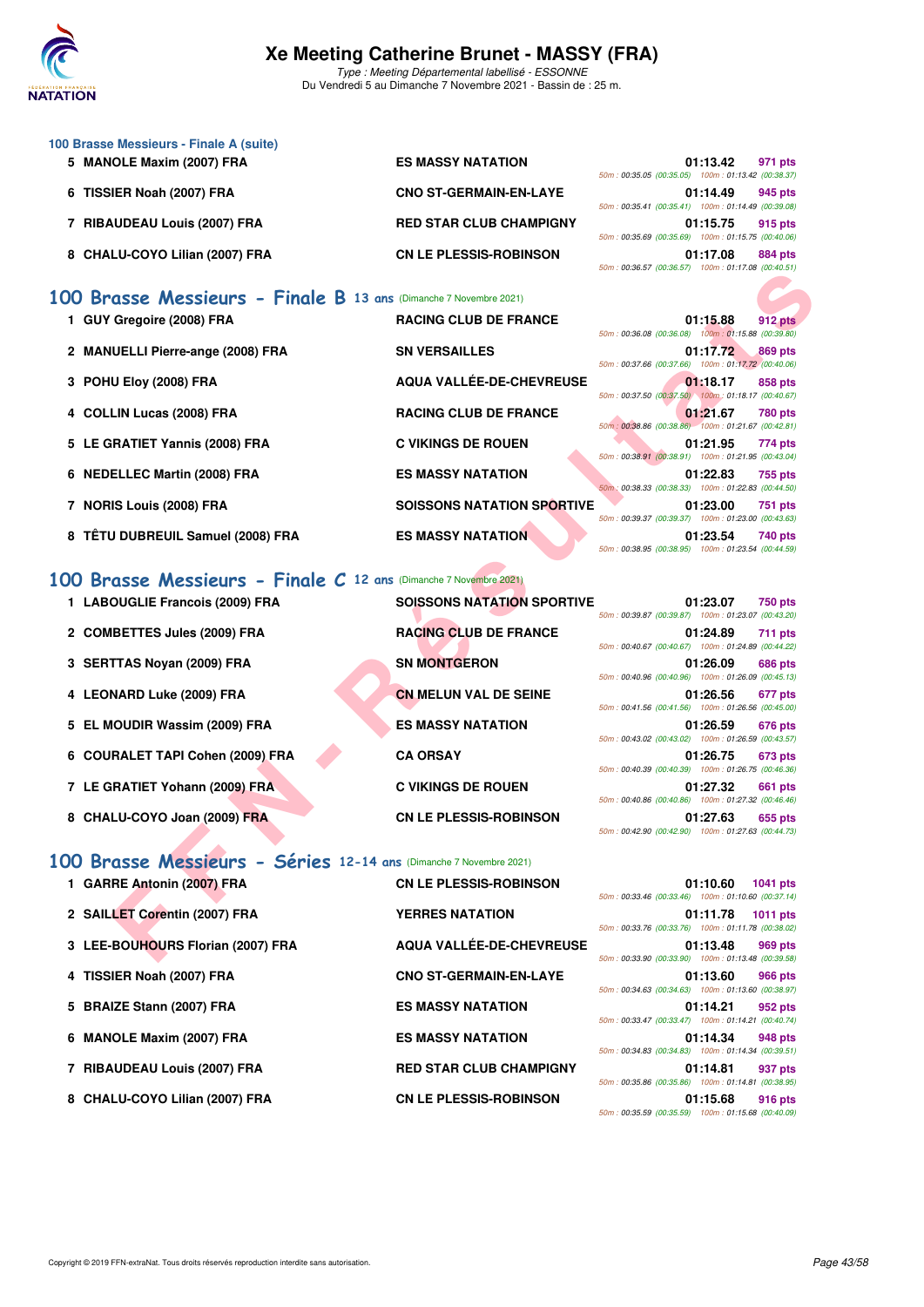### 100 Brasse Messieurs - Finale A (suite)

| Rang | Nom | Club | Temps | Points | Splits |
|---|---|---|---|---|---|
| 5 | MANOLE Maxim (2007) FRA | ES MASSY NATATION | 01:13.42 | 971 pts | 50m : 00:35.05 (00:35.05) 100m : 01:13.42 (00:38.37) |
| 6 | TISSIER Noah (2007) FRA | CNO ST-GERMAIN-EN-LAYE | 01:14.49 | 945 pts | 50m : 00:35.41 (00:35.41) 100m : 01:14.49 (00:39.08) |
| 7 | RIBAUDEAU Louis (2007) FRA | RED STAR CLUB CHAMPIGNY | 01:15.75 | 915 pts | 50m : 00:35.69 (00:35.69) 100m : 01:15.75 (00:40.06) |
| 8 | CHALU-COYO Lilian (2007) FRA | CN LE PLESSIS-ROBINSON | 01:17.08 | 884 pts | 50m : 00:36.57 (00:36.57) 100m : 01:17.08 (00:40.51) |

## 100 Brasse Messieurs - Finale B 13 ans (Dimanche 7 Novembre 2021)

| Rang | Nom | Club | Temps | Points | Splits |
|---|---|---|---|---|---|
| 1 | GUY Gregoire (2008) FRA | RACING CLUB DE FRANCE | 01:15.88 | 912 pts | 50m : 00:36.08 (00:36.08) 100m : 01:15.88 (00:39.80) |
| 2 | MANUELLI Pierre-ange (2008) FRA | SN VERSAILLES | 01:17.72 | 869 pts | 50m : 00:37.66 (00:37.66) 100m : 01:17.72 (00:40.06) |
| 3 | POHU Eloy (2008) FRA | AQUA VALLÉE-DE-CHEVREUSE | 01:18.17 | 858 pts | 50m : 00:37.50 (00:37.50) 100m : 01:18.17 (00:40.67) |
| 4 | COLLIN Lucas (2008) FRA | RACING CLUB DE FRANCE | 01:21.67 | 780 pts | 50m : 00:38.86 (00:38.86) 100m : 01:21.67 (00:42.81) |
| 5 | LE GRATIET Yannis (2008) FRA | C VIKINGS DE ROUEN | 01:21.95 | 774 pts | 50m : 00:38.91 (00:38.91) 100m : 01:21.95 (00:43.04) |
| 6 | NEDELLEC Martin (2008) FRA | ES MASSY NATATION | 01:22.83 | 755 pts | 50m : 00:38.33 (00:38.33) 100m : 01:22.83 (00:44.50) |
| 7 | NORIS Louis (2008) FRA | SOISSONS NATATION SPORTIVE | 01:23.00 | 751 pts | 50m : 00:39.37 (00:39.37) 100m : 01:23.00 (00:43.63) |
| 8 | TÊTU DUBREUIL Samuel (2008) FRA | ES MASSY NATATION | 01:23.54 | 740 pts | 50m : 00:38.95 (00:38.95) 100m : 01:23.54 (00:44.59) |

## 100 Brasse Messieurs - Finale C 12 ans (Dimanche 7 Novembre 2021)

| Rang | Nom | Club | Temps | Points | Splits |
|---|---|---|---|---|---|
| 1 | LABOUGLIE Francois (2009) FRA | SOISSONS NATATION SPORTIVE | 01:23.07 | 750 pts | 50m : 00:39.87 (00:39.87) 100m : 01:23.07 (00:43.20) |
| 2 | COMBETTES Jules (2009) FRA | RACING CLUB DE FRANCE | 01:24.89 | 711 pts | 50m : 00:40.67 (00:40.67) 100m : 01:24.89 (00:44.22) |
| 3 | SERTTAS Noyan (2009) FRA | SN MONTGERON | 01:26.09 | 686 pts | 50m : 00:40.96 (00:40.96) 100m : 01:26.09 (00:45.13) |
| 4 | LEONARD Luke (2009) FRA | CN MELUN VAL DE SEINE | 01:26.56 | 677 pts | 50m : 00:41.56 (00:41.56) 100m : 01:26.56 (00:45.00) |
| 5 | EL MOUDIR Wassim (2009) FRA | ES MASSY NATATION | 01:26.59 | 676 pts | 50m : 00:43.02 (00:43.02) 100m : 01:26.59 (00:43.57) |
| 6 | COURALET TAPI Cohen (2009) FRA | CA ORSAY | 01:26.75 | 673 pts | 50m : 00:40.39 (00:40.39) 100m : 01:26.75 (00:46.36) |
| 7 | LE GRATIET Yohann (2009) FRA | C VIKINGS DE ROUEN | 01:27.32 | 661 pts | 50m : 00:40.86 (00:40.86) 100m : 01:27.32 (00:46.46) |
| 8 | CHALU-COYO Joan (2009) FRA | CN LE PLESSIS-ROBINSON | 01:27.63 | 655 pts | 50m : 00:42.90 (00:42.90) 100m : 01:27.63 (00:44.73) |

## 100 Brasse Messieurs - Séries 12-14 ans (Dimanche 7 Novembre 2021)

| Rang | Nom | Club | Temps | Points | Splits |
|---|---|---|---|---|---|
| 1 | GARRE Antonin (2007) FRA | CN LE PLESSIS-ROBINSON | 01:10.60 | 1041 pts | 50m : 00:33.46 (00:33.46) 100m : 01:10.60 (00:37.14) |
| 2 | SAILLET Corentin (2007) FRA | YERRES NATATION | 01:11.78 | 1011 pts | 50m : 00:33.76 (00:33.76) 100m : 01:11.78 (00:38.02) |
| 3 | LEE-BOUHOURS Florian (2007) FRA | AQUA VALLÉE-DE-CHEVREUSE | 01:13.48 | 969 pts | 50m : 00:33.90 (00:33.90) 100m : 01:13.48 (00:39.58) |
| 4 | TISSIER Noah (2007) FRA | CNO ST-GERMAIN-EN-LAYE | 01:13.60 | 966 pts | 50m : 00:34.63 (00:34.63) 100m : 01:13.60 (00:38.97) |
| 5 | BRAIZE Stann (2007) FRA | ES MASSY NATATION | 01:14.21 | 952 pts | 50m : 00:33.47 (00:33.47) 100m : 01:14.21 (00:40.74) |
| 6 | MANOLE Maxim (2007) FRA | ES MASSY NATATION | 01:14.34 | 948 pts | 50m : 00:34.83 (00:34.83) 100m : 01:14.34 (00:39.51) |
| 7 | RIBAUDEAU Louis (2007) FRA | RED STAR CLUB CHAMPIGNY | 01:14.81 | 937 pts | 50m : 00:35.86 (00:35.86) 100m : 01:14.81 (00:38.95) |
| 8 | CHALU-COYO Lilian (2007) FRA | CN LE PLESSIS-ROBINSON | 01:15.68 | 916 pts | 50m : 00:35.59 (00:35.59) 100m : 01:15.68 (00:40.09) |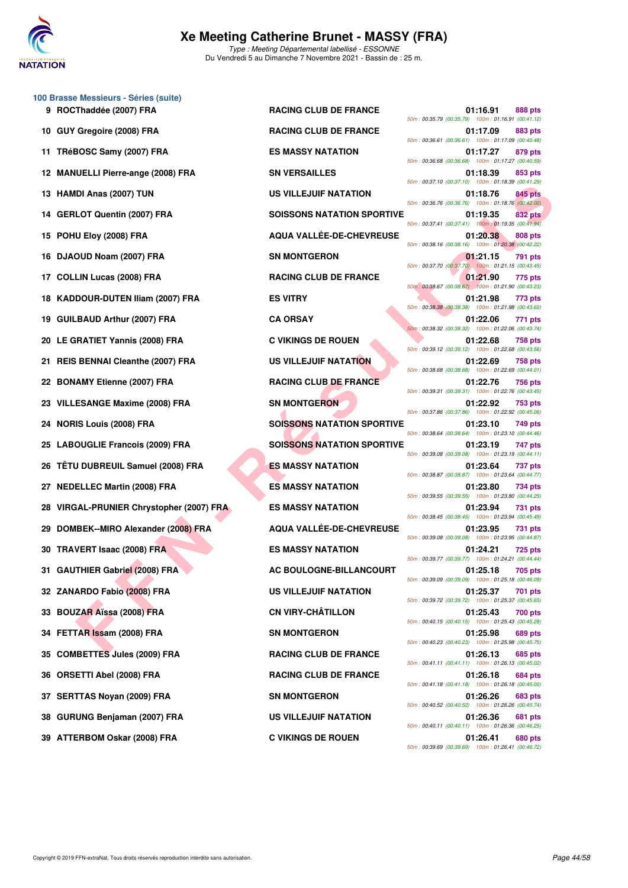# Xe Meeting Catherine Brunet - MASSY (FRA)

*Type : Meeting Départemental labellisé - ESSONNE*
Du Vendredi 5 au Dimanche 7 Novembre 2021 - Bassin de : 25 m.

## 100 Brasse Messieurs - Séries (suite)

| Rang | Nom | Club | Temps | Points | Splits |
|---|---|---|---|---|---|
| 9 | ROCThaddée (2007) FRA | RACING CLUB DE FRANCE | 01:16.91 | 888 pts | 50m : 00:35.79 (00:35.79) 100m : 01:16.91 (00:41.12) |
| 10 | GUY Gregoire (2008) FRA | RACING CLUB DE FRANCE | 01:17.09 | 883 pts | 50m : 00:36.61 (00:36.61) 100m : 01:17.09 (00:40.48) |
| 11 | TRéBOSC Samy (2007) FRA | ES MASSY NATATION | 01:17.27 | 879 pts | 50m : 00:36.68 (00:36.68) 100m : 01:17.27 (00:40.59) |
| 12 | MANUELLI Pierre-ange (2008) FRA | SN VERSAILLES | 01:18.39 | 853 pts | 50m : 00:37.10 (00:37.10) 100m : 01:18.39 (00:41.29) |
| 13 | HAMDI Anas (2007) TUN | US VILLEJUIF NATATION | 01:18.76 | 845 pts | 50m : 00:36.76 (00:36.76) 100m : 01:18.76 (00:42.00) |
| 14 | GERLOT Quentin (2007) FRA | SOISSONS NATATION SPORTIVE | 01:19.35 | 832 pts | 50m : 00:37.41 (00:37.41) 100m : 01:19.35 (00:41.94) |
| 15 | POHU Eloy (2008) FRA | AQUA VALLÉE-DE-CHEVREUSE | 01:20.38 | 808 pts | 50m : 00:38.16 (00:38.16) 100m : 01:20.38 (00:42.22) |
| 16 | DJAOUD Noam (2007) FRA | SN MONTGERON | 01:21.15 | 791 pts | 50m : 00:37.70 (00:37.70) 100m : 01:21.15 (00:43.45) |
| 17 | COLLIN Lucas (2008) FRA | RACING CLUB DE FRANCE | 01:21.90 | 775 pts | 50m : 00:38.67 (00:38.67) 100m : 01:21.90 (00:43.23) |
| 18 | KADDOUR-DUTEN Iliam (2007) FRA | ES VITRY | 01:21.98 | 773 pts | 50m : 00:38.38 (00:38.38) 100m : 01:21.98 (00:43.60) |
| 19 | GUILBAUD Arthur (2007) FRA | CA ORSAY | 01:22.06 | 771 pts | 50m : 00:38.32 (00:38.32) 100m : 01:22.06 (00:43.74) |
| 20 | LE GRATIET Yannis (2008) FRA | C VIKINGS DE ROUEN | 01:22.68 | 758 pts | 50m : 00:39.12 (00:39.12) 100m : 01:22.68 (00:43.56) |
| 21 | REIS BENNAI Cleanthe (2007) FRA | US VILLEJUIF NATATION | 01:22.69 | 758 pts | 50m : 00:38.68 (00:38.68) 100m : 01:22.69 (00:44.01) |
| 22 | BONAMY Etienne (2007) FRA | RACING CLUB DE FRANCE | 01:22.76 | 756 pts | 50m : 00:39.31 (00:39.31) 100m : 01:22.76 (00:43.45) |
| 23 | VILLESANGE Maxime (2008) FRA | SN MONTGERON | 01:22.92 | 753 pts | 50m : 00:37.86 (00:37.86) 100m : 01:22.92 (00:45.06) |
| 24 | NORIS Louis (2008) FRA | SOISSONS NATATION SPORTIVE | 01:23.10 | 749 pts | 50m : 00:38.64 (00:38.64) 100m : 01:23.10 (00:44.46) |
| 25 | LABOUGLIE Francois (2009) FRA | SOISSONS NATATION SPORTIVE | 01:23.19 | 747 pts | 50m : 00:39.08 (00:39.08) 100m : 01:23.19 (00:44.11) |
| 26 | TÊTU DUBREUIL Samuel (2008) FRA | ES MASSY NATATION | 01:23.64 | 737 pts | 50m : 00:38.87 (00:38.87) 100m : 01:23.64 (00:44.77) |
| 27 | NEDELLEC Martin (2008) FRA | ES MASSY NATATION | 01:23.80 | 734 pts | 50m : 00:39.55 (00:39.55) 100m : 01:23.80 (00:44.25) |
| 28 | VIRGAL-PRUNIER Chrystopher (2007) FRA | ES MASSY NATATION | 01:23.94 | 731 pts | 50m : 00:38.45 (00:38.45) 100m : 01:23.94 (00:45.49) |
| 29 | DOMBEK--MIRO Alexander (2008) FRA | AQUA VALLÉE-DE-CHEVREUSE | 01:23.95 | 731 pts | 50m : 00:39.08 (00:39.08) 100m : 01:23.95 (00:44.87) |
| 30 | TRAVERT Isaac (2008) FRA | ES MASSY NATATION | 01:24.21 | 725 pts | 50m : 00:39.77 (00:39.77) 100m : 01:24.21 (00:44.44) |
| 31 | GAUTHIER Gabriel (2008) FRA | AC BOULOGNE-BILLANCOURT | 01:25.18 | 705 pts | 50m : 00:39.09 (00:39.09) 100m : 01:25.18 (00:46.09) |
| 32 | ZANARDO Fabio (2008) FRA | US VILLEJUIF NATATION | 01:25.37 | 701 pts | 50m : 00:39.72 (00:39.72) 100m : 01:25.37 (00:45.65) |
| 33 | BOUZAR Aïssa (2008) FRA | CN VIRY-CHÂTILLON | 01:25.43 | 700 pts | 50m : 00:40.15 (00:40.15) 100m : 01:25.43 (00:45.28) |
| 34 | FETTAR Issam (2008) FRA | SN MONTGERON | 01:25.98 | 689 pts | 50m : 00:40.23 (00:40.23) 100m : 01:25.98 (00:45.75) |
| 35 | COMBETTES Jules (2009) FRA | RACING CLUB DE FRANCE | 01:26.13 | 685 pts | 50m : 00:41.11 (00:41.11) 100m : 01:26.13 (00:45.02) |
| 36 | ORSETTI Abel (2008) FRA | RACING CLUB DE FRANCE | 01:26.18 | 684 pts | 50m : 00:41.18 (00:41.18) 100m : 01:26.18 (00:45.00) |
| 37 | SERTTAS Noyan (2009) FRA | SN MONTGERON | 01:26.26 | 683 pts | 50m : 00:40.52 (00:40.52) 100m : 01:26.26 (00:45.74) |
| 38 | GURUNG Benjaman (2007) FRA | US VILLEJUIF NATATION | 01:26.36 | 681 pts | 50m : 00:40.11 (00:40.11) 100m : 01:26.36 (00:46.25) |
| 39 | ATTERBOM Oskar (2008) FRA | C VIKINGS DE ROUEN | 01:26.41 | 680 pts | 50m : 00:39.69 (00:39.69) 100m : 01:26.41 (00:46.72) |

Copyright © 2019 FFN-extraNat. Tous droits réservés reproduction interdite sans autorisation.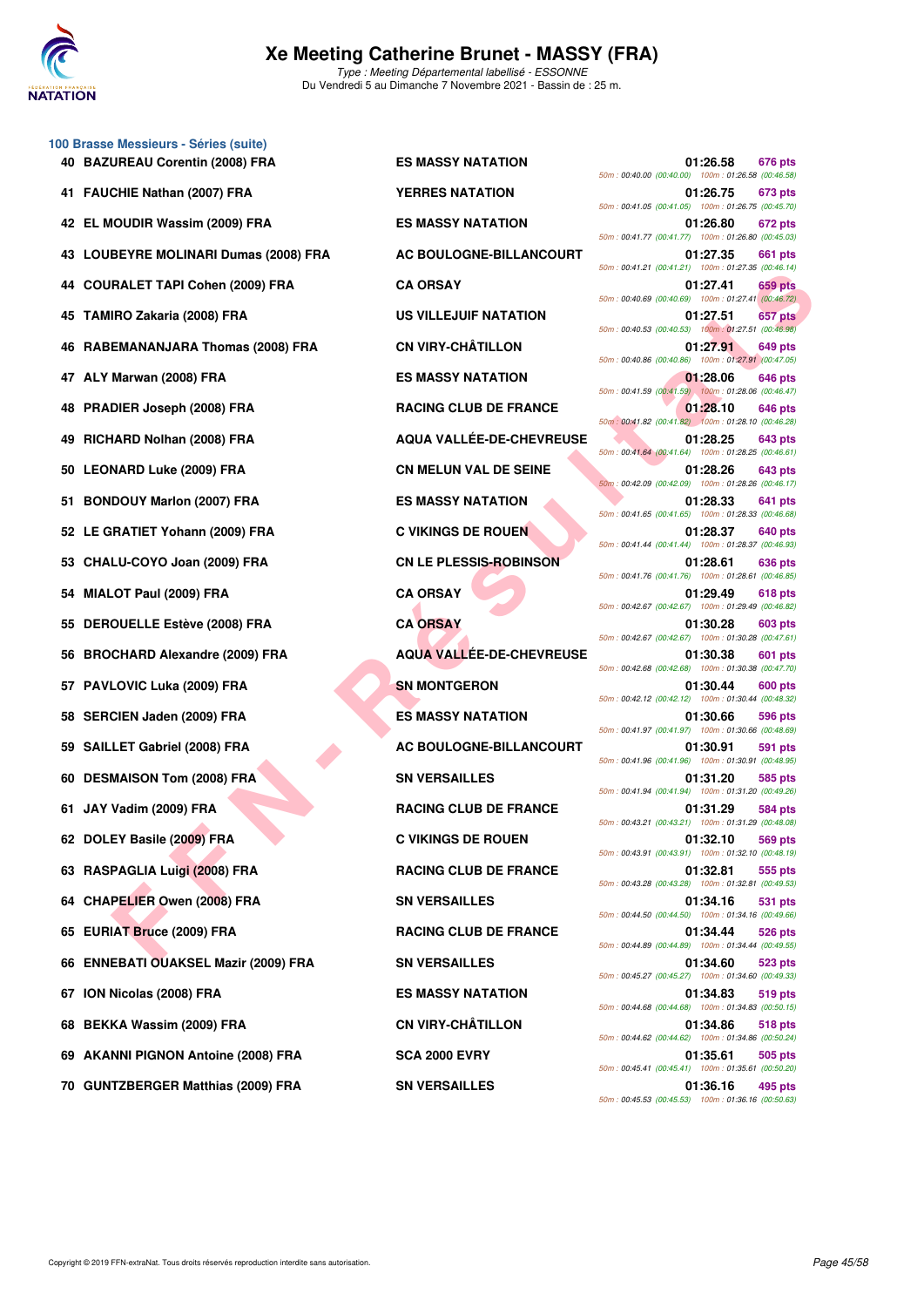# Xe Meeting Catherine Brunet - MASSY (FRA)

*Type : Meeting Départemental labellisé - ESSONNE*
Du Vendredi 5 au Dimanche 7 Novembre 2021 - Bassin de : 25 m.

## 100 Brasse Messieurs - Séries (suite)

| Rang | Nom | Club | Temps | Points | Splits |
|---|---|---|---|---|---|
| 40 | BAZUREAU Corentin (2008) FRA | ES MASSY NATATION | 01:26.58 | 676 pts | 50m : 00:40.00 (00:40.00) 100m : 01:26.58 (00:46.58) |
| 41 | FAUCHIE Nathan (2007) FRA | YERRES NATATION | 01:26.75 | 673 pts | 50m : 00:41.05 (00:41.05) 100m : 01:26.75 (00:45.70) |
| 42 | EL MOUDIR Wassim (2009) FRA | ES MASSY NATATION | 01:26.80 | 672 pts | 50m : 00:41.77 (00:41.77) 100m : 01:26.80 (00:45.03) |
| 43 | LOUBEYRE MOLINARI Dumas (2008) FRA | AC BOULOGNE-BILLANCOURT | 01:27.35 | 661 pts | 50m : 00:41.21 (00:41.21) 100m : 01:27.35 (00:46.14) |
| 44 | COURALET TAPI Cohen (2009) FRA | CA ORSAY | 01:27.41 | 659 pts | 50m : 00:40.69 (00:40.69) 100m : 01:27.41 (00:46.72) |
| 45 | TAMIRO Zakaria (2008) FRA | US VILLEJUIF NATATION | 01:27.51 | 657 pts | 50m : 00:40.53 (00:40.53) 100m : 01:27.51 (00:46.98) |
| 46 | RABEMANANJARA Thomas (2008) FRA | CN VIRY-CHÂTILLON | 01:27.91 | 649 pts | 50m : 00:40.86 (00:40.86) 100m : 01:27.91 (00:47.05) |
| 47 | ALY Marwan (2008) FRA | ES MASSY NATATION | 01:28.06 | 646 pts | 50m : 00:41.59 (00:41.59) 100m : 01:28.06 (00:46.47) |
| 48 | PRADIER Joseph (2008) FRA | RACING CLUB DE FRANCE | 01:28.10 | 646 pts | 50m : 00:41.82 (00:41.82) 100m : 01:28.10 (00:46.28) |
| 49 | RICHARD Nolhan (2008) FRA | AQUA VALLÉE-DE-CHEVREUSE | 01:28.25 | 643 pts | 50m : 00:41.64 (00:41.64) 100m : 01:28.25 (00:46.61) |
| 50 | LEONARD Luke (2009) FRA | CN MELUN VAL DE SEINE | 01:28.26 | 643 pts | 50m : 00:42.09 (00:42.09) 100m : 01:28.26 (00:46.17) |
| 51 | BONDOUY Marlon (2007) FRA | ES MASSY NATATION | 01:28.33 | 641 pts | 50m : 00:41.65 (00:41.65) 100m : 01:28.33 (00:46.68) |
| 52 | LE GRATIET Yohann (2009) FRA | C VIKINGS DE ROUEN | 01:28.37 | 640 pts | 50m : 00:41.44 (00:41.44) 100m : 01:28.37 (00:46.93) |
| 53 | CHALU-COYO Joan (2009) FRA | CN LE PLESSIS-ROBINSON | 01:28.61 | 636 pts | 50m : 00:41.76 (00:41.76) 100m : 01:28.61 (00:46.85) |
| 54 | MIALOT Paul (2009) FRA | CA ORSAY | 01:29.49 | 618 pts | 50m : 00:42.67 (00:42.67) 100m : 01:29.49 (00:46.82) |
| 55 | DEROUELLE Estève (2008) FRA | CA ORSAY | 01:30.28 | 603 pts | 50m : 00:42.67 (00:42.67) 100m : 01:30.28 (00:47.61) |
| 56 | BROCHARD Alexandre (2009) FRA | AQUA VALLÉE-DE-CHEVREUSE | 01:30.38 | 601 pts | 50m : 00:42.68 (00:42.68) 100m : 01:30.38 (00:47.70) |
| 57 | PAVLOVIC Luka (2009) FRA | SN MONTGERON | 01:30.44 | 600 pts | 50m : 00:42.12 (00:42.12) 100m : 01:30.44 (00:48.32) |
| 58 | SERCIEN Jaden (2009) FRA | ES MASSY NATATION | 01:30.66 | 596 pts | 50m : 00:41.97 (00:41.97) 100m : 01:30.66 (00:48.69) |
| 59 | SAILLET Gabriel (2008) FRA | AC BOULOGNE-BILLANCOURT | 01:30.91 | 591 pts | 50m : 00:41.96 (00:41.96) 100m : 01:30.91 (00:48.95) |
| 60 | DESMAISON Tom (2008) FRA | SN VERSAILLES | 01:31.20 | 585 pts | 50m : 00:41.94 (00:41.94) 100m : 01:31.20 (00:49.26) |
| 61 | JAY Vadim (2009) FRA | RACING CLUB DE FRANCE | 01:31.29 | 584 pts | 50m : 00:43.21 (00:43.21) 100m : 01:31.29 (00:48.08) |
| 62 | DOLEY Basile (2009) FRA | C VIKINGS DE ROUEN | 01:32.10 | 569 pts | 50m : 00:43.91 (00:43.91) 100m : 01:32.10 (00:48.19) |
| 63 | RASPAGLIA Luigi (2008) FRA | RACING CLUB DE FRANCE | 01:32.81 | 555 pts | 50m : 00:43.28 (00:43.28) 100m : 01:32.81 (00:49.53) |
| 64 | CHAPELIER Owen (2008) FRA | SN VERSAILLES | 01:34.16 | 531 pts | 50m : 00:44.50 (00:44.50) 100m : 01:34.16 (00:49.66) |
| 65 | EURIAT Bruce (2009) FRA | RACING CLUB DE FRANCE | 01:34.44 | 526 pts | 50m : 00:44.89 (00:44.89) 100m : 01:34.44 (00:49.55) |
| 66 | ENNEBATI OUAKSEL Mazir (2009) FRA | SN VERSAILLES | 01:34.60 | 523 pts | 50m : 00:45.27 (00:45.27) 100m : 01:34.60 (00:49.33) |
| 67 | ION Nicolas (2008) FRA | ES MASSY NATATION | 01:34.83 | 519 pts | 50m : 00:44.68 (00:44.68) 100m : 01:34.83 (00:50.15) |
| 68 | BEKKA Wassim (2009) FRA | CN VIRY-CHÂTILLON | 01:34.86 | 518 pts | 50m : 00:44.62 (00:44.62) 100m : 01:34.86 (00:50.24) |
| 69 | AKANNI PIGNON Antoine (2008) FRA | SCA 2000 EVRY | 01:35.61 | 505 pts | 50m : 00:45.41 (00:45.41) 100m : 01:35.61 (00:50.20) |
| 70 | GUNTZBERGER Matthias (2009) FRA | SN VERSAILLES | 01:36.16 | 495 pts | 50m : 00:45.53 (00:45.53) 100m : 01:36.16 (00:50.63) |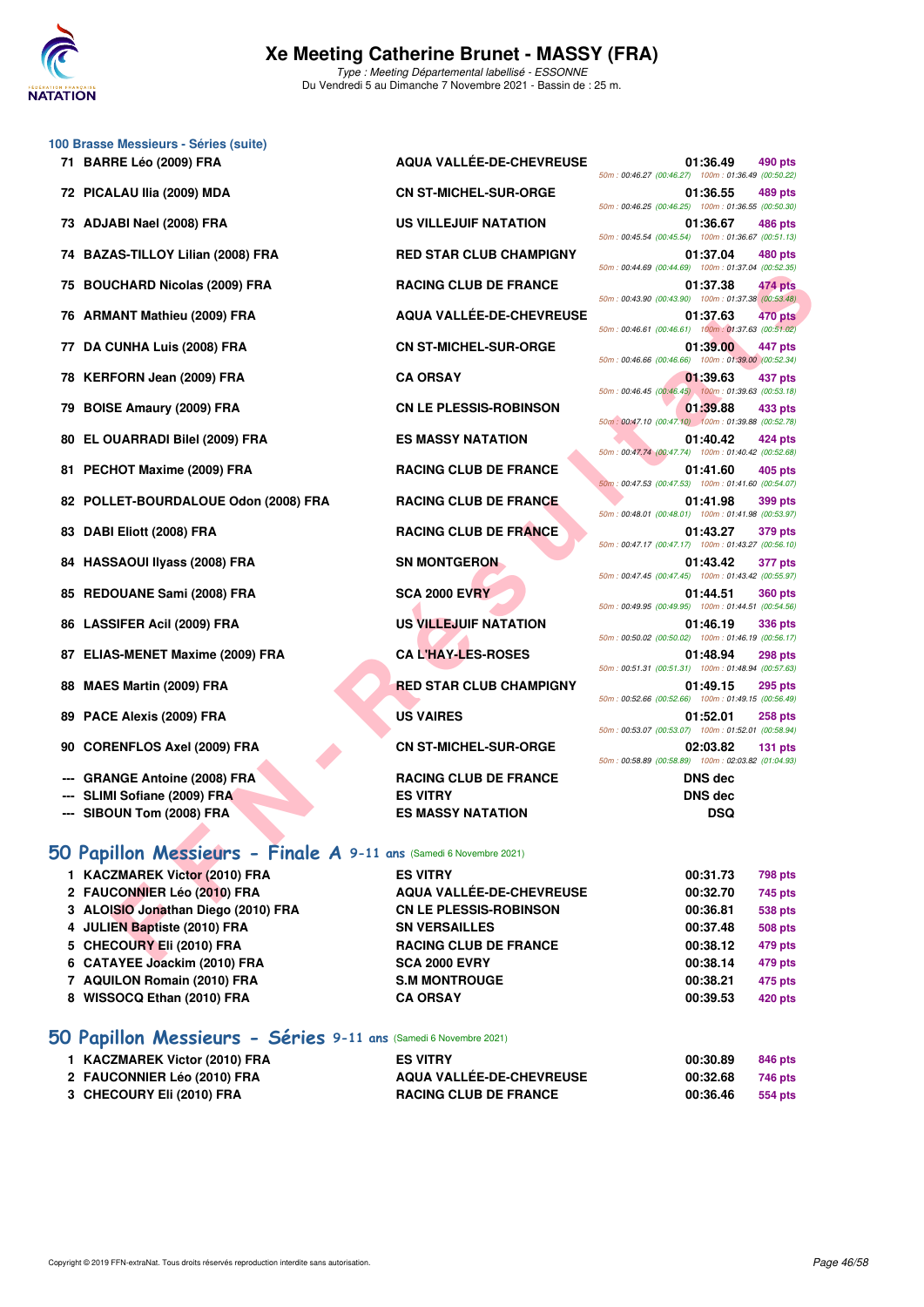# Xe Meeting Catherine Brunet - MASSY (FRA)

*Type : Meeting Départemental labellisé - ESSONNE*
Du Vendredi 5 au Dimanche 7 Novembre 2021 - Bassin de : 25 m.

## 100 Brasse Messieurs - Séries (suite)

| Rang | Nom | Club | Temps | Points | Splits |
|---|---|---|---|---|---|
| 71 | BARRE Léo (2009) FRA | AQUA VALLÉE-DE-CHEVREUSE | 01:36.49 | 490 pts | 50m : 00:46.27 (00:46.27) 100m : 01:36.49 (00:50.22) |
| 72 | PICALAU Ilia (2009) MDA | CN ST-MICHEL-SUR-ORGE | 01:36.55 | 489 pts | 50m : 00:46.25 (00:46.25) 100m : 01:36.55 (00:50.30) |
| 73 | ADJABI Nael (2008) FRA | US VILLEJUIF NATATION | 01:36.67 | 486 pts | 50m : 00:45.54 (00:45.54) 100m : 01:36.67 (00:51.13) |
| 74 | BAZAS-TILLOY Lilian (2008) FRA | RED STAR CLUB CHAMPIGNY | 01:37.04 | 480 pts | 50m : 00:44.69 (00:44.69) 100m : 01:37.04 (00:52.35) |
| 75 | BOUCHARD Nicolas (2009) FRA | RACING CLUB DE FRANCE | 01:37.38 | 474 pts | 50m : 00:43.90 (00:43.90) 100m : 01:37.38 (00:53.48) |
| 76 | ARMANT Mathieu (2009) FRA | AQUA VALLÉE-DE-CHEVREUSE | 01:37.63 | 470 pts | 50m : 00:46.61 (00:46.61) 100m : 01:37.63 (00:51.02) |
| 77 | DA CUNHA Luis (2008) FRA | CN ST-MICHEL-SUR-ORGE | 01:39.00 | 447 pts | 50m : 00:46.66 (00:46.66) 100m : 01:39.00 (00:52.34) |
| 78 | KERFORN Jean (2009) FRA | CA ORSAY | 01:39.63 | 437 pts | 50m : 00:46.45 (00:46.45) 100m : 01:39.63 (00:53.18) |
| 79 | BOISE Amaury (2009) FRA | CN LE PLESSIS-ROBINSON | 01:39.88 | 433 pts | 50m : 00:47.10 (00:47.10) 100m : 01:39.88 (00:52.78) |
| 80 | EL OUARRADI Bilel (2009) FRA | ES MASSY NATATION | 01:40.42 | 424 pts | 50m : 00:47.74 (00:47.74) 100m : 01:40.42 (00:52.68) |
| 81 | PECHOT Maxime (2009) FRA | RACING CLUB DE FRANCE | 01:41.60 | 405 pts | 50m : 00:47.53 (00:47.53) 100m : 01:41.60 (00:54.07) |
| 82 | POLLET-BOURDALOUE Odon (2008) FRA | RACING CLUB DE FRANCE | 01:41.98 | 399 pts | 50m : 00:48.01 (00:48.01) 100m : 01:41.98 (00:53.97) |
| 83 | DABI Eliott (2008) FRA | RACING CLUB DE FRANCE | 01:43.27 | 379 pts | 50m : 00:47.17 (00:47.17) 100m : 01:43.27 (00:56.10) |
| 84 | HASSAOUI Ilyass (2008) FRA | SN MONTGERON | 01:43.42 | 377 pts | 50m : 00:47.45 (00:47.45) 100m : 01:43.42 (00:55.97) |
| 85 | REDOUANE Sami (2008) FRA | SCA 2000 EVRY | 01:44.51 | 360 pts | 50m : 00:49.95 (00:49.95) 100m : 01:44.51 (00:54.56) |
| 86 | LASSIFER Acil (2009) FRA | US VILLEJUIF NATATION | 01:46.19 | 336 pts | 50m : 00:50.02 (00:50.02) 100m : 01:46.19 (00:56.17) |
| 87 | ELIAS-MENET Maxime (2009) FRA | CA L'HAY-LES-ROSES | 01:48.94 | 298 pts | 50m : 00:51.31 (00:51.31) 100m : 01:48.94 (00:57.63) |
| 88 | MAES Martin (2009) FRA | RED STAR CLUB CHAMPIGNY | 01:49.15 | 295 pts | 50m : 00:52.66 (00:52.66) 100m : 01:49.15 (00:56.49) |
| 89 | PACE Alexis (2009) FRA | US VAIRES | 01:52.01 | 258 pts | 50m : 00:53.07 (00:53.07) 100m : 01:52.01 (00:58.94) |
| 90 | CORENFLOS Axel (2009) FRA | CN ST-MICHEL-SUR-ORGE | 02:03.82 | 131 pts | 50m : 00:58.89 (00:58.89) 100m : 02:03.82 (01:04.93) |
| --- | GRANGE Antoine (2008) FRA | RACING CLUB DE FRANCE | DNS dec | | |
| --- | SLIMI Sofiane (2009) FRA | ES VITRY | DNS dec | | |
| --- | SIBOUN Tom (2008) FRA | ES MASSY NATATION | DSQ | | |

## 50 Papillon Messieurs - Finale A 9-11 ans (Samedi 6 Novembre 2021)

| Rang | Nom | Club | Temps | Points |
|---|---|---|---|---|
| 1 | KACZMAREK Victor (2010) FRA | ES VITRY | 00:31.73 | 798 pts |
| 2 | FAUCONNIER Léo (2010) FRA | AQUA VALLÉE-DE-CHEVREUSE | 00:32.70 | 745 pts |
| 3 | ALOISIO Jonathan Diego (2010) FRA | CN LE PLESSIS-ROBINSON | 00:36.81 | 538 pts |
| 4 | JULIEN Baptiste (2010) FRA | SN VERSAILLES | 00:37.48 | 508 pts |
| 5 | CHECOURY Eli (2010) FRA | RACING CLUB DE FRANCE | 00:38.12 | 479 pts |
| 6 | CATAYEE Joackim (2010) FRA | SCA 2000 EVRY | 00:38.14 | 479 pts |
| 7 | AQUILON Romain (2010) FRA | S.M MONTROUGE | 00:38.21 | 475 pts |
| 8 | WISSOCQ Ethan (2010) FRA | CA ORSAY | 00:39.53 | 420 pts |

## 50 Papillon Messieurs - Séries 9-11 ans (Samedi 6 Novembre 2021)

| Rang | Nom | Club | Temps | Points |
|---|---|---|---|---|
| 1 | KACZMAREK Victor (2010) FRA | ES VITRY | 00:30.89 | 846 pts |
| 2 | FAUCONNIER Léo (2010) FRA | AQUA VALLÉE-DE-CHEVREUSE | 00:32.68 | 746 pts |
| 3 | CHECOURY Eli (2010) FRA | RACING CLUB DE FRANCE | 00:36.46 | 554 pts |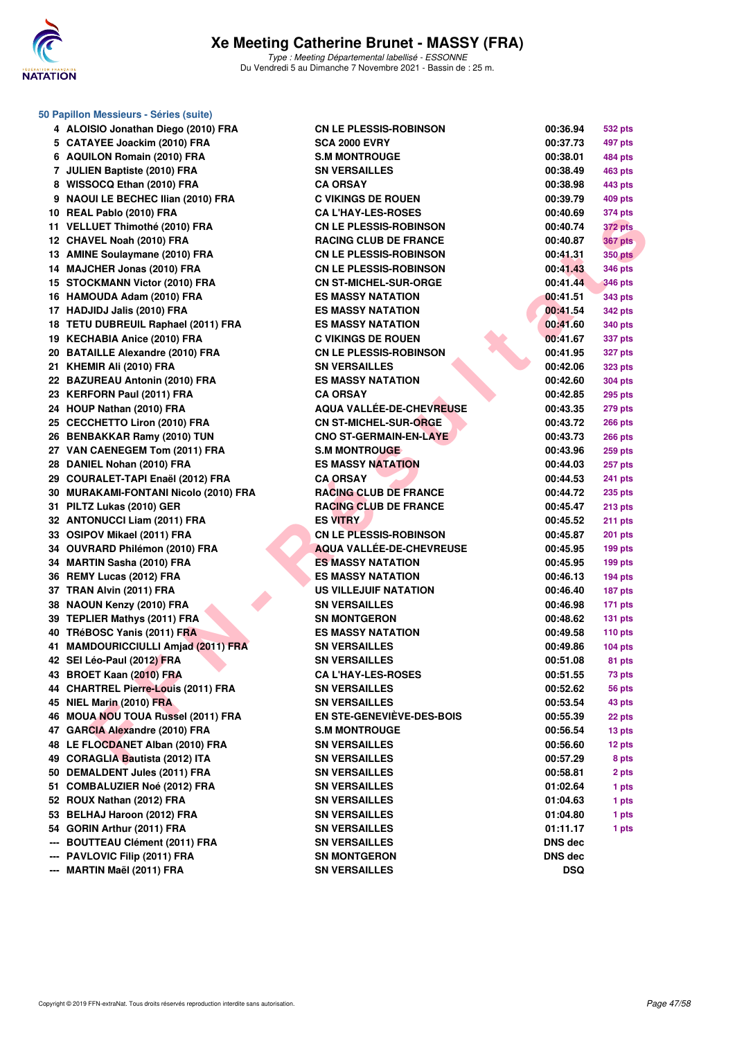# Xe Meeting Catherine Brunet - MASSY (FRA)

*Type : Meeting Départemental labellisé - ESSONNE*
Du Vendredi 5 au Dimanche 7 Novembre 2021 - Bassin de : 25 m.

### 50 Papillon Messieurs - Séries (suite)

| | Nageur | Club | Temps | Points |
|---|---|---|---|---|
| 4 | ALOISIO Jonathan Diego (2010) FRA | CN LE PLESSIS-ROBINSON | 00:36.94 | 532 pts |
| 5 | CATAYEE Joackim (2010) FRA | SCA 2000 EVRY | 00:37.73 | 497 pts |
| 6 | AQUILON Romain (2010) FRA | S.M MONTROUGE | 00:38.01 | 484 pts |
| 7 | JULIEN Baptiste (2010) FRA | SN VERSAILLES | 00:38.49 | 463 pts |
| 8 | WISSOCQ Ethan (2010) FRA | CA ORSAY | 00:38.98 | 443 pts |
| 9 | NAOUI LE BECHEC Ilian (2010) FRA | C VIKINGS DE ROUEN | 00:39.79 | 409 pts |
| 10 | REAL Pablo (2010) FRA | CA L'HAY-LES-ROSES | 00:40.69 | 374 pts |
| 11 | VELLUET Thimothé (2010) FRA | CN LE PLESSIS-ROBINSON | 00:40.74 | 372 pts |
| 12 | CHAVEL Noah (2010) FRA | RACING CLUB DE FRANCE | 00:40.87 | 367 pts |
| 13 | AMINE Soulaymane (2010) FRA | CN LE PLESSIS-ROBINSON | 00:41.31 | 350 pts |
| 14 | MAJCHER Jonas (2010) FRA | CN LE PLESSIS-ROBINSON | 00:41.43 | 346 pts |
| 15 | STOCKMANN Victor (2010) FRA | CN ST-MICHEL-SUR-ORGE | 00:41.44 | 346 pts |
| 16 | HAMOUDA Adam (2010) FRA | ES MASSY NATATION | 00:41.51 | 343 pts |
| 17 | HADJIDJ Jalis (2010) FRA | ES MASSY NATATION | 00:41.54 | 342 pts |
| 18 | TETU DUBREUIL Raphael (2011) FRA | ES MASSY NATATION | 00:41.60 | 340 pts |
| 19 | KECHABIA Anice (2010) FRA | C VIKINGS DE ROUEN | 00:41.67 | 337 pts |
| 20 | BATAILLE Alexandre (2010) FRA | CN LE PLESSIS-ROBINSON | 00:41.95 | 327 pts |
| 21 | KHEMIR Ali (2010) FRA | SN VERSAILLES | 00:42.06 | 323 pts |
| 22 | BAZUREAU Antonin (2010) FRA | ES MASSY NATATION | 00:42.60 | 304 pts |
| 23 | KERFORN Paul (2011) FRA | CA ORSAY | 00:42.85 | 295 pts |
| 24 | HOUP Nathan (2010) FRA | AQUA VALLÉE-DE-CHEVREUSE | 00:43.35 | 279 pts |
| 25 | CECCHETTO Liron (2010) FRA | CN ST-MICHEL-SUR-ORGE | 00:43.72 | 266 pts |
| 26 | BENBAKKAR Ramy (2010) TUN | CNO ST-GERMAIN-EN-LAYE | 00:43.73 | 266 pts |
| 27 | VAN CAENEGEM Tom (2011) FRA | S.M MONTROUGE | 00:43.96 | 259 pts |
| 28 | DANIEL Nohan (2010) FRA | ES MASSY NATATION | 00:44.03 | 257 pts |
| 29 | COURALET-TAPI Enaël (2012) FRA | CA ORSAY | 00:44.53 | 241 pts |
| 30 | MURAKAMI-FONTANI Nicolo (2010) FRA | RACING CLUB DE FRANCE | 00:44.72 | 235 pts |
| 31 | PILTZ Lukas (2010) GER | RACING CLUB DE FRANCE | 00:45.47 | 213 pts |
| 32 | ANTONUCCI Liam (2011) FRA | ES VITRY | 00:45.52 | 211 pts |
| 33 | OSIPOV Mikael (2011) FRA | CN LE PLESSIS-ROBINSON | 00:45.87 | 201 pts |
| 34 | OUVRARD Philémon (2010) FRA | AQUA VALLÉE-DE-CHEVREUSE | 00:45.95 | 199 pts |
| 34 | MARTIN Sasha (2010) FRA | ES MASSY NATATION | 00:45.95 | 199 pts |
| 36 | REMY Lucas (2012) FRA | ES MASSY NATATION | 00:46.13 | 194 pts |
| 37 | TRAN Alvin (2011) FRA | US VILLEJUIF NATATION | 00:46.40 | 187 pts |
| 38 | NAOUN Kenzy (2010) FRA | SN VERSAILLES | 00:46.98 | 171 pts |
| 39 | TEPLIER Mathys (2011) FRA | SN MONTGERON | 00:48.62 | 131 pts |
| 40 | TRéBOSC Yanis (2011) FRA | ES MASSY NATATION | 00:49.58 | 110 pts |
| 41 | MAMDOURICCIULLI Amjad (2011) FRA | SN VERSAILLES | 00:49.86 | 104 pts |
| 42 | SEI Léo-Paul (2012) FRA | SN VERSAILLES | 00:51.08 | 81 pts |
| 43 | BROET Kaan (2010) FRA | CA L'HAY-LES-ROSES | 00:51.55 | 73 pts |
| 44 | CHARTREL Pierre-Louis (2011) FRA | SN VERSAILLES | 00:52.62 | 56 pts |
| 45 | NIEL Marin (2010) FRA | SN VERSAILLES | 00:53.54 | 43 pts |
| 46 | MOUA NOU TOUA Russel (2011) FRA | EN STE-GENEVIÈVE-DES-BOIS | 00:55.39 | 22 pts |
| 47 | GARCIA Alexandre (2010) FRA | S.M MONTROUGE | 00:56.54 | 13 pts |
| 48 | LE FLOCDANET Alban (2010) FRA | SN VERSAILLES | 00:56.60 | 12 pts |
| 49 | CORAGLIA Bautista (2012) ITA | SN VERSAILLES | 00:57.29 | 8 pts |
| 50 | DEMALDENT Jules (2011) FRA | SN VERSAILLES | 00:58.81 | 2 pts |
| 51 | COMBALUZIER Noé (2012) FRA | SN VERSAILLES | 01:02.64 | 1 pts |
| 52 | ROUX Nathan (2012) FRA | SN VERSAILLES | 01:04.63 | 1 pts |
| 53 | BELHAJ Haroon (2012) FRA | SN VERSAILLES | 01:04.80 | 1 pts |
| 54 | GORIN Arthur (2011) FRA | SN VERSAILLES | 01:11.17 | 1 pts |
| --- | BOUTTEAU Clément (2011) FRA | SN VERSAILLES | DNS dec | |
| --- | PAVLOVIC Filip (2011) FRA | SN MONTGERON | DNS dec | |
| --- | MARTIN Maël (2011) FRA | SN VERSAILLES | DSQ | |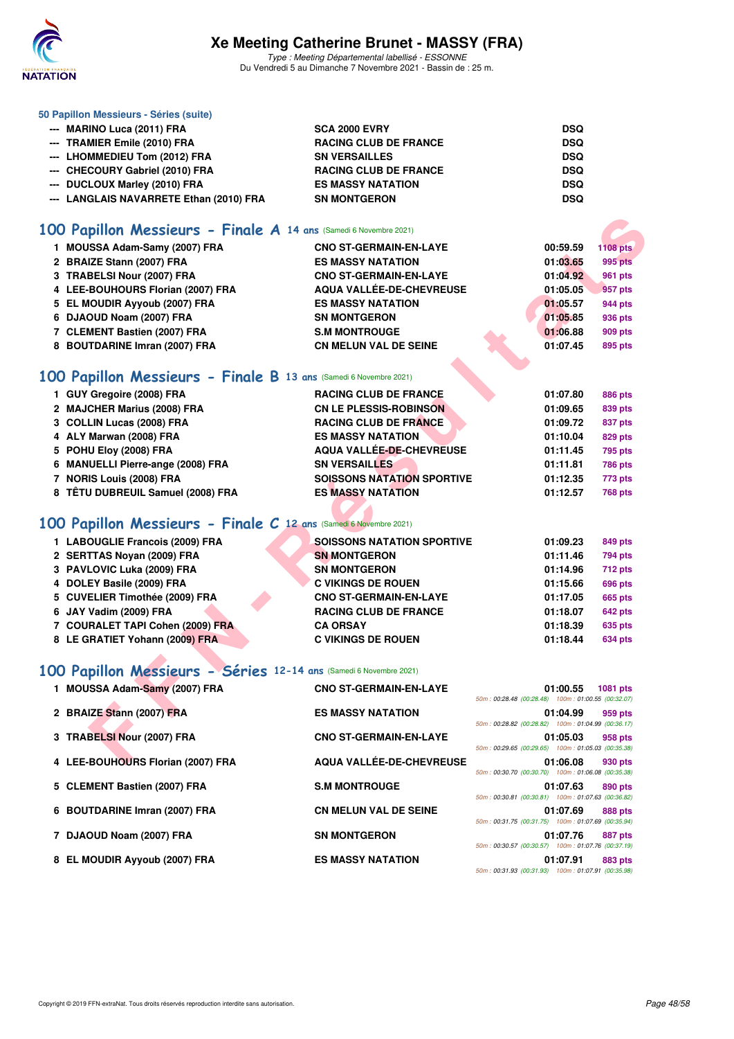### 50 Papillon Messieurs - Séries (suite)

| | | | |
|---|---|---|---|
| --- | MARINO Luca (2011) FRA | SCA 2000 EVRY | DSQ |
| --- | TRAMIER Emile (2010) FRA | RACING CLUB DE FRANCE | DSQ |
| --- | LHOMMEDIEU Tom (2012) FRA | SN VERSAILLES | DSQ |
| --- | CHECOURY Gabriel (2010) FRA | RACING CLUB DE FRANCE | DSQ |
| --- | DUCLOUX Marley (2010) FRA | ES MASSY NATATION | DSQ |
| --- | LANGLAIS NAVARRETE Ethan (2010) FRA | SN MONTGERON | DSQ |

## 100 Papillon Messieurs - Finale A 14 ans (Samedi 6 Novembre 2021)

| | | | | |
|---|---|---|---|---|
| 1 | MOUSSA Adam-Samy (2007) FRA | CNO ST-GERMAIN-EN-LAYE | 00:59.59 | 1108 pts |
| 2 | BRAIZE Stann (2007) FRA | ES MASSY NATATION | 01:03.65 | 995 pts |
| 3 | TRABELSI Nour (2007) FRA | CNO ST-GERMAIN-EN-LAYE | 01:04.92 | 961 pts |
| 4 | LEE-BOUHOURS Florian (2007) FRA | AQUA VALLÉE-DE-CHEVREUSE | 01:05.05 | 957 pts |
| 5 | EL MOUDIR Ayyoub (2007) FRA | ES MASSY NATATION | 01:05.57 | 944 pts |
| 6 | DJAOUD Noam (2007) FRA | SN MONTGERON | 01:05.85 | 936 pts |
| 7 | CLEMENT Bastien (2007) FRA | S.M MONTROUGE | 01:06.88 | 909 pts |
| 8 | BOUTDARINE Imran (2007) FRA | CN MELUN VAL DE SEINE | 01:07.45 | 895 pts |

## 100 Papillon Messieurs - Finale B 13 ans (Samedi 6 Novembre 2021)

| | | | | |
|---|---|---|---|---|
| 1 | GUY Gregoire (2008) FRA | RACING CLUB DE FRANCE | 01:07.80 | 886 pts |
| 2 | MAJCHER Marius (2008) FRA | CN LE PLESSIS-ROBINSON | 01:09.65 | 839 pts |
| 3 | COLLIN Lucas (2008) FRA | RACING CLUB DE FRANCE | 01:09.72 | 837 pts |
| 4 | ALY Marwan (2008) FRA | ES MASSY NATATION | 01:10.04 | 829 pts |
| 5 | POHU Eloy (2008) FRA | AQUA VALLÉE-DE-CHEVREUSE | 01:11.45 | 795 pts |
| 6 | MANUELLI Pierre-ange (2008) FRA | SN VERSAILLES | 01:11.81 | 786 pts |
| 7 | NORIS Louis (2008) FRA | SOISSONS NATATION SPORTIVE | 01:12.35 | 773 pts |
| 8 | TÊTU DUBREUIL Samuel (2008) FRA | ES MASSY NATATION | 01:12.57 | 768 pts |

## 100 Papillon Messieurs - Finale C 12 ans (Samedi 6 Novembre 2021)

| | | | | |
|---|---|---|---|---|
| 1 | LABOUGLIE Francois (2009) FRA | SOISSONS NATATION SPORTIVE | 01:09.23 | 849 pts |
| 2 | SERTTAS Noyan (2009) FRA | SN MONTGERON | 01:11.46 | 794 pts |
| 3 | PAVLOVIC Luka (2009) FRA | SN MONTGERON | 01:14.96 | 712 pts |
| 4 | DOLEY Basile (2009) FRA | C VIKINGS DE ROUEN | 01:15.66 | 696 pts |
| 5 | CUVELIER Timothée (2009) FRA | CNO ST-GERMAIN-EN-LAYE | 01:17.05 | 665 pts |
| 6 | JAY Vadim (2009) FRA | RACING CLUB DE FRANCE | 01:18.07 | 642 pts |
| 7 | COURALET TAPI Cohen (2009) FRA | CA ORSAY | 01:18.39 | 635 pts |
| 8 | LE GRATIET Yohann (2009) FRA | C VIKINGS DE ROUEN | 01:18.44 | 634 pts |

## 100 Papillon Messieurs - Séries 12-14 ans (Samedi 6 Novembre 2021)

| | | | | | |
|---|---|---|---|---|---|
| 1 | MOUSSA Adam-Samy (2007) FRA | CNO ST-GERMAIN-EN-LAYE | 01:00.55 | 1081 pts | 50m : 00:28.48 (00:28.48) 100m : 01:00.55 (00:32.07) |
| 2 | BRAIZE Stann (2007) FRA | ES MASSY NATATION | 01:04.99 | 959 pts | 50m : 00:28.82 (00:28.82) 100m : 01:04.99 (00:36.17) |
| 3 | TRABELSI Nour (2007) FRA | CNO ST-GERMAIN-EN-LAYE | 01:05.03 | 958 pts | 50m : 00:29.65 (00:29.65) 100m : 01:05.03 (00:35.38) |
| 4 | LEE-BOUHOURS Florian (2007) FRA | AQUA VALLÉE-DE-CHEVREUSE | 01:06.08 | 930 pts | 50m : 00:30.70 (00:30.70) 100m : 01:06.08 (00:35.38) |
| 5 | CLEMENT Bastien (2007) FRA | S.M MONTROUGE | 01:07.63 | 890 pts | 50m : 00:30.81 (00:30.81) 100m : 01:07.63 (00:36.82) |
| 6 | BOUTDARINE Imran (2007) FRA | CN MELUN VAL DE SEINE | 01:07.69 | 888 pts | 50m : 00:31.75 (00:31.75) 100m : 01:07.69 (00:35.94) |
| 7 | DJAOUD Noam (2007) FRA | SN MONTGERON | 01:07.76 | 887 pts | 50m : 00:30.57 (00:30.57) 100m : 01:07.76 (00:37.19) |
| 8 | EL MOUDIR Ayyoub (2007) FRA | ES MASSY NATATION | 01:07.91 | 883 pts | 50m : 00:31.93 (00:31.93) 100m : 01:07.91 (00:35.98) |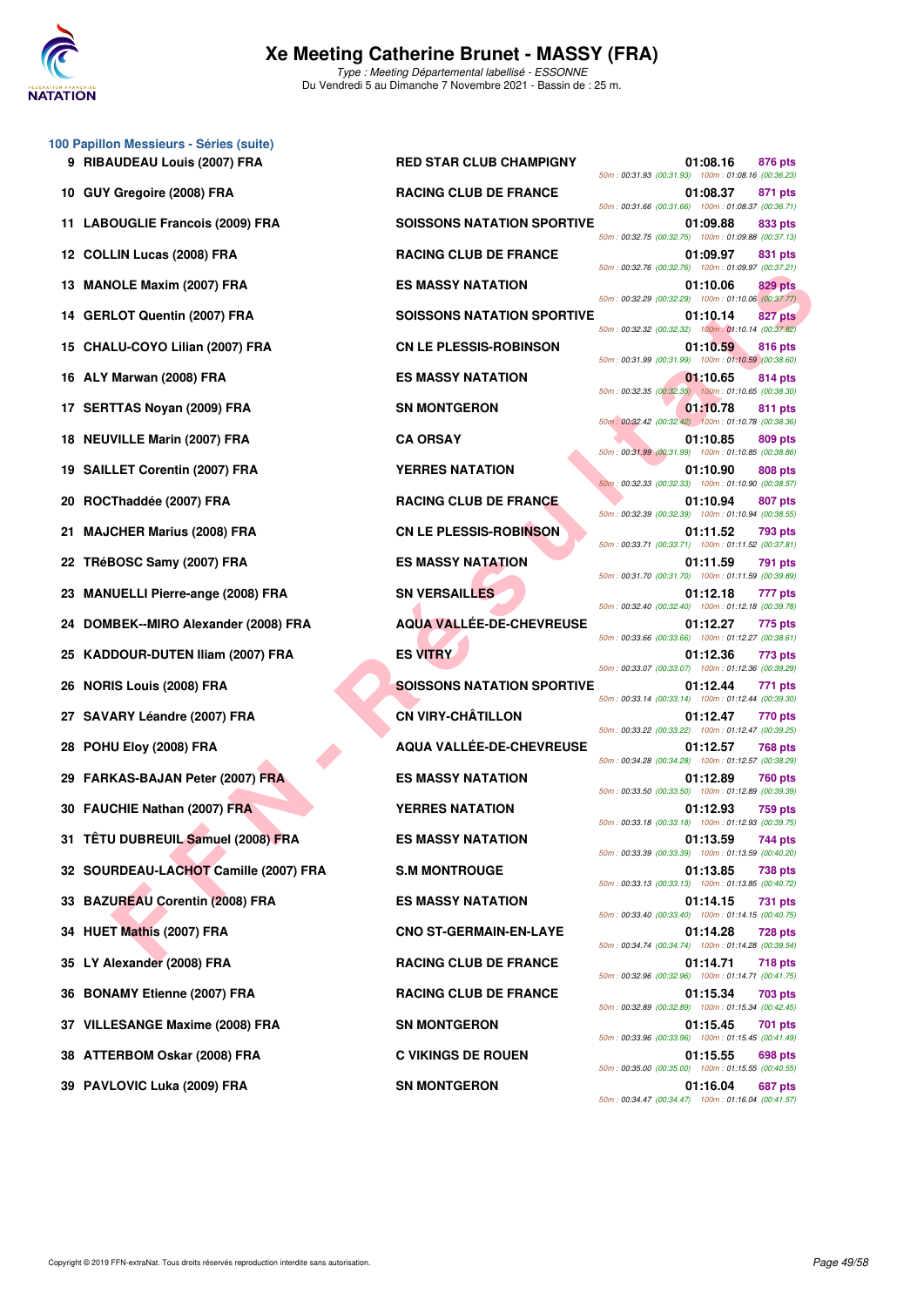## 100 Papillon Messieurs - Séries (suite)

| Rang | Nom | Club | Temps | Points | Splits |
|---|---|---|---|---|---|
| 9 | RIBAUDEAU Louis (2007) FRA | RED STAR CLUB CHAMPIGNY | 01:08.16 | 876 pts | 50m : 00:31.93 (00:31.93) 100m : 01:08.16 (00:36.23) |
| 10 | GUY Gregoire (2008) FRA | RACING CLUB DE FRANCE | 01:08.37 | 871 pts | 50m : 00:31.66 (00:31.66) 100m : 01:08.37 (00:36.71) |
| 11 | LABOUGLIE Francois (2009) FRA | SOISSONS NATATION SPORTIVE | 01:09.88 | 833 pts | 50m : 00:32.75 (00:32.75) 100m : 01:09.88 (00:37.13) |
| 12 | COLLIN Lucas (2008) FRA | RACING CLUB DE FRANCE | 01:09.97 | 831 pts | 50m : 00:32.76 (00:32.76) 100m : 01:09.97 (00:37.21) |
| 13 | MANOLE Maxim (2007) FRA | ES MASSY NATATION | 01:10.06 | 829 pts | 50m : 00:32.29 (00:32.29) 100m : 01:10.06 (00:37.77) |
| 14 | GERLOT Quentin (2007) FRA | SOISSONS NATATION SPORTIVE | 01:10.14 | 827 pts | 50m : 00:32.32 (00:32.32) 100m : 01:10.14 (00:37.82) |
| 15 | CHALU-COYO Lilian (2007) FRA | CN LE PLESSIS-ROBINSON | 01:10.59 | 816 pts | 50m : 00:31.99 (00:31.99) 100m : 01:10.59 (00:38.60) |
| 16 | ALY Marwan (2008) FRA | ES MASSY NATATION | 01:10.65 | 814 pts | 50m : 00:32.35 (00:32.35) 100m : 01:10.65 (00:38.30) |
| 17 | SERTTAS Noyan (2009) FRA | SN MONTGERON | 01:10.78 | 811 pts | 50m : 00:32.42 (00:32.42) 100m : 01:10.78 (00:38.36) |
| 18 | NEUVILLE Marin (2007) FRA | CA ORSAY | 01:10.85 | 809 pts | 50m : 00:31.99 (00:31.99) 100m : 01:10.85 (00:38.86) |
| 19 | SAILLET Corentin (2007) FRA | YERRES NATATION | 01:10.90 | 808 pts | 50m : 00:32.33 (00:32.33) 100m : 01:10.90 (00:38.57) |
| 20 | ROCThaddée (2007) FRA | RACING CLUB DE FRANCE | 01:10.94 | 807 pts | 50m : 00:32.39 (00:32.39) 100m : 01:10.94 (00:38.55) |
| 21 | MAJCHER Marius (2008) FRA | CN LE PLESSIS-ROBINSON | 01:11.52 | 793 pts | 50m : 00:33.71 (00:33.71) 100m : 01:11.52 (00:37.81) |
| 22 | TRéBOSC Samy (2007) FRA | ES MASSY NATATION | 01:11.59 | 791 pts | 50m : 00:31.70 (00:31.70) 100m : 01:11.59 (00:39.89) |
| 23 | MANUELLI Pierre-ange (2008) FRA | SN VERSAILLES | 01:12.18 | 777 pts | 50m : 00:32.40 (00:32.40) 100m : 01:12.18 (00:39.78) |
| 24 | DOMBEK--MIRO Alexander (2008) FRA | AQUA VALLÉE-DE-CHEVREUSE | 01:12.27 | 775 pts | 50m : 00:33.66 (00:33.66) 100m : 01:12.27 (00:38.61) |
| 25 | KADDOUR-DUTEN Iliam (2007) FRA | ES VITRY | 01:12.36 | 773 pts | 50m : 00:33.07 (00:33.07) 100m : 01:12.36 (00:39.29) |
| 26 | NORIS Louis (2008) FRA | SOISSONS NATATION SPORTIVE | 01:12.44 | 771 pts | 50m : 00:33.14 (00:33.14) 100m : 01:12.44 (00:39.30) |
| 27 | SAVARY Léandre (2007) FRA | CN VIRY-CHÂTILLON | 01:12.47 | 770 pts | 50m : 00:33.22 (00:33.22) 100m : 01:12.47 (00:39.25) |
| 28 | POHU Eloy (2008) FRA | AQUA VALLÉE-DE-CHEVREUSE | 01:12.57 | 768 pts | 50m : 00:34.28 (00:34.28) 100m : 01:12.57 (00:38.29) |
| 29 | FARKAS-BAJAN Peter (2007) FRA | ES MASSY NATATION | 01:12.89 | 760 pts | 50m : 00:33.50 (00:33.50) 100m : 01:12.89 (00:39.39) |
| 30 | FAUCHIE Nathan (2007) FRA | YERRES NATATION | 01:12.93 | 759 pts | 50m : 00:33.18 (00:33.18) 100m : 01:12.93 (00:39.75) |
| 31 | TÊTU DUBREUIL Samuel (2008) FRA | ES MASSY NATATION | 01:13.59 | 744 pts | 50m : 00:33.39 (00:33.39) 100m : 01:13.59 (00:40.20) |
| 32 | SOURDEAU-LACHOT Camille (2007) FRA | S.M MONTROUGE | 01:13.85 | 738 pts | 50m : 00:33.13 (00:33.13) 100m : 01:13.85 (00:40.72) |
| 33 | BAZUREAU Corentin (2008) FRA | ES MASSY NATATION | 01:14.15 | 731 pts | 50m : 00:33.40 (00:33.40) 100m : 01:14.15 (00:40.75) |
| 34 | HUET Mathis (2007) FRA | CNO ST-GERMAIN-EN-LAYE | 01:14.28 | 728 pts | 50m : 00:34.74 (00:34.74) 100m : 01:14.28 (00:39.54) |
| 35 | LY Alexander (2008) FRA | RACING CLUB DE FRANCE | 01:14.71 | 718 pts | 50m : 00:32.96 (00:32.96) 100m : 01:14.71 (00:41.75) |
| 36 | BONAMY Etienne (2007) FRA | RACING CLUB DE FRANCE | 01:15.34 | 703 pts | 50m : 00:32.89 (00:32.89) 100m : 01:15.34 (00:42.45) |
| 37 | VILLESANGE Maxime (2008) FRA | SN MONTGERON | 01:15.45 | 701 pts | 50m : 00:33.96 (00:33.96) 100m : 01:15.45 (00:41.49) |
| 38 | ATTERBOM Oskar (2008) FRA | C VIKINGS DE ROUEN | 01:15.55 | 698 pts | 50m : 00:35.00 (00:35.00) 100m : 01:15.55 (00:40.55) |
| 39 | PAVLOVIC Luka (2009) FRA | SN MONTGERON | 01:16.04 | 687 pts | 50m : 00:34.47 (00:34.47) 100m : 01:16.04 (00:41.57) |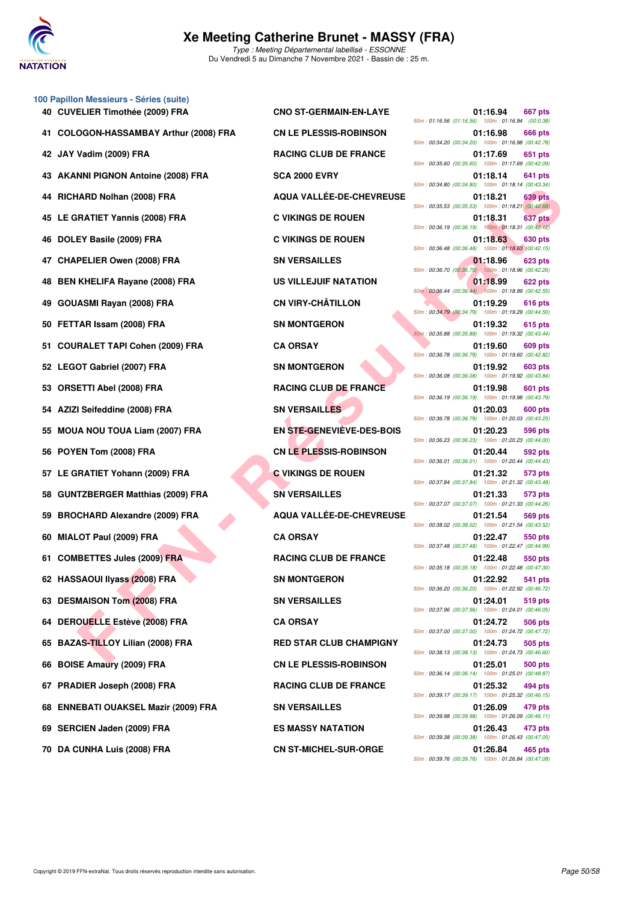# Xe Meeting Catherine Brunet - MASSY (FRA)

*Type : Meeting Départemental labellisé - ESSONNE*

Du Vendredi 5 au Dimanche 7 Novembre 2021 - Bassin de : 25 m.

## 100 Papillon Messieurs - Séries (suite)

| Rang | Nom | Club | Temps | Points | Splits |
|---|---|---|---|---|---|
| 40 | CUVELIER Timothée (2009) FRA | CNO ST-GERMAIN-EN-LAYE | 01:16.94 | 667 pts | 50m : 01:16.56 (01:16.56) 100m : 01:16.94 (00:0.38) |
| 41 | COLOGON-HASSAMBAY Arthur (2008) FRA | CN LE PLESSIS-ROBINSON | 01:16.98 | 666 pts | 50m : 00:34.20 (00:34.20) 100m : 01:16.98 (00:42.78) |
| 42 | JAY Vadim (2009) FRA | RACING CLUB DE FRANCE | 01:17.69 | 651 pts | 50m : 00:35.60 (00:35.60) 100m : 01:17.69 (00:42.09) |
| 43 | AKANNI PIGNON Antoine (2008) FRA | SCA 2000 EVRY | 01:18.14 | 641 pts | 50m : 00:34.80 (00:34.80) 100m : 01:18.14 (00:43.34) |
| 44 | RICHARD Nolhan (2008) FRA | AQUA VALLÉE-DE-CHEVREUSE | 01:18.21 | 639 pts | 50m : 00:35.53 (00:35.53) 100m : 01:18.21 (00:42.68) |
| 45 | LE GRATIET Yannis (2008) FRA | C VIKINGS DE ROUEN | 01:18.31 | 637 pts | 50m : 00:36.19 (00:36.19) 100m : 01:18.31 (00:42.12) |
| 46 | DOLEY Basile (2009) FRA | C VIKINGS DE ROUEN | 01:18.63 | 630 pts | 50m : 00:36.48 (00:36.48) 100m : 01:18.63 (00:42.15) |
| 47 | CHAPELIER Owen (2008) FRA | SN VERSAILLES | 01:18.96 | 623 pts | 50m : 00:36.70 (00:36.70) 100m : 01:18.96 (00:42.26) |
| 48 | BEN KHELIFA Rayane (2008) FRA | US VILLEJUIF NATATION | 01:18.99 | 622 pts | 50m : 00:36.44 (00:36.44) 100m : 01:18.99 (00:42.55) |
| 49 | GOUASMI Rayan (2008) FRA | CN VIRY-CHÂTILLON | 01:19.29 | 616 pts | 50m : 00:34.79 (00:34.79) 100m : 01:19.29 (00:44.50) |
| 50 | FETTAR Issam (2008) FRA | SN MONTGERON | 01:19.32 | 615 pts | 50m : 00:35.88 (00:35.88) 100m : 01:19.32 (00:43.44) |
| 51 | COURALET TAPI Cohen (2009) FRA | CA ORSAY | 01:19.60 | 609 pts | 50m : 00:36.78 (00:36.78) 100m : 01:19.60 (00:42.82) |
| 52 | LEGOT Gabriel (2007) FRA | SN MONTGERON | 01:19.92 | 603 pts | 50m : 00:36.08 (00:36.08) 100m : 01:19.92 (00:43.84) |
| 53 | ORSETTI Abel (2008) FRA | RACING CLUB DE FRANCE | 01:19.98 | 601 pts | 50m : 00:36.19 (00:36.19) 100m : 01:19.98 (00:43.79) |
| 54 | AZIZI Seifeddine (2008) FRA | SN VERSAILLES | 01:20.03 | 600 pts | 50m : 00:36.78 (00:36.78) 100m : 01:20.03 (00:43.25) |
| 55 | MOUA NOU TOUA Liam (2007) FRA | EN STE-GENEVIÈVE-DES-BOIS | 01:20.23 | 596 pts | 50m : 00:36.23 (00:36.23) 100m : 01:20.23 (00:44.00) |
| 56 | POYEN Tom (2008) FRA | CN LE PLESSIS-ROBINSON | 01:20.44 | 592 pts | 50m : 00:36.01 (00:36.01) 100m : 01:20.44 (00:44.43) |
| 57 | LE GRATIET Yohann (2009) FRA | C VIKINGS DE ROUEN | 01:21.32 | 573 pts | 50m : 00:37.84 (00:37.84) 100m : 01:21.32 (00:43.48) |
| 58 | GUNTZBERGER Matthias (2009) FRA | SN VERSAILLES | 01:21.33 | 573 pts | 50m : 00:37.07 (00:37.07) 100m : 01:21.33 (00:44.26) |
| 59 | BROCHARD Alexandre (2009) FRA | AQUA VALLÉE-DE-CHEVREUSE | 01:21.54 | 569 pts | 50m : 00:38.02 (00:38.02) 100m : 01:21.54 (00:43.52) |
| 60 | MIALOT Paul (2009) FRA | CA ORSAY | 01:22.47 | 550 pts | 50m : 00:37.48 (00:37.48) 100m : 01:22.47 (00:44.99) |
| 61 | COMBETTES Jules (2009) FRA | RACING CLUB DE FRANCE | 01:22.48 | 550 pts | 50m : 00:35.18 (00:35.18) 100m : 01:22.48 (00:47.30) |
| 62 | HASSAOUI Ilyass (2008) FRA | SN MONTGERON | 01:22.92 | 541 pts | 50m : 00:36.20 (00:36.20) 100m : 01:22.92 (00:46.72) |
| 63 | DESMAISON Tom (2008) FRA | SN VERSAILLES | 01:24.01 | 519 pts | 50m : 00:37.96 (00:37.96) 100m : 01:24.01 (00:46.05) |
| 64 | DEROUELLE Estève (2008) FRA | CA ORSAY | 01:24.72 | 506 pts | 50m : 00:37.00 (00:37.00) 100m : 01:24.72 (00:47.72) |
| 65 | BAZAS-TILLOY Lilian (2008) FRA | RED STAR CLUB CHAMPIGNY | 01:24.73 | 505 pts | 50m : 00:38.13 (00:38.13) 100m : 01:24.73 (00:46.60) |
| 66 | BOISE Amaury (2009) FRA | CN LE PLESSIS-ROBINSON | 01:25.01 | 500 pts | 50m : 00:36.14 (00:36.14) 100m : 01:25.01 (00:48.87) |
| 67 | PRADIER Joseph (2008) FRA | RACING CLUB DE FRANCE | 01:25.32 | 494 pts | 50m : 00:39.17 (00:39.17) 100m : 01:25.32 (00:46.15) |
| 68 | ENNEBATI OUAKSEL Mazir (2009) FRA | SN VERSAILLES | 01:26.09 | 479 pts | 50m : 00:39.98 (00:39.98) 100m : 01:26.09 (00:46.11) |
| 69 | SERCIEN Jaden (2009) FRA | ES MASSY NATATION | 01:26.43 | 473 pts | 50m : 00:39.38 (00:39.38) 100m : 01:26.43 (00:47.05) |
| 70 | DA CUNHA Luis (2008) FRA | CN ST-MICHEL-SUR-ORGE | 01:26.84 | 465 pts | 50m : 00:39.76 (00:39.76) 100m : 01:26.84 (00:47.08) |

Copyright © 2019 FFN-extraNat. Tous droits réservés reproduction interdite sans autorisation.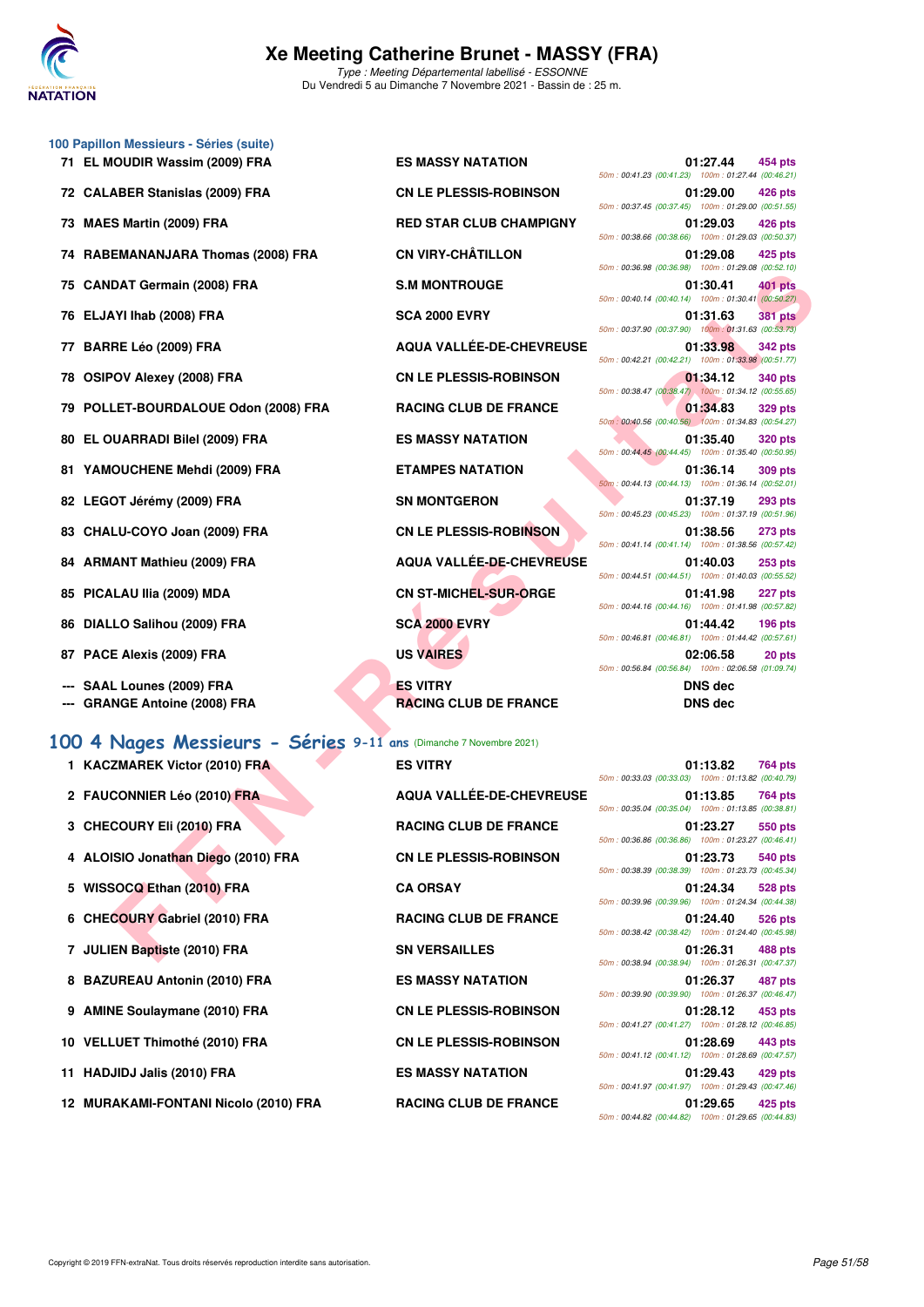## 100 Papillon Messieurs - Séries (suite)

| Rang | Nom | Club | Temps | Points | Splits |
|---|---|---|---|---|---|
| 71 | EL MOUDIR Wassim (2009) FRA | ES MASSY NATATION | 01:27.44 | 454 pts | 50m : 00:41.23 (00:41.23) 100m : 01:27.44 (00:46.21) |
| 72 | CALABER Stanislas (2009) FRA | CN LE PLESSIS-ROBINSON | 01:29.00 | 426 pts | 50m : 00:37.45 (00:37.45) 100m : 01:29.00 (00:51.55) |
| 73 | MAES Martin (2009) FRA | RED STAR CLUB CHAMPIGNY | 01:29.03 | 426 pts | 50m : 00:38.66 (00:38.66) 100m : 01:29.03 (00:50.37) |
| 74 | RABEMANANJARA Thomas (2008) FRA | CN VIRY-CHÂTILLON | 01:29.08 | 425 pts | 50m : 00:36.98 (00:36.98) 100m : 01:29.08 (00:52.10) |
| 75 | CANDAT Germain (2008) FRA | S.M MONTROUGE | 01:30.41 | 401 pts | 50m : 00:40.14 (00:40.14) 100m : 01:30.41 (00:50.27) |
| 76 | ELJAYI Ihab (2008) FRA | SCA 2000 EVRY | 01:31.63 | 381 pts | 50m : 00:37.90 (00:37.90) 100m : 01:31.63 (00:53.73) |
| 77 | BARRE Léo (2009) FRA | AQUA VALLÉE-DE-CHEVREUSE | 01:33.98 | 342 pts | 50m : 00:42.21 (00:42.21) 100m : 01:33.98 (00:51.77) |
| 78 | OSIPOV Alexey (2008) FRA | CN LE PLESSIS-ROBINSON | 01:34.12 | 340 pts | 50m : 00:38.47 (00:38.47) 100m : 01:34.12 (00:55.65) |
| 79 | POLLET-BOURDALOUE Odon (2008) FRA | RACING CLUB DE FRANCE | 01:34.83 | 329 pts | 50m : 00:40.56 (00:40.56) 100m : 01:34.83 (00:54.27) |
| 80 | EL OUARRADI Bilel (2009) FRA | ES MASSY NATATION | 01:35.40 | 320 pts | 50m : 00:44.45 (00:44.45) 100m : 01:35.40 (00:50.95) |
| 81 | YAMOUCHENE Mehdi (2009) FRA | ETAMPES NATATION | 01:36.14 | 309 pts | 50m : 00:44.13 (00:44.13) 100m : 01:36.14 (00:52.01) |
| 82 | LEGOT Jérémy (2009) FRA | SN MONTGERON | 01:37.19 | 293 pts | 50m : 00:45.23 (00:45.23) 100m : 01:37.19 (00:51.96) |
| 83 | CHALU-COYO Joan (2009) FRA | CN LE PLESSIS-ROBINSON | 01:38.56 | 273 pts | 50m : 00:41.14 (00:41.14) 100m : 01:38.56 (00:57.42) |
| 84 | ARMANT Mathieu (2009) FRA | AQUA VALLÉE-DE-CHEVREUSE | 01:40.03 | 253 pts | 50m : 00:44.51 (00:44.51) 100m : 01:40.03 (00:55.52) |
| 85 | PICALAU Ilia (2009) MDA | CN ST-MICHEL-SUR-ORGE | 01:41.98 | 227 pts | 50m : 00:44.16 (00:44.16) 100m : 01:41.98 (00:57.82) |
| 86 | DIALLO Salihou (2009) FRA | SCA 2000 EVRY | 01:44.42 | 196 pts | 50m : 00:46.81 (00:46.81) 100m : 01:44.42 (00:57.61) |
| 87 | PACE Alexis (2009) FRA | US VAIRES | 02:06.58 | 20 pts | 50m : 00:56.84 (00:56.84) 100m : 02:06.58 (01:09.74) |
| --- | SAAL Lounes (2009) FRA | ES VITRY | DNS dec | | |
| --- | GRANGE Antoine (2008) FRA | RACING CLUB DE FRANCE | DNS dec | | |

## 100 4 Nages Messieurs - Séries 9-11 ans (Dimanche 7 Novembre 2021)

| Rang | Nom | Club | Temps | Points | Splits |
|---|---|---|---|---|---|
| 1 | KACZMAREK Victor (2010) FRA | ES VITRY | 01:13.82 | 764 pts | 50m : 00:33.03 (00:33.03) 100m : 01:13.82 (00:40.79) |
| 2 | FAUCONNIER Léo (2010) FRA | AQUA VALLÉE-DE-CHEVREUSE | 01:13.85 | 764 pts | 50m : 00:35.04 (00:35.04) 100m : 01:13.85 (00:38.81) |
| 3 | CHECOURY Eli (2010) FRA | RACING CLUB DE FRANCE | 01:23.27 | 550 pts | 50m : 00:36.86 (00:36.86) 100m : 01:23.27 (00:46.41) |
| 4 | ALOISIO Jonathan Diego (2010) FRA | CN LE PLESSIS-ROBINSON | 01:23.73 | 540 pts | 50m : 00:38.39 (00:38.39) 100m : 01:23.73 (00:45.34) |
| 5 | WISSOCQ Ethan (2010) FRA | CA ORSAY | 01:24.34 | 528 pts | 50m : 00:39.96 (00:39.96) 100m : 01:24.34 (00:44.38) |
| 6 | CHECOURY Gabriel (2010) FRA | RACING CLUB DE FRANCE | 01:24.40 | 526 pts | 50m : 00:38.42 (00:38.42) 100m : 01:24.40 (00:45.98) |
| 7 | JULIEN Baptiste (2010) FRA | SN VERSAILLES | 01:26.31 | 488 pts | 50m : 00:38.94 (00:38.94) 100m : 01:26.31 (00:47.37) |
| 8 | BAZUREAU Antonin (2010) FRA | ES MASSY NATATION | 01:26.37 | 487 pts | 50m : 00:39.90 (00:39.90) 100m : 01:26.37 (00:46.47) |
| 9 | AMINE Soulaymane (2010) FRA | CN LE PLESSIS-ROBINSON | 01:28.12 | 453 pts | 50m : 00:41.27 (00:41.27) 100m : 01:28.12 (00:46.85) |
| 10 | VELLUET Thimothé (2010) FRA | CN LE PLESSIS-ROBINSON | 01:28.69 | 443 pts | 50m : 00:41.12 (00:41.12) 100m : 01:28.69 (00:47.57) |
| 11 | HADJIDJ Jalis (2010) FRA | ES MASSY NATATION | 01:29.43 | 429 pts | 50m : 00:41.97 (00:41.97) 100m : 01:29.43 (00:47.46) |
| 12 | MURAKAMI-FONTANI Nicolo (2010) FRA | RACING CLUB DE FRANCE | 01:29.65 | 425 pts | 50m : 00:44.82 (00:44.82) 100m : 01:29.65 (00:44.83) |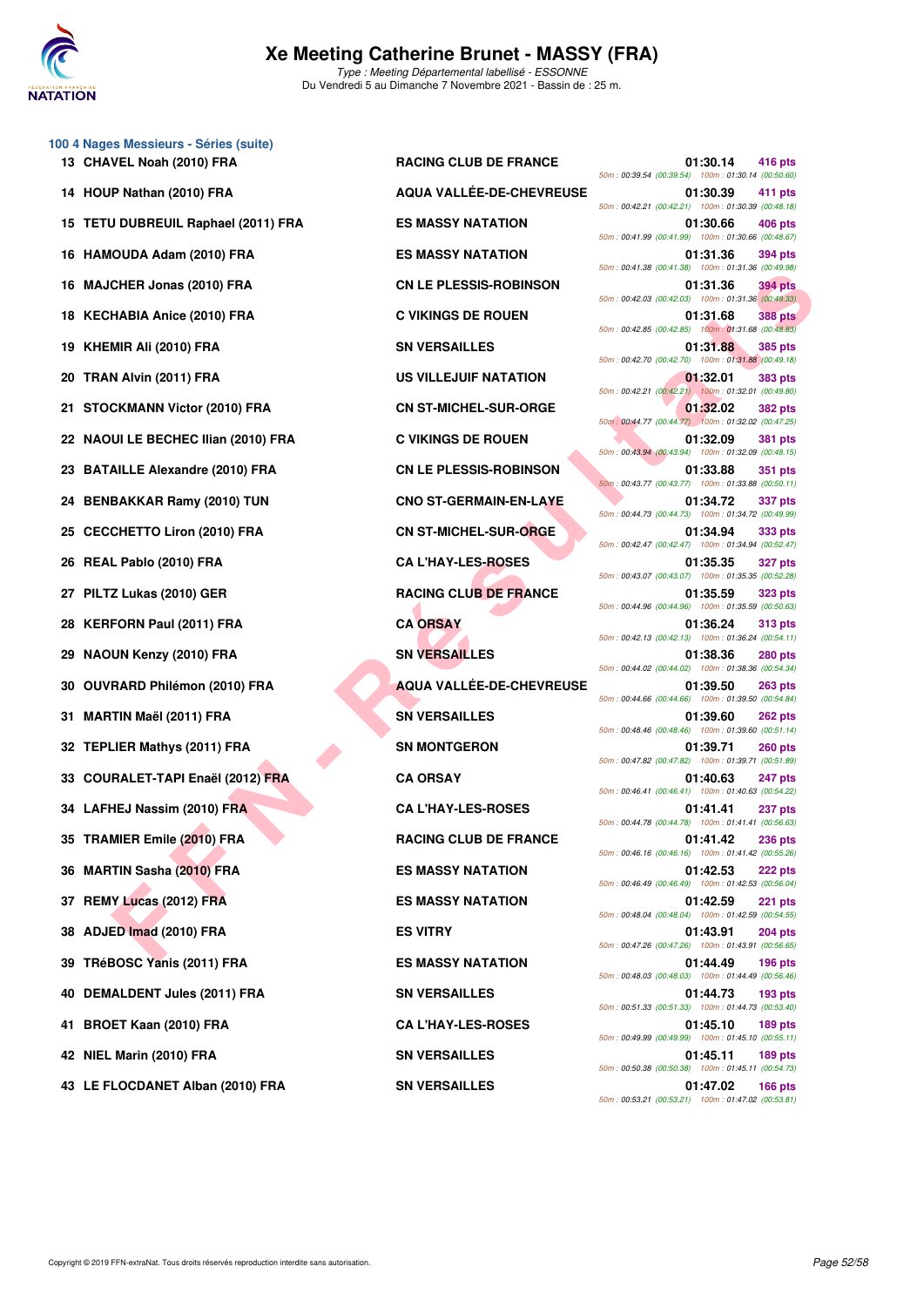## 100 4 Nages Messieurs - Séries (suite)

| Rang | Nom | Club | Temps | Points | Splits |
|---|---|---|---|---|---|
| 13 | CHAVEL Noah (2010) FRA | RACING CLUB DE FRANCE | 01:30.14 | 416 pts | 50m : 00:39.54 (00:39.54) 100m : 01:30.14 (00:50.60) |
| 14 | HOUP Nathan (2010) FRA | AQUA VALLÉE-DE-CHEVREUSE | 01:30.39 | 411 pts | 50m : 00:42.21 (00:42.21) 100m : 01:30.39 (00:48.18) |
| 15 | TETU DUBREUIL Raphael (2011) FRA | ES MASSY NATATION | 01:30.66 | 406 pts | 50m : 00:41.99 (00:41.99) 100m : 01:30.66 (00:48.67) |
| 16 | HAMOUDA Adam (2010) FRA | ES MASSY NATATION | 01:31.36 | 394 pts | 50m : 00:41.38 (00:41.38) 100m : 01:31.36 (00:49.98) |
| 16 | MAJCHER Jonas (2010) FRA | CN LE PLESSIS-ROBINSON | 01:31.36 | 394 pts | 50m : 00:42.03 (00:42.03) 100m : 01:31.36 (00:49.33) |
| 18 | KECHABIA Anice (2010) FRA | C VIKINGS DE ROUEN | 01:31.68 | 388 pts | 50m : 00:42.85 (00:42.85) 100m : 01:31.68 (00:48.83) |
| 19 | KHEMIR Ali (2010) FRA | SN VERSAILLES | 01:31.88 | 385 pts | 50m : 00:42.70 (00:42.70) 100m : 01:31.88 (00:49.18) |
| 20 | TRAN Alvin (2011) FRA | US VILLEJUIF NATATION | 01:32.01 | 383 pts | 50m : 00:42.21 (00:42.21) 100m : 01:32.01 (00:49.80) |
| 21 | STOCKMANN Victor (2010) FRA | CN ST-MICHEL-SUR-ORGE | 01:32.02 | 382 pts | 50m : 00:44.77 (00:44.77) 100m : 01:32.02 (00:47.25) |
| 22 | NAOUI LE BECHEC Ilian (2010) FRA | C VIKINGS DE ROUEN | 01:32.09 | 381 pts | 50m : 00:43.94 (00:43.94) 100m : 01:32.09 (00:48.15) |
| 23 | BATAILLE Alexandre (2010) FRA | CN LE PLESSIS-ROBINSON | 01:33.88 | 351 pts | 50m : 00:43.77 (00:43.77) 100m : 01:33.88 (00:50.11) |
| 24 | BENBAKKAR Ramy (2010) TUN | CNO ST-GERMAIN-EN-LAYE | 01:34.72 | 337 pts | 50m : 00:44.73 (00:44.73) 100m : 01:34.72 (00:49.99) |
| 25 | CECCHETTO Liron (2010) FRA | CN ST-MICHEL-SUR-ORGE | 01:34.94 | 333 pts | 50m : 00:42.47 (00:42.47) 100m : 01:34.94 (00:52.47) |
| 26 | REAL Pablo (2010) FRA | CA L'HAY-LES-ROSES | 01:35.35 | 327 pts | 50m : 00:43.07 (00:43.07) 100m : 01:35.35 (00:52.28) |
| 27 | PILTZ Lukas (2010) GER | RACING CLUB DE FRANCE | 01:35.59 | 323 pts | 50m : 00:44.96 (00:44.96) 100m : 01:35.59 (00:50.63) |
| 28 | KERFORN Paul (2011) FRA | CA ORSAY | 01:36.24 | 313 pts | 50m : 00:42.13 (00:42.13) 100m : 01:36.24 (00:54.11) |
| 29 | NAOUN Kenzy (2010) FRA | SN VERSAILLES | 01:38.36 | 280 pts | 50m : 00:44.02 (00:44.02) 100m : 01:38.36 (00:54.34) |
| 30 | OUVRARD Philémon (2010) FRA | AQUA VALLÉE-DE-CHEVREUSE | 01:39.50 | 263 pts | 50m : 00:44.66 (00:44.66) 100m : 01:39.50 (00:54.84) |
| 31 | MARTIN Maël (2011) FRA | SN VERSAILLES | 01:39.60 | 262 pts | 50m : 00:48.46 (00:48.46) 100m : 01:39.60 (00:51.14) |
| 32 | TEPLIER Mathys (2011) FRA | SN MONTGERON | 01:39.71 | 260 pts | 50m : 00:47.82 (00:47.82) 100m : 01:39.71 (00:51.89) |
| 33 | COURALET-TAPI Enaël (2012) FRA | CA ORSAY | 01:40.63 | 247 pts | 50m : 00:46.41 (00:46.41) 100m : 01:40.63 (00:54.22) |
| 34 | LAFHEJ Nassim (2010) FRA | CA L'HAY-LES-ROSES | 01:41.41 | 237 pts | 50m : 00:44.78 (00:44.78) 100m : 01:41.41 (00:56.63) |
| 35 | TRAMIER Emile (2010) FRA | RACING CLUB DE FRANCE | 01:41.42 | 236 pts | 50m : 00:46.16 (00:46.16) 100m : 01:41.42 (00:55.26) |
| 36 | MARTIN Sasha (2010) FRA | ES MASSY NATATION | 01:42.53 | 222 pts | 50m : 00:46.49 (00:46.49) 100m : 01:42.53 (00:56.04) |
| 37 | REMY Lucas (2012) FRA | ES MASSY NATATION | 01:42.59 | 221 pts | 50m : 00:48.04 (00:48.04) 100m : 01:42.59 (00:54.55) |
| 38 | ADJED Imad (2010) FRA | ES VITRY | 01:43.91 | 204 pts | 50m : 00:47.26 (00:47.26) 100m : 01:43.91 (00:56.65) |
| 39 | TRéBOSC Yanis (2011) FRA | ES MASSY NATATION | 01:44.49 | 196 pts | 50m : 00:48.03 (00:48.03) 100m : 01:44.49 (00:56.46) |
| 40 | DEMALDENT Jules (2011) FRA | SN VERSAILLES | 01:44.73 | 193 pts | 50m : 00:51.33 (00:51.33) 100m : 01:44.73 (00:53.40) |
| 41 | BROET Kaan (2010) FRA | CA L'HAY-LES-ROSES | 01:45.10 | 189 pts | 50m : 00:49.99 (00:49.99) 100m : 01:45.10 (00:55.11) |
| 42 | NIEL Marin (2010) FRA | SN VERSAILLES | 01:45.11 | 189 pts | 50m : 00:50.38 (00:50.38) 100m : 01:45.11 (00:54.73) |
| 43 | LE FLOCDANET Alban (2010) FRA | SN VERSAILLES | 01:47.02 | 166 pts | 50m : 00:53.21 (00:53.21) 100m : 01:47.02 (00:53.81) |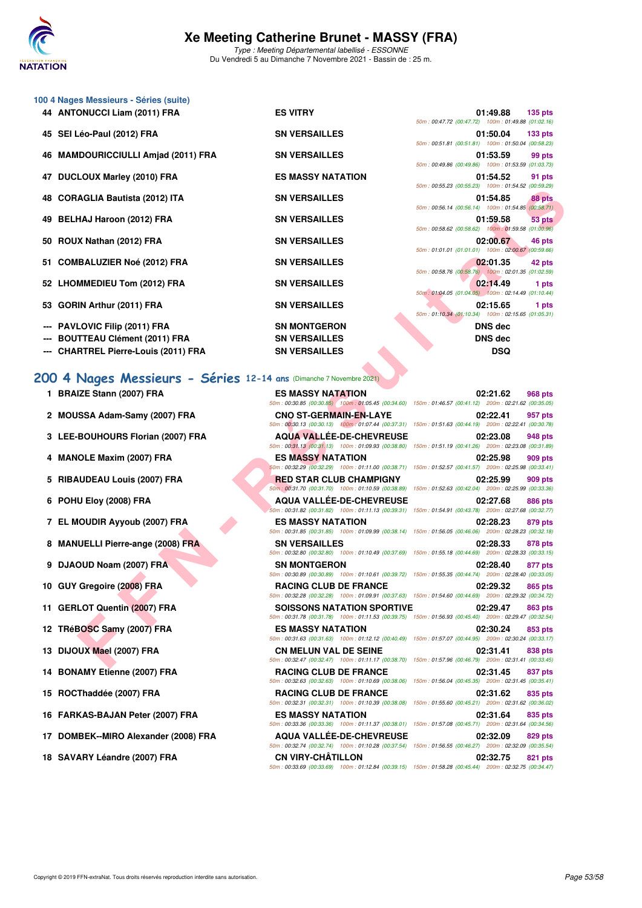# Xe Meeting Catherine Brunet - MASSY (FRA)

*Type : Meeting Départemental labellisé - ESSONNE*

Du Vendredi 5 au Dimanche 7 Novembre 2021 - Bassin de : 25 m.

## 100 4 Nages Messieurs - Séries (suite)

| Pl. | Nom | Club | Temps | Points | Splits |
|---|---|---|---|---|---|
| 44 | ANTONUCCI Liam (2011) FRA | ES VITRY | 01:49.88 | 135 pts | 50m : 00:47.72 (00:47.72) 100m : 01:49.88 (01:02.16) |
| 45 | SEI Léo-Paul (2012) FRA | SN VERSAILLES | 01:50.04 | 133 pts | 50m : 00:51.81 (00:51.81) 100m : 01:50.04 (00:58.23) |
| 46 | MAMDOURICCIULLI Amjad (2011) FRA | SN VERSAILLES | 01:53.59 | 99 pts | 50m : 00:49.86 (00:49.86) 100m : 01:53.59 (01:03.73) |
| 47 | DUCLOUX Marley (2010) FRA | ES MASSY NATATION | 01:54.52 | 91 pts | 50m : 00:55.23 (00:55.23) 100m : 01:54.52 (00:59.29) |
| 48 | CORAGLIA Bautista (2012) ITA | SN VERSAILLES | 01:54.85 | 88 pts | 50m : 00:56.14 (00:56.14) 100m : 01:54.85 (00:58.71) |
| 49 | BELHAJ Haroon (2012) FRA | SN VERSAILLES | 01:59.58 | 53 pts | 50m : 00:58.62 (00:58.62) 100m : 01:59.58 (01:00.96) |
| 50 | ROUX Nathan (2012) FRA | SN VERSAILLES | 02:00.67 | 46 pts | 50m : 01:01.01 (01:01.01) 100m : 02:00.67 (00:59.66) |
| 51 | COMBALUZIER Noé (2012) FRA | SN VERSAILLES | 02:01.35 | 42 pts | 50m : 00:58.76 (00:58.76) 100m : 02:01.35 (01:02.59) |
| 52 | LHOMMEDIEU Tom (2012) FRA | SN VERSAILLES | 02:14.49 | 1 pts | 50m : 01:04.05 (01:04.05) 100m : 02:14.49 (01:10.44) |
| 53 | GORIN Arthur (2011) FRA | SN VERSAILLES | 02:15.65 | 1 pts | 50m : 01:10.34 (01:10.34) 100m : 02:15.65 (01:05.31) |
| --- | PAVLOVIC Filip (2011) FRA | SN MONTGERON | DNS dec | | |
| --- | BOUTTEAU Clément (2011) FRA | SN VERSAILLES | DNS dec | | |
| --- | CHARTREL Pierre-Louis (2011) FRA | SN VERSAILLES | DSQ | | |

## 200 4 Nages Messieurs - Séries 12-14 ans (Dimanche 7 Novembre 2021)

| Pl. | Nom | Club | Temps | Points | Splits |
|---|---|---|---|---|---|
| 1 | BRAIZE Stann (2007) FRA | ES MASSY NATATION | 02:21.62 | 968 pts | 50m : 00:30.85 (00:30.85) 100m : 01:05.45 (00:34.60) 150m : 01:46.57 (00:41.12) 200m : 02:21.62 (00:35.05) |
| 2 | MOUSSA Adam-Samy (2007) FRA | CNO ST-GERMAIN-EN-LAYE | 02:22.41 | 957 pts | 50m : 00:30.13 (00:30.13) 100m : 01:07.44 (00:37.31) 150m : 01:51.63 (00:44.19) 200m : 02:22.41 (00:30.78) |
| 3 | LEE-BOUHOURS Florian (2007) FRA | AQUA VALLÉE-DE-CHEVREUSE | 02:23.08 | 948 pts | 50m : 00:31.13 (00:31.13) 100m : 01:09.93 (00:38.80) 150m : 01:51.19 (00:41.26) 200m : 02:23.08 (00:31.89) |
| 4 | MANOLE Maxim (2007) FRA | ES MASSY NATATION | 02:25.98 | 909 pts | 50m : 00:32.29 (00:32.29) 100m : 01:11.00 (00:38.71) 150m : 01:52.57 (00:41.57) 200m : 02:25.98 (00:33.41) |
| 5 | RIBAUDEAU Louis (2007) FRA | RED STAR CLUB CHAMPIGNY | 02:25.99 | 909 pts | 50m : 00:31.70 (00:31.70) 100m : 01:10.59 (00:38.89) 150m : 01:52.63 (00:42.04) 200m : 02:25.99 (00:33.36) |
| 6 | POHU Eloy (2008) FRA | AQUA VALLÉE-DE-CHEVREUSE | 02:27.68 | 886 pts | 50m : 00:31.82 (00:31.82) 100m : 01:11.13 (00:39.31) 150m : 01:54.91 (00:43.78) 200m : 02:27.68 (00:32.77) |
| 7 | EL MOUDIR Ayyoub (2007) FRA | ES MASSY NATATION | 02:28.23 | 879 pts | 50m : 00:31.85 (00:31.85) 100m : 01:09.99 (00:38.14) 150m : 01:56.05 (00:46.06) 200m : 02:28.23 (00:32.18) |
| 8 | MANUELLI Pierre-ange (2008) FRA | SN VERSAILLES | 02:28.33 | 878 pts | 50m : 00:32.80 (00:32.80) 100m : 01:10.49 (00:37.69) 150m : 01:55.18 (00:44.69) 200m : 02:28.33 (00:33.15) |
| 9 | DJAOUD Noam (2007) FRA | SN MONTGERON | 02:28.40 | 877 pts | 50m : 00:30.89 (00:30.89) 100m : 01:10.61 (00:39.72) 150m : 01:55.35 (00:44.74) 200m : 02:28.40 (00:33.05) |
| 10 | GUY Gregoire (2008) FRA | RACING CLUB DE FRANCE | 02:29.32 | 865 pts | 50m : 00:32.28 (00:32.28) 100m : 01:09.91 (00:37.63) 150m : 01:54.60 (00:44.69) 200m : 02:29.32 (00:34.72) |
| 11 | GERLOT Quentin (2007) FRA | SOISSONS NATATION SPORTIVE | 02:29.47 | 863 pts | 50m : 00:31.78 (00:31.78) 100m : 01:11.53 (00:39.75) 150m : 01:56.93 (00:45.40) 200m : 02:29.47 (00:32.54) |
| 12 | TRéBOSC Samy (2007) FRA | ES MASSY NATATION | 02:30.24 | 853 pts | 50m : 00:31.63 (00:31.63) 100m : 01:12.12 (00:40.49) 150m : 01:57.07 (00:44.95) 200m : 02:30.24 (00:33.17) |
| 13 | DIJOUX Mael (2007) FRA | CN MELUN VAL DE SEINE | 02:31.41 | 838 pts | 50m : 00:32.47 (00:32.47) 100m : 01:11.17 (00:38.70) 150m : 01:57.96 (00:46.79) 200m : 02:31.41 (00:33.45) |
| 14 | BONAMY Etienne (2007) FRA | RACING CLUB DE FRANCE | 02:31.45 | 837 pts | 50m : 00:32.63 (00:32.63) 100m : 01:10.69 (00:38.06) 150m : 01:56.04 (00:45.35) 200m : 02:31.45 (00:35.41) |
| 15 | ROCThaddée (2007) FRA | RACING CLUB DE FRANCE | 02:31.62 | 835 pts | 50m : 00:32.31 (00:32.31) 100m : 01:10.39 (00:38.08) 150m : 01:55.60 (00:45.21) 200m : 02:31.62 (00:36.02) |
| 16 | FARKAS-BAJAN Peter (2007) FRA | ES MASSY NATATION | 02:31.64 | 835 pts | 50m : 00:33.36 (00:33.36) 100m : 01:11.37 (00:38.01) 150m : 01:57.08 (00:45.71) 200m : 02:31.64 (00:34.56) |
| 17 | DOMBEK--MIRO Alexander (2008) FRA | AQUA VALLÉE-DE-CHEVREUSE | 02:32.09 | 829 pts | 50m : 00:32.74 (00:32.74) 100m : 01:10.28 (00:37.54) 150m : 01:56.55 (00:46.27) 200m : 02:32.09 (00:35.54) |
| 18 | SAVARY Léandre (2007) FRA | CN VIRY-CHÂTILLON | 02:32.75 | 821 pts | 50m : 00:33.69 (00:33.69) 100m : 01:12.84 (00:39.15) 150m : 01:58.28 (00:45.44) 200m : 02:32.75 (00:34.47) |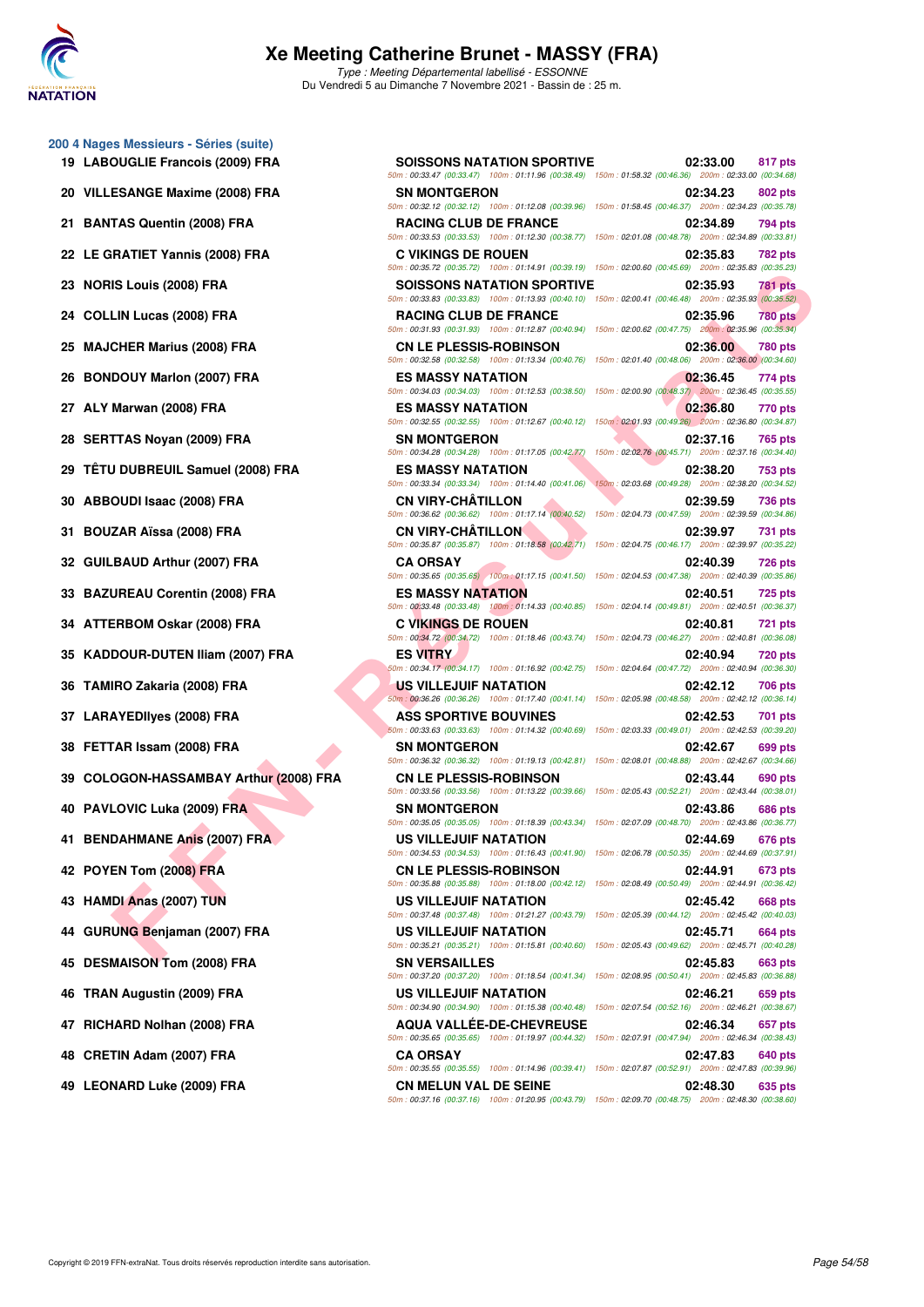# Xe Meeting Catherine Brunet - MASSY (FRA)

*Type : Meeting Départemental labellisé - ESSONNE*

Du Vendredi 5 au Dimanche 7 Novembre 2021 - Bassin de : 25 m.

## 200 4 Nages Messieurs - Séries (suite)

| Rang | Nom | Club | Temps | Points |
|---|---|---|---|---|
| 19 | LABOUGLIE Francois (2009) FRA | SOISSONS NATATION SPORTIVE | 02:33.00 | 817 pts |
| | | 50m : 00:33.47 (00:33.47) 100m : 01:11.96 (00:38.49) 150m : 01:58.32 (00:46.36) 200m : 02:33.00 (00:34.68) | | |
| 20 | VILLESANGE Maxime (2008) FRA | SN MONTGERON | 02:34.23 | 802 pts |
| | | 50m : 00:32.12 (00:32.12) 100m : 01:12.08 (00:39.96) 150m : 01:58.45 (00:46.37) 200m : 02:34.23 (00:35.78) | | |
| 21 | BANTAS Quentin (2008) FRA | RACING CLUB DE FRANCE | 02:34.89 | 794 pts |
| | | 50m : 00:33.53 (00:33.53) 100m : 01:12.30 (00:38.77) 150m : 02:01.08 (00:48.78) 200m : 02:34.89 (00:33.81) | | |
| 22 | LE GRATIET Yannis (2008) FRA | C VIKINGS DE ROUEN | 02:35.83 | 782 pts |
| | | 50m : 00:35.72 (00:35.72) 100m : 01:14.91 (00:39.19) 150m : 02:00.60 (00:45.69) 200m : 02:35.83 (00:35.23) | | |
| 23 | NORIS Louis (2008) FRA | SOISSONS NATATION SPORTIVE | 02:35.93 | 781 pts |
| | | 50m : 00:33.83 (00:33.83) 100m : 01:13.93 (00:40.10) 150m : 02:00.41 (00:46.48) 200m : 02:35.93 (00:35.52) | | |
| 24 | COLLIN Lucas (2008) FRA | RACING CLUB DE FRANCE | 02:35.96 | 780 pts |
| | | 50m : 00:31.93 (00:31.93) 100m : 01:12.87 (00:40.94) 150m : 02:00.62 (00:47.75) 200m : 02:35.96 (00:35.34) | | |
| 25 | MAJCHER Marius (2008) FRA | CN LE PLESSIS-ROBINSON | 02:36.00 | 780 pts |
| | | 50m : 00:32.58 (00:32.58) 100m : 01:13.34 (00:40.76) 150m : 02:01.40 (00:48.06) 200m : 02:36.00 (00:34.60) | | |
| 26 | BONDOUY Marlon (2007) FRA | ES MASSY NATATION | 02:36.45 | 774 pts |
| | | 50m : 00:34.03 (00:34.03) 100m : 01:12.53 (00:38.50) 150m : 02:00.90 (00:48.37) 200m : 02:36.45 (00:35.55) | | |
| 27 | ALY Marwan (2008) FRA | ES MASSY NATATION | 02:36.80 | 770 pts |
| | | 50m : 00:32.55 (00:32.55) 100m : 01:12.67 (00:40.12) 150m : 02:01.93 (00:49.26) 200m : 02:36.80 (00:34.87) | | |
| 28 | SERTTAS Noyan (2009) FRA | SN MONTGERON | 02:37.16 | 765 pts |
| | | 50m : 00:34.28 (00:34.28) 100m : 01:17.05 (00:42.77) 150m : 02:02.76 (00:45.71) 200m : 02:37.16 (00:34.40) | | |
| 29 | TÊTU DUBREUIL Samuel (2008) FRA | ES MASSY NATATION | 02:38.20 | 753 pts |
| | | 50m : 00:33.34 (00:33.34) 100m : 01:14.40 (00:41.06) 150m : 02:03.68 (00:49.28) 200m : 02:38.20 (00:34.52) | | |
| 30 | ABBOUDI Isaac (2008) FRA | CN VIRY-CHÂTILLON | 02:39.59 | 736 pts |
| | | 50m : 00:36.62 (00:36.62) 100m : 01:17.14 (00:40.52) 150m : 02:04.73 (00:47.59) 200m : 02:39.59 (00:34.86) | | |
| 31 | BOUZAR Aïssa (2008) FRA | CN VIRY-CHÂTILLON | 02:39.97 | 731 pts |
| | | 50m : 00:35.87 (00:35.87) 100m : 01:18.58 (00:42.71) 150m : 02:04.75 (00:46.17) 200m : 02:39.97 (00:35.22) | | |
| 32 | GUILBAUD Arthur (2007) FRA | CA ORSAY | 02:40.39 | 726 pts |
| | | 50m : 00:35.65 (00:35.65) 100m : 01:17.15 (00:41.50) 150m : 02:04.53 (00:47.38) 200m : 02:40.39 (00:35.86) | | |
| 33 | BAZUREAU Corentin (2008) FRA | ES MASSY NATATION | 02:40.51 | 725 pts |
| | | 50m : 00:33.48 (00:33.48) 100m : 01:14.33 (00:40.85) 150m : 02:04.14 (00:49.81) 200m : 02:40.51 (00:36.37) | | |
| 34 | ATTERBOM Oskar (2008) FRA | C VIKINGS DE ROUEN | 02:40.81 | 721 pts |
| | | 50m : 00:34.72 (00:34.72) 100m : 01:18.46 (00:43.74) 150m : 02:04.73 (00:46.27) 200m : 02:40.81 (00:36.08) | | |
| 35 | KADDOUR-DUTEN Iliam (2007) FRA | ES VITRY | 02:40.94 | 720 pts |
| | | 50m : 00:34.17 (00:34.17) 100m : 01:16.92 (00:42.75) 150m : 02:04.64 (00:47.72) 200m : 02:40.94 (00:36.30) | | |
| 36 | TAMIRO Zakaria (2008) FRA | US VILLEJUIF NATATION | 02:42.12 | 706 pts |
| | | 50m : 00:36.26 (00:36.26) 100m : 01:17.40 (00:41.14) 150m : 02:05.98 (00:48.58) 200m : 02:42.12 (00:36.14) | | |
| 37 | LARAYEDIlyes (2008) FRA | ASS SPORTIVE BOUVINES | 02:42.53 | 701 pts |
| | | 50m : 00:33.63 (00:33.63) 100m : 01:14.32 (00:40.69) 150m : 02:03.33 (00:49.01) 200m : 02:42.53 (00:39.20) | | |
| 38 | FETTAR Issam (2008) FRA | SN MONTGERON | 02:42.67 | 699 pts |
| | | 50m : 00:36.32 (00:36.32) 100m : 01:19.13 (00:42.81) 150m : 02:08.01 (00:48.88) 200m : 02:42.67 (00:34.66) | | |
| 39 | COLOGON-HASSAMBAY Arthur (2008) FRA | CN LE PLESSIS-ROBINSON | 02:43.44 | 690 pts |
| | | 50m : 00:33.56 (00:33.56) 100m : 01:13.22 (00:39.66) 150m : 02:05.43 (00:52.21) 200m : 02:43.44 (00:38.01) | | |
| 40 | PAVLOVIC Luka (2009) FRA | SN MONTGERON | 02:43.86 | 686 pts |
| | | 50m : 00:35.05 (00:35.05) 100m : 01:18.39 (00:43.34) 150m : 02:07.09 (00:48.70) 200m : 02:43.86 (00:36.77) | | |
| 41 | BENDAHMANE Anis (2007) FRA | US VILLEJUIF NATATION | 02:44.69 | 676 pts |
| | | 50m : 00:34.53 (00:34.53) 100m : 01:16.43 (00:41.90) 150m : 02:06.78 (00:50.35) 200m : 02:44.69 (00:37.91) | | |
| 42 | POYEN Tom (2008) FRA | CN LE PLESSIS-ROBINSON | 02:44.91 | 673 pts |
| | | 50m : 00:35.88 (00:35.88) 100m : 01:18.00 (00:42.12) 150m : 02:08.49 (00:50.49) 200m : 02:44.91 (00:36.42) | | |
| 43 | HAMDI Anas (2007) TUN | US VILLEJUIF NATATION | 02:45.42 | 668 pts |
| | | 50m : 00:37.48 (00:37.48) 100m : 01:21.27 (00:43.79) 150m : 02:05.39 (00:44.12) 200m : 02:45.42 (00:40.03) | | |
| 44 | GURUNG Benjaman (2007) FRA | US VILLEJUIF NATATION | 02:45.71 | 664 pts |
| | | 50m : 00:35.21 (00:35.21) 100m : 01:15.81 (00:40.60) 150m : 02:05.43 (00:49.62) 200m : 02:45.71 (00:40.28) | | |
| 45 | DESMAISON Tom (2008) FRA | SN VERSAILLES | 02:45.83 | 663 pts |
| | | 50m : 00:37.20 (00:37.20) 100m : 01:18.54 (00:41.34) 150m : 02:08.95 (00:50.41) 200m : 02:45.83 (00:36.88) | | |
| 46 | TRAN Augustin (2009) FRA | US VILLEJUIF NATATION | 02:46.21 | 659 pts |
| | | 50m : 00:34.90 (00:34.90) 100m : 01:15.38 (00:40.48) 150m : 02:07.54 (00:52.16) 200m : 02:46.21 (00:38.67) | | |
| 47 | RICHARD Nolhan (2008) FRA | AQUA VALLÉE-DE-CHEVREUSE | 02:46.34 | 657 pts |
| | | 50m : 00:35.65 (00:35.65) 100m : 01:19.97 (00:44.32) 150m : 02:07.91 (00:47.94) 200m : 02:46.34 (00:38.43) | | |
| 48 | CRETIN Adam (2007) FRA | CA ORSAY | 02:47.83 | 640 pts |
| | | 50m : 00:35.55 (00:35.55) 100m : 01:14.96 (00:39.41) 150m : 02:07.87 (00:52.91) 200m : 02:47.83 (00:39.96) | | |
| 49 | LEONARD Luke (2009) FRA | CN MELUN VAL DE SEINE | 02:48.30 | 635 pts |
| | | 50m : 00:37.16 (00:37.16) 100m : 01:20.95 (00:43.79) 150m : 02:09.70 (00:48.75) 200m : 02:48.30 (00:38.60) | | |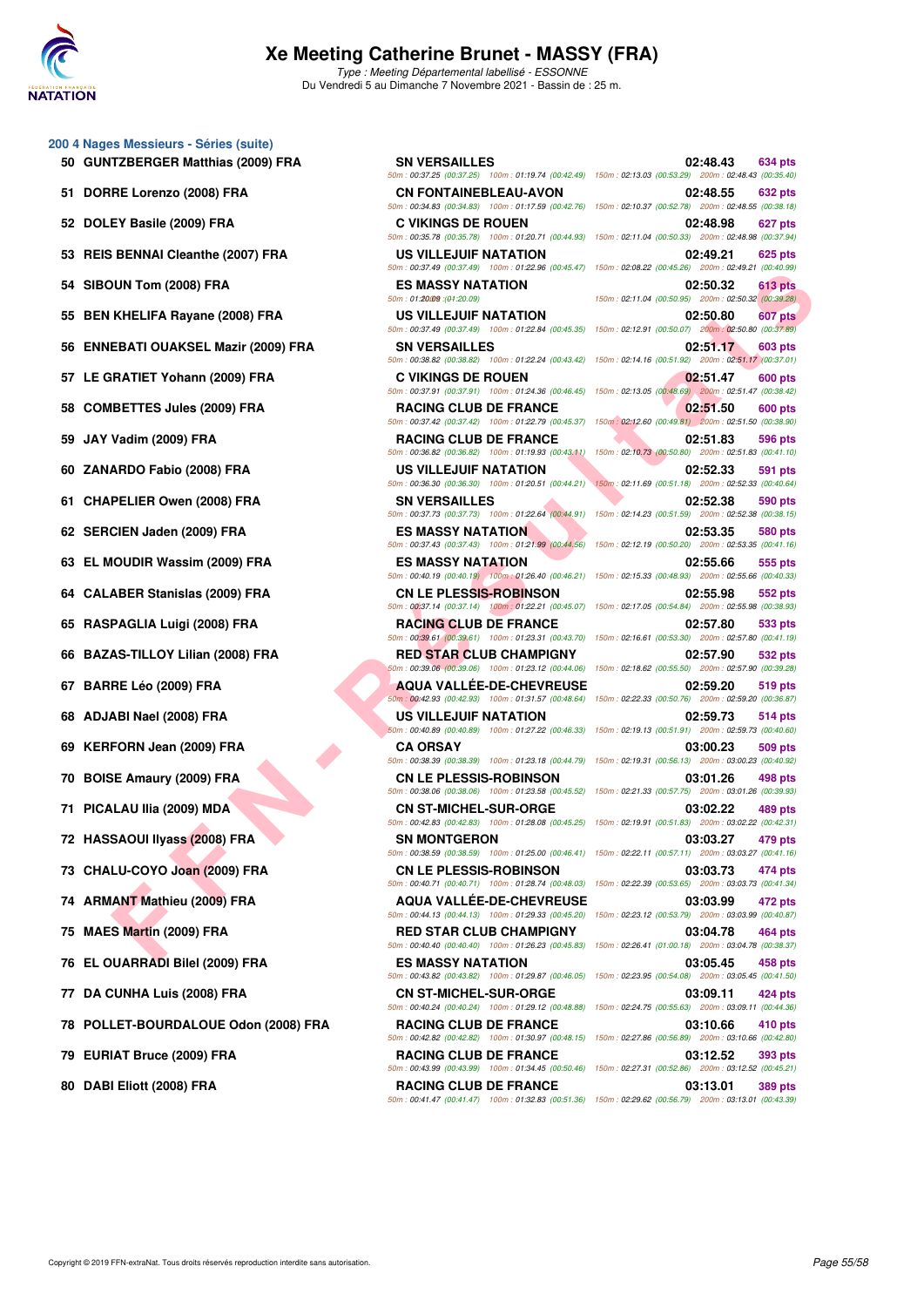## 200 4 Nages Messieurs - Séries (suite)

| Place | Nom | Club | Temps | Points |
|---|---|---|---|---|
| 50 | GUNTZBERGER Matthias (2009) FRA | SN VERSAILLES | 02:48.43 | 634 pts |
| | | 50m : 00:37.25 (00:37.25) 100m : 01:19.74 (00:42.49) 150m : 02:13.03 (00:53.29) 200m : 02:48.43 (00:35.40) | | |
| 51 | DORRE Lorenzo (2008) FRA | CN FONTAINEBLEAU-AVON | 02:48.55 | 632 pts |
| | | 50m : 00:34.83 (00:34.83) 100m : 01:17.59 (00:42.76) 150m : 02:10.37 (00:52.78) 200m : 02:48.55 (00:38.18) | | |
| 52 | DOLEY Basile (2009) FRA | C VIKINGS DE ROUEN | 02:48.98 | 627 pts |
| | | 50m : 00:35.78 (00:35.78) 100m : 01:20.71 (00:44.93) 150m : 02:11.04 (00:50.33) 200m : 02:48.98 (00:37.94) | | |
| 53 | REIS BENNAI Cleanthe (2007) FRA | US VILLEJUIF NATATION | 02:49.21 | 625 pts |
| | | 50m : 00:37.49 (00:37.49) 100m : 01:22.96 (00:45.47) 150m : 02:08.22 (00:45.26) 200m : 02:49.21 (00:40.99) | | |
| 54 | SIBOUN Tom (2008) FRA | ES MASSY NATATION | 02:50.32 | 613 pts |
| | | 50m : 01:20.09 (01:20.09) 150m : 02:11.04 (00:50.95) 200m : 02:50.32 (00:39.28) | | |
| 55 | BEN KHELIFA Rayane (2008) FRA | US VILLEJUIF NATATION | 02:50.80 | 607 pts |
| | | 50m : 00:37.49 (00:37.49) 100m : 01:22.84 (00:45.35) 150m : 02:12.91 (00:50.07) 200m : 02:50.80 (00:37.89) | | |
| 56 | ENNEBATI OUAKSEL Mazir (2009) FRA | SN VERSAILLES | 02:51.17 | 603 pts |
| | | 50m : 00:38.82 (00:38.82) 100m : 01:22.24 (00:43.42) 150m : 02:14.16 (00:51.92) 200m : 02:51.17 (00:37.01) | | |
| 57 | LE GRATIET Yohann (2009) FRA | C VIKINGS DE ROUEN | 02:51.47 | 600 pts |
| | | 50m : 00:37.91 (00:37.91) 100m : 01:24.36 (00:46.45) 150m : 02:13.05 (00:48.69) 200m : 02:51.47 (00:38.42) | | |
| 58 | COMBETTES Jules (2009) FRA | RACING CLUB DE FRANCE | 02:51.50 | 600 pts |
| | | 50m : 00:37.42 (00:37.42) 100m : 01:22.79 (00:45.37) 150m : 02:12.60 (00:49.81) 200m : 02:51.50 (00:38.90) | | |
| 59 | JAY Vadim (2009) FRA | RACING CLUB DE FRANCE | 02:51.83 | 596 pts |
| | | 50m : 00:36.82 (00:36.82) 100m : 01:19.93 (00:43.11) 150m : 02:10.73 (00:50.80) 200m : 02:51.83 (00:41.10) | | |
| 60 | ZANARDO Fabio (2008) FRA | US VILLEJUIF NATATION | 02:52.33 | 591 pts |
| | | 50m : 00:36.30 (00:36.30) 100m : 01:20.51 (00:44.21) 150m : 02:11.69 (00:51.18) 200m : 02:52.33 (00:40.64) | | |
| 61 | CHAPELIER Owen (2008) FRA | SN VERSAILLES | 02:52.38 | 590 pts |
| | | 50m : 00:37.73 (00:37.73) 100m : 01:22.64 (00:44.91) 150m : 02:14.23 (00:51.59) 200m : 02:52.38 (00:38.15) | | |
| 62 | SERCIEN Jaden (2009) FRA | ES MASSY NATATION | 02:53.35 | 580 pts |
| | | 50m : 00:37.43 (00:37.43) 100m : 01:21.99 (00:44.56) 150m : 02:12.19 (00:50.20) 200m : 02:53.35 (00:41.16) | | |
| 63 | EL MOUDIR Wassim (2009) FRA | ES MASSY NATATION | 02:55.66 | 555 pts |
| | | 50m : 00:40.19 (00:40.19) 100m : 01:26.40 (00:46.21) 150m : 02:15.33 (00:48.93) 200m : 02:55.66 (00:40.33) | | |
| 64 | CALABER Stanislas (2009) FRA | CN LE PLESSIS-ROBINSON | 02:55.98 | 552 pts |
| | | 50m : 00:37.14 (00:37.14) 100m : 01:22.21 (00:45.07) 150m : 02:17.05 (00:54.84) 200m : 02:55.98 (00:38.93) | | |
| 65 | RASPAGLIA Luigi (2008) FRA | RACING CLUB DE FRANCE | 02:57.80 | 533 pts |
| | | 50m : 00:39.61 (00:39.61) 100m : 01:23.31 (00:43.70) 150m : 02:16.61 (00:53.30) 200m : 02:57.80 (00:41.19) | | |
| 66 | BAZAS-TILLOY Lilian (2008) FRA | RED STAR CLUB CHAMPIGNY | 02:57.90 | 532 pts |
| | | 50m : 00:39.06 (00:39.06) 100m : 01:23.12 (00:44.06) 150m : 02:18.62 (00:55.50) 200m : 02:57.90 (00:39.28) | | |
| 67 | BARRE Léo (2009) FRA | AQUA VALLÉE-DE-CHEVREUSE | 02:59.20 | 519 pts |
| | | 50m : 00:42.93 (00:42.93) 100m : 01:31.57 (00:48.64) 150m : 02:22.33 (00:50.76) 200m : 02:59.20 (00:36.87) | | |
| 68 | ADJABI Nael (2008) FRA | US VILLEJUIF NATATION | 02:59.73 | 514 pts |
| | | 50m : 00:40.89 (00:40.89) 100m : 01:27.22 (00:46.33) 150m : 02:19.13 (00:51.91) 200m : 02:59.73 (00:40.60) | | |
| 69 | KERFORN Jean (2009) FRA | CA ORSAY | 03:00.23 | 509 pts |
| | | 50m : 00:38.39 (00:38.39) 100m : 01:23.18 (00:44.79) 150m : 02:19.31 (00:56.13) 200m : 03:00.23 (00:40.92) | | |
| 70 | BOISE Amaury (2009) FRA | CN LE PLESSIS-ROBINSON | 03:01.26 | 498 pts |
| | | 50m : 00:38.06 (00:38.06) 100m : 01:23.58 (00:45.52) 150m : 02:21.33 (00:57.75) 200m : 03:01.26 (00:39.93) | | |
| 71 | PICALAU Ilia (2009) MDA | CN ST-MICHEL-SUR-ORGE | 03:02.22 | 489 pts |
| | | 50m : 00:42.83 (00:42.83) 100m : 01:28.08 (00:45.25) 150m : 02:19.91 (00:51.83) 200m : 03:02.22 (00:42.31) | | |
| 72 | HASSAOUI Ilyass (2008) FRA | SN MONTGERON | 03:03.27 | 479 pts |
| | | 50m : 00:38.59 (00:38.59) 100m : 01:25.00 (00:46.41) 150m : 02:22.11 (00:57.11) 200m : 03:03.27 (00:41.16) | | |
| 73 | CHALU-COYO Joan (2009) FRA | CN LE PLESSIS-ROBINSON | 03:03.73 | 474 pts |
| | | 50m : 00:40.71 (00:40.71) 100m : 01:28.74 (00:48.03) 150m : 02:22.39 (00:53.65) 200m : 03:03.73 (00:41.34) | | |
| 74 | ARMANT Mathieu (2009) FRA | AQUA VALLÉE-DE-CHEVREUSE | 03:03.99 | 472 pts |
| | | 50m : 00:44.13 (00:44.13) 100m : 01:29.33 (00:45.20) 150m : 02:23.12 (00:53.79) 200m : 03:03.99 (00:40.87) | | |
| 75 | MAES Martin (2009) FRA | RED STAR CLUB CHAMPIGNY | 03:04.78 | 464 pts |
| | | 50m : 00:40.40 (00:40.40) 100m : 01:26.23 (00:45.83) 150m : 02:26.41 (01:00.18) 200m : 03:04.78 (00:38.37) | | |
| 76 | EL OUARRADI Bilel (2009) FRA | ES MASSY NATATION | 03:05.45 | 458 pts |
| | | 50m : 00:43.82 (00:43.82) 100m : 01:29.87 (00:46.05) 150m : 02:23.95 (00:54.08) 200m : 03:05.45 (00:41.50) | | |
| 77 | DA CUNHA Luis (2008) FRA | CN ST-MICHEL-SUR-ORGE | 03:09.11 | 424 pts |
| | | 50m : 00:40.24 (00:40.24) 100m : 01:29.12 (00:48.88) 150m : 02:24.75 (00:55.63) 200m : 03:09.11 (00:44.36) | | |
| 78 | POLLET-BOURDALOUE Odon (2008) FRA | RACING CLUB DE FRANCE | 03:10.66 | 410 pts |
| | | 50m : 00:42.82 (00:42.82) 100m : 01:30.97 (00:48.15) 150m : 02:27.86 (00:56.89) 200m : 03:10.66 (00:42.80) | | |
| 79 | EURIAT Bruce (2009) FRA | RACING CLUB DE FRANCE | 03:12.52 | 393 pts |
| | | 50m : 00:43.99 (00:43.99) 100m : 01:34.45 (00:50.46) 150m : 02:27.31 (00:52.86) 200m : 03:12.52 (00:45.21) | | |
| 80 | DABI Eliott (2008) FRA | RACING CLUB DE FRANCE | 03:13.01 | 389 pts |
| | | 50m : 00:41.47 (00:41.47) 100m : 01:32.83 (00:51.36) 150m : 02:29.62 (00:56.79) 200m : 03:13.01 (00:43.39) | | |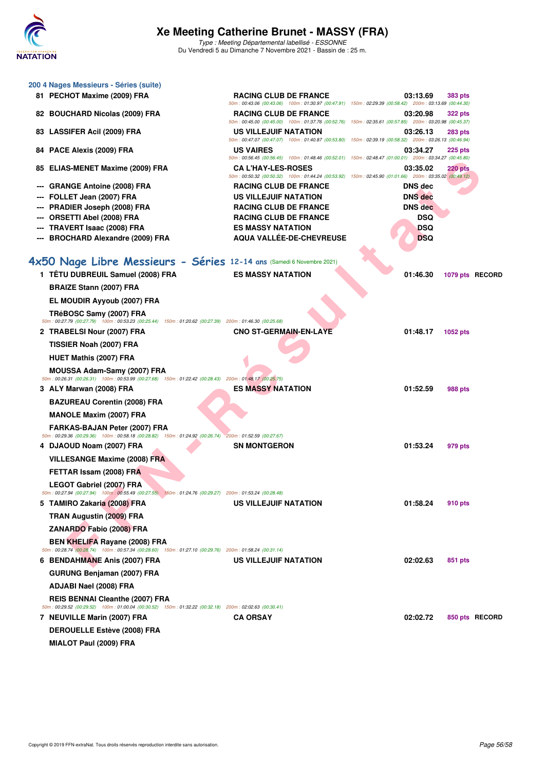# Xe Meeting Catherine Brunet - MASSY (FRA)

*Type : Meeting Départemental labellisé - ESSONNE*
Du Vendredi 5 au Dimanche 7 Novembre 2021 - Bassin de : 25 m.

### 200 4 Nages Messieurs - Séries (suite)

| Rg | Nom | Club | Temps | Points |
|---|---|---|---|---|
| 81 | PECHOT Maxime (2009) FRA | RACING CLUB DE FRANCE | 03:13.69 | 383 pts |
| | 50m : 00:43.06 (00:43.06) 100m : 01:30.97 (00:47.91) 150m : 02:29.39 (00:58.42) 200m : 03:13.69 (00:44.30) | | | |
| 82 | BOUCHARD Nicolas (2009) FRA | RACING CLUB DE FRANCE | 03:20.98 | 322 pts |
| | 50m : 00:45.00 (00:45.00) 100m : 01:37.76 (00:52.76) 150m : 02:35.61 (00:57.85) 200m : 03:20.98 (00:45.37) | | | |
| 83 | LASSIFER Acil (2009) FRA | US VILLEJUIF NATATION | 03:26.13 | 283 pts |
| | 50m : 00:47.07 (00:47.07) 100m : 01:40.87 (00:53.80) 150m : 02:39.19 (00:58.32) 200m : 03:26.13 (00:46.94) | | | |
| 84 | PACE Alexis (2009) FRA | US VAIRES | 03:34.27 | 225 pts |
| | 50m : 00:56.45 (00:56.45) 100m : 01:48.46 (00:52.01) 150m : 02:48.47 (01:00.01) 200m : 03:34.27 (00:45.80) | | | |
| 85 | ELIAS-MENET Maxime (2009) FRA | CA L'HAY-LES-ROSES | 03:35.02 | 220 pts |
| | 50m : 00:50.32 (00:50.32) 100m : 01:44.24 (00:53.92) 150m : 02:45.90 (01:01.66) 200m : 03:35.02 (00:49.12) | | | |
| --- | GRANGE Antoine (2008) FRA | RACING CLUB DE FRANCE | DNS dec | |
| --- | FOLLET Jean (2007) FRA | US VILLEJUIF NATATION | DNS dec | |
| --- | PRADIER Joseph (2008) FRA | RACING CLUB DE FRANCE | DNS dec | |
| --- | ORSETTI Abel (2008) FRA | RACING CLUB DE FRANCE | DSQ | |
| --- | TRAVERT Isaac (2008) FRA | ES MASSY NATATION | DSQ | |
| --- | BROCHARD Alexandre (2009) FRA | AQUA VALLÉE-DE-CHEVREUSE | DSQ | |

## 4x50 Nage Libre Messieurs - Séries 12-14 ans (Samedi 6 Novembre 2021)

| Rg | Nom | Club | Temps | Points | |
|---|---|---|---|---|---|
| 1 | TÊTU DUBREUIL Samuel (2008) FRA | ES MASSY NATATION | 01:46.30 | 1079 pts | RECORD |
| | BRAIZE Stann (2007) FRA | | | | |
| | EL MOUDIR Ayyoub (2007) FRA | | | | |
| | TRéBOSC Samy (2007) FRA | | | | |
| | 50m : 00:27.79 (00:27.79) 100m : 00:53.23 (00:25.44) 150m : 01:20.62 (00:27.39) 200m : 01:46.30 (00:25.68) | | | | |
| 2 | TRABELSI Nour (2007) FRA | CNO ST-GERMAIN-EN-LAYE | 01:48.17 | 1052 pts | |
| | TISSIER Noah (2007) FRA | | | | |
| | HUET Mathis (2007) FRA | | | | |
| | MOUSSA Adam-Samy (2007) FRA | | | | |
| | 50m : 00:26.31 (00:26.31) 100m : 00:53.99 (00:27.68) 150m : 01:22.42 (00:28.43) 200m : 01:48.17 (00:25.75) | | | | |
| 3 | ALY Marwan (2008) FRA | ES MASSY NATATION | 01:52.59 | 988 pts | |
| | BAZUREAU Corentin (2008) FRA | | | | |
| | MANOLE Maxim (2007) FRA | | | | |
| | FARKAS-BAJAN Peter (2007) FRA | | | | |
| | 50m : 00:29.36 (00:29.36) 100m : 00:58.18 (00:28.82) 150m : 01:24.92 (00:26.74) 200m : 01:52.59 (00:27.67) | | | | |
| 4 | DJAOUD Noam (2007) FRA | SN MONTGERON | 01:53.24 | 979 pts | |
| | VILLESANGE Maxime (2008) FRA | | | | |
| | FETTAR Issam (2008) FRA | | | | |
| | LEGOT Gabriel (2007) FRA | | | | |
| | 50m : 00:27.94 (00:27.94) 100m : 00:55.49 (00:27.55) 150m : 01:24.76 (00:29.27) 200m : 01:53.24 (00:28.48) | | | | |
| 5 | TAMIRO Zakaria (2008) FRA | US VILLEJUIF NATATION | 01:58.24 | 910 pts | |
| | TRAN Augustin (2009) FRA | | | | |
| | ZANARDO Fabio (2008) FRA | | | | |
| | BEN KHELIFA Rayane (2008) FRA | | | | |
| | 50m : 00:28.74 (00:28.74) 100m : 00:57.34 (00:28.60) 150m : 01:27.10 (00:29.76) 200m : 01:58.24 (00:31.14) | | | | |
| 6 | BENDAHMANE Anis (2007) FRA | US VILLEJUIF NATATION | 02:02.63 | 851 pts | |
| | GURUNG Benjaman (2007) FRA | | | | |
| | ADJABI Nael (2008) FRA | | | | |
| | REIS BENNAI Cleanthe (2007) FRA | | | | |
| | 50m : 00:29.52 (00:29.52) 100m : 01:00.04 (00:30.52) 150m : 01:32.22 (00:32.18) 200m : 02:02.63 (00:30.41) | | | | |
| 7 | NEUVILLE Marin (2007) FRA | CA ORSAY | 02:02.72 | 850 pts | RECORD |
| | DEROUELLE Estève (2008) FRA | | | | |
| | MIALOT Paul (2009) FRA | | | | |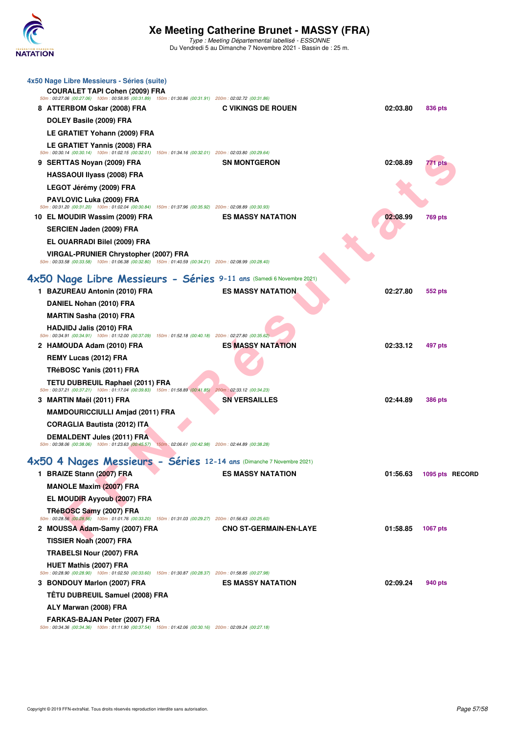## 4x50 Nage Libre Messieurs - Séries (suite)

| Place | Nom | Club | Temps | Points |
|---|---|---|---|---|
| | **COURALET TAPI Cohen (2009) FRA** | | | |
| | 50m : 00:27.06 (00:27.06) 100m : 00:58.95 (00:31.89) 150m : 01:30.86 (00:31.91) 200m : 02:02.72 (00:31.86) | | | |
| 8 | **ATTERBOM Oskar (2008) FRA** | C VIKINGS DE ROUEN | 02:03.80 | 836 pts |
| | **DOLEY Basile (2009) FRA** | | | |
| | **LE GRATIET Yohann (2009) FRA** | | | |
| | **LE GRATIET Yannis (2008) FRA** | | | |
| | 50m : 00:30.14 (00:30.14) 100m : 01:02.15 (00:32.01) 150m : 01:34.16 (00:32.01) 200m : 02:03.80 (00:29.64) | | | |
| 9 | **SERTTAS Noyan (2009) FRA** | SN MONTGERON | 02:08.89 | 771 pts |
| | **HASSAOUI Ilyass (2008) FRA** | | | |
| | **LEGOT Jérémy (2009) FRA** | | | |
| | **PAVLOVIC Luka (2009) FRA** | | | |
| | 50m : 00:31.20 (00:31.20) 100m : 01:02.04 (00:30.84) 150m : 01:37.96 (00:35.92) 200m : 02:08.89 (00:30.93) | | | |
| 10 | **EL MOUDIR Wassim (2009) FRA** | ES MASSY NATATION | 02:08.99 | 769 pts |
| | **SERCIEN Jaden (2009) FRA** | | | |
| | **EL OUARRADI Bilel (2009) FRA** | | | |
| | **VIRGAL-PRUNIER Chrystopher (2007) FRA** | | | |
| | 50m : 00:33.58 (00:33.58) 100m : 01:06.38 (00:32.80) 150m : 01:40.59 (00:34.21) 200m : 02:08.99 (00:28.40) | | | |

## 4x50 Nage Libre Messieurs - Séries 9-11 ans (Samedi 6 Novembre 2021)

| Place | Nom | Club | Temps | Points |
|---|---|---|---|---|
| 1 | **BAZUREAU Antonin (2010) FRA** | ES MASSY NATATION | 02:27.80 | 552 pts |
| | **DANIEL Nohan (2010) FRA** | | | |
| | **MARTIN Sasha (2010) FRA** | | | |
| | **HADJIDJ Jalis (2010) FRA** | | | |
| | 50m : 00:34.91 (00:34.91) 100m : 01:12.00 (00:37.09) 150m : 01:52.18 (00:40.18) 200m : 02:27.80 (00:35.62) | | | |
| 2 | **HAMOUDA Adam (2010) FRA** | ES MASSY NATATION | 02:33.12 | 497 pts |
| | **REMY Lucas (2012) FRA** | | | |
| | **TRéBOSC Yanis (2011) FRA** | | | |
| | **TETU DUBREUIL Raphael (2011) FRA** | | | |
| | 50m : 00:37.21 (00:37.21) 100m : 01:17.04 (00:39.83) 150m : 01:58.89 (00:41.85) 200m : 02:33.12 (00:34.23) | | | |
| 3 | **MARTIN Maël (2011) FRA** | SN VERSAILLES | 02:44.89 | 386 pts |
| | **MAMDOURICCIULLI Amjad (2011) FRA** | | | |
| | **CORAGLIA Bautista (2012) ITA** | | | |
| | **DEMALDENT Jules (2011) FRA** | | | |
| | 50m : 00:38.06 (00:38.06) 100m : 01:23.63 (00:45.57) 150m : 02:06.61 (00:42.98) 200m : 02:44.89 (00:38.28) | | | |

## 4x50 4 Nages Messieurs - Séries 12-14 ans (Dimanche 7 Novembre 2021)

| Place | Nom | Club | Temps | Points |
|---|---|---|---|---|
| 1 | **BRAIZE Stann (2007) FRA** | ES MASSY NATATION | 01:56.63 | 1095 pts RECORD |
| | **MANOLE Maxim (2007) FRA** | | | |
| | **EL MOUDIR Ayyoub (2007) FRA** | | | |
| | **TRéBOSC Samy (2007) FRA** | | | |
| | 50m : 00:28.56 (00:28.56) 100m : 01:01.76 (00:33.20) 150m : 01:31.03 (00:29.27) 200m : 01:56.63 (00:25.60) | | | |
| 2 | **MOUSSA Adam-Samy (2007) FRA** | CNO ST-GERMAIN-EN-LAYE | 01:58.85 | 1067 pts |
| | **TISSIER Noah (2007) FRA** | | | |
| | **TRABELSI Nour (2007) FRA** | | | |
| | **HUET Mathis (2007) FRA** | | | |
| | 50m : 00:28.90 (00:28.90) 100m : 01:02.50 (00:33.60) 150m : 01:30.87 (00:28.37) 200m : 01:58.85 (00:27.98) | | | |
| 3 | **BONDOUY Marlon (2007) FRA** | ES MASSY NATATION | 02:09.24 | 940 pts |
| | **TÊTU DUBREUIL Samuel (2008) FRA** | | | |
| | **ALY Marwan (2008) FRA** | | | |
| | **FARKAS-BAJAN Peter (2007) FRA** | | | |
| | 50m : 00:34.36 (00:34.36) 100m : 01:11.90 (00:37.54) 150m : 01:42.06 (00:30.16) 200m : 02:09.24 (00:27.18) | | | |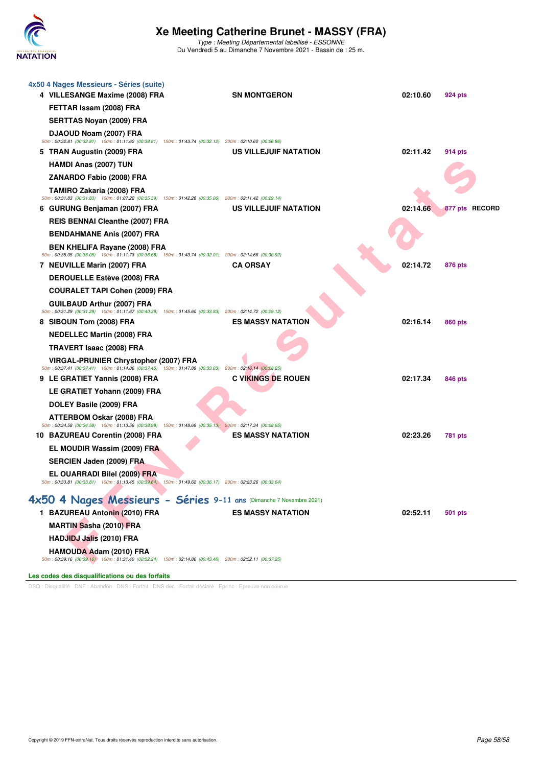# Xe Meeting Catherine Brunet - MASSY (FRA)

*Type : Meeting Départemental labellisé - ESSONNE*
Du Vendredi 5 au Dimanche 7 Novembre 2021 - Bassin de : 25 m.

### 4x50 4 Nages Messieurs - Séries (suite)

| | | | | |
|---|---|---|---|---|
| 4 VILLESANGE Maxime (2008) FRA | SN MONTGERON | 02:10.60 | 924 pts | |
| FETTAR Issam (2008) FRA | | | | |
| SERTTAS Noyan (2009) FRA | | | | |
| DJAOUD Noam (2007) FRA | | | | |
| 50m : 00:32.81 (00:32.81) 100m : 01:11.62 (00:38.81) 150m : 01:43.74 (00:32.12) 200m : 02:10.60 (00:26.86) | | | | |
| 5 TRAN Augustin (2009) FRA | US VILLEJUIF NATATION | 02:11.42 | 914 pts | |
| HAMDI Anas (2007) TUN | | | | |
| ZANARDO Fabio (2008) FRA | | | | |
| TAMIRO Zakaria (2008) FRA | | | | |
| 50m : 00:31.83 (00:31.83) 100m : 01:07.22 (00:35.39) 150m : 01:42.28 (00:35.06) 200m : 02:11.42 (00:29.14) | | | | |
| 6 GURUNG Benjaman (2007) FRA | US VILLEJUIF NATATION | 02:14.66 | 877 pts | RECORD |
| REIS BENNAI Cleanthe (2007) FRA | | | | |
| BENDAHMANE Anis (2007) FRA | | | | |
| BEN KHELIFA Rayane (2008) FRA | | | | |
| 50m : 00:35.05 (00:35.05) 100m : 01:11.73 (00:36.68) 150m : 01:43.74 (00:32.01) 200m : 02:14.66 (00:30.92) | | | | |
| 7 NEUVILLE Marin (2007) FRA | CA ORSAY | 02:14.72 | 876 pts | |
| DEROUELLE Estève (2008) FRA | | | | |
| COURALET TAPI Cohen (2009) FRA | | | | |
| GUILBAUD Arthur (2007) FRA | | | | |
| 50m : 00:31.29 (00:31.29) 100m : 01:11.67 (00:40.38) 150m : 01:45.60 (00:33.93) 200m : 02:14.72 (00:29.12) | | | | |
| 8 SIBOUN Tom (2008) FRA | ES MASSY NATATION | 02:16.14 | 860 pts | |
| NEDELLEC Martin (2008) FRA | | | | |
| TRAVERT Isaac (2008) FRA | | | | |
| VIRGAL-PRUNIER Chrystopher (2007) FRA | | | | |
| 50m : 00:37.41 (00:37.41) 100m : 01:14.86 (00:37.45) 150m : 01:47.89 (00:33.03) 200m : 02:16.14 (00:28.25) | | | | |
| 9 LE GRATIET Yannis (2008) FRA | C VIKINGS DE ROUEN | 02:17.34 | 846 pts | |
| LE GRATIET Yohann (2009) FRA | | | | |
| DOLEY Basile (2009) FRA | | | | |
| ATTERBOM Oskar (2008) FRA | | | | |
| 50m : 00:34.58 (00:34.58) 100m : 01:13.56 (00:38.98) 150m : 01:48.69 (00:35.13) 200m : 02:17.34 (00:28.65) | | | | |
| 10 BAZUREAU Corentin (2008) FRA | ES MASSY NATATION | 02:23.26 | 781 pts | |
| EL MOUDIR Wassim (2009) FRA | | | | |
| SERCIEN Jaden (2009) FRA | | | | |
| EL OUARRADI Bilel (2009) FRA | | | | |
| 50m : 00:33.81 (00:33.81) 100m : 01:13.45 (00:39.64) 150m : 01:49.62 (00:36.17) 200m : 02:23.26 (00:33.64) | | | | |

## 4x50 4 Nages Messieurs - Séries 9-11 ans (Dimanche 7 Novembre 2021)

| | | | | |
|---|---|---|---|---|
| 1 BAZUREAU Antonin (2010) FRA | ES MASSY NATATION | 02:52.11 | 501 pts | |
| MARTIN Sasha (2010) FRA | | | | |
| HADJIDJ Jalis (2010) FRA | | | | |
| HAMOUDA Adam (2010) FRA | | | | |
| 50m : 00:39.16 (00:39.16) 100m : 01:31.40 (00:52.24) 150m : 02:14.86 (00:43.46) 200m : 02:52.11 (00:37.25) | | | | |

**Les codes des disqualifications ou des forfaits**

DSQ : Disqualifié DNF : Abandon DNS : Forfait DNS dec : Forfait déclaré Epr nc : Epreuve non courue